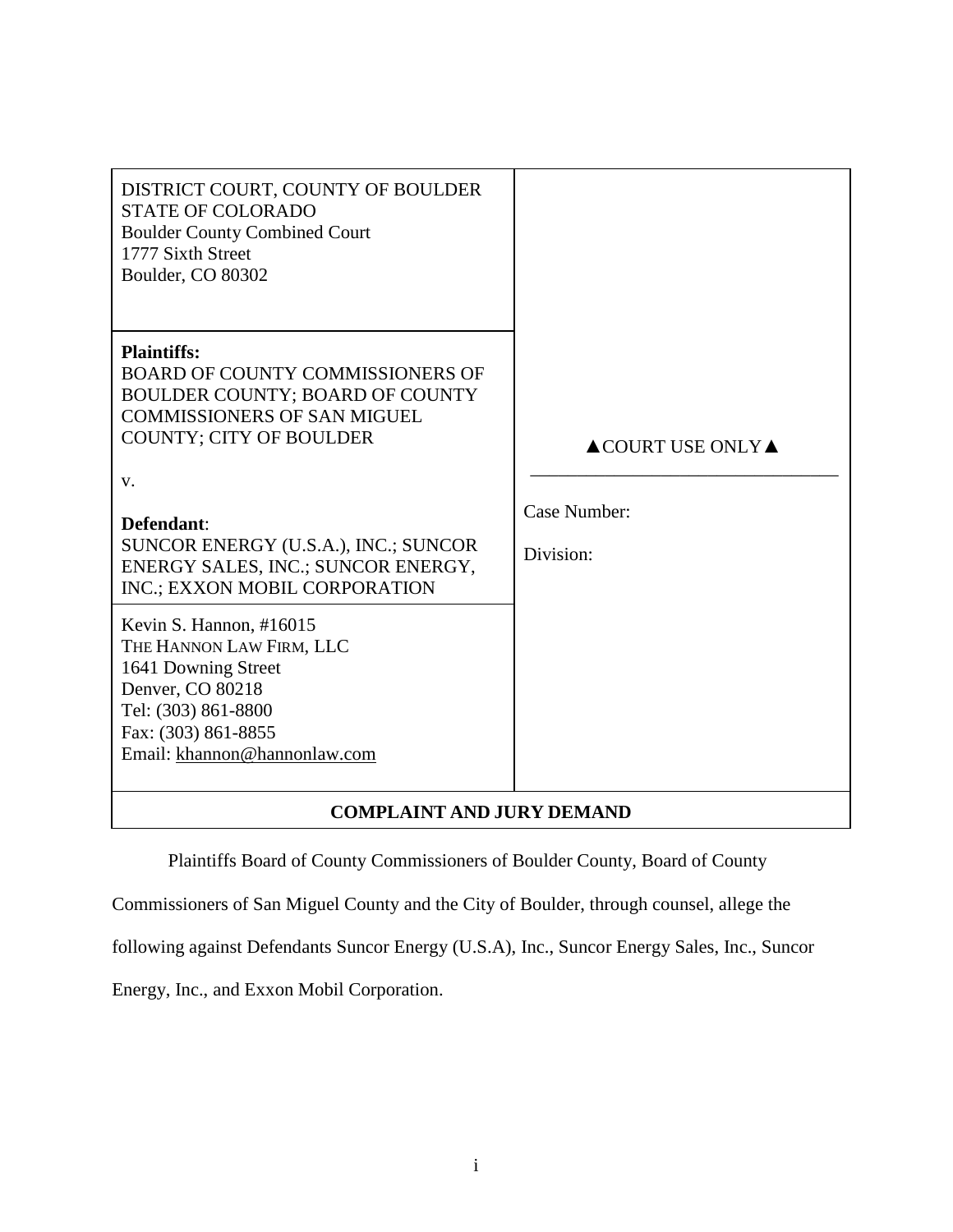| DISTRICT COURT, COUNTY OF BOULDER<br>STATE OF COLORADO<br>Boulder County Combined Court<br>1777 Sixth Street<br>Boulder, CO 80302 | |
| --- | --- |
| **Plaintiffs:**<br>BOARD OF COUNTY COMMISSIONERS OF BOULDER COUNTY; BOARD OF COUNTY COMMISSIONERS OF SAN MIGUEL COUNTY; CITY OF BOULDER<br><br>v.<br><br>**Defendant**:<br>SUNCOR ENERGY (U.S.A.), INC.; SUNCOR ENERGY SALES, INC.; SUNCOR ENERGY, INC.; EXXON MOBIL CORPORATION | ▲COURT USE ONLY▲<br><br>Case Number:<br><br>Division: |
| Kevin S. Hannon, #16015<br>THE HANNON LAW FIRM, LLC<br>1641 Downing Street<br>Denver, CO 80218<br>Tel: (303) 861-8800<br>Fax: (303) 861-8855<br>Email: khannon@hannonlaw.com | |

**COMPLAINT AND JURY DEMAND**

Plaintiffs Board of County Commissioners of Boulder County, Board of County Commissioners of San Miguel County and the City of Boulder, through counsel, allege the following against Defendants Suncor Energy (U.S.A), Inc., Suncor Energy Sales, Inc., Suncor Energy, Inc., and Exxon Mobil Corporation.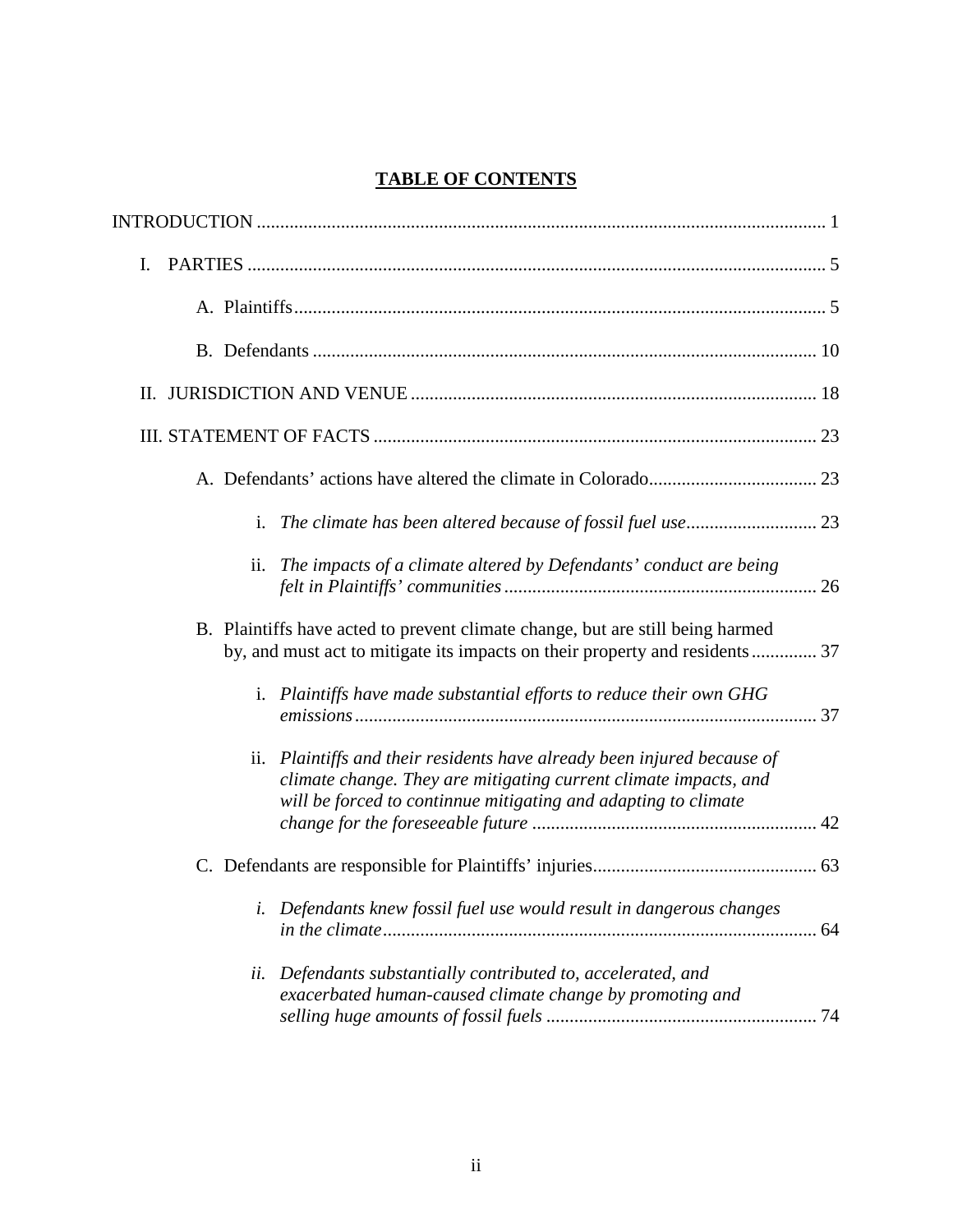# TABLE OF CONTENTS

INTRODUCTION ........................................................................................................................ 1

I. PARTIES ............................................................................................................................ 5

A. Plaintiffs.................................................................................................................. 5

B. Defendants ............................................................................................................ 10

II. JURISDICTION AND VENUE ...................................................................................... 18

III. STATEMENT OF FACTS .............................................................................................. 23

A. Defendants' actions have altered the climate in Colorado.................................... 23

i. *The climate has been altered because of fossil fuel use*............................ 23

ii. *The impacts of a climate altered by Defendants' conduct are being felt in Plaintiffs' communities*................................................................... 26

B. Plaintiffs have acted to prevent climate change, but are still being harmed by, and must act to mitigate its impacts on their property and residents.............. 37

i. *Plaintiffs have made substantial efforts to reduce their own GHG emissions*................................................................................................... 37

ii. *Plaintiffs and their residents have already been injured because of climate change. They are mitigating current climate impacts, and will be forced to continnue mitigating and adapting to climate change for the foreseeable future* ............................................................. 42

C. Defendants are responsible for Plaintiffs' injuries................................................ 63

*i. Defendants knew fossil fuel use would result in dangerous changes in the climate*............................................................................................ 64

*ii. Defendants substantially contributed to, accelerated, and exacerbated human-caused climate change by promoting and selling huge amounts of fossil fuels* .......................................................... 74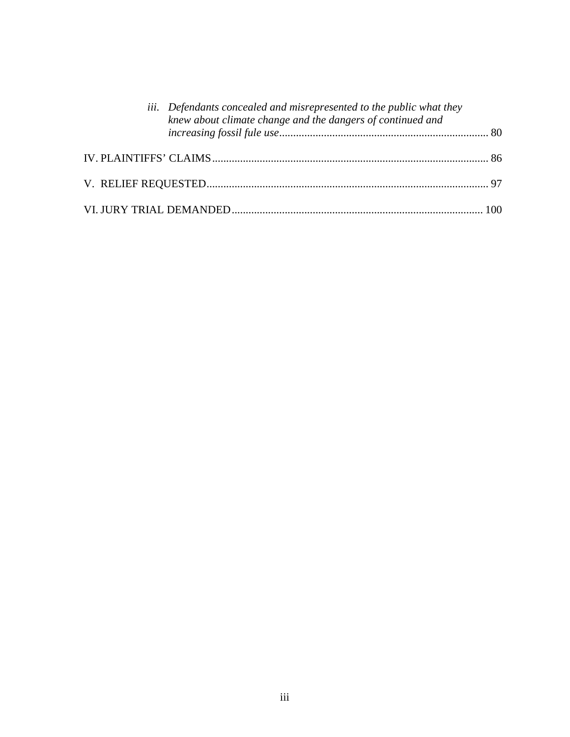*iii. Defendants concealed and misrepresented to the public what they knew about climate change and the dangers of continued and increasing fossil fule use* .......... 80

IV. PLAINTIFFS' CLAIMS .......... 86

V. RELIEF REQUESTED .......... 97

VI. JURY TRIAL DEMANDED .......... 100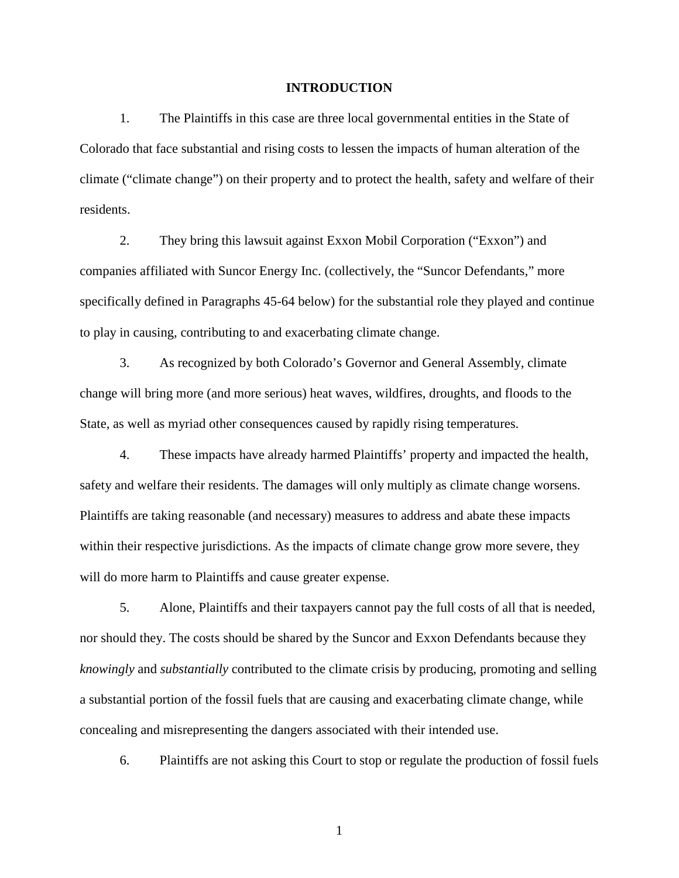## INTRODUCTION

1. The Plaintiffs in this case are three local governmental entities in the State of Colorado that face substantial and rising costs to lessen the impacts of human alteration of the climate ("climate change") on their property and to protect the health, safety and welfare of their residents.

2. They bring this lawsuit against Exxon Mobil Corporation ("Exxon") and companies affiliated with Suncor Energy Inc. (collectively, the "Suncor Defendants," more specifically defined in Paragraphs 45-64 below) for the substantial role they played and continue to play in causing, contributing to and exacerbating climate change.

3. As recognized by both Colorado's Governor and General Assembly, climate change will bring more (and more serious) heat waves, wildfires, droughts, and floods to the State, as well as myriad other consequences caused by rapidly rising temperatures.

4. These impacts have already harmed Plaintiffs' property and impacted the health, safety and welfare their residents. The damages will only multiply as climate change worsens. Plaintiffs are taking reasonable (and necessary) measures to address and abate these impacts within their respective jurisdictions. As the impacts of climate change grow more severe, they will do more harm to Plaintiffs and cause greater expense.

5. Alone, Plaintiffs and their taxpayers cannot pay the full costs of all that is needed, nor should they. The costs should be shared by the Suncor and Exxon Defendants because they *knowingly* and *substantially* contributed to the climate crisis by producing, promoting and selling a substantial portion of the fossil fuels that are causing and exacerbating climate change, while concealing and misrepresenting the dangers associated with their intended use.

6. Plaintiffs are not asking this Court to stop or regulate the production of fossil fuels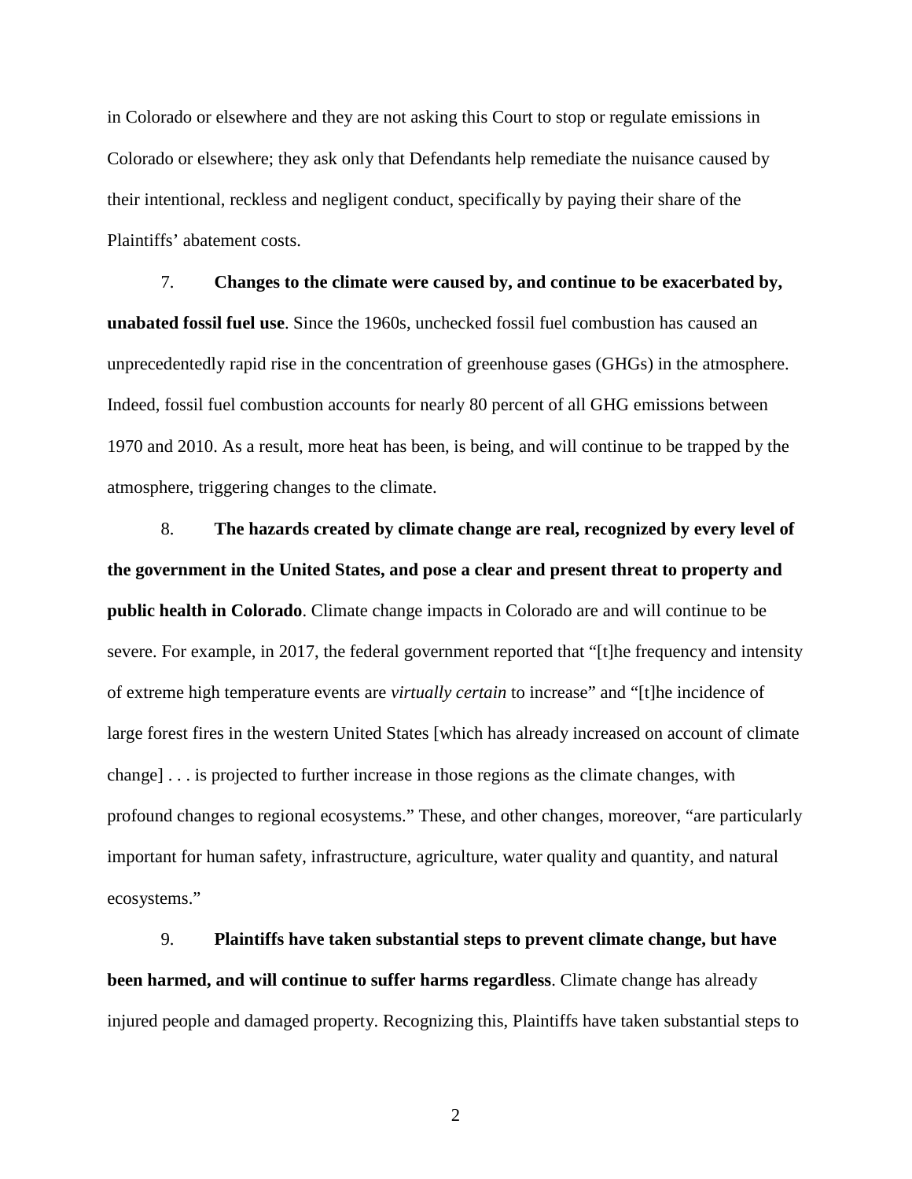in Colorado or elsewhere and they are not asking this Court to stop or regulate emissions in Colorado or elsewhere; they ask only that Defendants help remediate the nuisance caused by their intentional, reckless and negligent conduct, specifically by paying their share of the Plaintiffs' abatement costs.

7. **Changes to the climate were caused by, and continue to be exacerbated by, unabated fossil fuel use**. Since the 1960s, unchecked fossil fuel combustion has caused an unprecedentedly rapid rise in the concentration of greenhouse gases (GHGs) in the atmosphere. Indeed, fossil fuel combustion accounts for nearly 80 percent of all GHG emissions between 1970 and 2010. As a result, more heat has been, is being, and will continue to be trapped by the atmosphere, triggering changes to the climate.

8. **The hazards created by climate change are real, recognized by every level of the government in the United States, and pose a clear and present threat to property and public health in Colorado**. Climate change impacts in Colorado are and will continue to be severe. For example, in 2017, the federal government reported that "[t]he frequency and intensity of extreme high temperature events are *virtually certain* to increase" and "[t]he incidence of large forest fires in the western United States [which has already increased on account of climate change] . . . is projected to further increase in those regions as the climate changes, with profound changes to regional ecosystems." These, and other changes, moreover, "are particularly important for human safety, infrastructure, agriculture, water quality and quantity, and natural ecosystems."

9. **Plaintiffs have taken substantial steps to prevent climate change, but have been harmed, and will continue to suffer harms regardless**. Climate change has already injured people and damaged property. Recognizing this, Plaintiffs have taken substantial steps to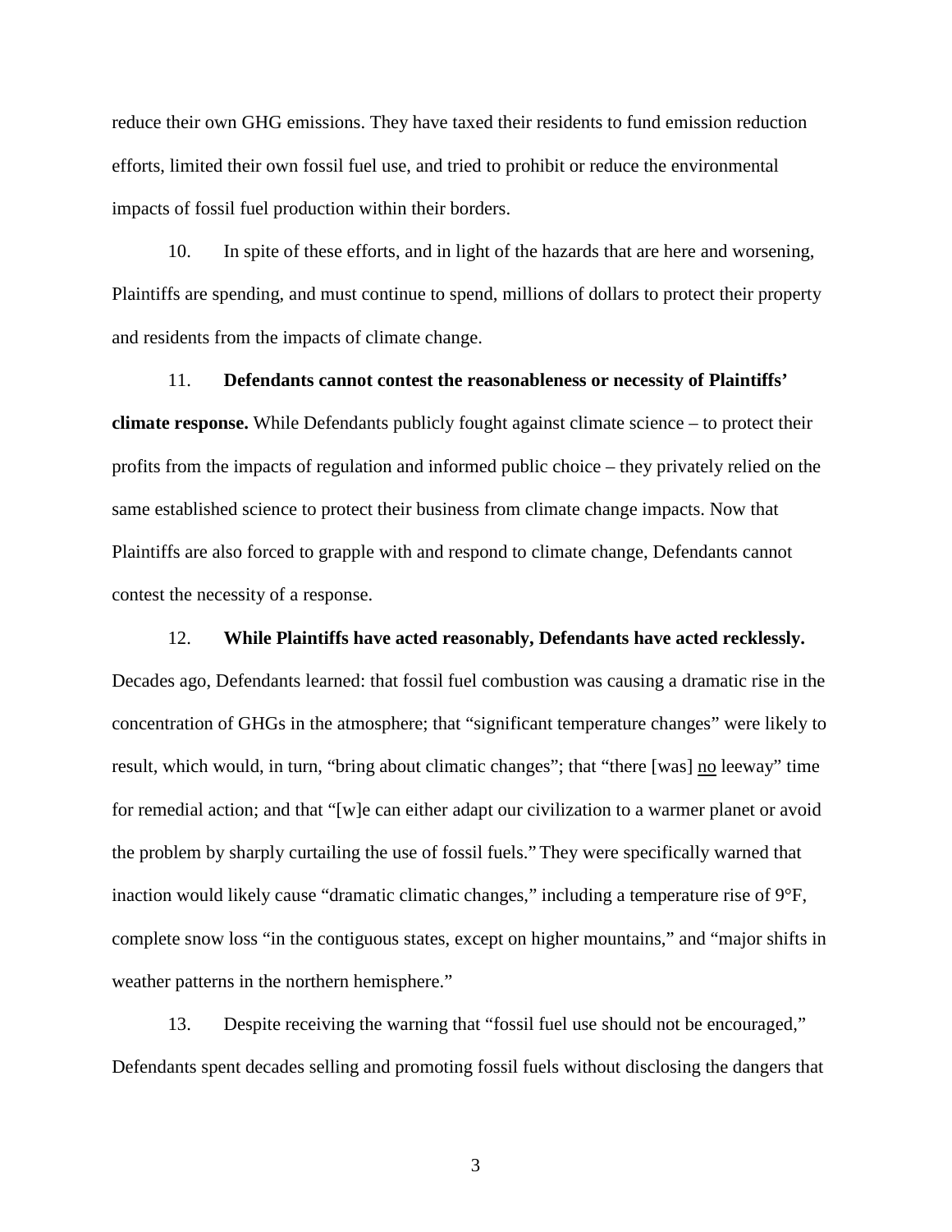reduce their own GHG emissions. They have taxed their residents to fund emission reduction efforts, limited their own fossil fuel use, and tried to prohibit or reduce the environmental impacts of fossil fuel production within their borders.

10. In spite of these efforts, and in light of the hazards that are here and worsening, Plaintiffs are spending, and must continue to spend, millions of dollars to protect their property and residents from the impacts of climate change.

11. **Defendants cannot contest the reasonableness or necessity of Plaintiffs' climate response.** While Defendants publicly fought against climate science – to protect their profits from the impacts of regulation and informed public choice – they privately relied on the same established science to protect their business from climate change impacts. Now that Plaintiffs are also forced to grapple with and respond to climate change, Defendants cannot contest the necessity of a response.

12. **While Plaintiffs have acted reasonably, Defendants have acted recklessly.** Decades ago, Defendants learned: that fossil fuel combustion was causing a dramatic rise in the concentration of GHGs in the atmosphere; that "significant temperature changes" were likely to result, which would, in turn, "bring about climatic changes"; that "there [was] <u>no</u> leeway" time for remedial action; and that "[w]e can either adapt our civilization to a warmer planet or avoid the problem by sharply curtailing the use of fossil fuels." They were specifically warned that inaction would likely cause "dramatic climatic changes," including a temperature rise of 9°F, complete snow loss "in the contiguous states, except on higher mountains," and "major shifts in weather patterns in the northern hemisphere."

13. Despite receiving the warning that "fossil fuel use should not be encouraged," Defendants spent decades selling and promoting fossil fuels without disclosing the dangers that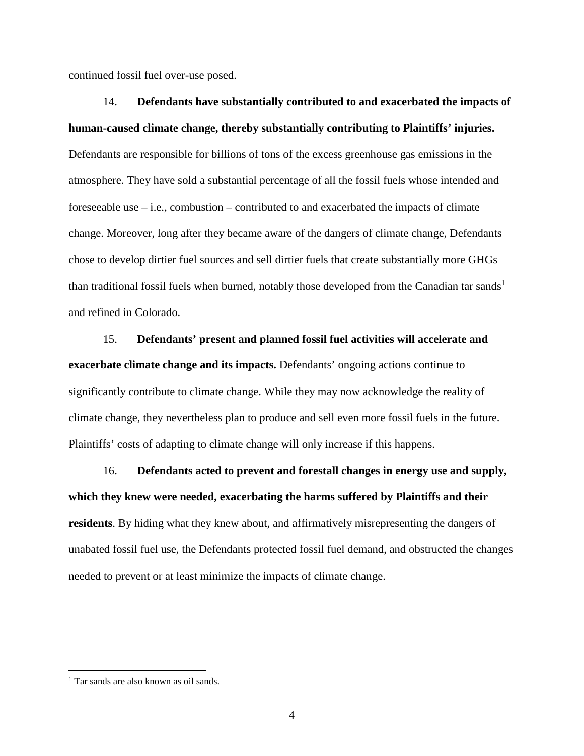continued fossil fuel over-use posed.

14. **Defendants have substantially contributed to and exacerbated the impacts of human-caused climate change, thereby substantially contributing to Plaintiffs' injuries.** Defendants are responsible for billions of tons of the excess greenhouse gas emissions in the atmosphere. They have sold a substantial percentage of all the fossil fuels whose intended and foreseeable use – i.e., combustion – contributed to and exacerbated the impacts of climate change. Moreover, long after they became aware of the dangers of climate change, Defendants chose to develop dirtier fuel sources and sell dirtier fuels that create substantially more GHGs than traditional fossil fuels when burned, notably those developed from the Canadian tar sands[1] and refined in Colorado.

15. **Defendants' present and planned fossil fuel activities will accelerate and exacerbate climate change and its impacts.** Defendants' ongoing actions continue to significantly contribute to climate change. While they may now acknowledge the reality of climate change, they nevertheless plan to produce and sell even more fossil fuels in the future. Plaintiffs' costs of adapting to climate change will only increase if this happens.

16. **Defendants acted to prevent and forestall changes in energy use and supply, which they knew were needed, exacerbating the harms suffered by Plaintiffs and their residents**. By hiding what they knew about, and affirmatively misrepresenting the dangers of unabated fossil fuel use, the Defendants protected fossil fuel demand, and obstructed the changes needed to prevent or at least minimize the impacts of climate change.

---

[1] Tar sands are also known as oil sands.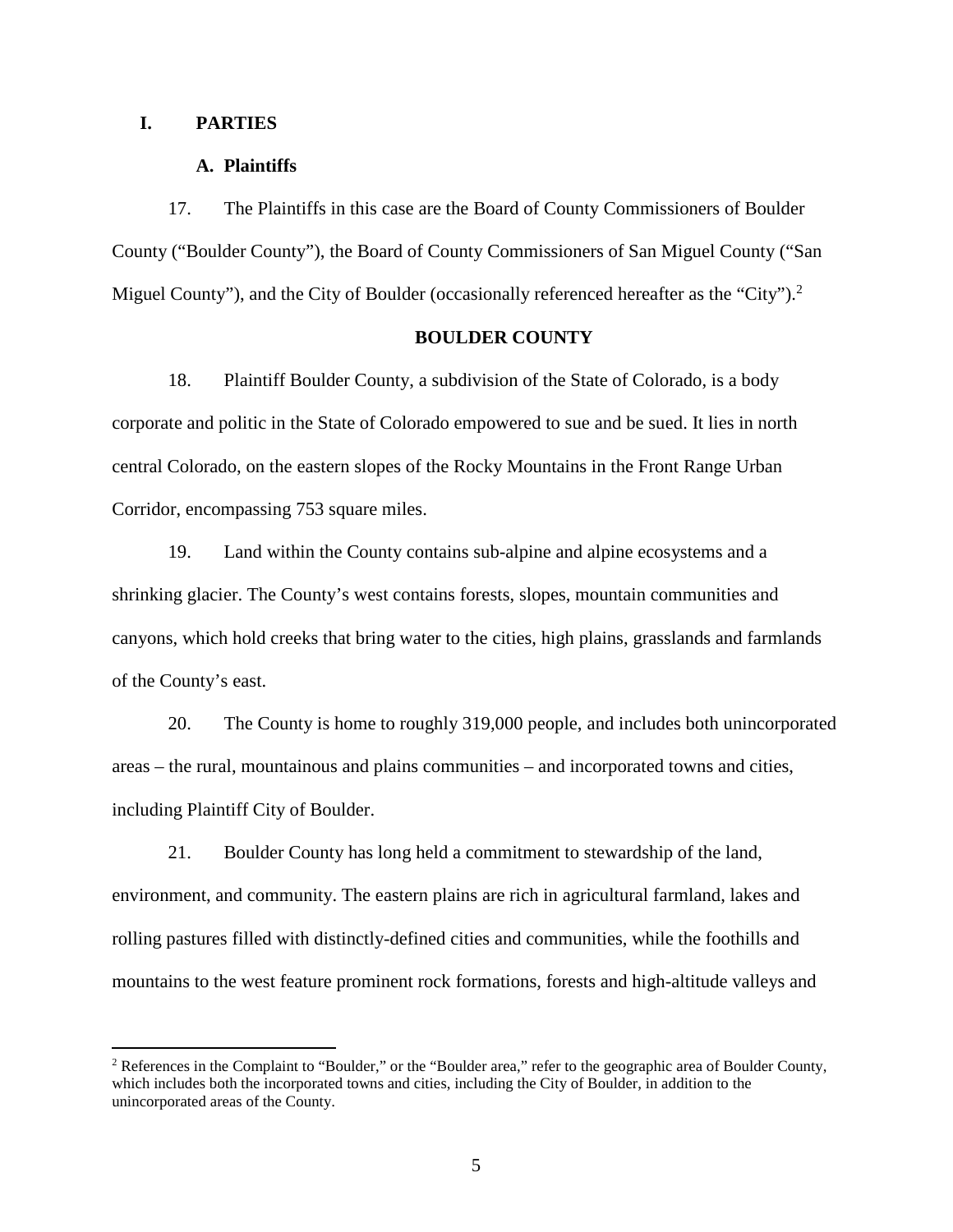## I. PARTIES

### A. Plaintiffs

17. The Plaintiffs in this case are the Board of County Commissioners of Boulder County ("Boulder County"), the Board of County Commissioners of San Miguel County ("San Miguel County"), and the City of Boulder (occasionally referenced hereafter as the "City").[2]

**BOULDER COUNTY**

18. Plaintiff Boulder County, a subdivision of the State of Colorado, is a body corporate and politic in the State of Colorado empowered to sue and be sued. It lies in north central Colorado, on the eastern slopes of the Rocky Mountains in the Front Range Urban Corridor, encompassing 753 square miles.

19. Land within the County contains sub-alpine and alpine ecosystems and a shrinking glacier. The County's west contains forests, slopes, mountain communities and canyons, which hold creeks that bring water to the cities, high plains, grasslands and farmlands of the County's east.

20. The County is home to roughly 319,000 people, and includes both unincorporated areas – the rural, mountainous and plains communities – and incorporated towns and cities, including Plaintiff City of Boulder.

21. Boulder County has long held a commitment to stewardship of the land, environment, and community. The eastern plains are rich in agricultural farmland, lakes and rolling pastures filled with distinctly-defined cities and communities, while the foothills and mountains to the west feature prominent rock formations, forests and high-altitude valleys and

[2] References in the Complaint to "Boulder," or the "Boulder area," refer to the geographic area of Boulder County, which includes both the incorporated towns and cities, including the City of Boulder, in addition to the unincorporated areas of the County.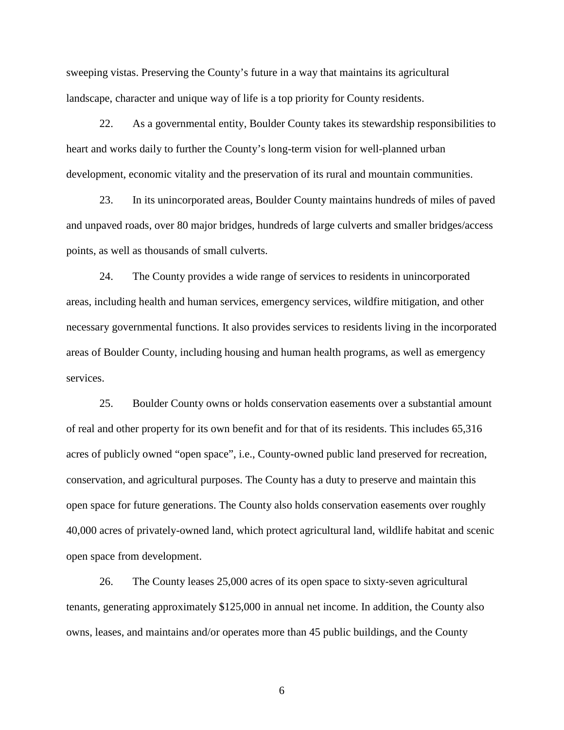sweeping vistas. Preserving the County's future in a way that maintains its agricultural landscape, character and unique way of life is a top priority for County residents.

22. As a governmental entity, Boulder County takes its stewardship responsibilities to heart and works daily to further the County's long-term vision for well-planned urban development, economic vitality and the preservation of its rural and mountain communities.

23. In its unincorporated areas, Boulder County maintains hundreds of miles of paved and unpaved roads, over 80 major bridges, hundreds of large culverts and smaller bridges/access points, as well as thousands of small culverts.

24. The County provides a wide range of services to residents in unincorporated areas, including health and human services, emergency services, wildfire mitigation, and other necessary governmental functions. It also provides services to residents living in the incorporated areas of Boulder County, including housing and human health programs, as well as emergency services.

25. Boulder County owns or holds conservation easements over a substantial amount of real and other property for its own benefit and for that of its residents. This includes 65,316 acres of publicly owned "open space", i.e., County-owned public land preserved for recreation, conservation, and agricultural purposes. The County has a duty to preserve and maintain this open space for future generations. The County also holds conservation easements over roughly 40,000 acres of privately-owned land, which protect agricultural land, wildlife habitat and scenic open space from development.

26. The County leases 25,000 acres of its open space to sixty-seven agricultural tenants, generating approximately $125,000 in annual net income. In addition, the County also owns, leases, and maintains and/or operates more than 45 public buildings, and the County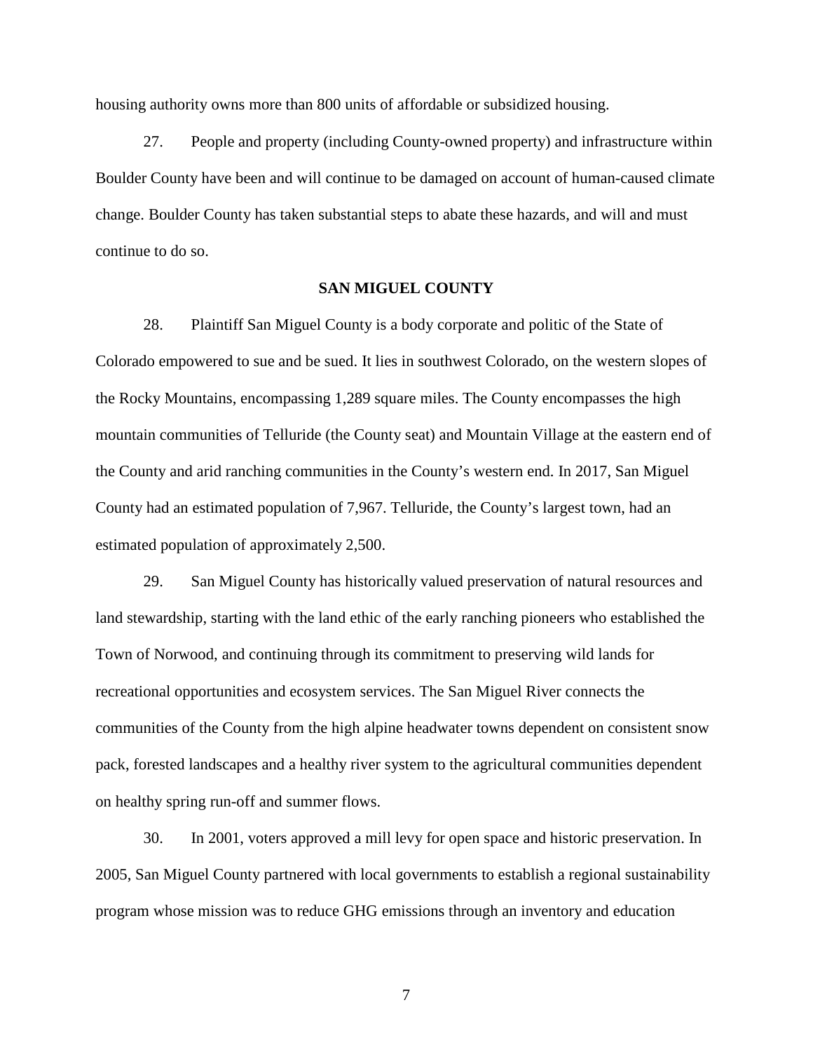housing authority owns more than 800 units of affordable or subsidized housing.

27. People and property (including County-owned property) and infrastructure within Boulder County have been and will continue to be damaged on account of human-caused climate change. Boulder County has taken substantial steps to abate these hazards, and will and must continue to do so.

**SAN MIGUEL COUNTY**

28. Plaintiff San Miguel County is a body corporate and politic of the State of Colorado empowered to sue and be sued. It lies in southwest Colorado, on the western slopes of the Rocky Mountains, encompassing 1,289 square miles. The County encompasses the high mountain communities of Telluride (the County seat) and Mountain Village at the eastern end of the County and arid ranching communities in the County's western end. In 2017, San Miguel County had an estimated population of 7,967. Telluride, the County's largest town, had an estimated population of approximately 2,500.

29. San Miguel County has historically valued preservation of natural resources and land stewardship, starting with the land ethic of the early ranching pioneers who established the Town of Norwood, and continuing through its commitment to preserving wild lands for recreational opportunities and ecosystem services. The San Miguel River connects the communities of the County from the high alpine headwater towns dependent on consistent snow pack, forested landscapes and a healthy river system to the agricultural communities dependent on healthy spring run-off and summer flows.

30. In 2001, voters approved a mill levy for open space and historic preservation. In 2005, San Miguel County partnered with local governments to establish a regional sustainability program whose mission was to reduce GHG emissions through an inventory and education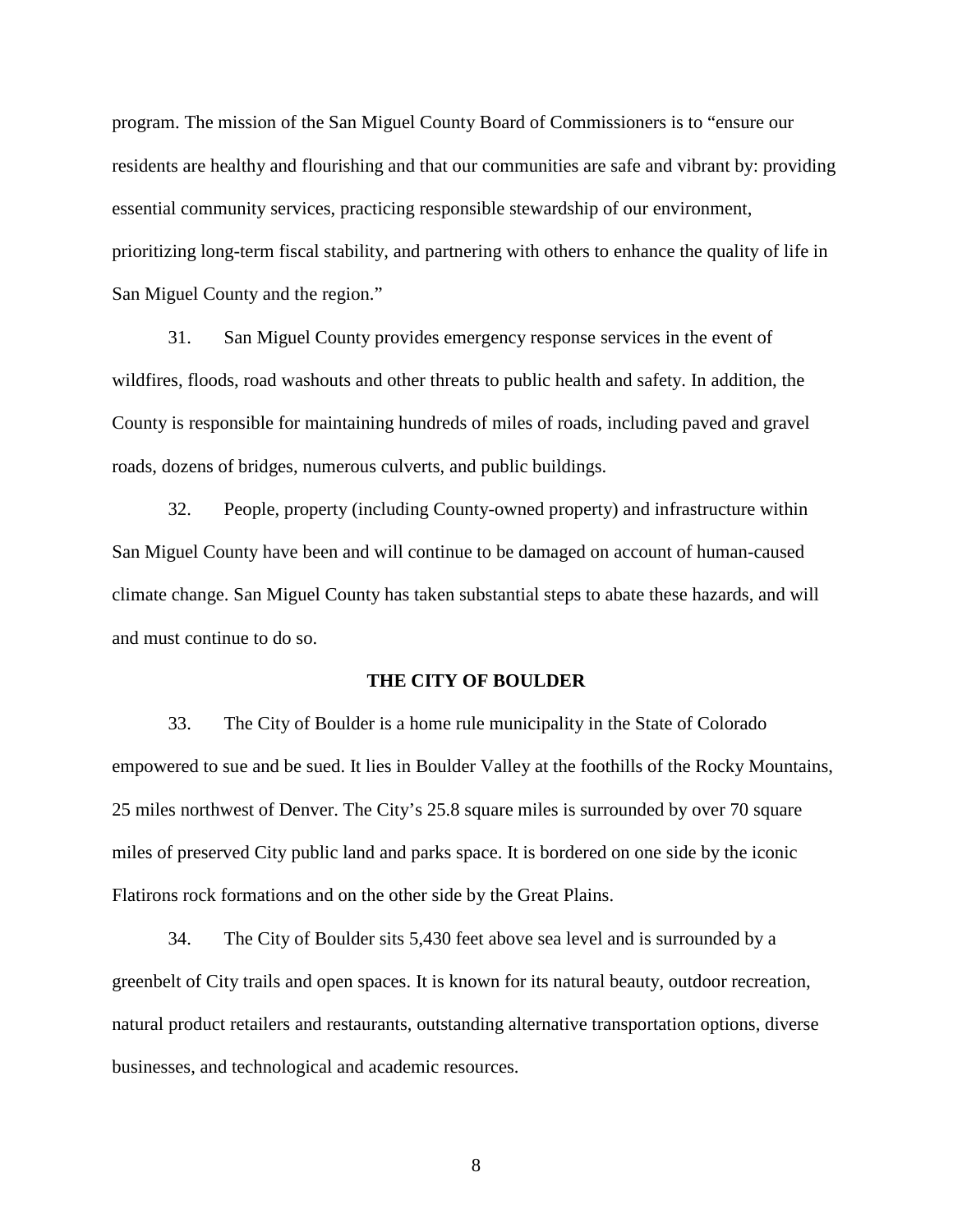program. The mission of the San Miguel County Board of Commissioners is to "ensure our residents are healthy and flourishing and that our communities are safe and vibrant by: providing essential community services, practicing responsible stewardship of our environment, prioritizing long-term fiscal stability, and partnering with others to enhance the quality of life in San Miguel County and the region."

31. San Miguel County provides emergency response services in the event of wildfires, floods, road washouts and other threats to public health and safety. In addition, the County is responsible for maintaining hundreds of miles of roads, including paved and gravel roads, dozens of bridges, numerous culverts, and public buildings.

32. People, property (including County-owned property) and infrastructure within San Miguel County have been and will continue to be damaged on account of human-caused climate change. San Miguel County has taken substantial steps to abate these hazards, and will and must continue to do so.

## THE CITY OF BOULDER

33. The City of Boulder is a home rule municipality in the State of Colorado empowered to sue and be sued. It lies in Boulder Valley at the foothills of the Rocky Mountains, 25 miles northwest of Denver. The City's 25.8 square miles is surrounded by over 70 square miles of preserved City public land and parks space. It is bordered on one side by the iconic Flatirons rock formations and on the other side by the Great Plains.

34. The City of Boulder sits 5,430 feet above sea level and is surrounded by a greenbelt of City trails and open spaces. It is known for its natural beauty, outdoor recreation, natural product retailers and restaurants, outstanding alternative transportation options, diverse businesses, and technological and academic resources.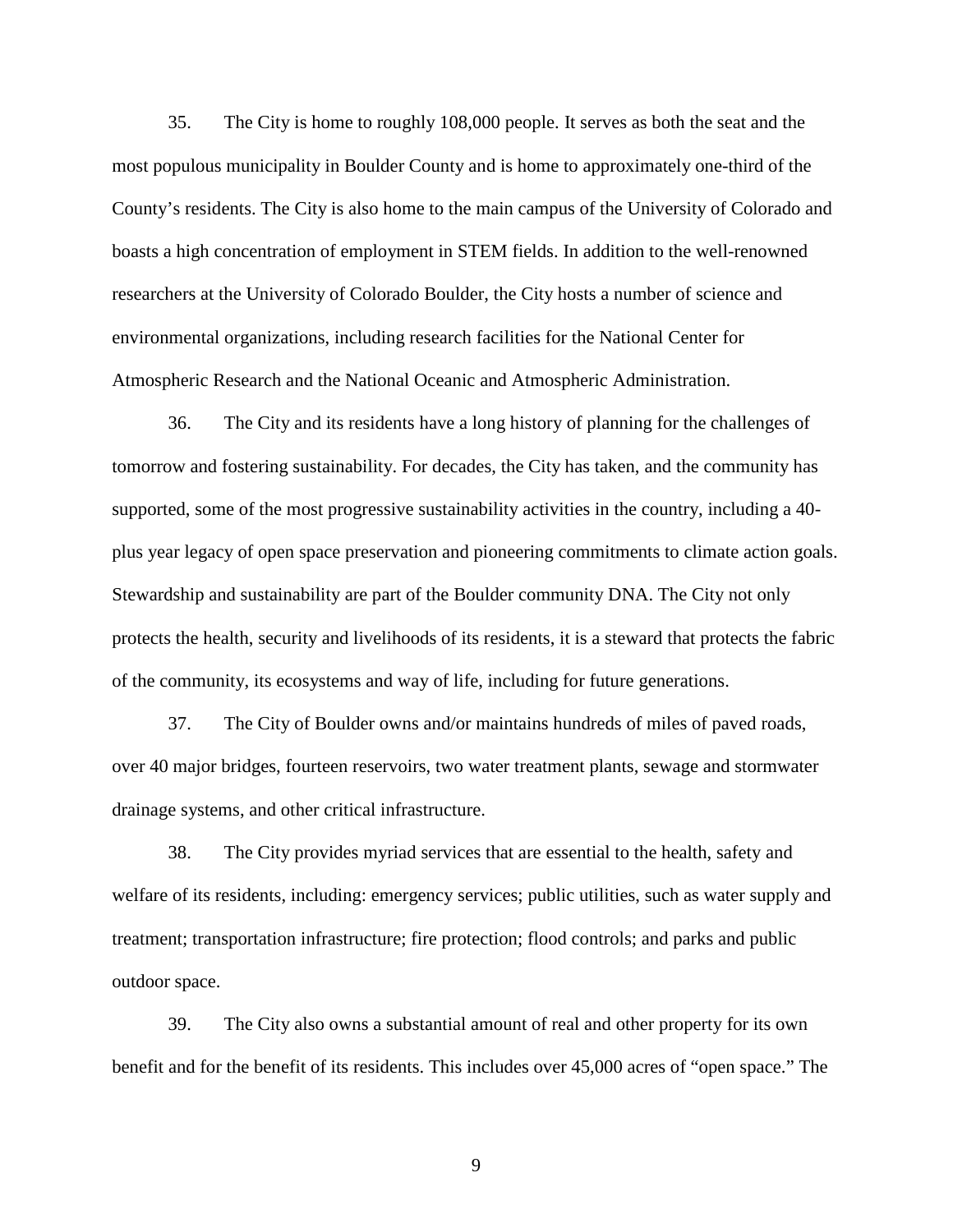35. The City is home to roughly 108,000 people. It serves as both the seat and the most populous municipality in Boulder County and is home to approximately one-third of the County's residents. The City is also home to the main campus of the University of Colorado and boasts a high concentration of employment in STEM fields. In addition to the well-renowned researchers at the University of Colorado Boulder, the City hosts a number of science and environmental organizations, including research facilities for the National Center for Atmospheric Research and the National Oceanic and Atmospheric Administration.

36. The City and its residents have a long history of planning for the challenges of tomorrow and fostering sustainability. For decades, the City has taken, and the community has supported, some of the most progressive sustainability activities in the country, including a 40-plus year legacy of open space preservation and pioneering commitments to climate action goals. Stewardship and sustainability are part of the Boulder community DNA. The City not only protects the health, security and livelihoods of its residents, it is a steward that protects the fabric of the community, its ecosystems and way of life, including for future generations.

37. The City of Boulder owns and/or maintains hundreds of miles of paved roads, over 40 major bridges, fourteen reservoirs, two water treatment plants, sewage and stormwater drainage systems, and other critical infrastructure.

38. The City provides myriad services that are essential to the health, safety and welfare of its residents, including: emergency services; public utilities, such as water supply and treatment; transportation infrastructure; fire protection; flood controls; and parks and public outdoor space.

39. The City also owns a substantial amount of real and other property for its own benefit and for the benefit of its residents. This includes over 45,000 acres of "open space." The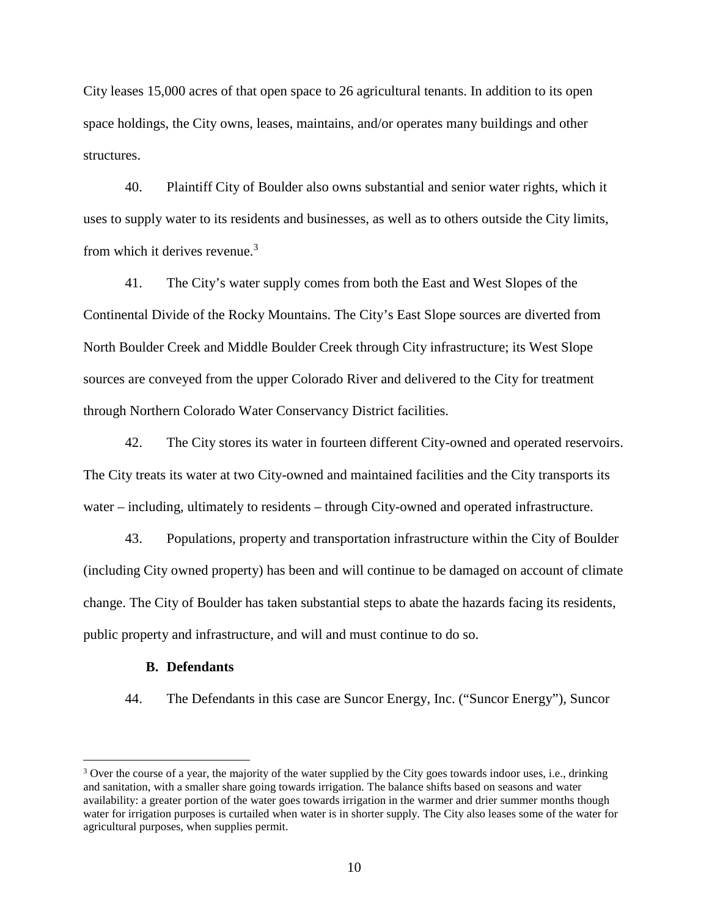City leases 15,000 acres of that open space to 26 agricultural tenants. In addition to its open space holdings, the City owns, leases, maintains, and/or operates many buildings and other structures.

40. Plaintiff City of Boulder also owns substantial and senior water rights, which it uses to supply water to its residents and businesses, as well as to others outside the City limits, from which it derives revenue.[3]

41. The City's water supply comes from both the East and West Slopes of the Continental Divide of the Rocky Mountains. The City's East Slope sources are diverted from North Boulder Creek and Middle Boulder Creek through City infrastructure; its West Slope sources are conveyed from the upper Colorado River and delivered to the City for treatment through Northern Colorado Water Conservancy District facilities.

42. The City stores its water in fourteen different City-owned and operated reservoirs. The City treats its water at two City-owned and maintained facilities and the City transports its water – including, ultimately to residents – through City-owned and operated infrastructure.

43. Populations, property and transportation infrastructure within the City of Boulder (including City owned property) has been and will continue to be damaged on account of climate change. The City of Boulder has taken substantial steps to abate the hazards facing its residents, public property and infrastructure, and will and must continue to do so.

### B. Defendants

44. The Defendants in this case are Suncor Energy, Inc. ("Suncor Energy"), Suncor

---

[3] Over the course of a year, the majority of the water supplied by the City goes towards indoor uses, i.e., drinking and sanitation, with a smaller share going towards irrigation. The balance shifts based on seasons and water availability: a greater portion of the water goes towards irrigation in the warmer and drier summer months though water for irrigation purposes is curtailed when water is in shorter supply. The City also leases some of the water for agricultural purposes, when supplies permit.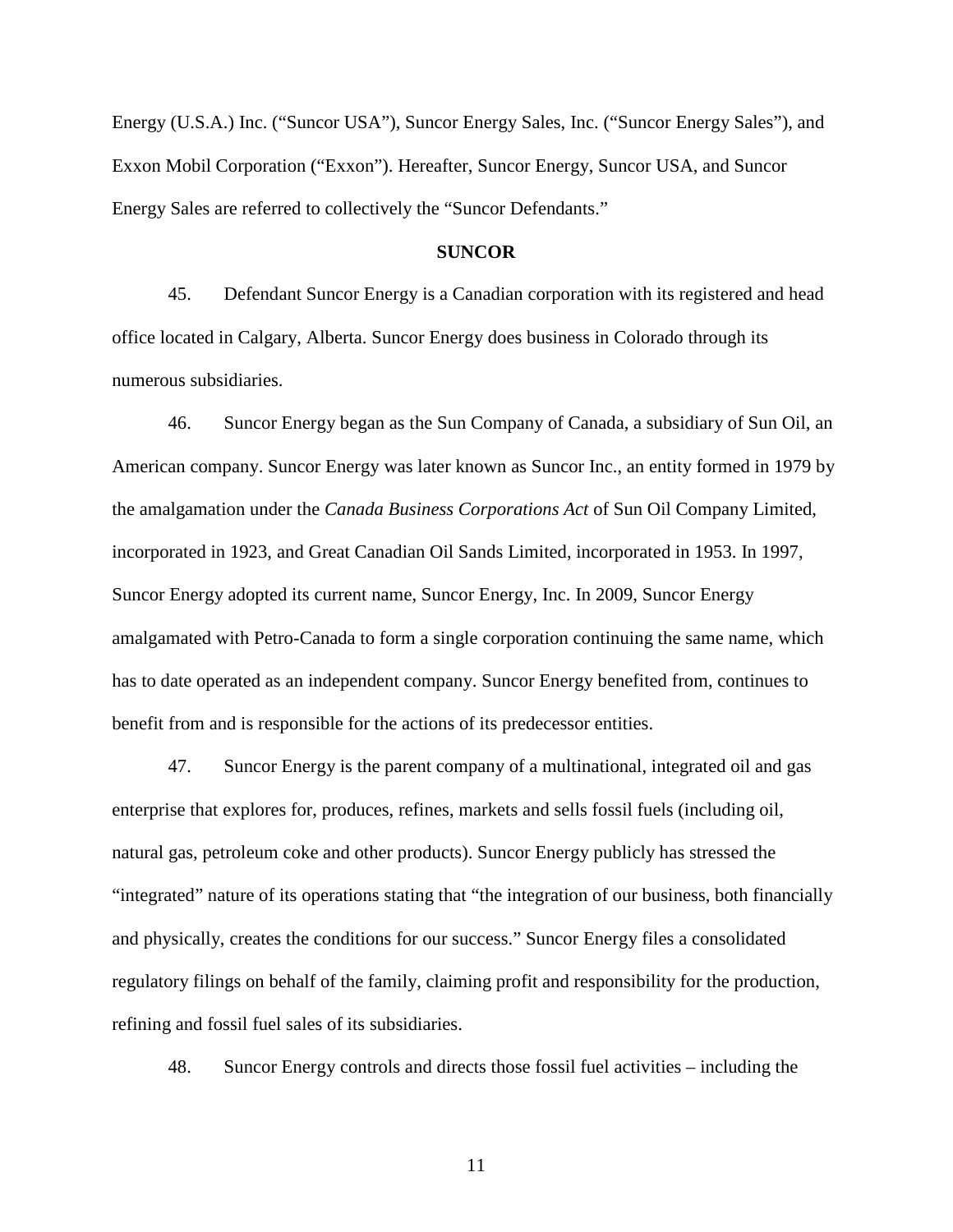Energy (U.S.A.) Inc. ("Suncor USA"), Suncor Energy Sales, Inc. ("Suncor Energy Sales"), and Exxon Mobil Corporation ("Exxon"). Hereafter, Suncor Energy, Suncor USA, and Suncor Energy Sales are referred to collectively the "Suncor Defendants."

**SUNCOR**

45. Defendant Suncor Energy is a Canadian corporation with its registered and head office located in Calgary, Alberta. Suncor Energy does business in Colorado through its numerous subsidiaries.

46. Suncor Energy began as the Sun Company of Canada, a subsidiary of Sun Oil, an American company. Suncor Energy was later known as Suncor Inc., an entity formed in 1979 by the amalgamation under the *Canada Business Corporations Act* of Sun Oil Company Limited, incorporated in 1923, and Great Canadian Oil Sands Limited, incorporated in 1953. In 1997, Suncor Energy adopted its current name, Suncor Energy, Inc. In 2009, Suncor Energy amalgamated with Petro-Canada to form a single corporation continuing the same name, which has to date operated as an independent company. Suncor Energy benefited from, continues to benefit from and is responsible for the actions of its predecessor entities.

47. Suncor Energy is the parent company of a multinational, integrated oil and gas enterprise that explores for, produces, refines, markets and sells fossil fuels (including oil, natural gas, petroleum coke and other products). Suncor Energy publicly has stressed the "integrated" nature of its operations stating that "the integration of our business, both financially and physically, creates the conditions for our success." Suncor Energy files a consolidated regulatory filings on behalf of the family, claiming profit and responsibility for the production, refining and fossil fuel sales of its subsidiaries.

48. Suncor Energy controls and directs those fossil fuel activities – including the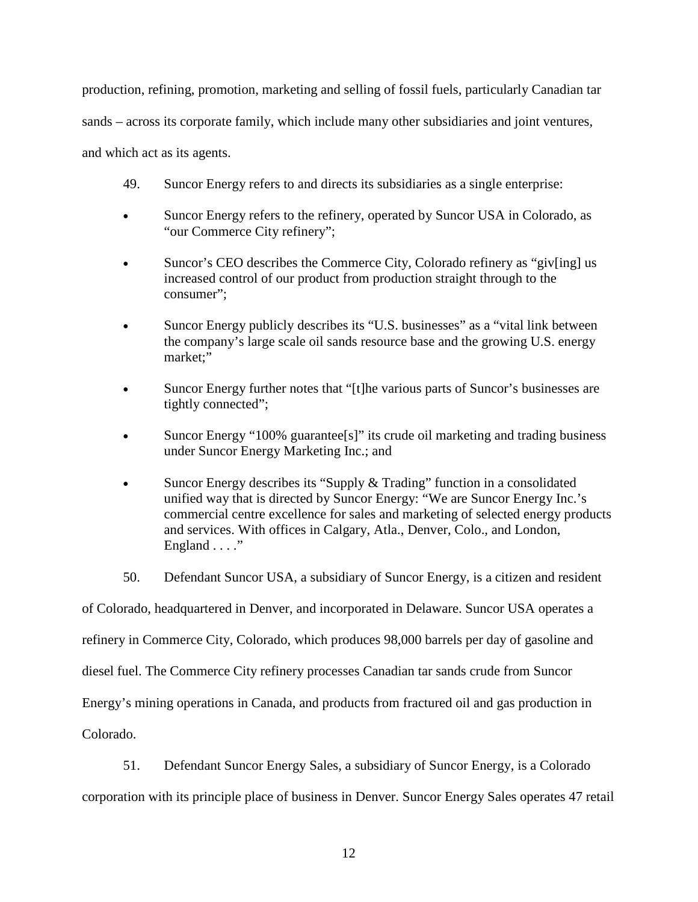production, refining, promotion, marketing and selling of fossil fuels, particularly Canadian tar sands – across its corporate family, which include many other subsidiaries and joint ventures, and which act as its agents.

49. Suncor Energy refers to and directs its subsidiaries as a single enterprise:

- Suncor Energy refers to the refinery, operated by Suncor USA in Colorado, as "our Commerce City refinery";
- Suncor's CEO describes the Commerce City, Colorado refinery as "giv[ing] us increased control of our product from production straight through to the consumer";
- Suncor Energy publicly describes its "U.S. businesses" as a "vital link between the company's large scale oil sands resource base and the growing U.S. energy market;"
- Suncor Energy further notes that "[t]he various parts of Suncor's businesses are tightly connected";
- Suncor Energy "100% guarantee[s]" its crude oil marketing and trading business under Suncor Energy Marketing Inc.; and
- Suncor Energy describes its "Supply & Trading" function in a consolidated unified way that is directed by Suncor Energy: "We are Suncor Energy Inc.'s commercial centre excellence for sales and marketing of selected energy products and services. With offices in Calgary, Atla., Denver, Colo., and London, England . . . ."

50. Defendant Suncor USA, a subsidiary of Suncor Energy, is a citizen and resident of Colorado, headquartered in Denver, and incorporated in Delaware. Suncor USA operates a refinery in Commerce City, Colorado, which produces 98,000 barrels per day of gasoline and diesel fuel. The Commerce City refinery processes Canadian tar sands crude from Suncor Energy's mining operations in Canada, and products from fractured oil and gas production in Colorado.

51. Defendant Suncor Energy Sales, a subsidiary of Suncor Energy, is a Colorado corporation with its principle place of business in Denver. Suncor Energy Sales operates 47 retail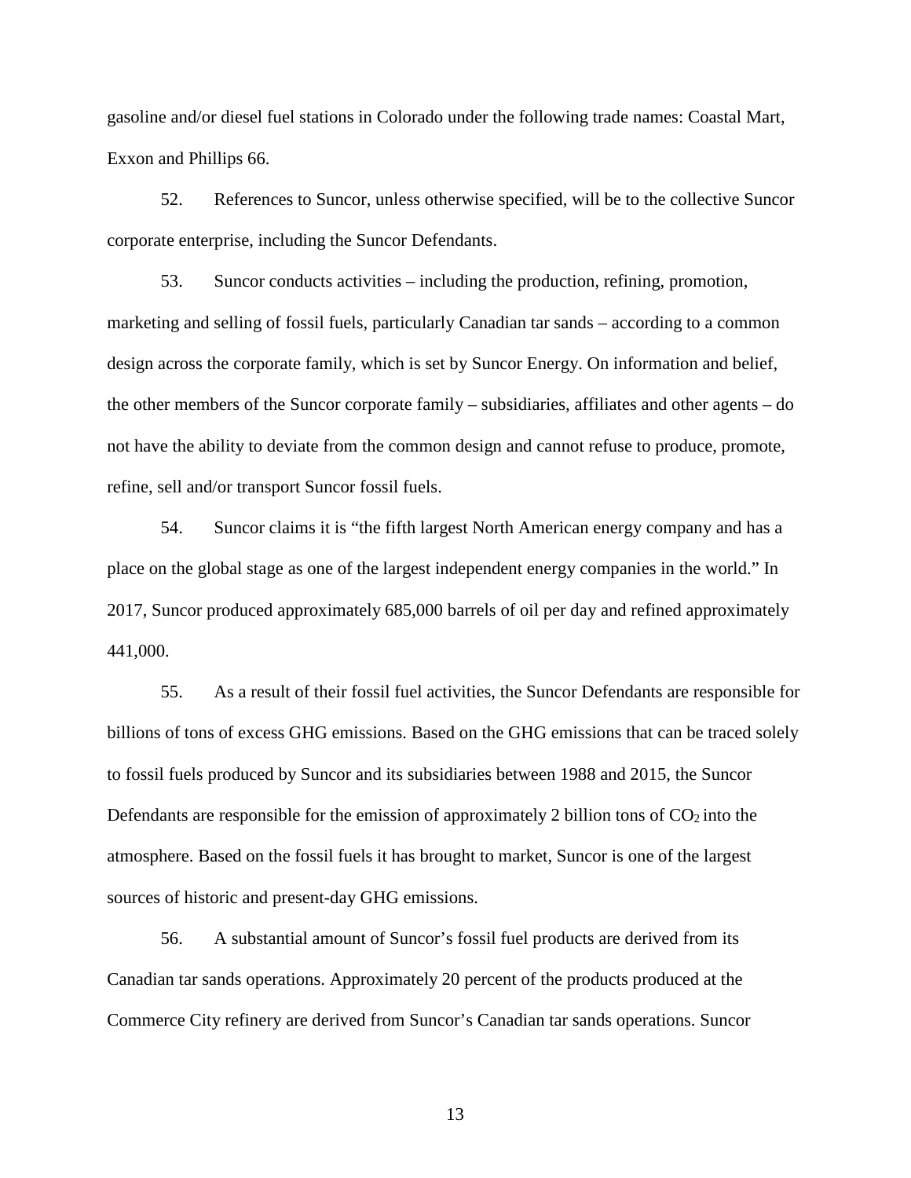gasoline and/or diesel fuel stations in Colorado under the following trade names: Coastal Mart, Exxon and Phillips 66.

52. References to Suncor, unless otherwise specified, will be to the collective Suncor corporate enterprise, including the Suncor Defendants.

53. Suncor conducts activities – including the production, refining, promotion, marketing and selling of fossil fuels, particularly Canadian tar sands – according to a common design across the corporate family, which is set by Suncor Energy. On information and belief, the other members of the Suncor corporate family – subsidiaries, affiliates and other agents – do not have the ability to deviate from the common design and cannot refuse to produce, promote, refine, sell and/or transport Suncor fossil fuels.

54. Suncor claims it is "the fifth largest North American energy company and has a place on the global stage as one of the largest independent energy companies in the world." In 2017, Suncor produced approximately 685,000 barrels of oil per day and refined approximately 441,000.

55. As a result of their fossil fuel activities, the Suncor Defendants are responsible for billions of tons of excess GHG emissions. Based on the GHG emissions that can be traced solely to fossil fuels produced by Suncor and its subsidiaries between 1988 and 2015, the Suncor Defendants are responsible for the emission of approximately 2 billion tons of $CO_2$ into the atmosphere. Based on the fossil fuels it has brought to market, Suncor is one of the largest sources of historic and present-day GHG emissions.

56. A substantial amount of Suncor's fossil fuel products are derived from its Canadian tar sands operations. Approximately 20 percent of the products produced at the Commerce City refinery are derived from Suncor's Canadian tar sands operations. Suncor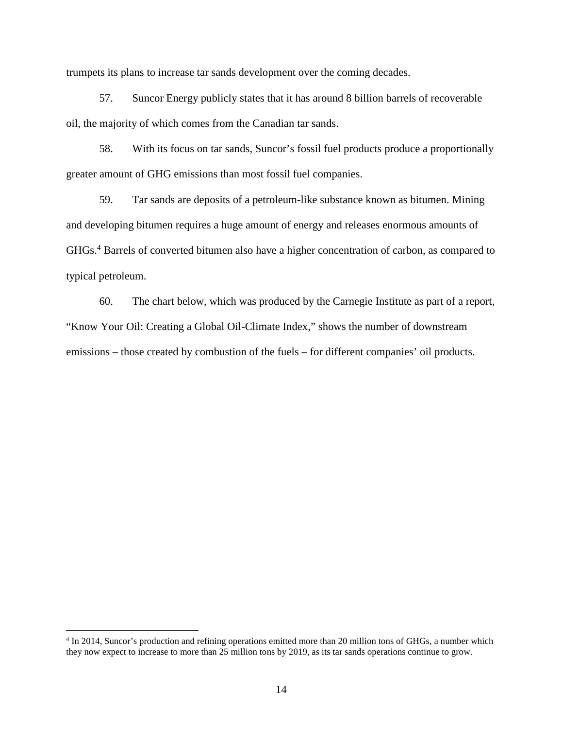trumpets its plans to increase tar sands development over the coming decades.

57. Suncor Energy publicly states that it has around 8 billion barrels of recoverable oil, the majority of which comes from the Canadian tar sands.

58. With its focus on tar sands, Suncor's fossil fuel products produce a proportionally greater amount of GHG emissions than most fossil fuel companies.

59. Tar sands are deposits of a petroleum-like substance known as bitumen. Mining and developing bitumen requires a huge amount of energy and releases enormous amounts of GHGs.[4] Barrels of converted bitumen also have a higher concentration of carbon, as compared to typical petroleum.

60. The chart below, which was produced by the Carnegie Institute as part of a report, "Know Your Oil: Creating a Global Oil-Climate Index," shows the number of downstream emissions – those created by combustion of the fuels – for different companies' oil products.

[4] In 2014, Suncor's production and refining operations emitted more than 20 million tons of GHGs, a number which they now expect to increase to more than 25 million tons by 2019, as its tar sands operations continue to grow.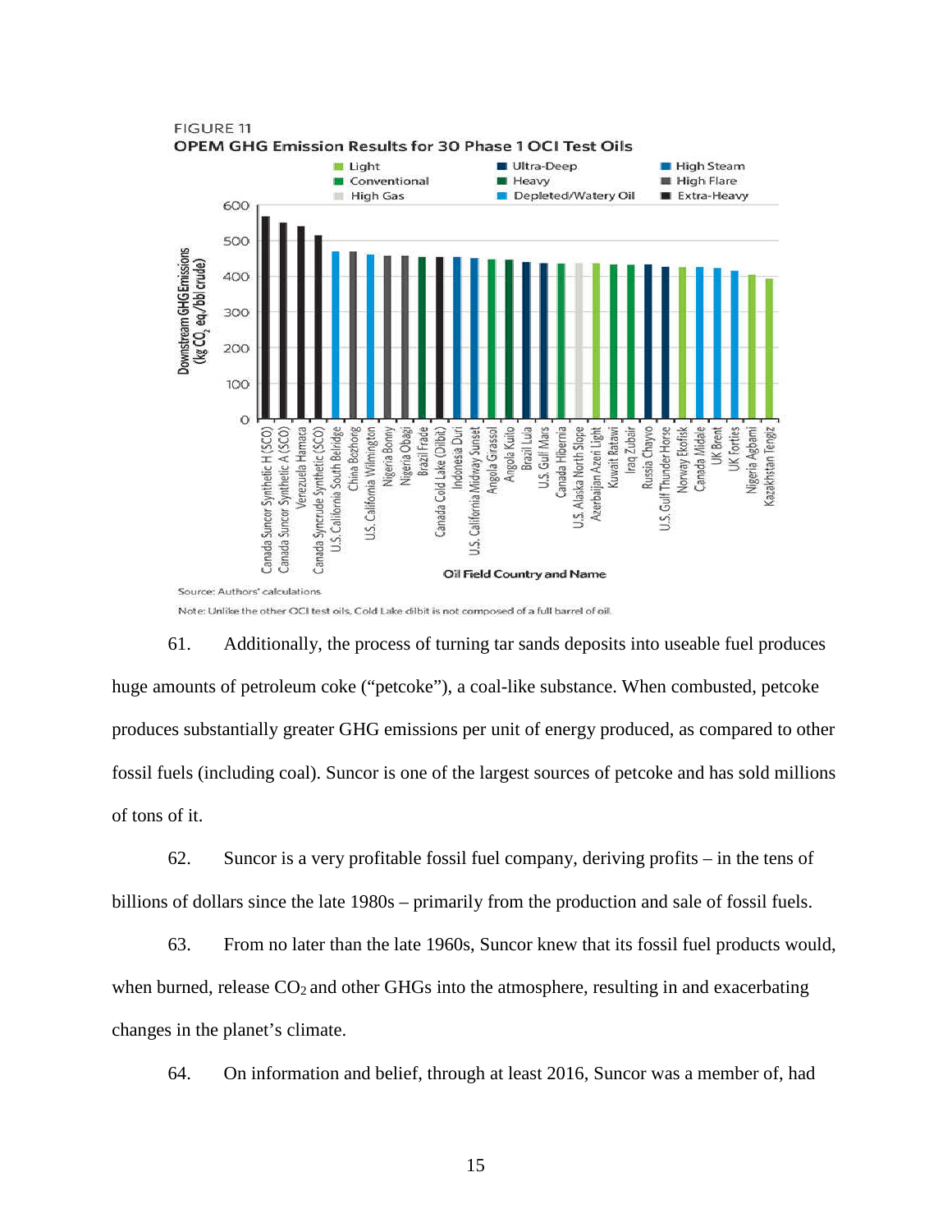FIGURE 11
**OPEM GHG Emission Results for 30 Phase 1 OCI Test Oils**

Legend: Light; Conventional; High Gas; Ultra-Deep; Heavy; Depleted/Watery Oil; High Steam; High Flare; Extra-Heavy

Y-axis: Downstream GHG Emissions (Kg $CO_2$ eq./bbl crude) — 0, 100, 200, 300, 400, 500, 600

X-axis: Oil Field Country and Name — Canada Suncor Synthetic H (SCO), Canada Suncor Synthetic A (SCO), Venezuela Hamaca, Canada Syncrude Synthetic (SCO), U.S. California South Belridge, China Bozhong, U.S. California Wilmington, Nigeria Bonny, Nigeria Obagi, Brazil Frade, Canada Cold Lake (Dilbit), Indonesia Duri, U.S. California Midway Sunset, Angola Girassol, Angola Kuito, Brazil Lula, U.S. Gulf Mars, Canada Hibernia, U.S. Alaska North Slope, Azerbaijan Azeri Light, Kuwait Ratawi, Iraq Zubair, Russia Chayvo, U.S. Gulf Thunder Horse, Norway Ekofisk, Canada Midale, UK Brent, UK Forties, Nigeria Agbami, Kazakhstan Tengiz

Source: Authors' calculations.

Note: Unlike the other OCI test oils, Cold Lake dilbit is not composed of a full barrel of oil.

61. Additionally, the process of turning tar sands deposits into useable fuel produces huge amounts of petroleum coke ("petcoke"), a coal-like substance. When combusted, petcoke produces substantially greater GHG emissions per unit of energy produced, as compared to other fossil fuels (including coal). Suncor is one of the largest sources of petcoke and has sold millions of tons of it.

62. Suncor is a very profitable fossil fuel company, deriving profits – in the tens of billions of dollars since the late 1980s – primarily from the production and sale of fossil fuels.

63. From no later than the late 1960s, Suncor knew that its fossil fuel products would, when burned, release $CO_2$ and other GHGs into the atmosphere, resulting in and exacerbating changes in the planet's climate.

64. On information and belief, through at least 2016, Suncor was a member of, had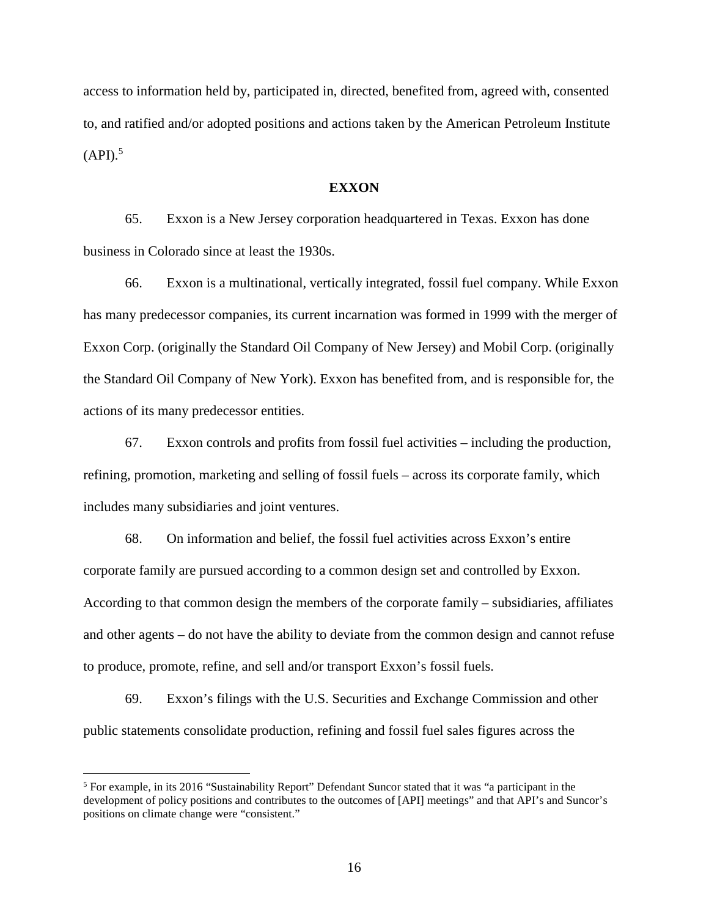access to information held by, participated in, directed, benefited from, agreed with, consented to, and ratified and/or adopted positions and actions taken by the American Petroleum Institute (API).[5]

## EXXON

65. Exxon is a New Jersey corporation headquartered in Texas. Exxon has done business in Colorado since at least the 1930s.

66. Exxon is a multinational, vertically integrated, fossil fuel company. While Exxon has many predecessor companies, its current incarnation was formed in 1999 with the merger of Exxon Corp. (originally the Standard Oil Company of New Jersey) and Mobil Corp. (originally the Standard Oil Company of New York). Exxon has benefited from, and is responsible for, the actions of its many predecessor entities.

67. Exxon controls and profits from fossil fuel activities – including the production, refining, promotion, marketing and selling of fossil fuels – across its corporate family, which includes many subsidiaries and joint ventures.

68. On information and belief, the fossil fuel activities across Exxon's entire corporate family are pursued according to a common design set and controlled by Exxon. According to that common design the members of the corporate family – subsidiaries, affiliates and other agents – do not have the ability to deviate from the common design and cannot refuse to produce, promote, refine, and sell and/or transport Exxon's fossil fuels.

69. Exxon's filings with the U.S. Securities and Exchange Commission and other public statements consolidate production, refining and fossil fuel sales figures across the

---

[5] For example, in its 2016 "Sustainability Report" Defendant Suncor stated that it was "a participant in the development of policy positions and contributes to the outcomes of [API] meetings" and that API's and Suncor's positions on climate change were "consistent."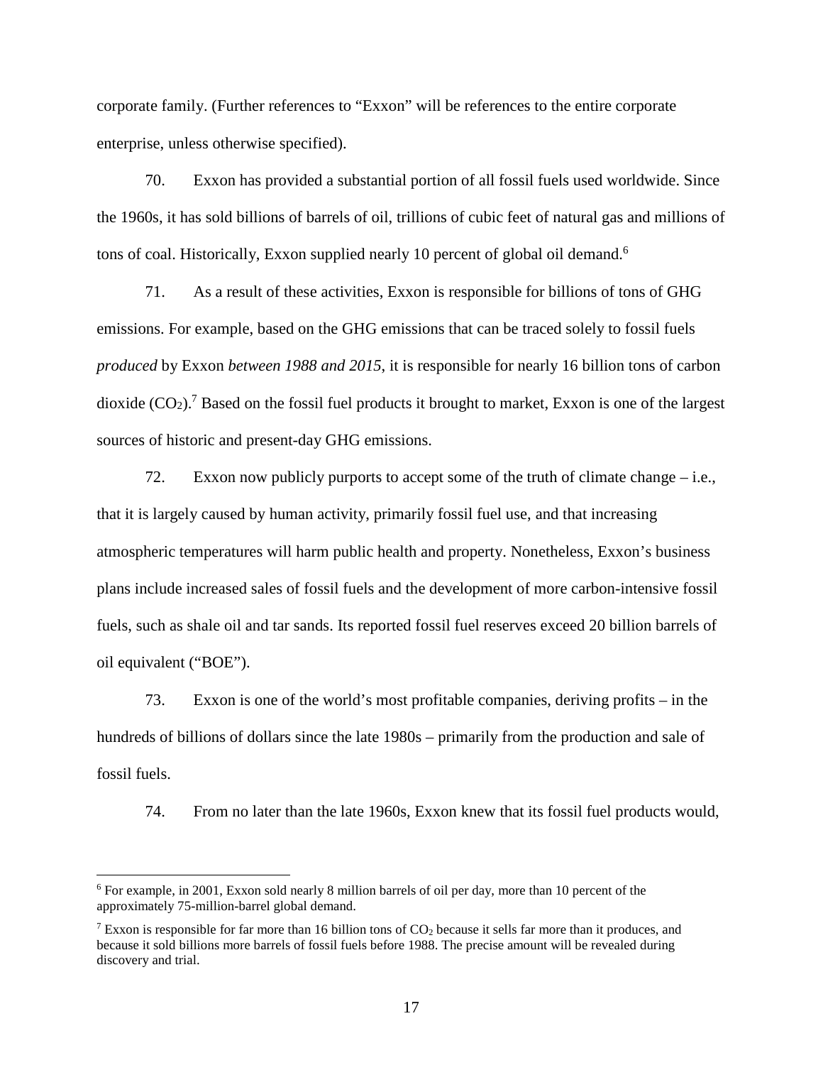corporate family. (Further references to "Exxon" will be references to the entire corporate enterprise, unless otherwise specified).

70. Exxon has provided a substantial portion of all fossil fuels used worldwide. Since the 1960s, it has sold billions of barrels of oil, trillions of cubic feet of natural gas and millions of tons of coal. Historically, Exxon supplied nearly 10 percent of global oil demand.[6]

71. As a result of these activities, Exxon is responsible for billions of tons of GHG emissions. For example, based on the GHG emissions that can be traced solely to fossil fuels *produced* by Exxon *between 1988 and 2015*, it is responsible for nearly 16 billion tons of carbon dioxide ($CO_2$).[7] Based on the fossil fuel products it brought to market, Exxon is one of the largest sources of historic and present-day GHG emissions.

72. Exxon now publicly purports to accept some of the truth of climate change – i.e., that it is largely caused by human activity, primarily fossil fuel use, and that increasing atmospheric temperatures will harm public health and property. Nonetheless, Exxon's business plans include increased sales of fossil fuels and the development of more carbon-intensive fossil fuels, such as shale oil and tar sands. Its reported fossil fuel reserves exceed 20 billion barrels of oil equivalent ("BOE").

73. Exxon is one of the world's most profitable companies, deriving profits – in the hundreds of billions of dollars since the late 1980s – primarily from the production and sale of fossil fuels.

74. From no later than the late 1960s, Exxon knew that its fossil fuel products would,

---

[6] For example, in 2001, Exxon sold nearly 8 million barrels of oil per day, more than 10 percent of the approximately 75-million-barrel global demand.

[7] Exxon is responsible for far more than 16 billion tons of $CO_2$ because it sells far more than it produces, and because it sold billions more barrels of fossil fuels before 1988. The precise amount will be revealed during discovery and trial.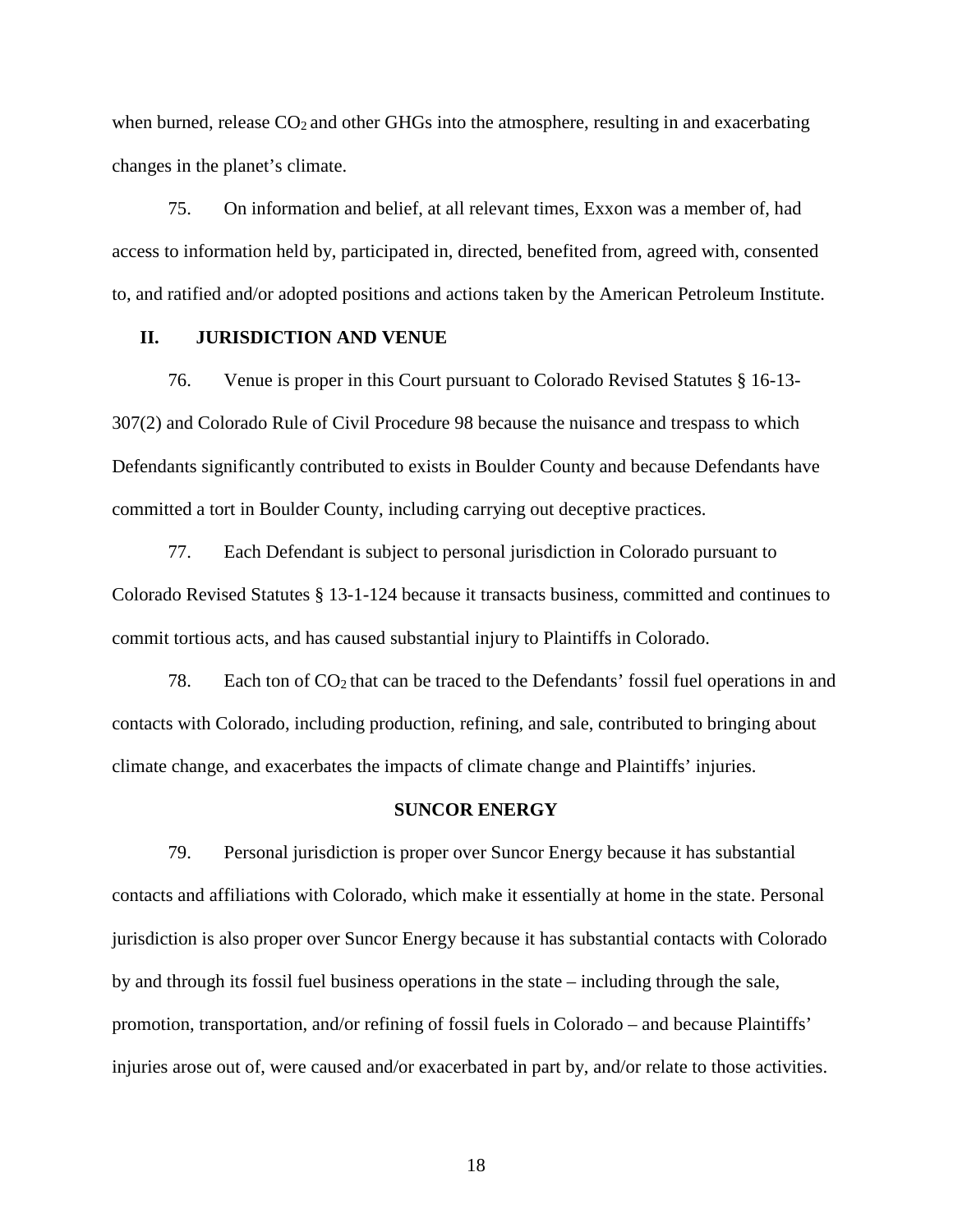when burned, release $CO_2$ and other GHGs into the atmosphere, resulting in and exacerbating changes in the planet's climate.

75. On information and belief, at all relevant times, Exxon was a member of, had access to information held by, participated in, directed, benefited from, agreed with, consented to, and ratified and/or adopted positions and actions taken by the American Petroleum Institute.

## II. JURISDICTION AND VENUE

76. Venue is proper in this Court pursuant to Colorado Revised Statutes § 16-13-307(2) and Colorado Rule of Civil Procedure 98 because the nuisance and trespass to which Defendants significantly contributed to exists in Boulder County and because Defendants have committed a tort in Boulder County, including carrying out deceptive practices.

77. Each Defendant is subject to personal jurisdiction in Colorado pursuant to Colorado Revised Statutes § 13-1-124 because it transacts business, committed and continues to commit tortious acts, and has caused substantial injury to Plaintiffs in Colorado.

78. Each ton of $CO_2$ that can be traced to the Defendants' fossil fuel operations in and contacts with Colorado, including production, refining, and sale, contributed to bringing about climate change, and exacerbates the impacts of climate change and Plaintiffs' injuries.

### SUNCOR ENERGY

79. Personal jurisdiction is proper over Suncor Energy because it has substantial contacts and affiliations with Colorado, which make it essentially at home in the state. Personal jurisdiction is also proper over Suncor Energy because it has substantial contacts with Colorado by and through its fossil fuel business operations in the state – including through the sale, promotion, transportation, and/or refining of fossil fuels in Colorado – and because Plaintiffs' injuries arose out of, were caused and/or exacerbated in part by, and/or relate to those activities.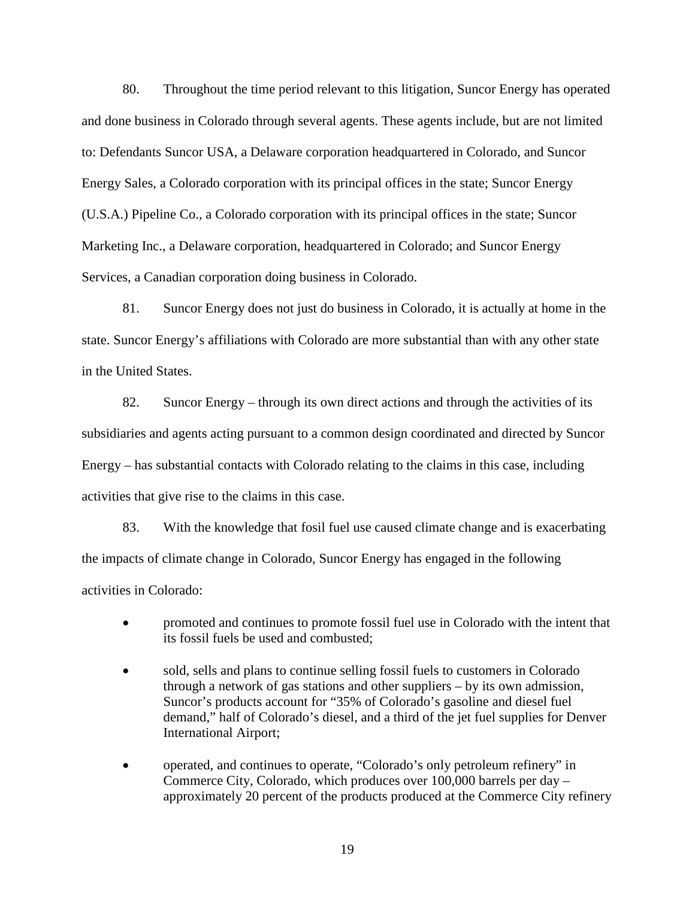80. Throughout the time period relevant to this litigation, Suncor Energy has operated and done business in Colorado through several agents. These agents include, but are not limited to: Defendants Suncor USA, a Delaware corporation headquartered in Colorado, and Suncor Energy Sales, a Colorado corporation with its principal offices in the state; Suncor Energy (U.S.A.) Pipeline Co., a Colorado corporation with its principal offices in the state; Suncor Marketing Inc., a Delaware corporation, headquartered in Colorado; and Suncor Energy Services, a Canadian corporation doing business in Colorado.

81. Suncor Energy does not just do business in Colorado, it is actually at home in the state. Suncor Energy's affiliations with Colorado are more substantial than with any other state in the United States.

82. Suncor Energy – through its own direct actions and through the activities of its subsidiaries and agents acting pursuant to a common design coordinated and directed by Suncor Energy – has substantial contacts with Colorado relating to the claims in this case, including activities that give rise to the claims in this case.

83. With the knowledge that fosil fuel use caused climate change and is exacerbating the impacts of climate change in Colorado, Suncor Energy has engaged in the following activities in Colorado:

- promoted and continues to promote fossil fuel use in Colorado with the intent that its fossil fuels be used and combusted;
- sold, sells and plans to continue selling fossil fuels to customers in Colorado through a network of gas stations and other suppliers – by its own admission, Suncor's products account for "35% of Colorado's gasoline and diesel fuel demand," half of Colorado's diesel, and a third of the jet fuel supplies for Denver International Airport;
- operated, and continues to operate, "Colorado's only petroleum refinery" in Commerce City, Colorado, which produces over 100,000 barrels per day – approximately 20 percent of the products produced at the Commerce City refinery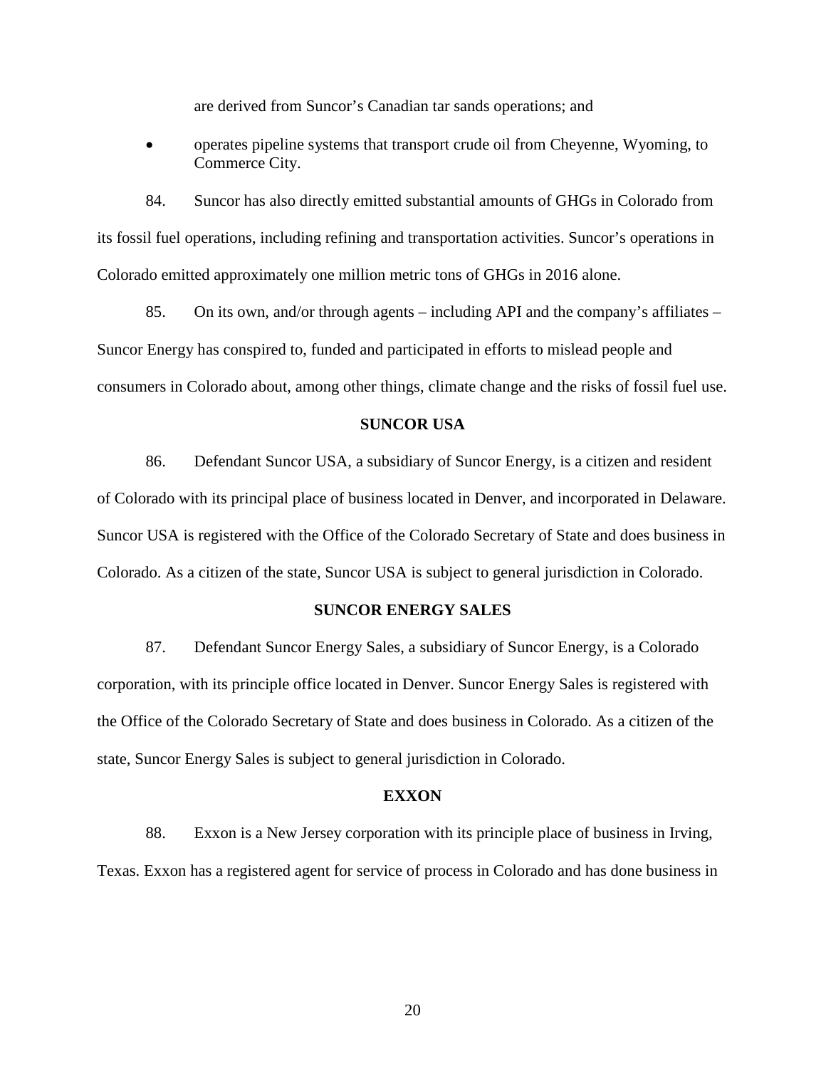are derived from Suncor's Canadian tar sands operations; and

- operates pipeline systems that transport crude oil from Cheyenne, Wyoming, to Commerce City.

84. Suncor has also directly emitted substantial amounts of GHGs in Colorado from its fossil fuel operations, including refining and transportation activities. Suncor's operations in Colorado emitted approximately one million metric tons of GHGs in 2016 alone.

85. On its own, and/or through agents – including API and the company's affiliates – Suncor Energy has conspired to, funded and participated in efforts to mislead people and consumers in Colorado about, among other things, climate change and the risks of fossil fuel use.

**SUNCOR USA**

86. Defendant Suncor USA, a subsidiary of Suncor Energy, is a citizen and resident of Colorado with its principal place of business located in Denver, and incorporated in Delaware. Suncor USA is registered with the Office of the Colorado Secretary of State and does business in Colorado. As a citizen of the state, Suncor USA is subject to general jurisdiction in Colorado.

**SUNCOR ENERGY SALES**

87. Defendant Suncor Energy Sales, a subsidiary of Suncor Energy, is a Colorado corporation, with its principle office located in Denver. Suncor Energy Sales is registered with the Office of the Colorado Secretary of State and does business in Colorado. As a citizen of the state, Suncor Energy Sales is subject to general jurisdiction in Colorado.

**EXXON**

88. Exxon is a New Jersey corporation with its principle place of business in Irving, Texas. Exxon has a registered agent for service of process in Colorado and has done business in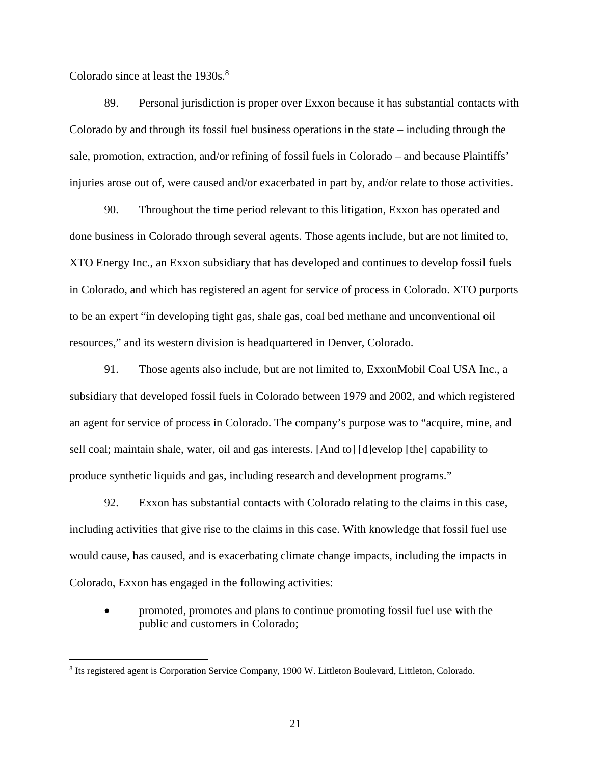Colorado since at least the 1930s.[8]

89. Personal jurisdiction is proper over Exxon because it has substantial contacts with Colorado by and through its fossil fuel business operations in the state – including through the sale, promotion, extraction, and/or refining of fossil fuels in Colorado – and because Plaintiffs' injuries arose out of, were caused and/or exacerbated in part by, and/or relate to those activities.

90. Throughout the time period relevant to this litigation, Exxon has operated and done business in Colorado through several agents. Those agents include, but are not limited to, XTO Energy Inc., an Exxon subsidiary that has developed and continues to develop fossil fuels in Colorado, and which has registered an agent for service of process in Colorado. XTO purports to be an expert "in developing tight gas, shale gas, coal bed methane and unconventional oil resources," and its western division is headquartered in Denver, Colorado.

91. Those agents also include, but are not limited to, ExxonMobil Coal USA Inc., a subsidiary that developed fossil fuels in Colorado between 1979 and 2002, and which registered an agent for service of process in Colorado. The company's purpose was to "acquire, mine, and sell coal; maintain shale, water, oil and gas interests. [And to] [d]evelop [the] capability to produce synthetic liquids and gas, including research and development programs."

92. Exxon has substantial contacts with Colorado relating to the claims in this case, including activities that give rise to the claims in this case. With knowledge that fossil fuel use would cause, has caused, and is exacerbating climate change impacts, including the impacts in Colorado, Exxon has engaged in the following activities:

- promoted, promotes and plans to continue promoting fossil fuel use with the public and customers in Colorado;

---

[8] Its registered agent is Corporation Service Company, 1900 W. Littleton Boulevard, Littleton, Colorado.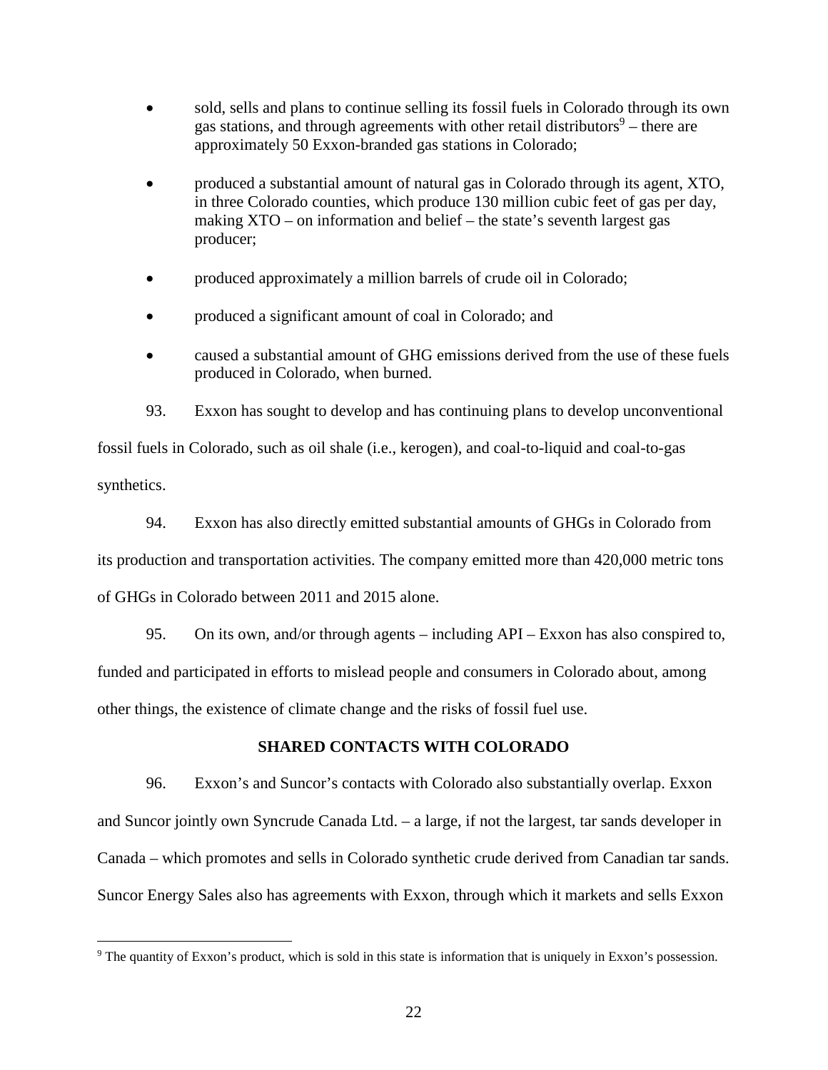- sold, sells and plans to continue selling its fossil fuels in Colorado through its own gas stations, and through agreements with other retail distributors[9] – there are approximately 50 Exxon-branded gas stations in Colorado;

- produced a substantial amount of natural gas in Colorado through its agent, XTO, in three Colorado counties, which produce 130 million cubic feet of gas per day, making XTO – on information and belief – the state's seventh largest gas producer;

- produced approximately a million barrels of crude oil in Colorado;

- produced a significant amount of coal in Colorado; and

- caused a substantial amount of GHG emissions derived from the use of these fuels produced in Colorado, when burned.

93. Exxon has sought to develop and has continuing plans to develop unconventional fossil fuels in Colorado, such as oil shale (i.e., kerogen), and coal-to-liquid and coal-to-gas synthetics.

94. Exxon has also directly emitted substantial amounts of GHGs in Colorado from its production and transportation activities. The company emitted more than 420,000 metric tons of GHGs in Colorado between 2011 and 2015 alone.

95. On its own, and/or through agents – including API – Exxon has also conspired to, funded and participated in efforts to mislead people and consumers in Colorado about, among other things, the existence of climate change and the risks of fossil fuel use.

**SHARED CONTACTS WITH COLORADO**

96. Exxon's and Suncor's contacts with Colorado also substantially overlap. Exxon and Suncor jointly own Syncrude Canada Ltd. – a large, if not the largest, tar sands developer in Canada – which promotes and sells in Colorado synthetic crude derived from Canadian tar sands. Suncor Energy Sales also has agreements with Exxon, through which it markets and sells Exxon

[9] The quantity of Exxon's product, which is sold in this state is information that is uniquely in Exxon's possession.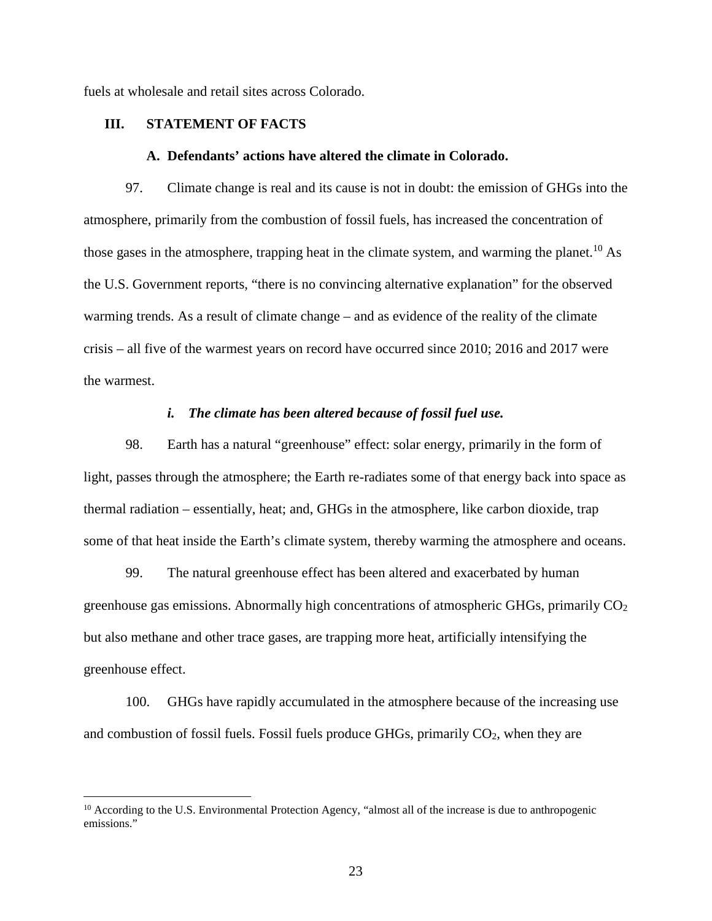fuels at wholesale and retail sites across Colorado.

## III. STATEMENT OF FACTS

### A. Defendants' actions have altered the climate in Colorado.

97. Climate change is real and its cause is not in doubt: the emission of GHGs into the atmosphere, primarily from the combustion of fossil fuels, has increased the concentration of those gases in the atmosphere, trapping heat in the climate system, and warming the planet.[10] As the U.S. Government reports, "there is no convincing alternative explanation" for the observed warming trends. As a result of climate change – and as evidence of the reality of the climate crisis – all five of the warmest years on record have occurred since 2010; 2016 and 2017 were the warmest.

#### *i. The climate has been altered because of fossil fuel use.*

98. Earth has a natural "greenhouse" effect: solar energy, primarily in the form of light, passes through the atmosphere; the Earth re-radiates some of that energy back into space as thermal radiation – essentially, heat; and, GHGs in the atmosphere, like carbon dioxide, trap some of that heat inside the Earth's climate system, thereby warming the atmosphere and oceans.

99. The natural greenhouse effect has been altered and exacerbated by human greenhouse gas emissions. Abnormally high concentrations of atmospheric GHGs, primarily $CO_2$ but also methane and other trace gases, are trapping more heat, artificially intensifying the greenhouse effect.

100. GHGs have rapidly accumulated in the atmosphere because of the increasing use and combustion of fossil fuels. Fossil fuels produce GHGs, primarily $CO_2$, when they are

---

[10] According to the U.S. Environmental Protection Agency, "almost all of the increase is due to anthropogenic emissions."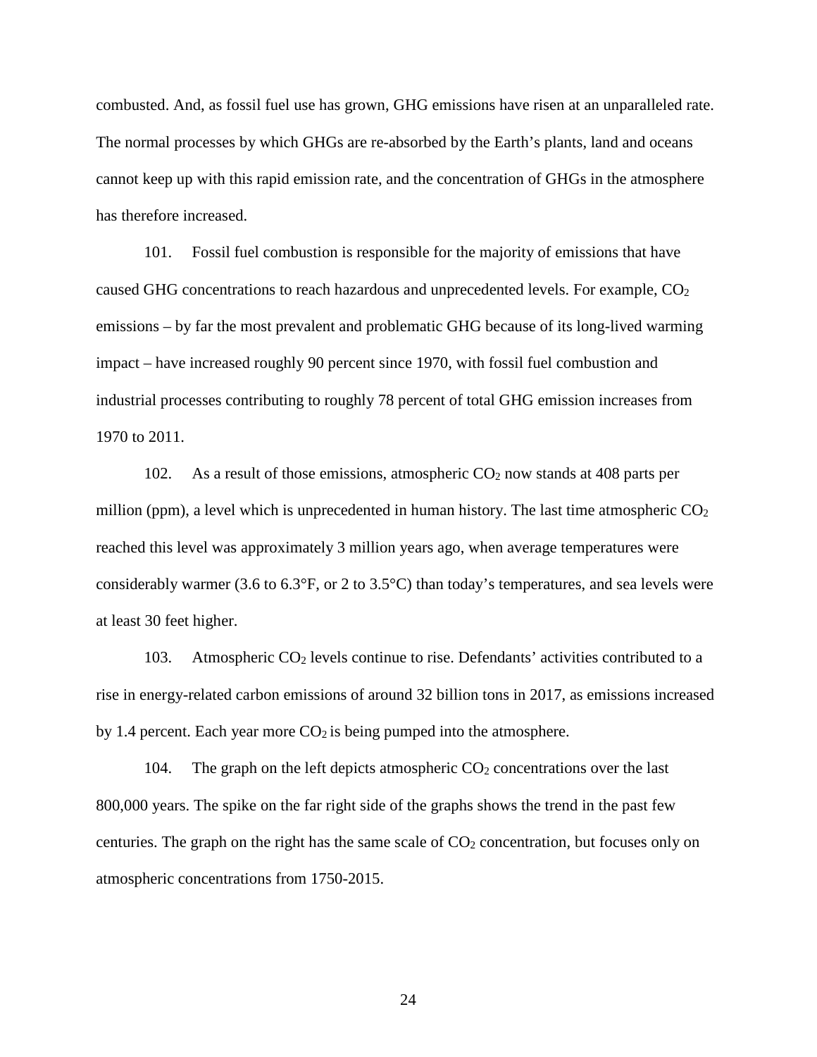combusted. And, as fossil fuel use has grown, GHG emissions have risen at an unparalleled rate. The normal processes by which GHGs are re-absorbed by the Earth's plants, land and oceans cannot keep up with this rapid emission rate, and the concentration of GHGs in the atmosphere has therefore increased.

101. Fossil fuel combustion is responsible for the majority of emissions that have caused GHG concentrations to reach hazardous and unprecedented levels. For example, $CO_2$ emissions – by far the most prevalent and problematic GHG because of its long-lived warming impact – have increased roughly 90 percent since 1970, with fossil fuel combustion and industrial processes contributing to roughly 78 percent of total GHG emission increases from 1970 to 2011.

102. As a result of those emissions, atmospheric $CO_2$ now stands at 408 parts per million (ppm), a level which is unprecedented in human history. The last time atmospheric $CO_2$ reached this level was approximately 3 million years ago, when average temperatures were considerably warmer (3.6 to 6.3°F, or 2 to 3.5°C) than today's temperatures, and sea levels were at least 30 feet higher.

103. Atmospheric $CO_2$ levels continue to rise. Defendants' activities contributed to a rise in energy-related carbon emissions of around 32 billion tons in 2017, as emissions increased by 1.4 percent. Each year more $CO_2$ is being pumped into the atmosphere.

104. The graph on the left depicts atmospheric $CO_2$ concentrations over the last 800,000 years. The spike on the far right side of the graphs shows the trend in the past few centuries. The graph on the right has the same scale of $CO_2$ concentration, but focuses only on atmospheric concentrations from 1750-2015.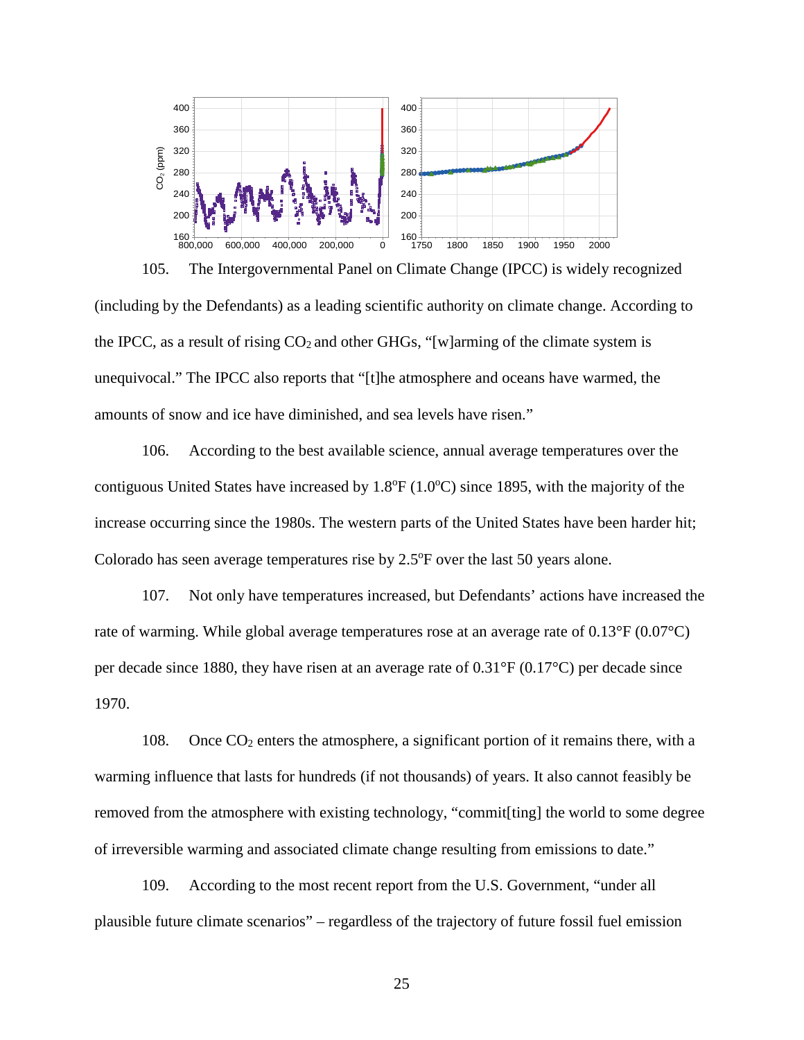105. The Intergovernmental Panel on Climate Change (IPCC) is widely recognized (including by the Defendants) as a leading scientific authority on climate change. According to the IPCC, as a result of rising $CO_2$ and other GHGs, "[w]arming of the climate system is unequivocal." The IPCC also reports that "[t]he atmosphere and oceans have warmed, the amounts of snow and ice have diminished, and sea levels have risen."

106. According to the best available science, annual average temperatures over the contiguous United States have increased by 1.8°F (1.0°C) since 1895, with the majority of the increase occurring since the 1980s. The western parts of the United States have been harder hit; Colorado has seen average temperatures rise by 2.5°F over the last 50 years alone.

107. Not only have temperatures increased, but Defendants' actions have increased the rate of warming. While global average temperatures rose at an average rate of 0.13°F (0.07°C) per decade since 1880, they have risen at an average rate of 0.31°F (0.17°C) per decade since 1970.

108. Once $CO_2$ enters the atmosphere, a significant portion of it remains there, with a warming influence that lasts for hundreds (if not thousands) of years. It also cannot feasibly be removed from the atmosphere with existing technology, "commit[ting] the world to some degree of irreversible warming and associated climate change resulting from emissions to date."

109. According to the most recent report from the U.S. Government, "under all plausible future climate scenarios" – regardless of the trajectory of future fossil fuel emission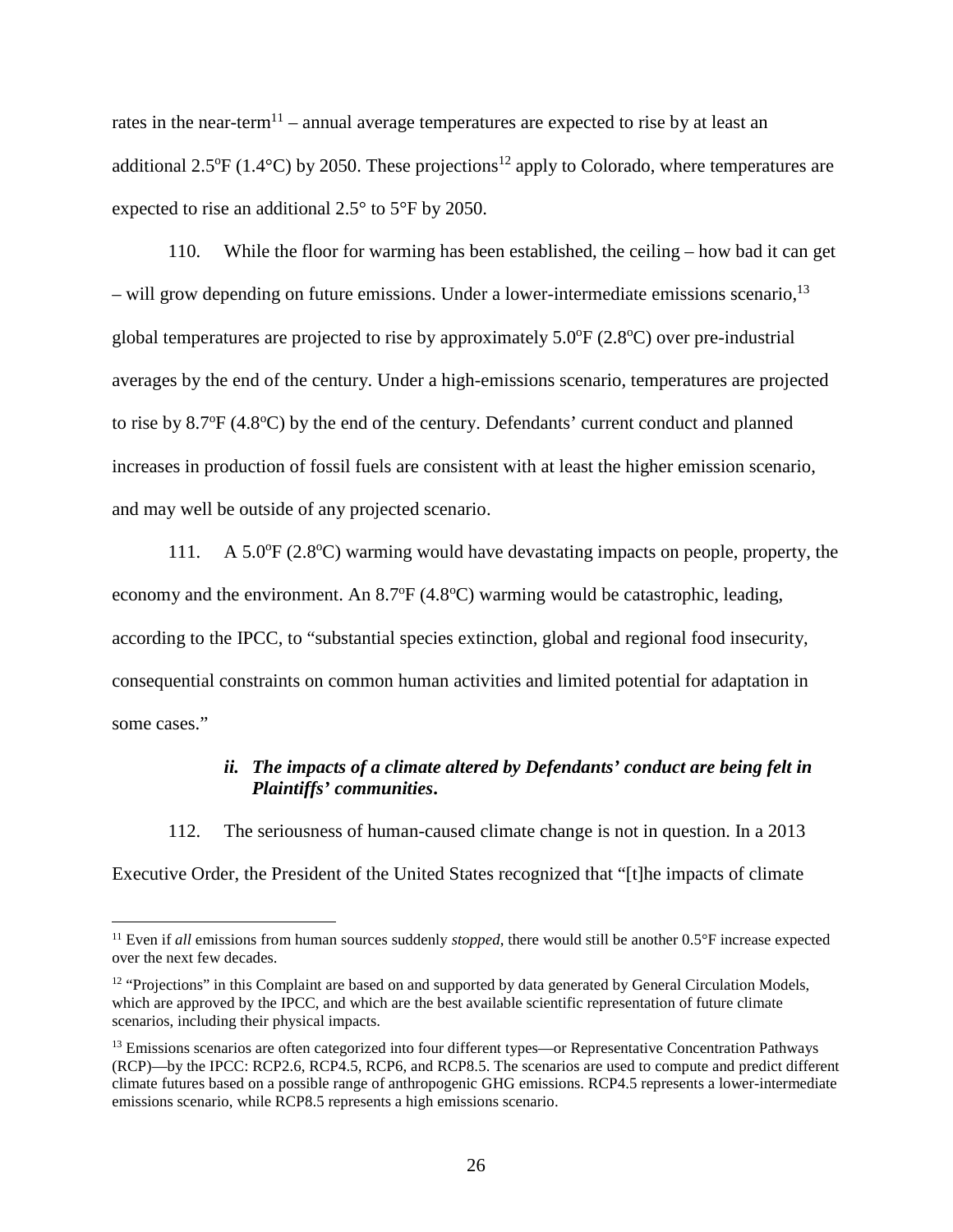rates in the near-term[11] – annual average temperatures are expected to rise by at least an additional 2.5ºF (1.4°C) by 2050. These projections[12] apply to Colorado, where temperatures are expected to rise an additional 2.5° to 5°F by 2050.

110. While the floor for warming has been established, the ceiling – how bad it can get – will grow depending on future emissions. Under a lower-intermediate emissions scenario,[13] global temperatures are projected to rise by approximately 5.0ºF (2.8ºC) over pre-industrial averages by the end of the century. Under a high-emissions scenario, temperatures are projected to rise by 8.7ºF (4.8ºC) by the end of the century. Defendants' current conduct and planned increases in production of fossil fuels are consistent with at least the higher emission scenario, and may well be outside of any projected scenario.

111. A 5.0ºF (2.8ºC) warming would have devastating impacts on people, property, the economy and the environment. An 8.7ºF (4.8ºC) warming would be catastrophic, leading, according to the IPCC, to "substantial species extinction, global and regional food insecurity, consequential constraints on common human activities and limited potential for adaptation in some cases."

#### *ii. The impacts of a climate altered by Defendants' conduct are being felt in Plaintiffs' communities.*

112. The seriousness of human-caused climate change is not in question. In a 2013 Executive Order, the President of the United States recognized that "[t]he impacts of climate

---

[11] Even if *all* emissions from human sources suddenly *stopped*, there would still be another 0.5°F increase expected over the next few decades.

[12] "Projections" in this Complaint are based on and supported by data generated by General Circulation Models, which are approved by the IPCC, and which are the best available scientific representation of future climate scenarios, including their physical impacts.

[13] Emissions scenarios are often categorized into four different types—or Representative Concentration Pathways (RCP)—by the IPCC: RCP2.6, RCP4.5, RCP6, and RCP8.5. The scenarios are used to compute and predict different climate futures based on a possible range of anthropogenic GHG emissions. RCP4.5 represents a lower-intermediate emissions scenario, while RCP8.5 represents a high emissions scenario.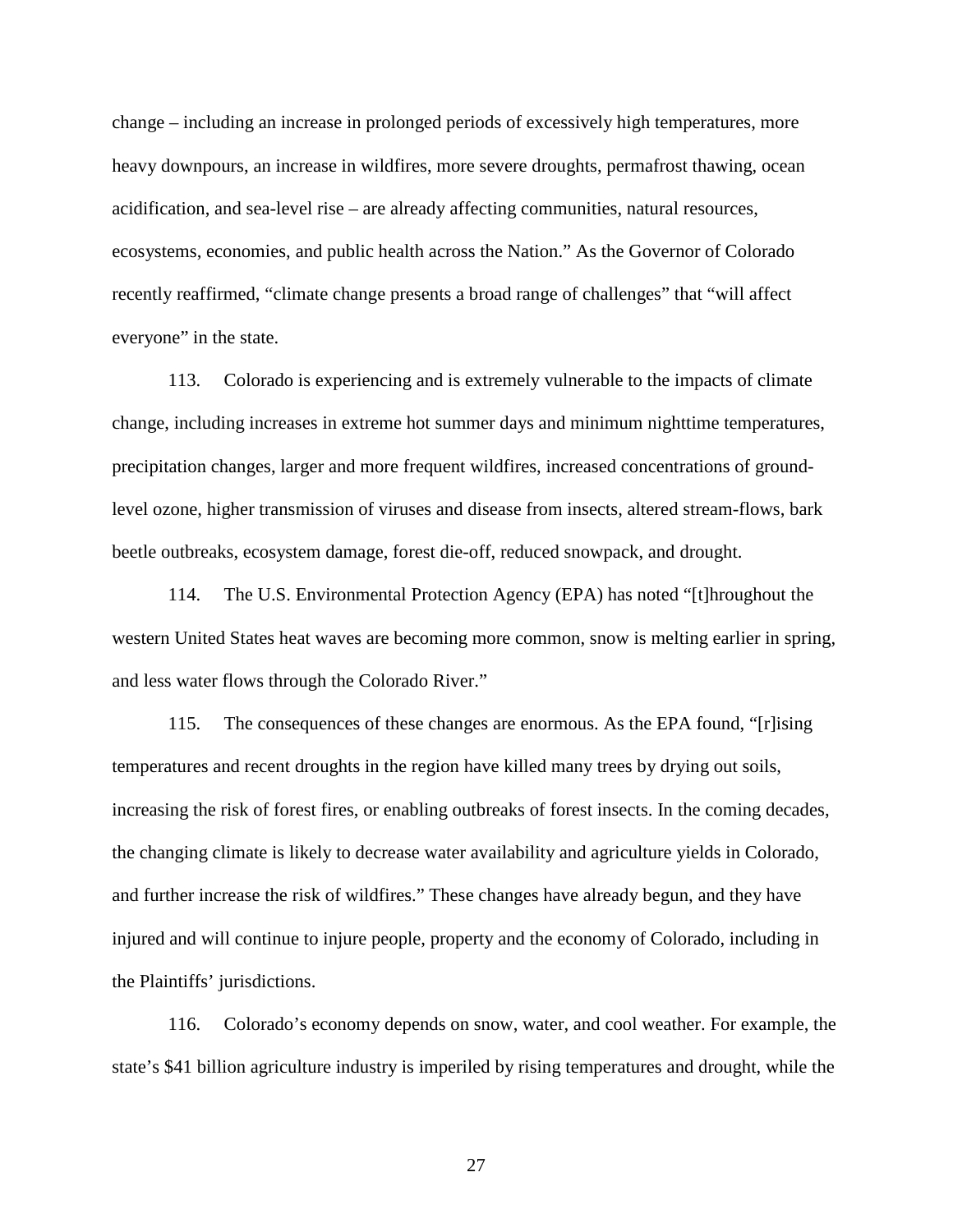change – including an increase in prolonged periods of excessively high temperatures, more heavy downpours, an increase in wildfires, more severe droughts, permafrost thawing, ocean acidification, and sea-level rise – are already affecting communities, natural resources, ecosystems, economies, and public health across the Nation." As the Governor of Colorado recently reaffirmed, "climate change presents a broad range of challenges" that "will affect everyone" in the state.

113. Colorado is experiencing and is extremely vulnerable to the impacts of climate change, including increases in extreme hot summer days and minimum nighttime temperatures, precipitation changes, larger and more frequent wildfires, increased concentrations of ground-level ozone, higher transmission of viruses and disease from insects, altered stream-flows, bark beetle outbreaks, ecosystem damage, forest die-off, reduced snowpack, and drought.

114. The U.S. Environmental Protection Agency (EPA) has noted "[t]hroughout the western United States heat waves are becoming more common, snow is melting earlier in spring, and less water flows through the Colorado River."

115. The consequences of these changes are enormous. As the EPA found, "[r]ising temperatures and recent droughts in the region have killed many trees by drying out soils, increasing the risk of forest fires, or enabling outbreaks of forest insects. In the coming decades, the changing climate is likely to decrease water availability and agriculture yields in Colorado, and further increase the risk of wildfires." These changes have already begun, and they have injured and will continue to injure people, property and the economy of Colorado, including in the Plaintiffs' jurisdictions.

116. Colorado's economy depends on snow, water, and cool weather. For example, the state's $41 billion agriculture industry is imperiled by rising temperatures and drought, while the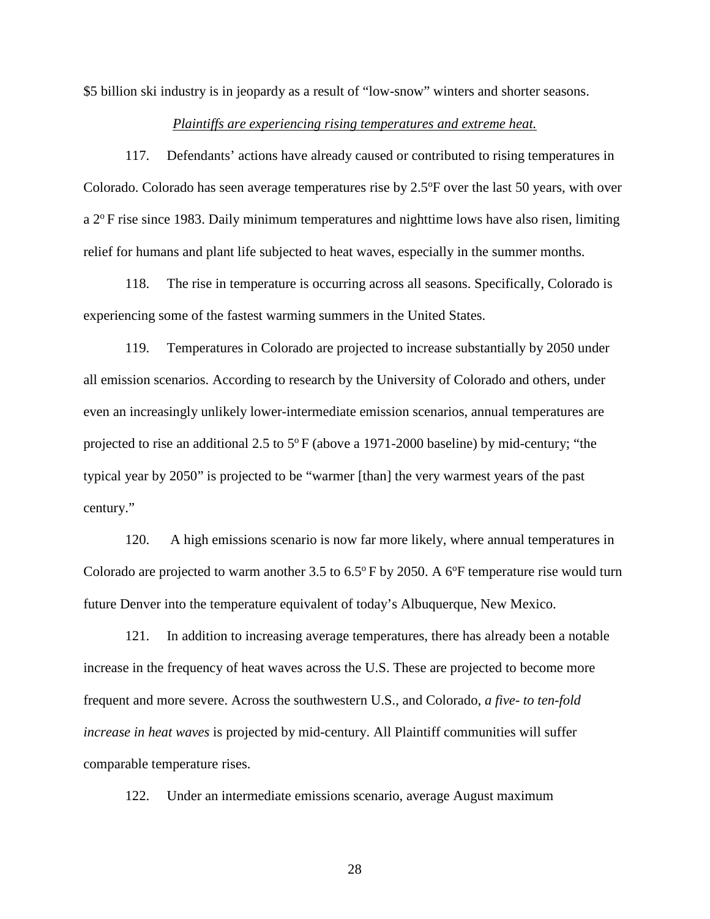$5 billion ski industry is in jeopardy as a result of "low-snow" winters and shorter seasons.

*Plaintiffs are experiencing rising temperatures and extreme heat.*

117. Defendants' actions have already caused or contributed to rising temperatures in Colorado. Colorado has seen average temperatures rise by 2.5°F over the last 50 years, with over a 2° F rise since 1983. Daily minimum temperatures and nighttime lows have also risen, limiting relief for humans and plant life subjected to heat waves, especially in the summer months.

118. The rise in temperature is occurring across all seasons. Specifically, Colorado is experiencing some of the fastest warming summers in the United States.

119. Temperatures in Colorado are projected to increase substantially by 2050 under all emission scenarios. According to research by the University of Colorado and others, under even an increasingly unlikely lower-intermediate emission scenarios, annual temperatures are projected to rise an additional 2.5 to 5° F (above a 1971-2000 baseline) by mid-century; "the typical year by 2050" is projected to be "warmer [than] the very warmest years of the past century."

120. A high emissions scenario is now far more likely, where annual temperatures in Colorado are projected to warm another 3.5 to 6.5° F by 2050. A 6°F temperature rise would turn future Denver into the temperature equivalent of today's Albuquerque, New Mexico.

121. In addition to increasing average temperatures, there has already been a notable increase in the frequency of heat waves across the U.S. These are projected to become more frequent and more severe. Across the southwestern U.S., and Colorado, *a five- to ten-fold increase in heat waves* is projected by mid-century. All Plaintiff communities will suffer comparable temperature rises.

122. Under an intermediate emissions scenario, average August maximum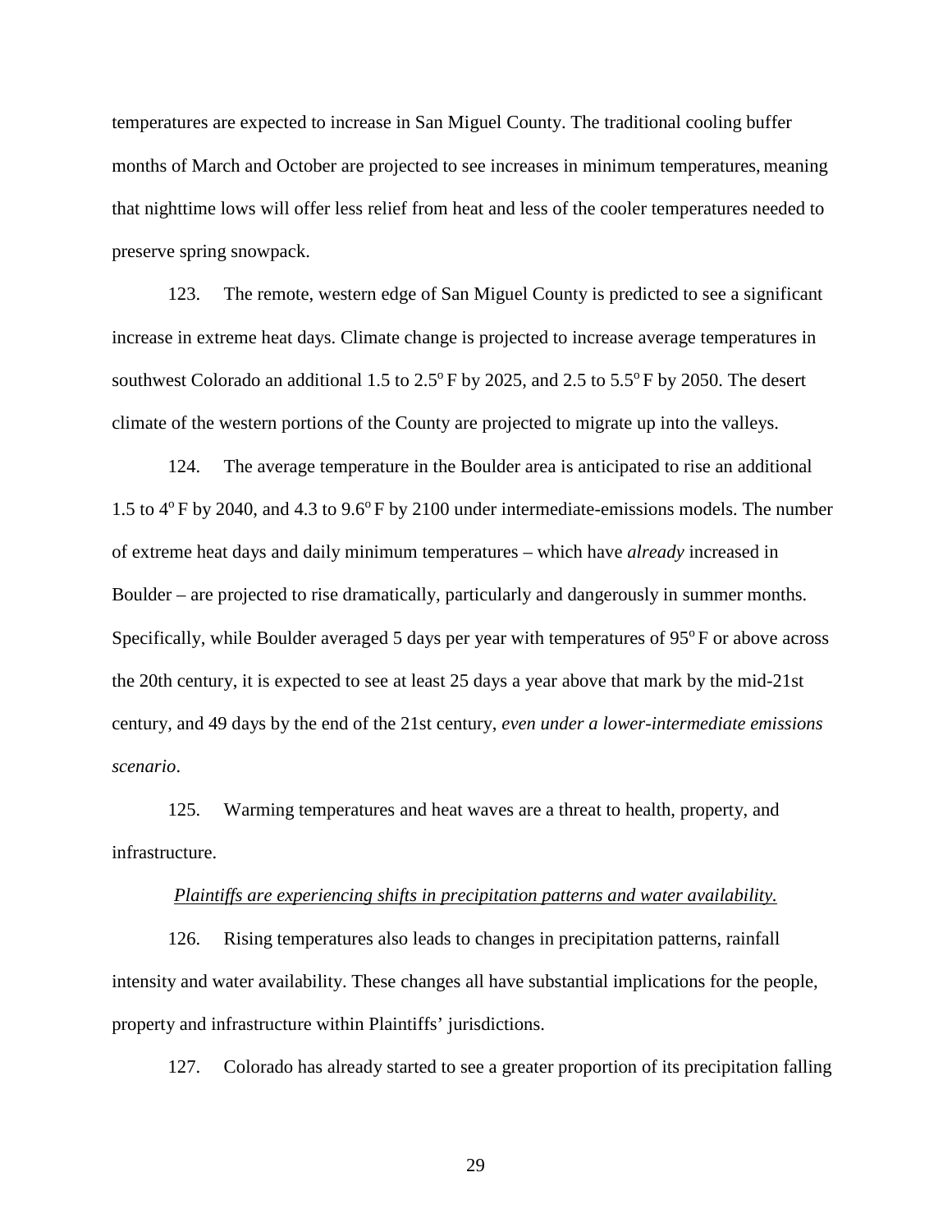temperatures are expected to increase in San Miguel County. The traditional cooling buffer months of March and October are projected to see increases in minimum temperatures, meaning that nighttime lows will offer less relief from heat and less of the cooler temperatures needed to preserve spring snowpack.

123. The remote, western edge of San Miguel County is predicted to see a significant increase in extreme heat days. Climate change is projected to increase average temperatures in southwest Colorado an additional 1.5 to 2.5°F by 2025, and 2.5 to 5.5°F by 2050. The desert climate of the western portions of the County are projected to migrate up into the valleys.

124. The average temperature in the Boulder area is anticipated to rise an additional 1.5 to 4°F by 2040, and 4.3 to 9.6°F by 2100 under intermediate-emissions models. The number of extreme heat days and daily minimum temperatures – which have *already* increased in Boulder – are projected to rise dramatically, particularly and dangerously in summer months. Specifically, while Boulder averaged 5 days per year with temperatures of 95°F or above across the 20th century, it is expected to see at least 25 days a year above that mark by the mid-21st century, and 49 days by the end of the 21st century, *even under a lower-intermediate emissions scenario*.

125. Warming temperatures and heat waves are a threat to health, property, and infrastructure.

<u>*Plaintiffs are experiencing shifts in precipitation patterns and water availability.*</u>

126. Rising temperatures also leads to changes in precipitation patterns, rainfall intensity and water availability. These changes all have substantial implications for the people, property and infrastructure within Plaintiffs' jurisdictions.

127. Colorado has already started to see a greater proportion of its precipitation falling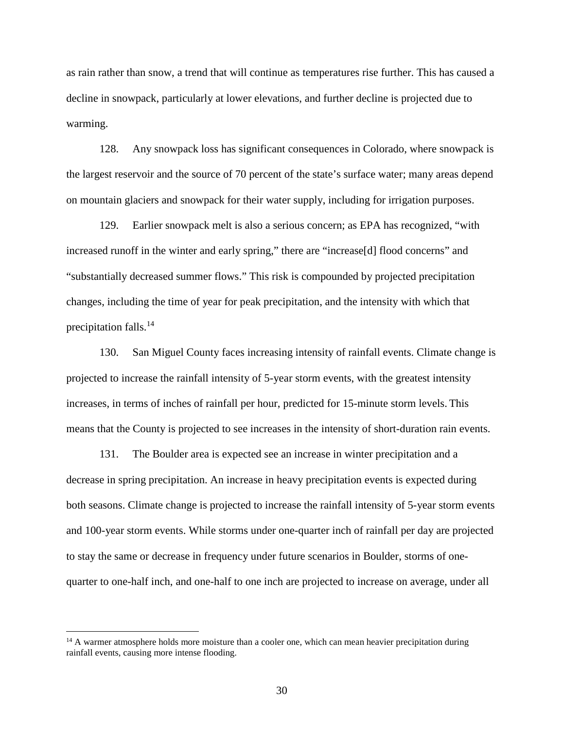as rain rather than snow, a trend that will continue as temperatures rise further. This has caused a decline in snowpack, particularly at lower elevations, and further decline is projected due to warming.

128. Any snowpack loss has significant consequences in Colorado, where snowpack is the largest reservoir and the source of 70 percent of the state's surface water; many areas depend on mountain glaciers and snowpack for their water supply, including for irrigation purposes.

129. Earlier snowpack melt is also a serious concern; as EPA has recognized, "with increased runoff in the winter and early spring," there are "increase[d] flood concerns" and "substantially decreased summer flows." This risk is compounded by projected precipitation changes, including the time of year for peak precipitation, and the intensity with which that precipitation falls.[14]

130. San Miguel County faces increasing intensity of rainfall events. Climate change is projected to increase the rainfall intensity of 5-year storm events, with the greatest intensity increases, in terms of inches of rainfall per hour, predicted for 15-minute storm levels. This means that the County is projected to see increases in the intensity of short-duration rain events.

131. The Boulder area is expected see an increase in winter precipitation and a decrease in spring precipitation. An increase in heavy precipitation events is expected during both seasons. Climate change is projected to increase the rainfall intensity of 5-year storm events and 100-year storm events. While storms under one-quarter inch of rainfall per day are projected to stay the same or decrease in frequency under future scenarios in Boulder, storms of one-quarter to one-half inch, and one-half to one inch are projected to increase on average, under all

---

[14] A warmer atmosphere holds more moisture than a cooler one, which can mean heavier precipitation during rainfall events, causing more intense flooding.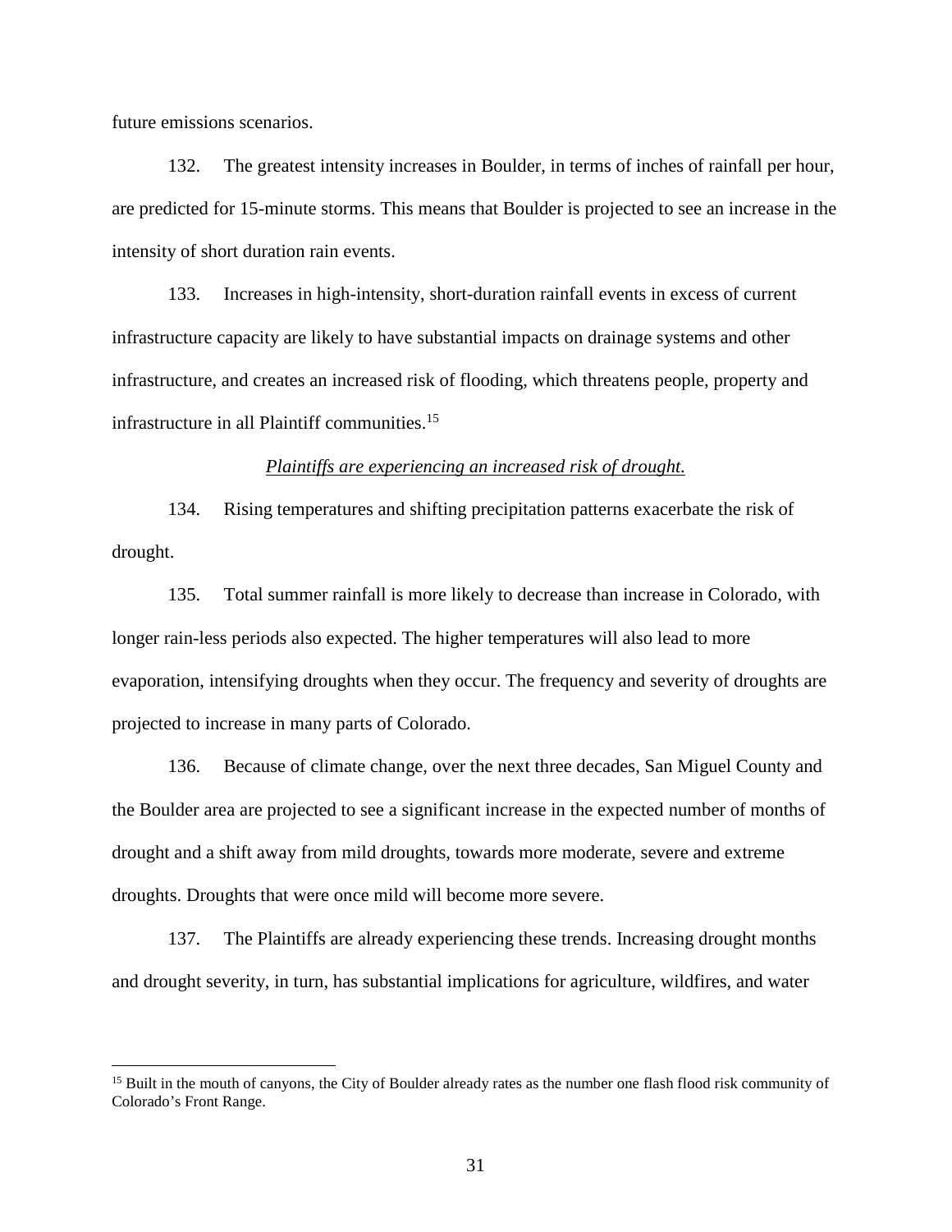future emissions scenarios.

132. The greatest intensity increases in Boulder, in terms of inches of rainfall per hour, are predicted for 15-minute storms. This means that Boulder is projected to see an increase in the intensity of short duration rain events.

133. Increases in high-intensity, short-duration rainfall events in excess of current infrastructure capacity are likely to have substantial impacts on drainage systems and other infrastructure, and creates an increased risk of flooding, which threatens people, property and infrastructure in all Plaintiff communities.[15]

*Plaintiffs are experiencing an increased risk of drought.*

134. Rising temperatures and shifting precipitation patterns exacerbate the risk of drought.

135. Total summer rainfall is more likely to decrease than increase in Colorado, with longer rain-less periods also expected. The higher temperatures will also lead to more evaporation, intensifying droughts when they occur. The frequency and severity of droughts are projected to increase in many parts of Colorado.

136. Because of climate change, over the next three decades, San Miguel County and the Boulder area are projected to see a significant increase in the expected number of months of drought and a shift away from mild droughts, towards more moderate, severe and extreme droughts. Droughts that were once mild will become more severe.

137. The Plaintiffs are already experiencing these trends. Increasing drought months and drought severity, in turn, has substantial implications for agriculture, wildfires, and water

[15] Built in the mouth of canyons, the City of Boulder already rates as the number one flash flood risk community of Colorado's Front Range.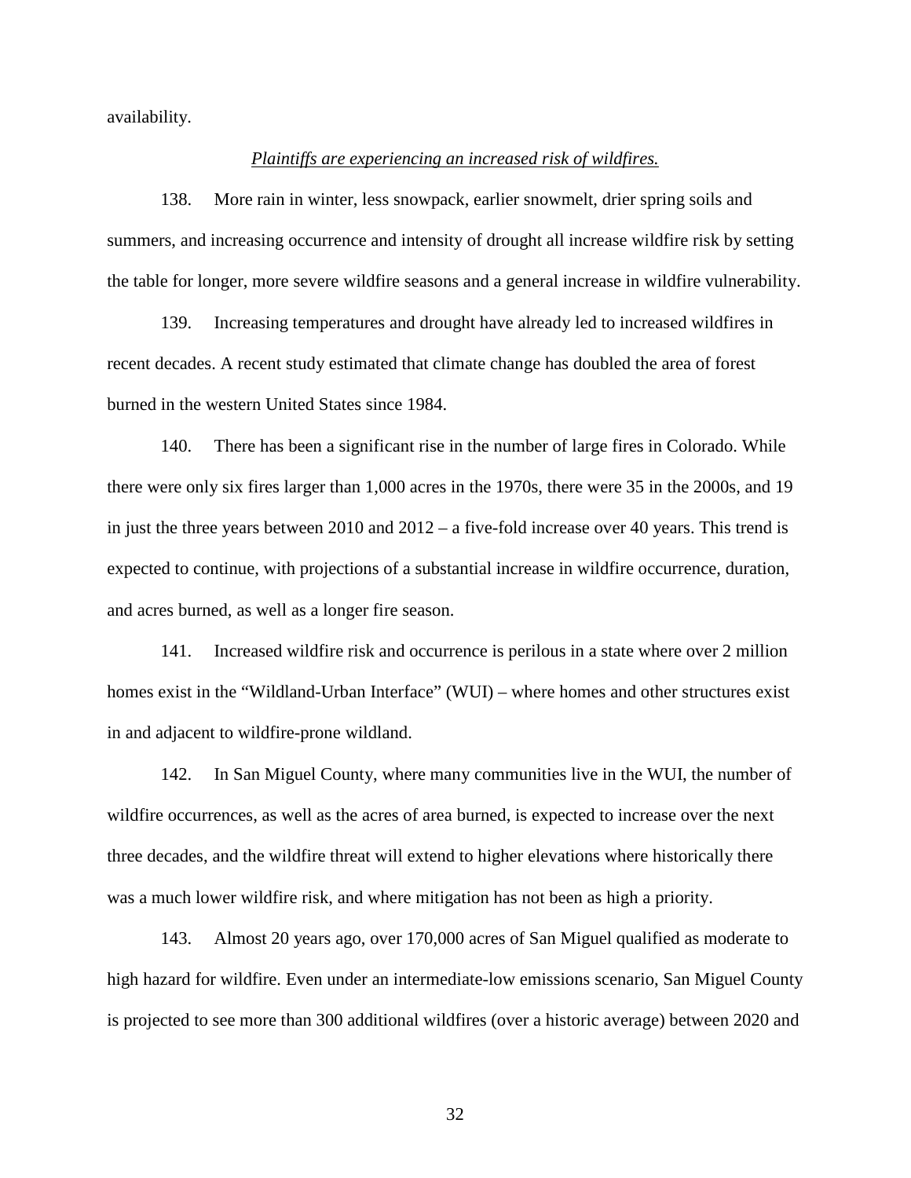availability.

*Plaintiffs are experiencing an increased risk of wildfires.*

138. More rain in winter, less snowpack, earlier snowmelt, drier spring soils and summers, and increasing occurrence and intensity of drought all increase wildfire risk by setting the table for longer, more severe wildfire seasons and a general increase in wildfire vulnerability.

139. Increasing temperatures and drought have already led to increased wildfires in recent decades. A recent study estimated that climate change has doubled the area of forest burned in the western United States since 1984.

140. There has been a significant rise in the number of large fires in Colorado. While there were only six fires larger than 1,000 acres in the 1970s, there were 35 in the 2000s, and 19 in just the three years between 2010 and 2012 – a five-fold increase over 40 years. This trend is expected to continue, with projections of a substantial increase in wildfire occurrence, duration, and acres burned, as well as a longer fire season.

141. Increased wildfire risk and occurrence is perilous in a state where over 2 million homes exist in the "Wildland-Urban Interface" (WUI) – where homes and other structures exist in and adjacent to wildfire-prone wildland.

142. In San Miguel County, where many communities live in the WUI, the number of wildfire occurrences, as well as the acres of area burned, is expected to increase over the next three decades, and the wildfire threat will extend to higher elevations where historically there was a much lower wildfire risk, and where mitigation has not been as high a priority.

143. Almost 20 years ago, over 170,000 acres of San Miguel qualified as moderate to high hazard for wildfire. Even under an intermediate-low emissions scenario, San Miguel County is projected to see more than 300 additional wildfires (over a historic average) between 2020 and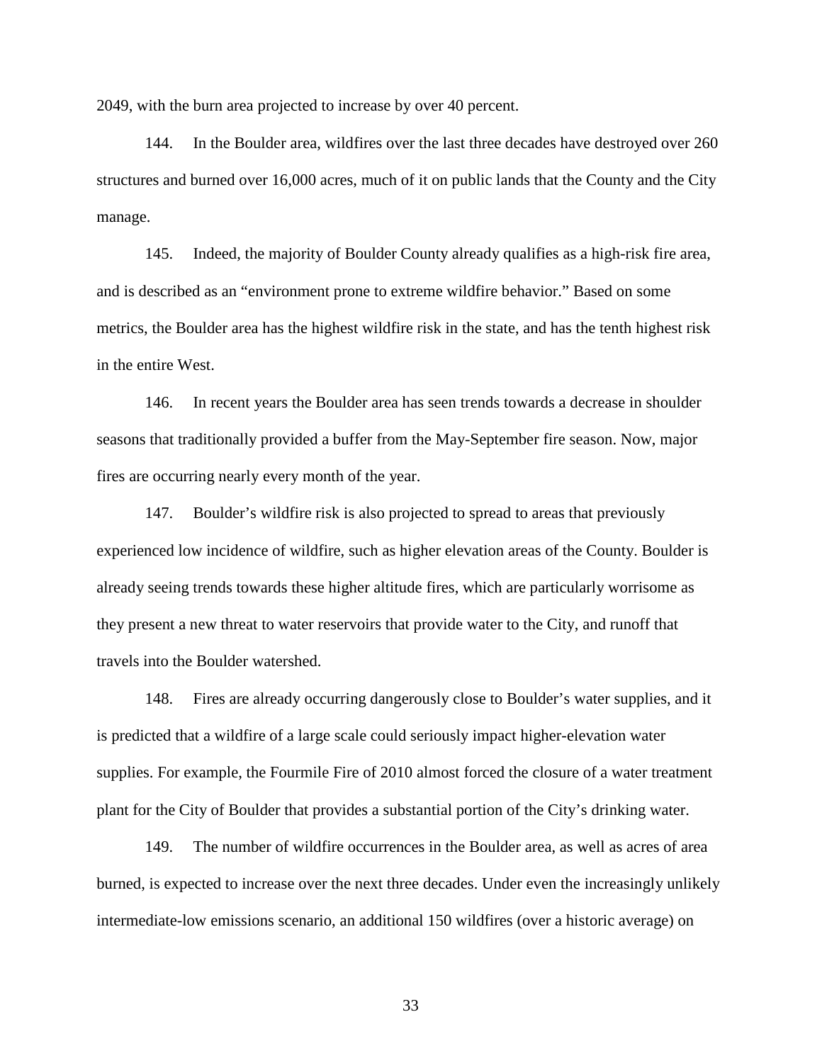2049, with the burn area projected to increase by over 40 percent.

144. In the Boulder area, wildfires over the last three decades have destroyed over 260 structures and burned over 16,000 acres, much of it on public lands that the County and the City manage.

145. Indeed, the majority of Boulder County already qualifies as a high-risk fire area, and is described as an "environment prone to extreme wildfire behavior." Based on some metrics, the Boulder area has the highest wildfire risk in the state, and has the tenth highest risk in the entire West.

146. In recent years the Boulder area has seen trends towards a decrease in shoulder seasons that traditionally provided a buffer from the May-September fire season. Now, major fires are occurring nearly every month of the year.

147. Boulder's wildfire risk is also projected to spread to areas that previously experienced low incidence of wildfire, such as higher elevation areas of the County. Boulder is already seeing trends towards these higher altitude fires, which are particularly worrisome as they present a new threat to water reservoirs that provide water to the City, and runoff that travels into the Boulder watershed.

148. Fires are already occurring dangerously close to Boulder's water supplies, and it is predicted that a wildfire of a large scale could seriously impact higher-elevation water supplies. For example, the Fourmile Fire of 2010 almost forced the closure of a water treatment plant for the City of Boulder that provides a substantial portion of the City's drinking water.

149. The number of wildfire occurrences in the Boulder area, as well as acres of area burned, is expected to increase over the next three decades. Under even the increasingly unlikely intermediate-low emissions scenario, an additional 150 wildfires (over a historic average) on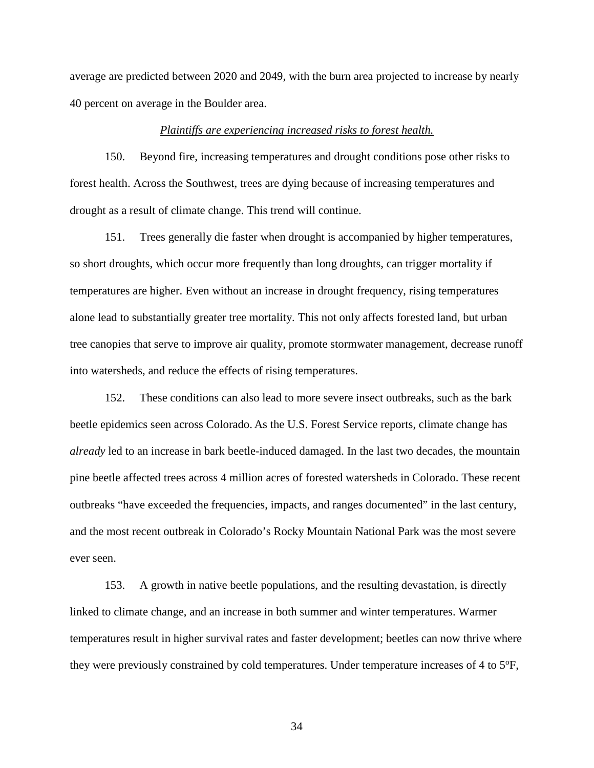average are predicted between 2020 and 2049, with the burn area projected to increase by nearly 40 percent on average in the Boulder area.

*Plaintiffs are experiencing increased risks to forest health.*

150. Beyond fire, increasing temperatures and drought conditions pose other risks to forest health. Across the Southwest, trees are dying because of increasing temperatures and drought as a result of climate change. This trend will continue.

151. Trees generally die faster when drought is accompanied by higher temperatures, so short droughts, which occur more frequently than long droughts, can trigger mortality if temperatures are higher. Even without an increase in drought frequency, rising temperatures alone lead to substantially greater tree mortality. This not only affects forested land, but urban tree canopies that serve to improve air quality, promote stormwater management, decrease runoff into watersheds, and reduce the effects of rising temperatures.

152. These conditions can also lead to more severe insect outbreaks, such as the bark beetle epidemics seen across Colorado. As the U.S. Forest Service reports, climate change has *already* led to an increase in bark beetle-induced damaged. In the last two decades, the mountain pine beetle affected trees across 4 million acres of forested watersheds in Colorado. These recent outbreaks "have exceeded the frequencies, impacts, and ranges documented" in the last century, and the most recent outbreak in Colorado's Rocky Mountain National Park was the most severe ever seen.

153. A growth in native beetle populations, and the resulting devastation, is directly linked to climate change, and an increase in both summer and winter temperatures. Warmer temperatures result in higher survival rates and faster development; beetles can now thrive where they were previously constrained by cold temperatures. Under temperature increases of 4 to 5°F,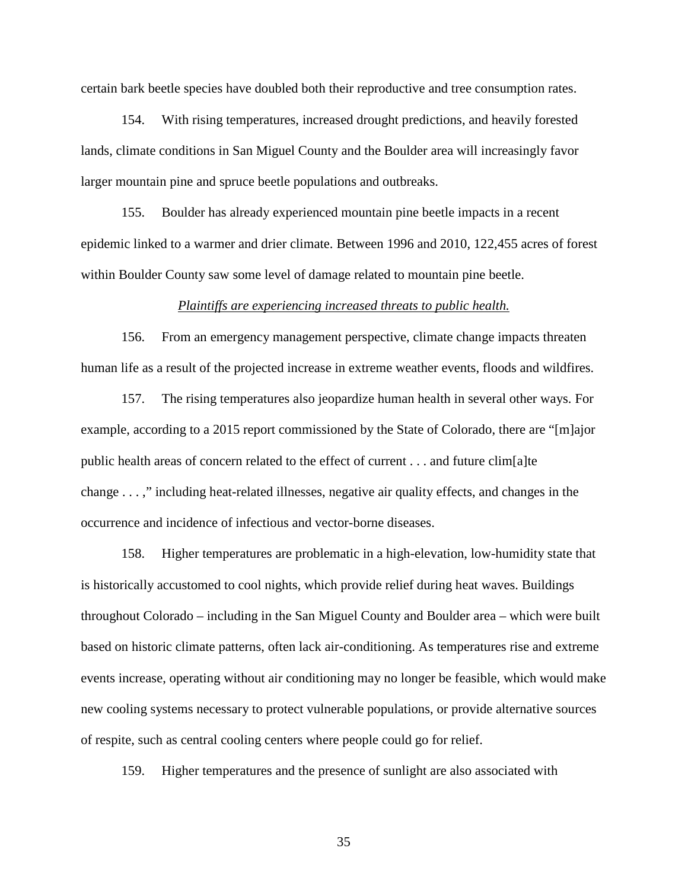certain bark beetle species have doubled both their reproductive and tree consumption rates.

154. With rising temperatures, increased drought predictions, and heavily forested lands, climate conditions in San Miguel County and the Boulder area will increasingly favor larger mountain pine and spruce beetle populations and outbreaks.

155. Boulder has already experienced mountain pine beetle impacts in a recent epidemic linked to a warmer and drier climate. Between 1996 and 2010, 122,455 acres of forest within Boulder County saw some level of damage related to mountain pine beetle.

*Plaintiffs are experiencing increased threats to public health.*

156. From an emergency management perspective, climate change impacts threaten human life as a result of the projected increase in extreme weather events, floods and wildfires.

157. The rising temperatures also jeopardize human health in several other ways. For example, according to a 2015 report commissioned by the State of Colorado, there are "[m]ajor public health areas of concern related to the effect of current . . . and future clim[a]te change . . . ," including heat-related illnesses, negative air quality effects, and changes in the occurrence and incidence of infectious and vector-borne diseases.

158. Higher temperatures are problematic in a high-elevation, low-humidity state that is historically accustomed to cool nights, which provide relief during heat waves. Buildings throughout Colorado – including in the San Miguel County and Boulder area – which were built based on historic climate patterns, often lack air-conditioning. As temperatures rise and extreme events increase, operating without air conditioning may no longer be feasible, which would make new cooling systems necessary to protect vulnerable populations, or provide alternative sources of respite, such as central cooling centers where people could go for relief.

159. Higher temperatures and the presence of sunlight are also associated with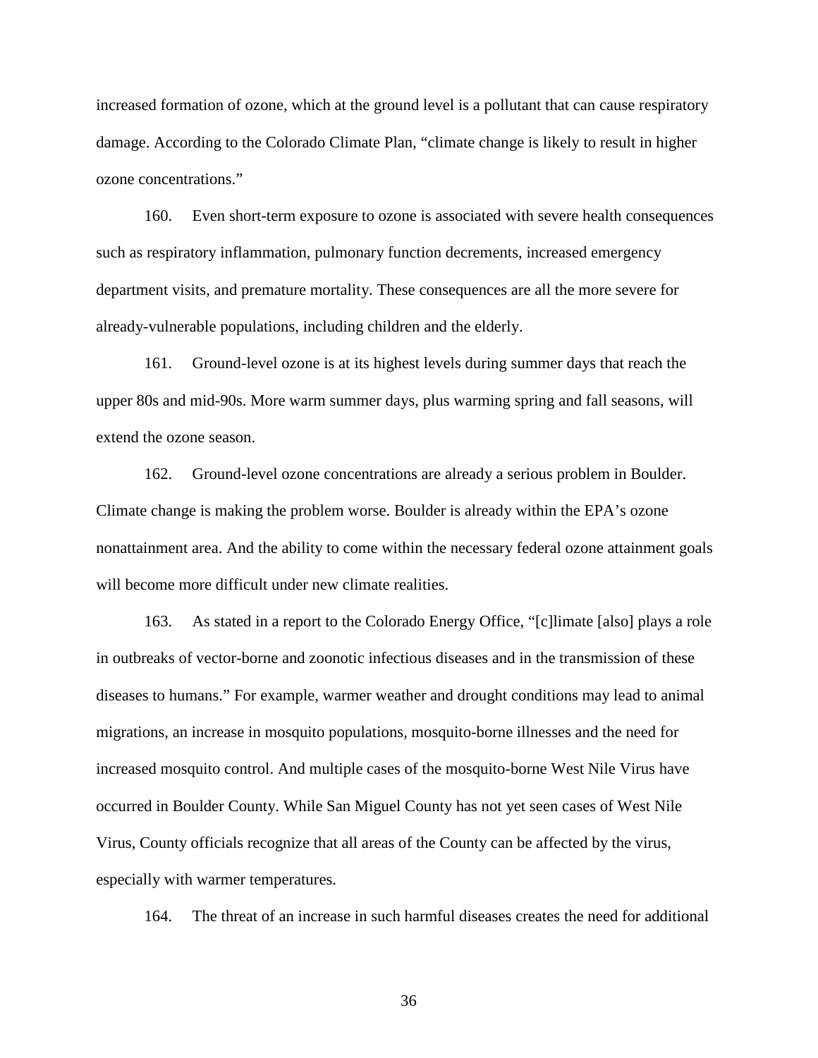increased formation of ozone, which at the ground level is a pollutant that can cause respiratory damage. According to the Colorado Climate Plan, "climate change is likely to result in higher ozone concentrations."

160. Even short-term exposure to ozone is associated with severe health consequences such as respiratory inflammation, pulmonary function decrements, increased emergency department visits, and premature mortality. These consequences are all the more severe for already-vulnerable populations, including children and the elderly.

161. Ground-level ozone is at its highest levels during summer days that reach the upper 80s and mid-90s. More warm summer days, plus warming spring and fall seasons, will extend the ozone season.

162. Ground-level ozone concentrations are already a serious problem in Boulder. Climate change is making the problem worse. Boulder is already within the EPA's ozone nonattainment area. And the ability to come within the necessary federal ozone attainment goals will become more difficult under new climate realities.

163. As stated in a report to the Colorado Energy Office, "[c]limate [also] plays a role in outbreaks of vector-borne and zoonotic infectious diseases and in the transmission of these diseases to humans." For example, warmer weather and drought conditions may lead to animal migrations, an increase in mosquito populations, mosquito-borne illnesses and the need for increased mosquito control. And multiple cases of the mosquito-borne West Nile Virus have occurred in Boulder County. While San Miguel County has not yet seen cases of West Nile Virus, County officials recognize that all areas of the County can be affected by the virus, especially with warmer temperatures.

164. The threat of an increase in such harmful diseases creates the need for additional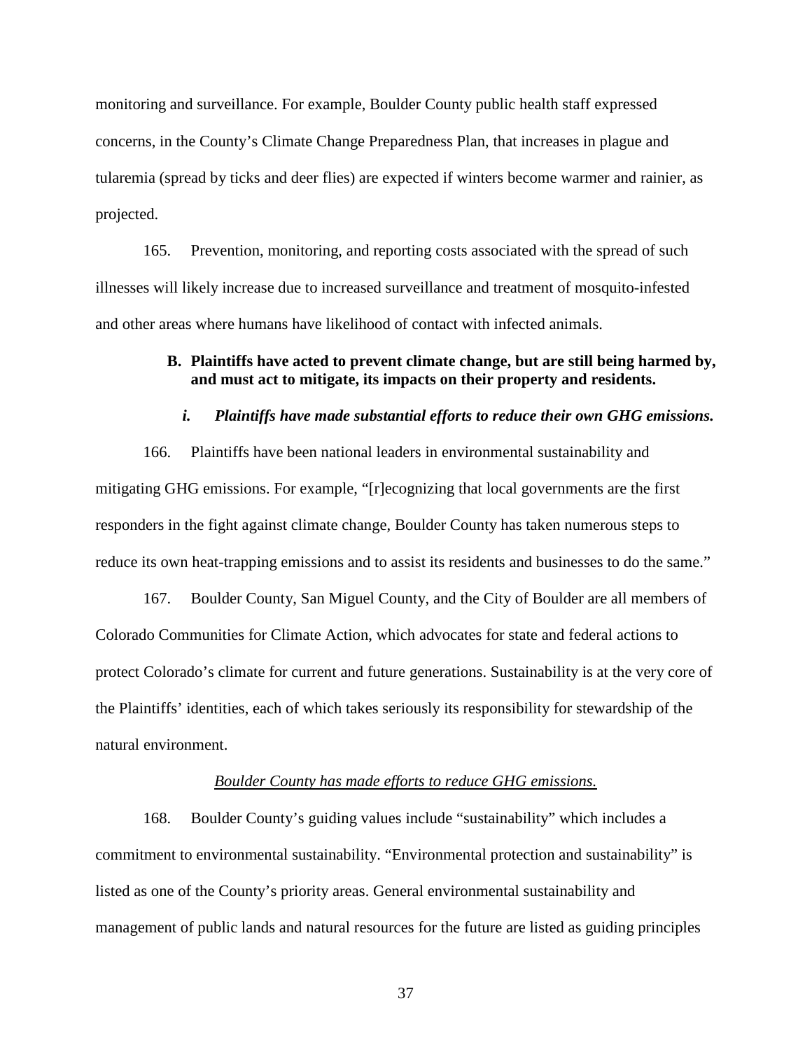monitoring and surveillance. For example, Boulder County public health staff expressed concerns, in the County's Climate Change Preparedness Plan, that increases in plague and tularemia (spread by ticks and deer flies) are expected if winters become warmer and rainier, as projected.

165. Prevention, monitoring, and reporting costs associated with the spread of such illnesses will likely increase due to increased surveillance and treatment of mosquito-infested and other areas where humans have likelihood of contact with infected animals.

### B. Plaintiffs have acted to prevent climate change, but are still being harmed by, and must act to mitigate, its impacts on their property and residents.

#### *i. Plaintiffs have made substantial efforts to reduce their own GHG emissions.*

166. Plaintiffs have been national leaders in environmental sustainability and mitigating GHG emissions. For example, "[r]ecognizing that local governments are the first responders in the fight against climate change, Boulder County has taken numerous steps to reduce its own heat-trapping emissions and to assist its residents and businesses to do the same."

167. Boulder County, San Miguel County, and the City of Boulder are all members of Colorado Communities for Climate Action, which advocates for state and federal actions to protect Colorado's climate for current and future generations. Sustainability is at the very core of the Plaintiffs' identities, each of which takes seriously its responsibility for stewardship of the natural environment.

*Boulder County has made efforts to reduce GHG emissions.*

168. Boulder County's guiding values include "sustainability" which includes a commitment to environmental sustainability. "Environmental protection and sustainability" is listed as one of the County's priority areas. General environmental sustainability and management of public lands and natural resources for the future are listed as guiding principles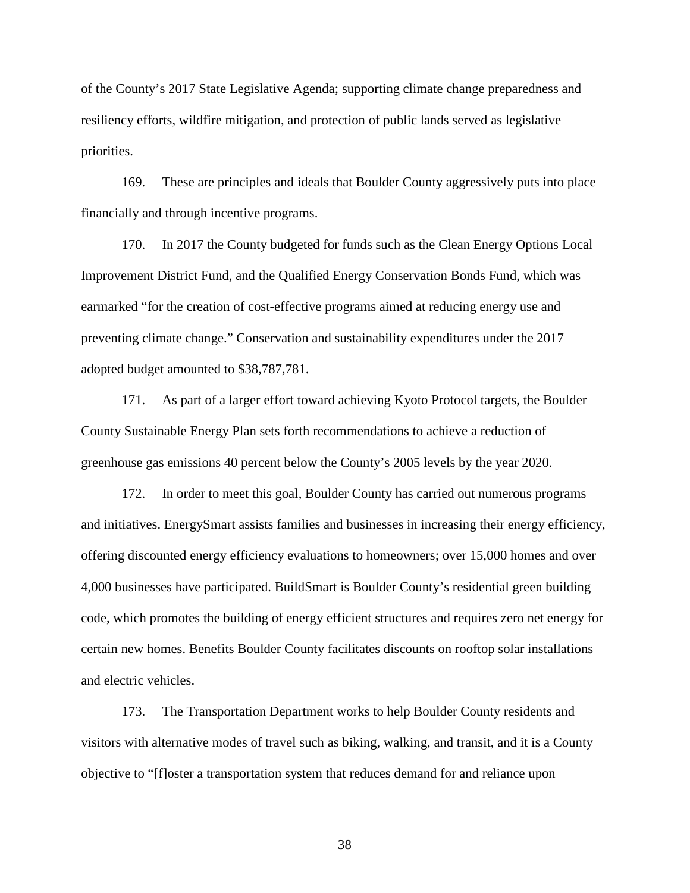of the County's 2017 State Legislative Agenda; supporting climate change preparedness and resiliency efforts, wildfire mitigation, and protection of public lands served as legislative priorities.

169. These are principles and ideals that Boulder County aggressively puts into place financially and through incentive programs.

170. In 2017 the County budgeted for funds such as the Clean Energy Options Local Improvement District Fund, and the Qualified Energy Conservation Bonds Fund, which was earmarked "for the creation of cost-effective programs aimed at reducing energy use and preventing climate change." Conservation and sustainability expenditures under the 2017 adopted budget amounted to $38,787,781.

171. As part of a larger effort toward achieving Kyoto Protocol targets, the Boulder County Sustainable Energy Plan sets forth recommendations to achieve a reduction of greenhouse gas emissions 40 percent below the County's 2005 levels by the year 2020.

172. In order to meet this goal, Boulder County has carried out numerous programs and initiatives. EnergySmart assists families and businesses in increasing their energy efficiency, offering discounted energy efficiency evaluations to homeowners; over 15,000 homes and over 4,000 businesses have participated. BuildSmart is Boulder County's residential green building code, which promotes the building of energy efficient structures and requires zero net energy for certain new homes. Benefits Boulder County facilitates discounts on rooftop solar installations and electric vehicles.

173. The Transportation Department works to help Boulder County residents and visitors with alternative modes of travel such as biking, walking, and transit, and it is a County objective to "[f]oster a transportation system that reduces demand for and reliance upon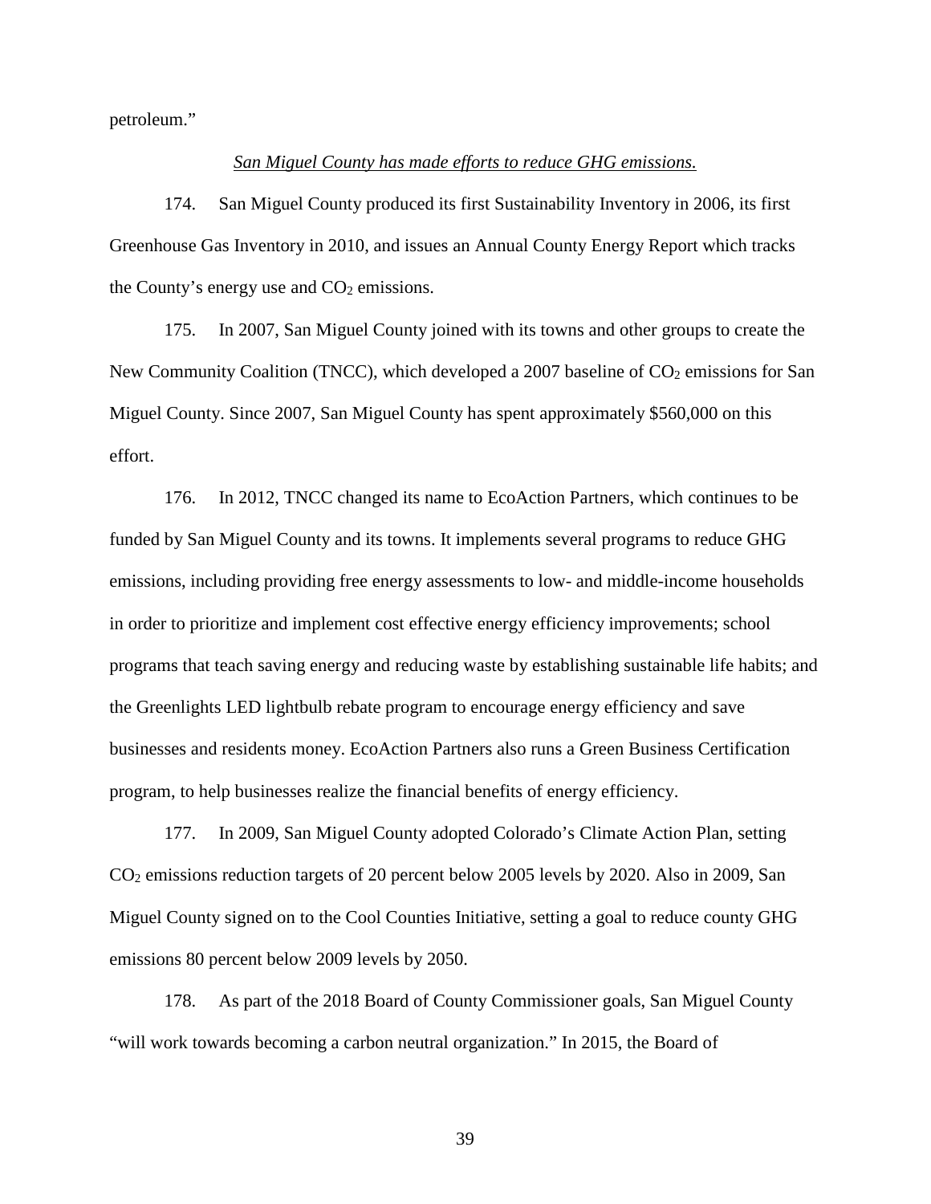petroleum."

*San Miguel County has made efforts to reduce GHG emissions.*

174. San Miguel County produced its first Sustainability Inventory in 2006, its first Greenhouse Gas Inventory in 2010, and issues an Annual County Energy Report which tracks the County's energy use and $CO_2$ emissions.

175. In 2007, San Miguel County joined with its towns and other groups to create the New Community Coalition (TNCC), which developed a 2007 baseline of $CO_2$ emissions for San Miguel County. Since 2007, San Miguel County has spent approximately $560,000 on this effort.

176. In 2012, TNCC changed its name to EcoAction Partners, which continues to be funded by San Miguel County and its towns. It implements several programs to reduce GHG emissions, including providing free energy assessments to low- and middle-income households in order to prioritize and implement cost effective energy efficiency improvements; school programs that teach saving energy and reducing waste by establishing sustainable life habits; and the Greenlights LED lightbulb rebate program to encourage energy efficiency and save businesses and residents money. EcoAction Partners also runs a Green Business Certification program, to help businesses realize the financial benefits of energy efficiency.

177. In 2009, San Miguel County adopted Colorado's Climate Action Plan, setting $CO_2$ emissions reduction targets of 20 percent below 2005 levels by 2020. Also in 2009, San Miguel County signed on to the Cool Counties Initiative, setting a goal to reduce county GHG emissions 80 percent below 2009 levels by 2050.

178. As part of the 2018 Board of County Commissioner goals, San Miguel County "will work towards becoming a carbon neutral organization." In 2015, the Board of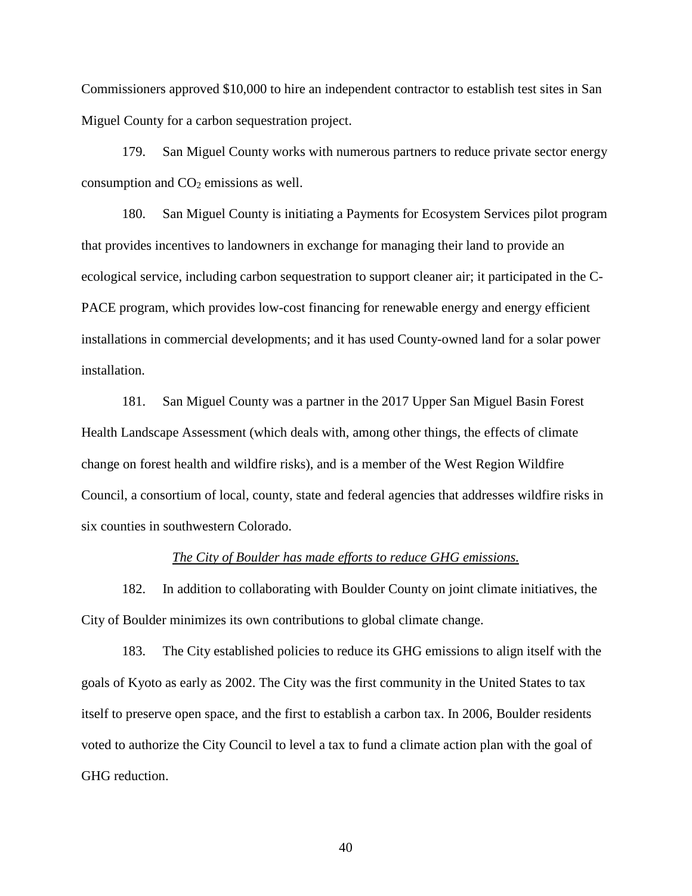Commissioners approved $10,000 to hire an independent contractor to establish test sites in San Miguel County for a carbon sequestration project.

179. San Miguel County works with numerous partners to reduce private sector energy consumption and $CO_2$ emissions as well.

180. San Miguel County is initiating a Payments for Ecosystem Services pilot program that provides incentives to landowners in exchange for managing their land to provide an ecological service, including carbon sequestration to support cleaner air; it participated in the C-PACE program, which provides low-cost financing for renewable energy and energy efficient installations in commercial developments; and it has used County-owned land for a solar power installation.

181. San Miguel County was a partner in the 2017 Upper San Miguel Basin Forest Health Landscape Assessment (which deals with, among other things, the effects of climate change on forest health and wildfire risks), and is a member of the West Region Wildfire Council, a consortium of local, county, state and federal agencies that addresses wildfire risks in six counties in southwestern Colorado.

*The City of Boulder has made efforts to reduce GHG emissions.*

182. In addition to collaborating with Boulder County on joint climate initiatives, the City of Boulder minimizes its own contributions to global climate change.

183. The City established policies to reduce its GHG emissions to align itself with the goals of Kyoto as early as 2002. The City was the first community in the United States to tax itself to preserve open space, and the first to establish a carbon tax. In 2006, Boulder residents voted to authorize the City Council to level a tax to fund a climate action plan with the goal of GHG reduction.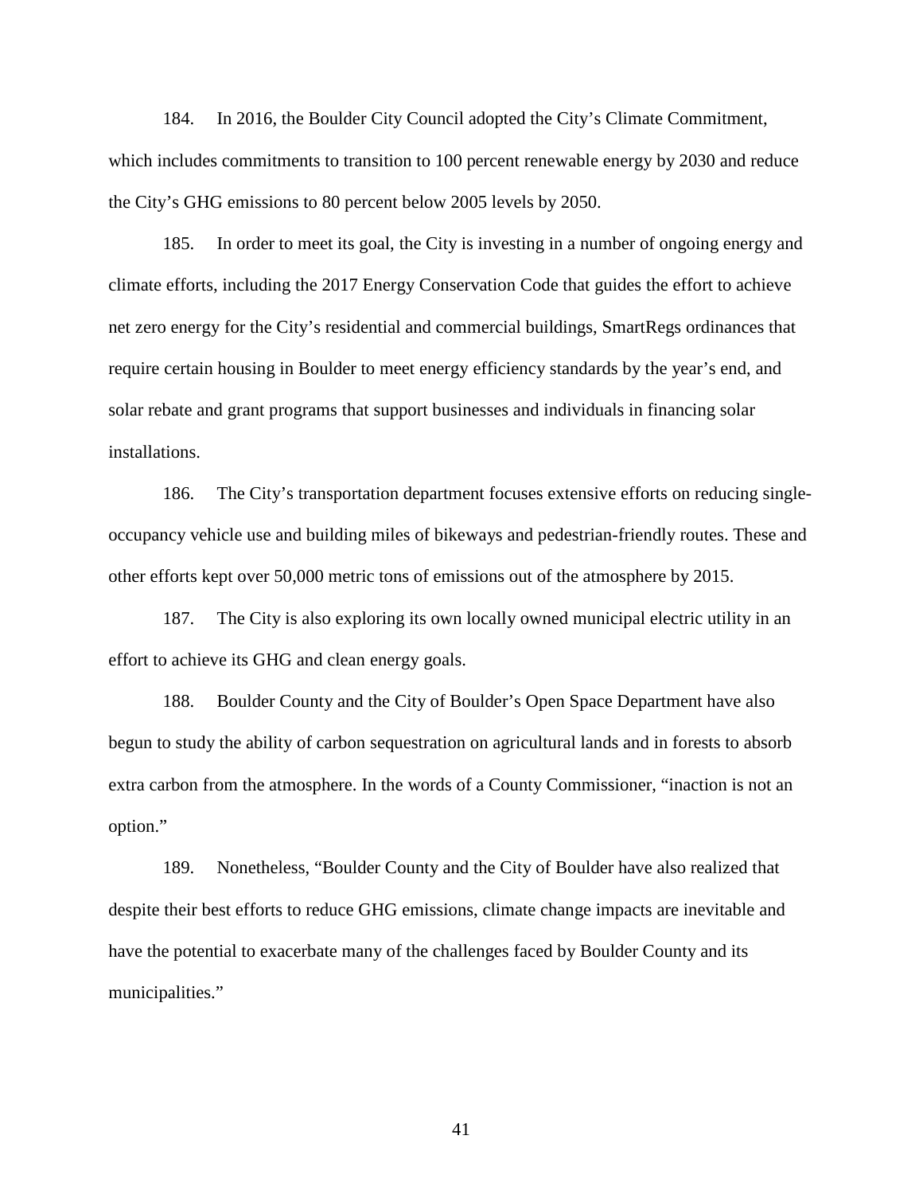184. In 2016, the Boulder City Council adopted the City's Climate Commitment, which includes commitments to transition to 100 percent renewable energy by 2030 and reduce the City's GHG emissions to 80 percent below 2005 levels by 2050.

185. In order to meet its goal, the City is investing in a number of ongoing energy and climate efforts, including the 2017 Energy Conservation Code that guides the effort to achieve net zero energy for the City's residential and commercial buildings, SmartRegs ordinances that require certain housing in Boulder to meet energy efficiency standards by the year's end, and solar rebate and grant programs that support businesses and individuals in financing solar installations.

186. The City's transportation department focuses extensive efforts on reducing single-occupancy vehicle use and building miles of bikeways and pedestrian-friendly routes. These and other efforts kept over 50,000 metric tons of emissions out of the atmosphere by 2015.

187. The City is also exploring its own locally owned municipal electric utility in an effort to achieve its GHG and clean energy goals.

188. Boulder County and the City of Boulder's Open Space Department have also begun to study the ability of carbon sequestration on agricultural lands and in forests to absorb extra carbon from the atmosphere. In the words of a County Commissioner, "inaction is not an option."

189. Nonetheless, "Boulder County and the City of Boulder have also realized that despite their best efforts to reduce GHG emissions, climate change impacts are inevitable and have the potential to exacerbate many of the challenges faced by Boulder County and its municipalities."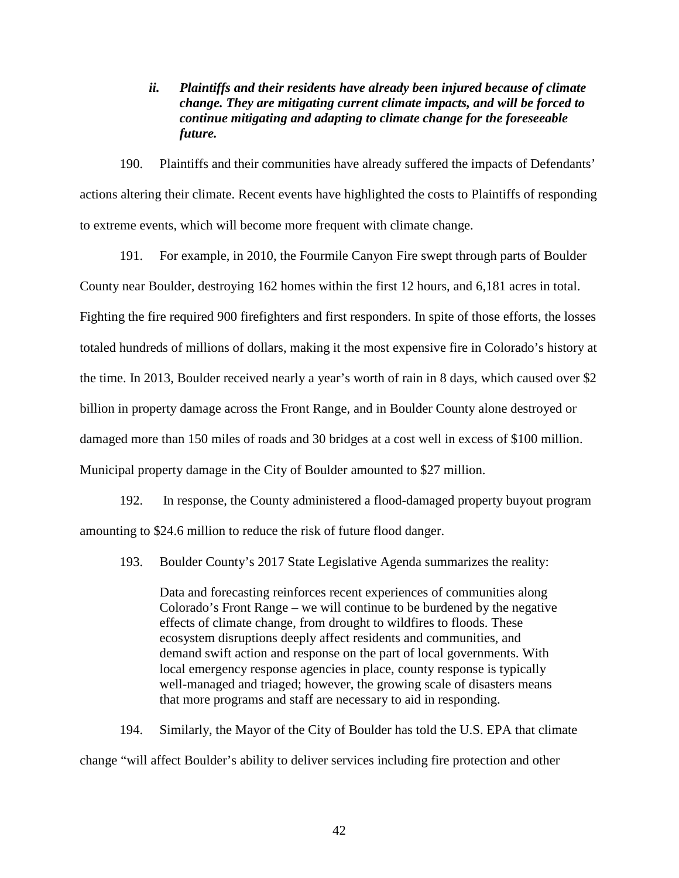### *ii. Plaintiffs and their residents have already been injured because of climate change. They are mitigating current climate impacts, and will be forced to continue mitigating and adapting to climate change for the foreseeable future.*

190. Plaintiffs and their communities have already suffered the impacts of Defendants' actions altering their climate. Recent events have highlighted the costs to Plaintiffs of responding to extreme events, which will become more frequent with climate change.

191. For example, in 2010, the Fourmile Canyon Fire swept through parts of Boulder County near Boulder, destroying 162 homes within the first 12 hours, and 6,181 acres in total. Fighting the fire required 900 firefighters and first responders. In spite of those efforts, the losses totaled hundreds of millions of dollars, making it the most expensive fire in Colorado's history at the time. In 2013, Boulder received nearly a year's worth of rain in 8 days, which caused over $2 billion in property damage across the Front Range, and in Boulder County alone destroyed or damaged more than 150 miles of roads and 30 bridges at a cost well in excess of $100 million. Municipal property damage in the City of Boulder amounted to $27 million.

192. In response, the County administered a flood-damaged property buyout program amounting to $24.6 million to reduce the risk of future flood danger.

193. Boulder County's 2017 State Legislative Agenda summarizes the reality:

> Data and forecasting reinforces recent experiences of communities along Colorado's Front Range – we will continue to be burdened by the negative effects of climate change, from drought to wildfires to floods. These ecosystem disruptions deeply affect residents and communities, and demand swift action and response on the part of local governments. With local emergency response agencies in place, county response is typically well-managed and triaged; however, the growing scale of disasters means that more programs and staff are necessary to aid in responding.

194. Similarly, the Mayor of the City of Boulder has told the U.S. EPA that climate change "will affect Boulder's ability to deliver services including fire protection and other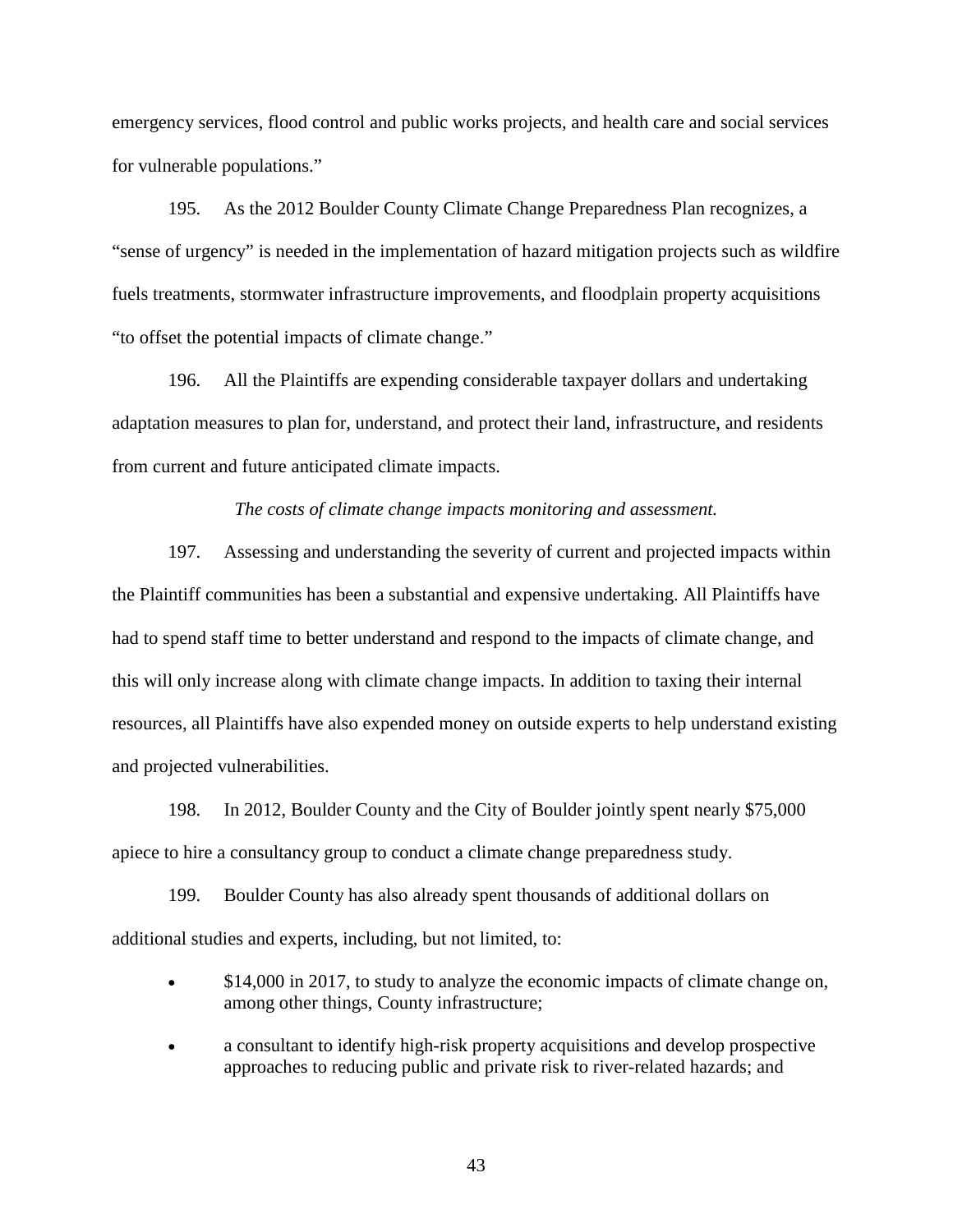emergency services, flood control and public works projects, and health care and social services for vulnerable populations."

195. As the 2012 Boulder County Climate Change Preparedness Plan recognizes, a "sense of urgency" is needed in the implementation of hazard mitigation projects such as wildfire fuels treatments, stormwater infrastructure improvements, and floodplain property acquisitions "to offset the potential impacts of climate change."

196. All the Plaintiffs are expending considerable taxpayer dollars and undertaking adaptation measures to plan for, understand, and protect their land, infrastructure, and residents from current and future anticipated climate impacts.

*The costs of climate change impacts monitoring and assessment.*

197. Assessing and understanding the severity of current and projected impacts within the Plaintiff communities has been a substantial and expensive undertaking. All Plaintiffs have had to spend staff time to better understand and respond to the impacts of climate change, and this will only increase along with climate change impacts. In addition to taxing their internal resources, all Plaintiffs have also expended money on outside experts to help understand existing and projected vulnerabilities.

198. In 2012, Boulder County and the City of Boulder jointly spent nearly $75,000 apiece to hire a consultancy group to conduct a climate change preparedness study.

199. Boulder County has also already spent thousands of additional dollars on additional studies and experts, including, but not limited, to:

- $14,000 in 2017, to study to analyze the economic impacts of climate change on, among other things, County infrastructure;
- a consultant to identify high-risk property acquisitions and develop prospective approaches to reducing public and private risk to river-related hazards; and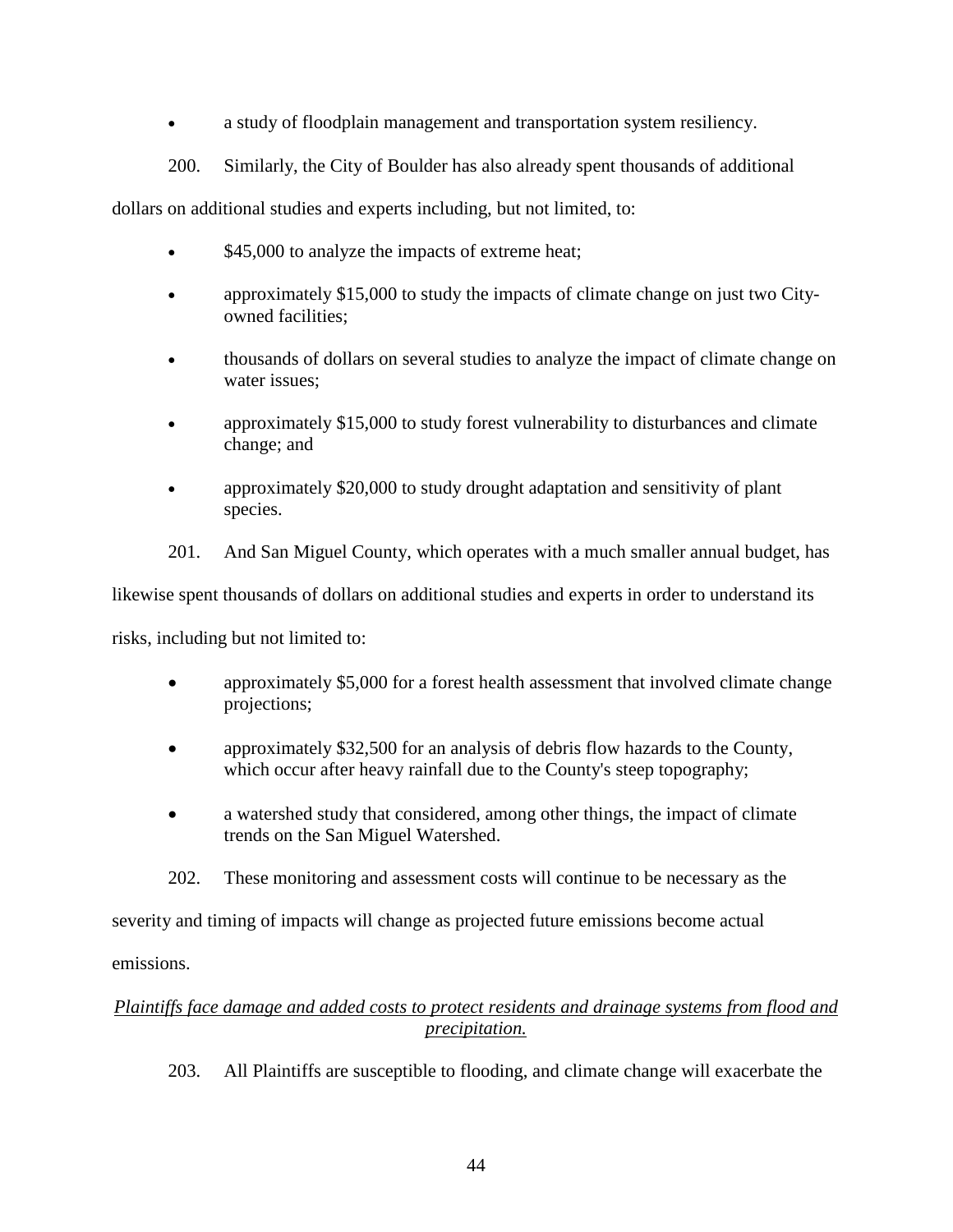- a study of floodplain management and transportation system resiliency.

200. Similarly, the City of Boulder has also already spent thousands of additional dollars on additional studies and experts including, but not limited, to:

- $45,000 to analyze the impacts of extreme heat;
- approximately $15,000 to study the impacts of climate change on just two City-owned facilities;
- thousands of dollars on several studies to analyze the impact of climate change on water issues;
- approximately $15,000 to study forest vulnerability to disturbances and climate change; and
- approximately $20,000 to study drought adaptation and sensitivity of plant species.

201. And San Miguel County, which operates with a much smaller annual budget, has likewise spent thousands of dollars on additional studies and experts in order to understand its risks, including but not limited to:

- approximately $5,000 for a forest health assessment that involved climate change projections;
- approximately $32,500 for an analysis of debris flow hazards to the County, which occur after heavy rainfall due to the County's steep topography;
- a watershed study that considered, among other things, the impact of climate trends on the San Miguel Watershed.

202. These monitoring and assessment costs will continue to be necessary as the severity and timing of impacts will change as projected future emissions become actual emissions.

*Plaintiffs face damage and added costs to protect residents and drainage systems from flood and precipitation.*

203. All Plaintiffs are susceptible to flooding, and climate change will exacerbate the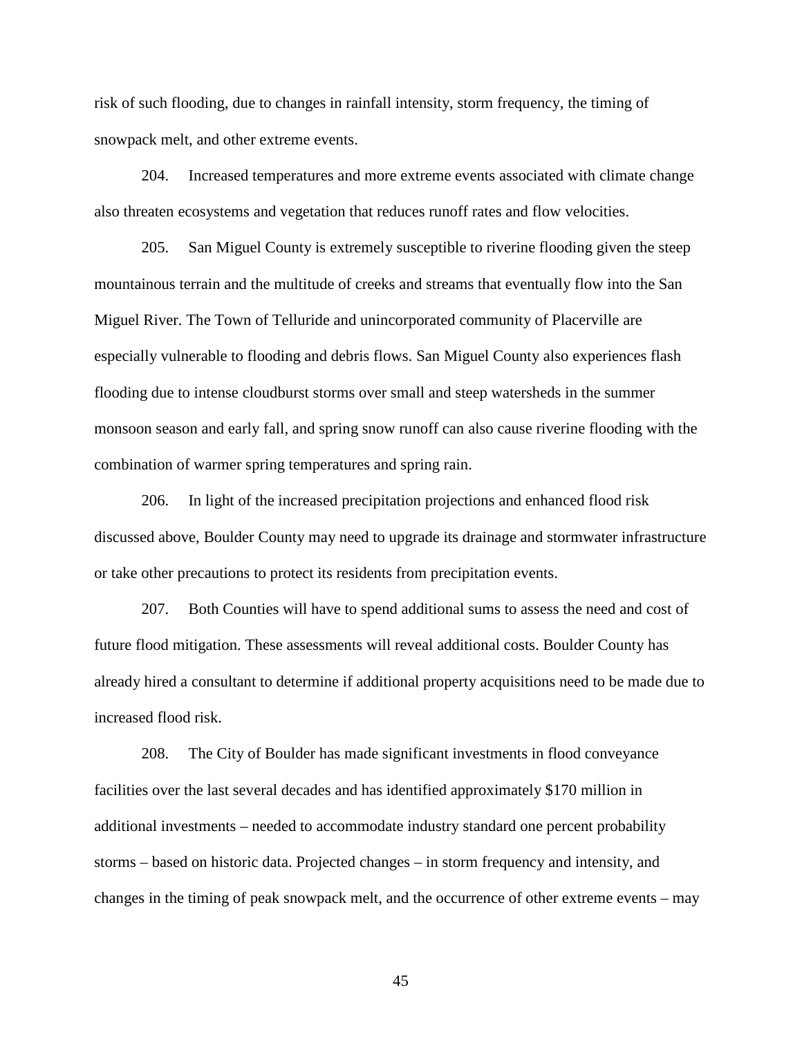risk of such flooding, due to changes in rainfall intensity, storm frequency, the timing of snowpack melt, and other extreme events.

204. Increased temperatures and more extreme events associated with climate change also threaten ecosystems and vegetation that reduces runoff rates and flow velocities.

205. San Miguel County is extremely susceptible to riverine flooding given the steep mountainous terrain and the multitude of creeks and streams that eventually flow into the San Miguel River. The Town of Telluride and unincorporated community of Placerville are especially vulnerable to flooding and debris flows. San Miguel County also experiences flash flooding due to intense cloudburst storms over small and steep watersheds in the summer monsoon season and early fall, and spring snow runoff can also cause riverine flooding with the combination of warmer spring temperatures and spring rain.

206. In light of the increased precipitation projections and enhanced flood risk discussed above, Boulder County may need to upgrade its drainage and stormwater infrastructure or take other precautions to protect its residents from precipitation events.

207. Both Counties will have to spend additional sums to assess the need and cost of future flood mitigation. These assessments will reveal additional costs. Boulder County has already hired a consultant to determine if additional property acquisitions need to be made due to increased flood risk.

208. The City of Boulder has made significant investments in flood conveyance facilities over the last several decades and has identified approximately $170 million in additional investments – needed to accommodate industry standard one percent probability storms – based on historic data. Projected changes – in storm frequency and intensity, and changes in the timing of peak snowpack melt, and the occurrence of other extreme events – may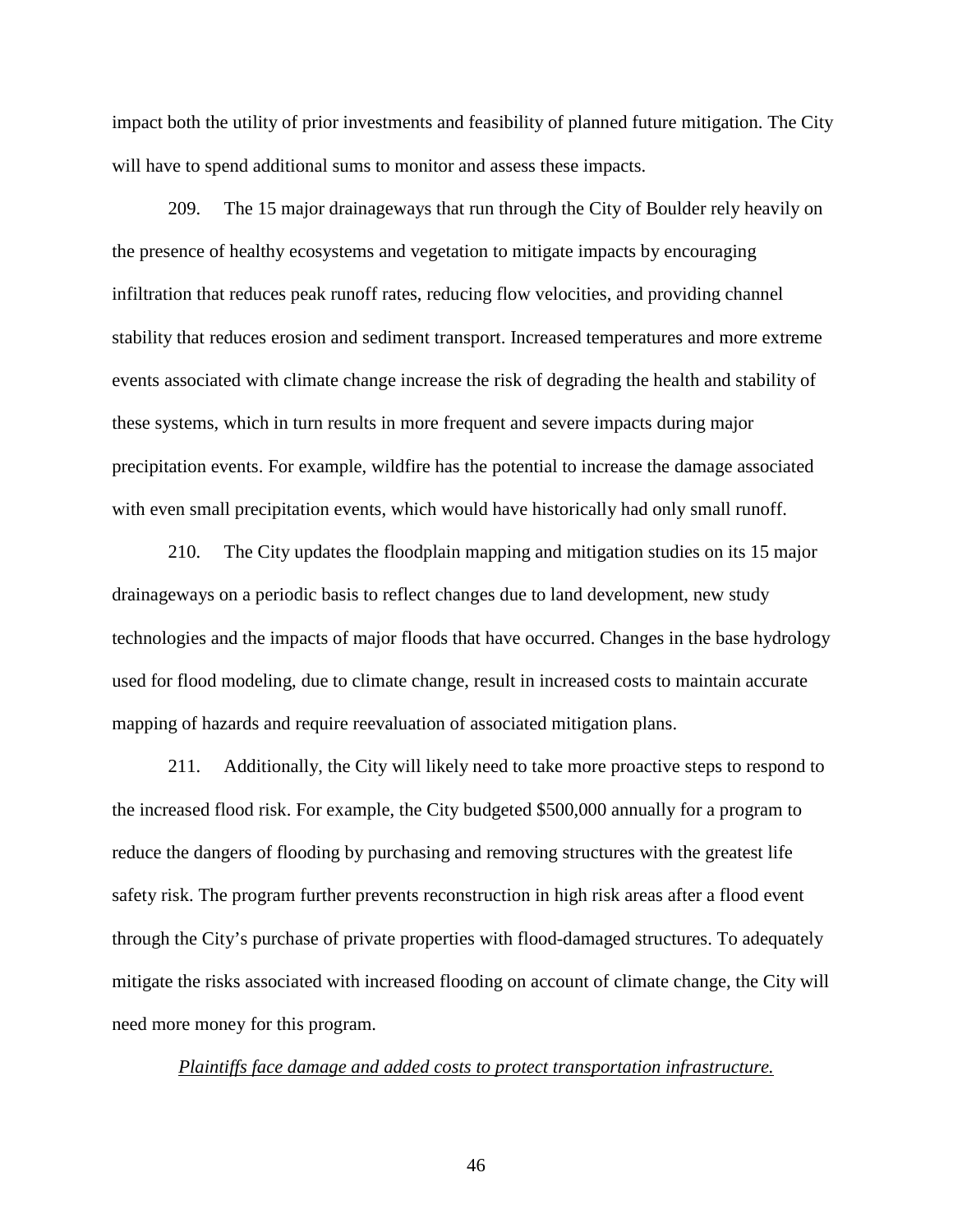impact both the utility of prior investments and feasibility of planned future mitigation. The City will have to spend additional sums to monitor and assess these impacts.

209. The 15 major drainageways that run through the City of Boulder rely heavily on the presence of healthy ecosystems and vegetation to mitigate impacts by encouraging infiltration that reduces peak runoff rates, reducing flow velocities, and providing channel stability that reduces erosion and sediment transport. Increased temperatures and more extreme events associated with climate change increase the risk of degrading the health and stability of these systems, which in turn results in more frequent and severe impacts during major precipitation events. For example, wildfire has the potential to increase the damage associated with even small precipitation events, which would have historically had only small runoff.

210. The City updates the floodplain mapping and mitigation studies on its 15 major drainageways on a periodic basis to reflect changes due to land development, new study technologies and the impacts of major floods that have occurred. Changes in the base hydrology used for flood modeling, due to climate change, result in increased costs to maintain accurate mapping of hazards and require reevaluation of associated mitigation plans.

211. Additionally, the City will likely need to take more proactive steps to respond to the increased flood risk. For example, the City budgeted $500,000 annually for a program to reduce the dangers of flooding by purchasing and removing structures with the greatest life safety risk. The program further prevents reconstruction in high risk areas after a flood event through the City's purchase of private properties with flood-damaged structures. To adequately mitigate the risks associated with increased flooding on account of climate change, the City will need more money for this program.

*Plaintiffs face damage and added costs to protect transportation infrastructure.*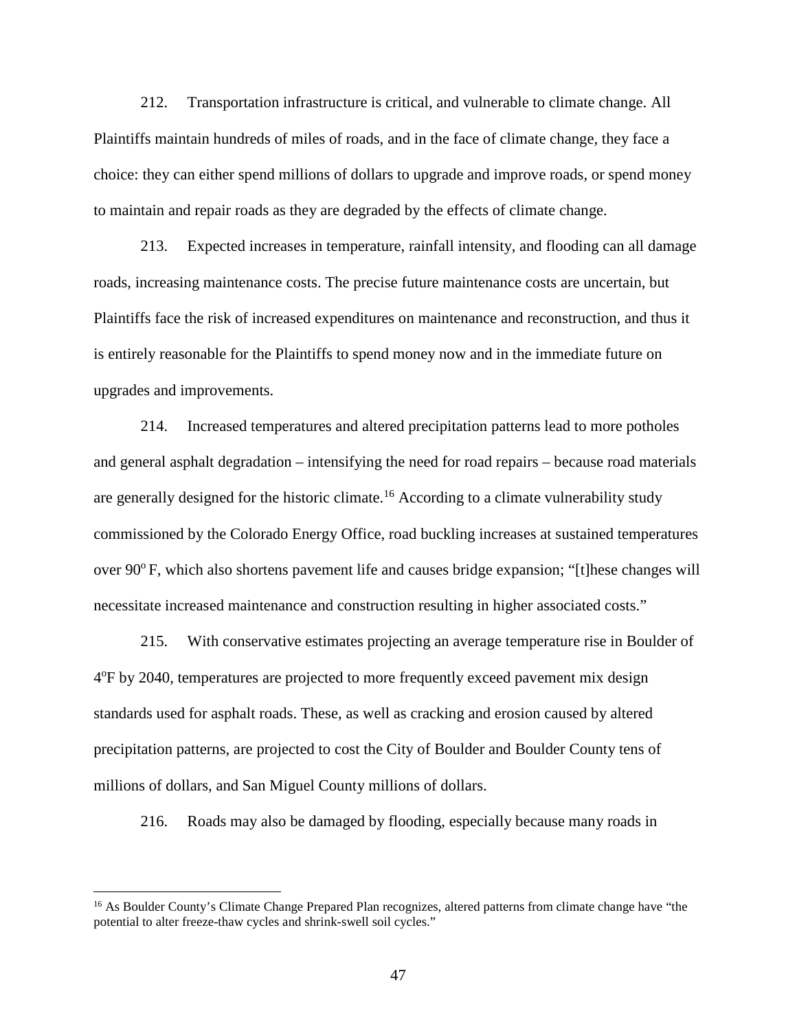212. Transportation infrastructure is critical, and vulnerable to climate change. All Plaintiffs maintain hundreds of miles of roads, and in the face of climate change, they face a choice: they can either spend millions of dollars to upgrade and improve roads, or spend money to maintain and repair roads as they are degraded by the effects of climate change.

213. Expected increases in temperature, rainfall intensity, and flooding can all damage roads, increasing maintenance costs. The precise future maintenance costs are uncertain, but Plaintiffs face the risk of increased expenditures on maintenance and reconstruction, and thus it is entirely reasonable for the Plaintiffs to spend money now and in the immediate future on upgrades and improvements.

214. Increased temperatures and altered precipitation patterns lead to more potholes and general asphalt degradation – intensifying the need for road repairs – because road materials are generally designed for the historic climate.[16] According to a climate vulnerability study commissioned by the Colorado Energy Office, road buckling increases at sustained temperatures over 90° F, which also shortens pavement life and causes bridge expansion; "[t]hese changes will necessitate increased maintenance and construction resulting in higher associated costs."

215. With conservative estimates projecting an average temperature rise in Boulder of 4°F by 2040, temperatures are projected to more frequently exceed pavement mix design standards used for asphalt roads. These, as well as cracking and erosion caused by altered precipitation patterns, are projected to cost the City of Boulder and Boulder County tens of millions of dollars, and San Miguel County millions of dollars.

216. Roads may also be damaged by flooding, especially because many roads in

---

[16] As Boulder County's Climate Change Prepared Plan recognizes, altered patterns from climate change have "the potential to alter freeze-thaw cycles and shrink-swell soil cycles."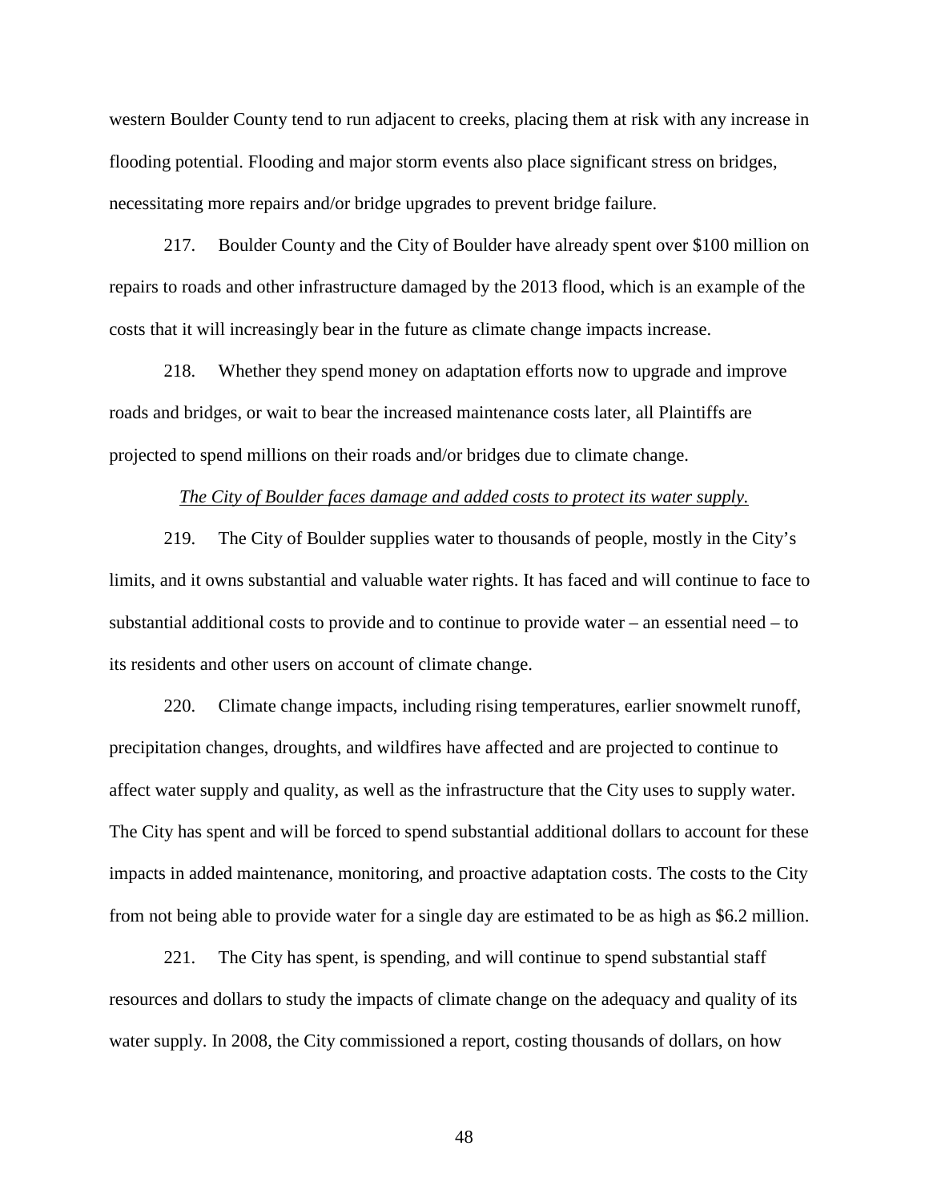western Boulder County tend to run adjacent to creeks, placing them at risk with any increase in flooding potential. Flooding and major storm events also place significant stress on bridges, necessitating more repairs and/or bridge upgrades to prevent bridge failure.

217. Boulder County and the City of Boulder have already spent over $100 million on repairs to roads and other infrastructure damaged by the 2013 flood, which is an example of the costs that it will increasingly bear in the future as climate change impacts increase.

218. Whether they spend money on adaptation efforts now to upgrade and improve roads and bridges, or wait to bear the increased maintenance costs later, all Plaintiffs are projected to spend millions on their roads and/or bridges due to climate change.

*The City of Boulder faces damage and added costs to protect its water supply.*

219. The City of Boulder supplies water to thousands of people, mostly in the City's limits, and it owns substantial and valuable water rights. It has faced and will continue to face to substantial additional costs to provide and to continue to provide water – an essential need – to its residents and other users on account of climate change.

220. Climate change impacts, including rising temperatures, earlier snowmelt runoff, precipitation changes, droughts, and wildfires have affected and are projected to continue to affect water supply and quality, as well as the infrastructure that the City uses to supply water. The City has spent and will be forced to spend substantial additional dollars to account for these impacts in added maintenance, monitoring, and proactive adaptation costs. The costs to the City from not being able to provide water for a single day are estimated to be as high as $6.2 million.

221. The City has spent, is spending, and will continue to spend substantial staff resources and dollars to study the impacts of climate change on the adequacy and quality of its water supply. In 2008, the City commissioned a report, costing thousands of dollars, on how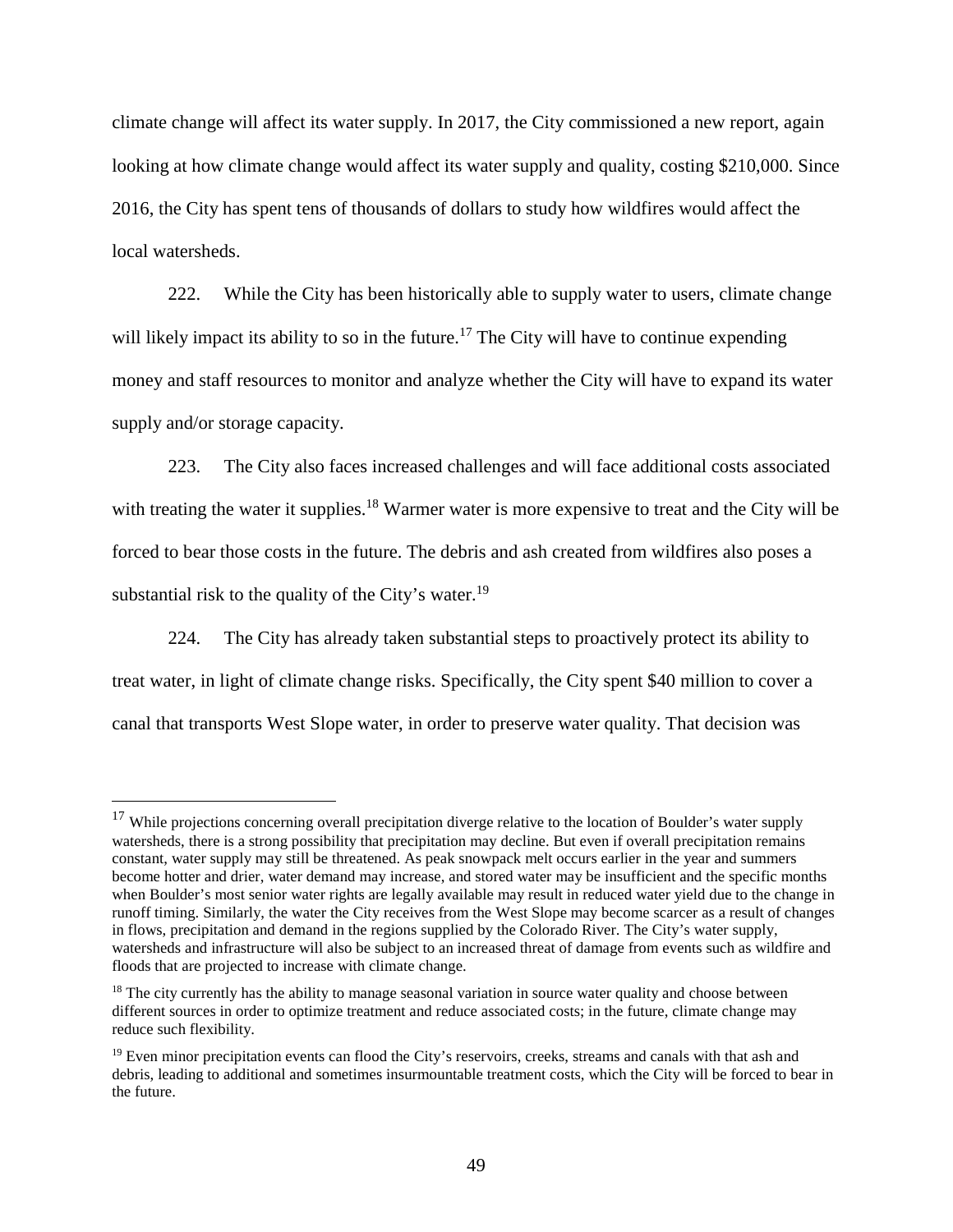climate change will affect its water supply. In 2017, the City commissioned a new report, again looking at how climate change would affect its water supply and quality, costing $210,000. Since 2016, the City has spent tens of thousands of dollars to study how wildfires would affect the local watersheds.

222. While the City has been historically able to supply water to users, climate change will likely impact its ability to so in the future.[17] The City will have to continue expending money and staff resources to monitor and analyze whether the City will have to expand its water supply and/or storage capacity.

223. The City also faces increased challenges and will face additional costs associated with treating the water it supplies.[18] Warmer water is more expensive to treat and the City will be forced to bear those costs in the future. The debris and ash created from wildfires also poses a substantial risk to the quality of the City's water.[19]

224. The City has already taken substantial steps to proactively protect its ability to treat water, in light of climate change risks. Specifically, the City spent $40 million to cover a canal that transports West Slope water, in order to preserve water quality. That decision was

---

[17] While projections concerning overall precipitation diverge relative to the location of Boulder's water supply watersheds, there is a strong possibility that precipitation may decline. But even if overall precipitation remains constant, water supply may still be threatened. As peak snowpack melt occurs earlier in the year and summers become hotter and drier, water demand may increase, and stored water may be insufficient and the specific months when Boulder's most senior water rights are legally available may result in reduced water yield due to the change in runoff timing. Similarly, the water the City receives from the West Slope may become scarcer as a result of changes in flows, precipitation and demand in the regions supplied by the Colorado River. The City's water supply, watersheds and infrastructure will also be subject to an increased threat of damage from events such as wildfire and floods that are projected to increase with climate change.

[18] The city currently has the ability to manage seasonal variation in source water quality and choose between different sources in order to optimize treatment and reduce associated costs; in the future, climate change may reduce such flexibility.

[19] Even minor precipitation events can flood the City's reservoirs, creeks, streams and canals with that ash and debris, leading to additional and sometimes insurmountable treatment costs, which the City will be forced to bear in the future.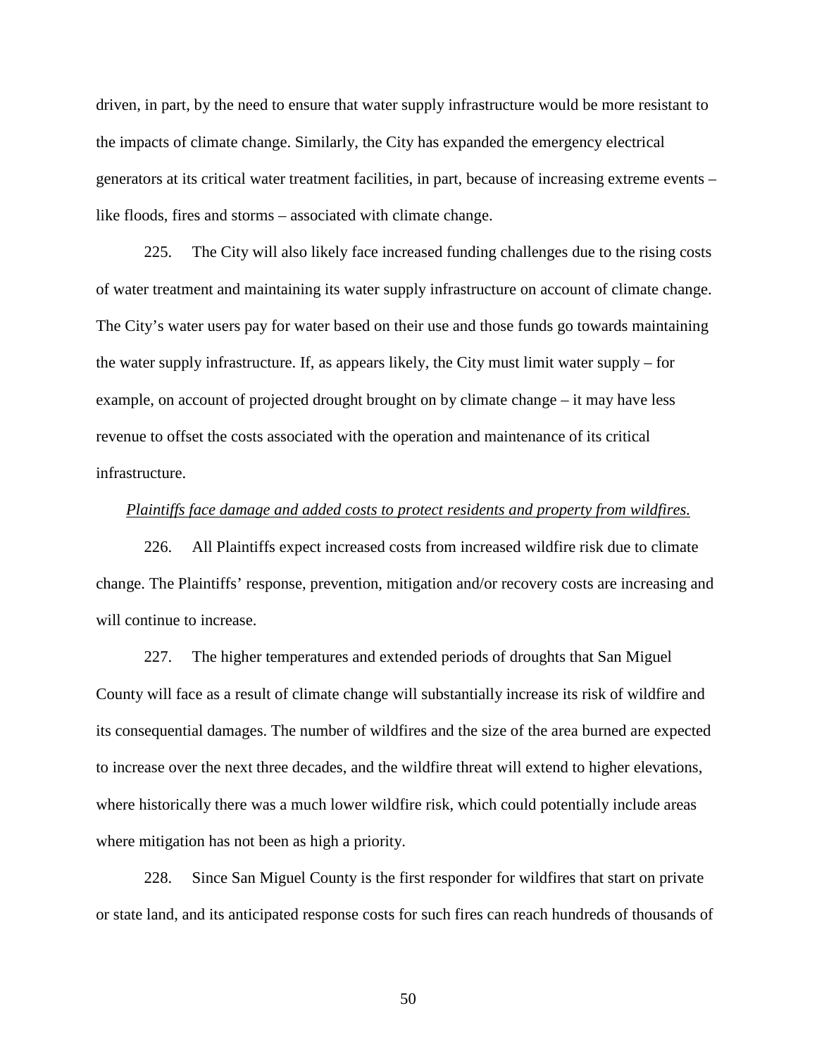driven, in part, by the need to ensure that water supply infrastructure would be more resistant to the impacts of climate change. Similarly, the City has expanded the emergency electrical generators at its critical water treatment facilities, in part, because of increasing extreme events – like floods, fires and storms – associated with climate change.

225. The City will also likely face increased funding challenges due to the rising costs of water treatment and maintaining its water supply infrastructure on account of climate change. The City's water users pay for water based on their use and those funds go towards maintaining the water supply infrastructure. If, as appears likely, the City must limit water supply – for example, on account of projected drought brought on by climate change – it may have less revenue to offset the costs associated with the operation and maintenance of its critical infrastructure.

*Plaintiffs face damage and added costs to protect residents and property from wildfires.*

226. All Plaintiffs expect increased costs from increased wildfire risk due to climate change. The Plaintiffs' response, prevention, mitigation and/or recovery costs are increasing and will continue to increase.

227. The higher temperatures and extended periods of droughts that San Miguel County will face as a result of climate change will substantially increase its risk of wildfire and its consequential damages. The number of wildfires and the size of the area burned are expected to increase over the next three decades, and the wildfire threat will extend to higher elevations, where historically there was a much lower wildfire risk, which could potentially include areas where mitigation has not been as high a priority.

228. Since San Miguel County is the first responder for wildfires that start on private or state land, and its anticipated response costs for such fires can reach hundreds of thousands of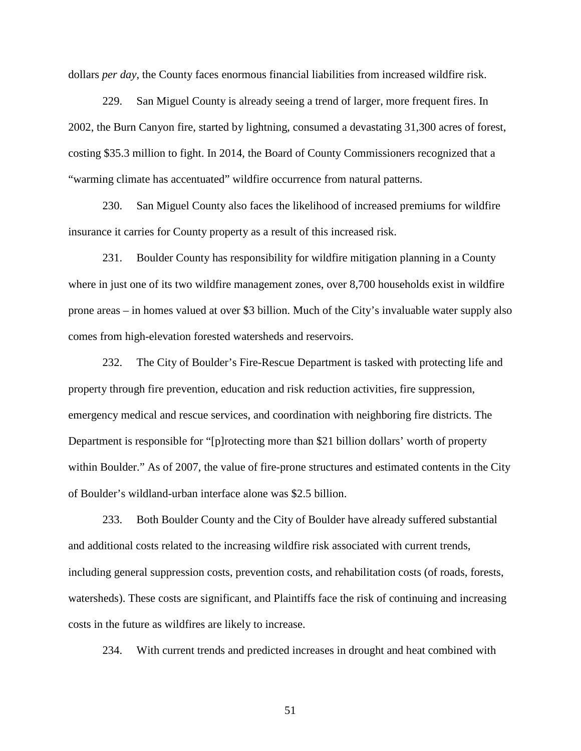dollars *per day*, the County faces enormous financial liabilities from increased wildfire risk.

229. San Miguel County is already seeing a trend of larger, more frequent fires. In 2002, the Burn Canyon fire, started by lightning, consumed a devastating 31,300 acres of forest, costing $35.3 million to fight. In 2014, the Board of County Commissioners recognized that a "warming climate has accentuated" wildfire occurrence from natural patterns.

230. San Miguel County also faces the likelihood of increased premiums for wildfire insurance it carries for County property as a result of this increased risk.

231. Boulder County has responsibility for wildfire mitigation planning in a County where in just one of its two wildfire management zones, over 8,700 households exist in wildfire prone areas – in homes valued at over $3 billion. Much of the City's invaluable water supply also comes from high-elevation forested watersheds and reservoirs.

232. The City of Boulder's Fire-Rescue Department is tasked with protecting life and property through fire prevention, education and risk reduction activities, fire suppression, emergency medical and rescue services, and coordination with neighboring fire districts. The Department is responsible for "[p]rotecting more than $21 billion dollars' worth of property within Boulder." As of 2007, the value of fire-prone structures and estimated contents in the City of Boulder's wildland-urban interface alone was $2.5 billion.

233. Both Boulder County and the City of Boulder have already suffered substantial and additional costs related to the increasing wildfire risk associated with current trends, including general suppression costs, prevention costs, and rehabilitation costs (of roads, forests, watersheds). These costs are significant, and Plaintiffs face the risk of continuing and increasing costs in the future as wildfires are likely to increase.

234. With current trends and predicted increases in drought and heat combined with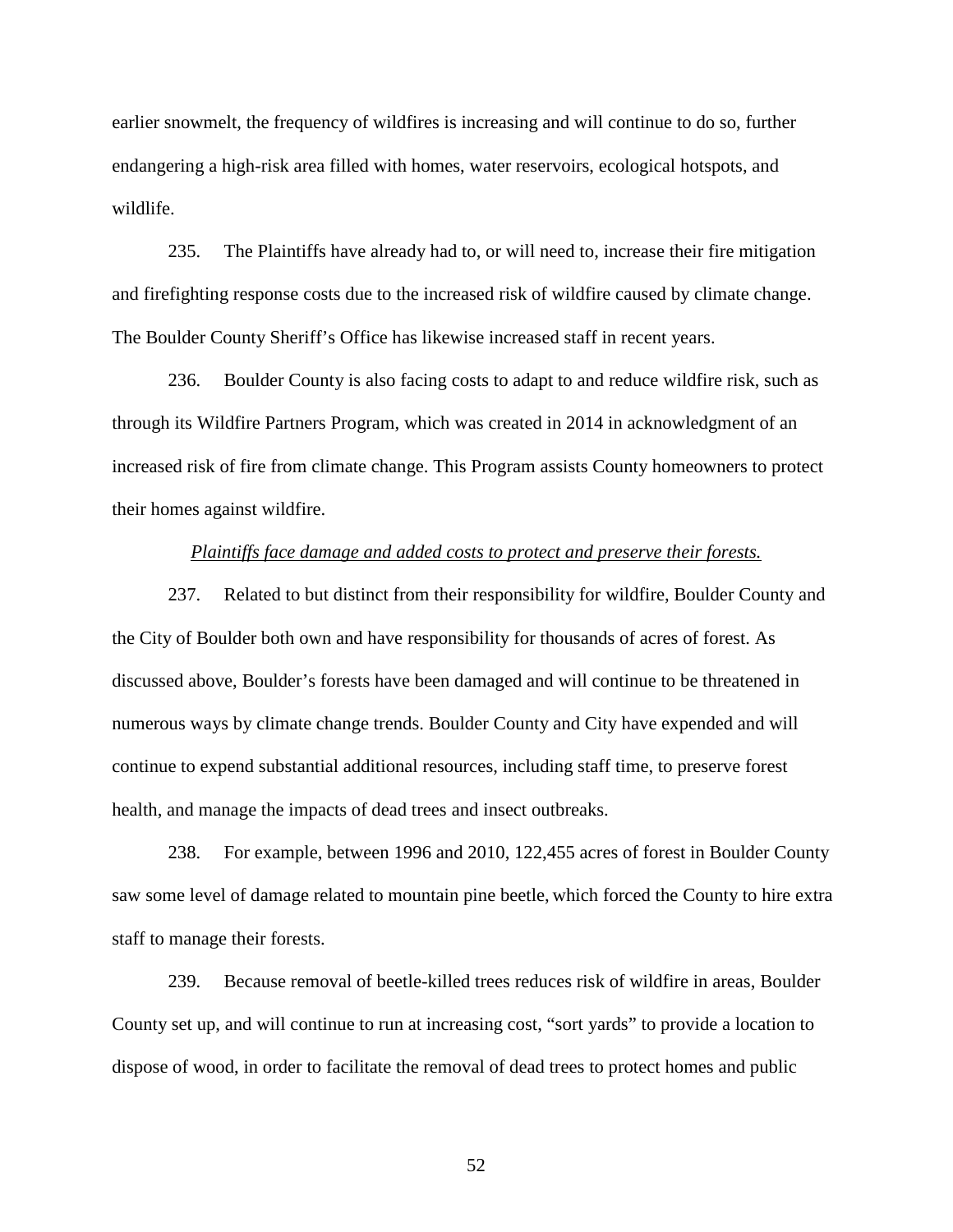earlier snowmelt, the frequency of wildfires is increasing and will continue to do so, further endangering a high-risk area filled with homes, water reservoirs, ecological hotspots, and wildlife.

235. The Plaintiffs have already had to, or will need to, increase their fire mitigation and firefighting response costs due to the increased risk of wildfire caused by climate change. The Boulder County Sheriff's Office has likewise increased staff in recent years.

236. Boulder County is also facing costs to adapt to and reduce wildfire risk, such as through its Wildfire Partners Program, which was created in 2014 in acknowledgment of an increased risk of fire from climate change. This Program assists County homeowners to protect their homes against wildfire.

*Plaintiffs face damage and added costs to protect and preserve their forests.*

237. Related to but distinct from their responsibility for wildfire, Boulder County and the City of Boulder both own and have responsibility for thousands of acres of forest. As discussed above, Boulder's forests have been damaged and will continue to be threatened in numerous ways by climate change trends. Boulder County and City have expended and will continue to expend substantial additional resources, including staff time, to preserve forest health, and manage the impacts of dead trees and insect outbreaks.

238. For example, between 1996 and 2010, 122,455 acres of forest in Boulder County saw some level of damage related to mountain pine beetle, which forced the County to hire extra staff to manage their forests.

239. Because removal of beetle-killed trees reduces risk of wildfire in areas, Boulder County set up, and will continue to run at increasing cost, "sort yards" to provide a location to dispose of wood, in order to facilitate the removal of dead trees to protect homes and public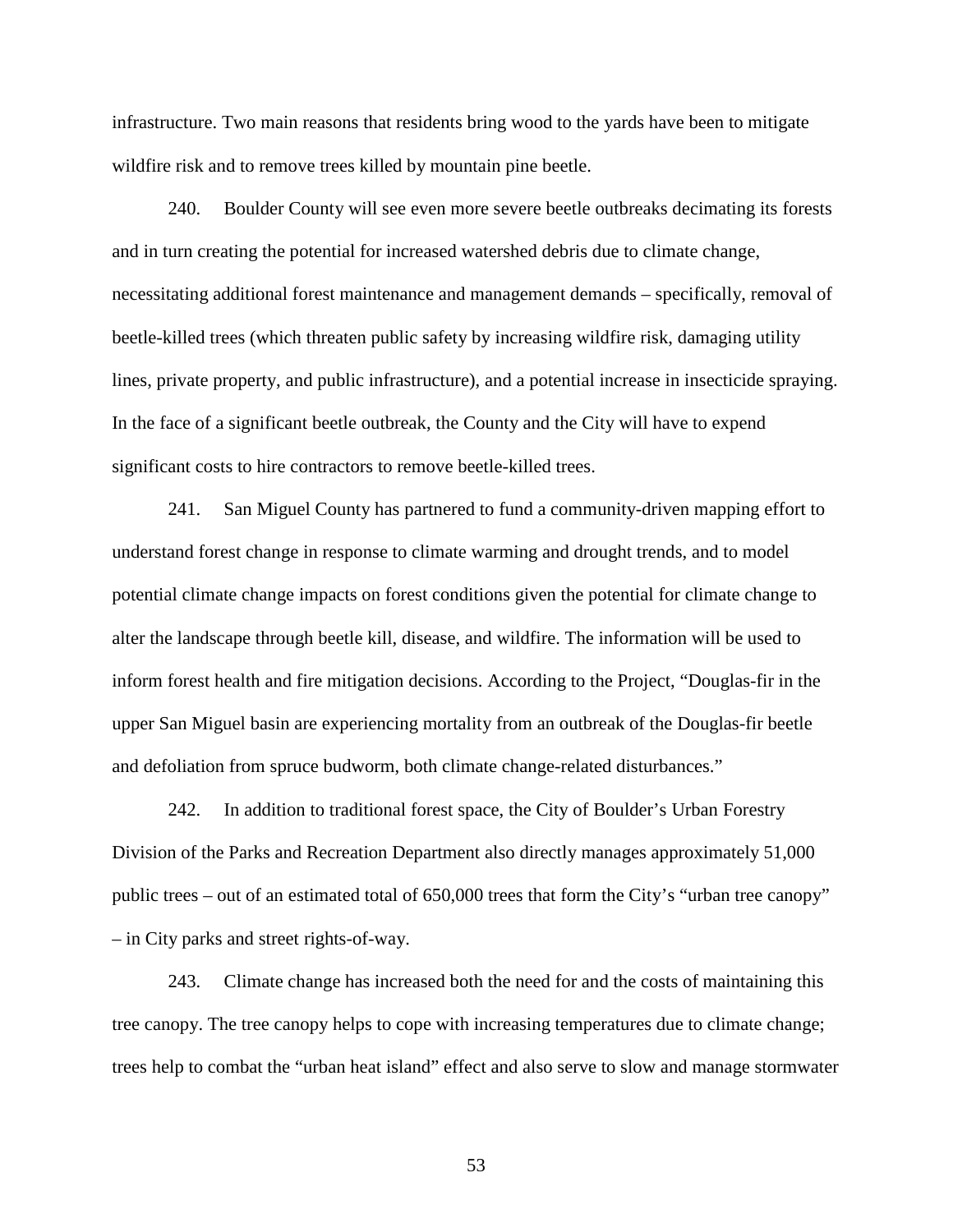infrastructure. Two main reasons that residents bring wood to the yards have been to mitigate wildfire risk and to remove trees killed by mountain pine beetle.

240. Boulder County will see even more severe beetle outbreaks decimating its forests and in turn creating the potential for increased watershed debris due to climate change, necessitating additional forest maintenance and management demands – specifically, removal of beetle-killed trees (which threaten public safety by increasing wildfire risk, damaging utility lines, private property, and public infrastructure), and a potential increase in insecticide spraying. In the face of a significant beetle outbreak, the County and the City will have to expend significant costs to hire contractors to remove beetle-killed trees.

241. San Miguel County has partnered to fund a community-driven mapping effort to understand forest change in response to climate warming and drought trends, and to model potential climate change impacts on forest conditions given the potential for climate change to alter the landscape through beetle kill, disease, and wildfire. The information will be used to inform forest health and fire mitigation decisions. According to the Project, "Douglas-fir in the upper San Miguel basin are experiencing mortality from an outbreak of the Douglas-fir beetle and defoliation from spruce budworm, both climate change-related disturbances."

242. In addition to traditional forest space, the City of Boulder's Urban Forestry Division of the Parks and Recreation Department also directly manages approximately 51,000 public trees – out of an estimated total of 650,000 trees that form the City's "urban tree canopy" – in City parks and street rights-of-way.

243. Climate change has increased both the need for and the costs of maintaining this tree canopy. The tree canopy helps to cope with increasing temperatures due to climate change; trees help to combat the "urban heat island" effect and also serve to slow and manage stormwater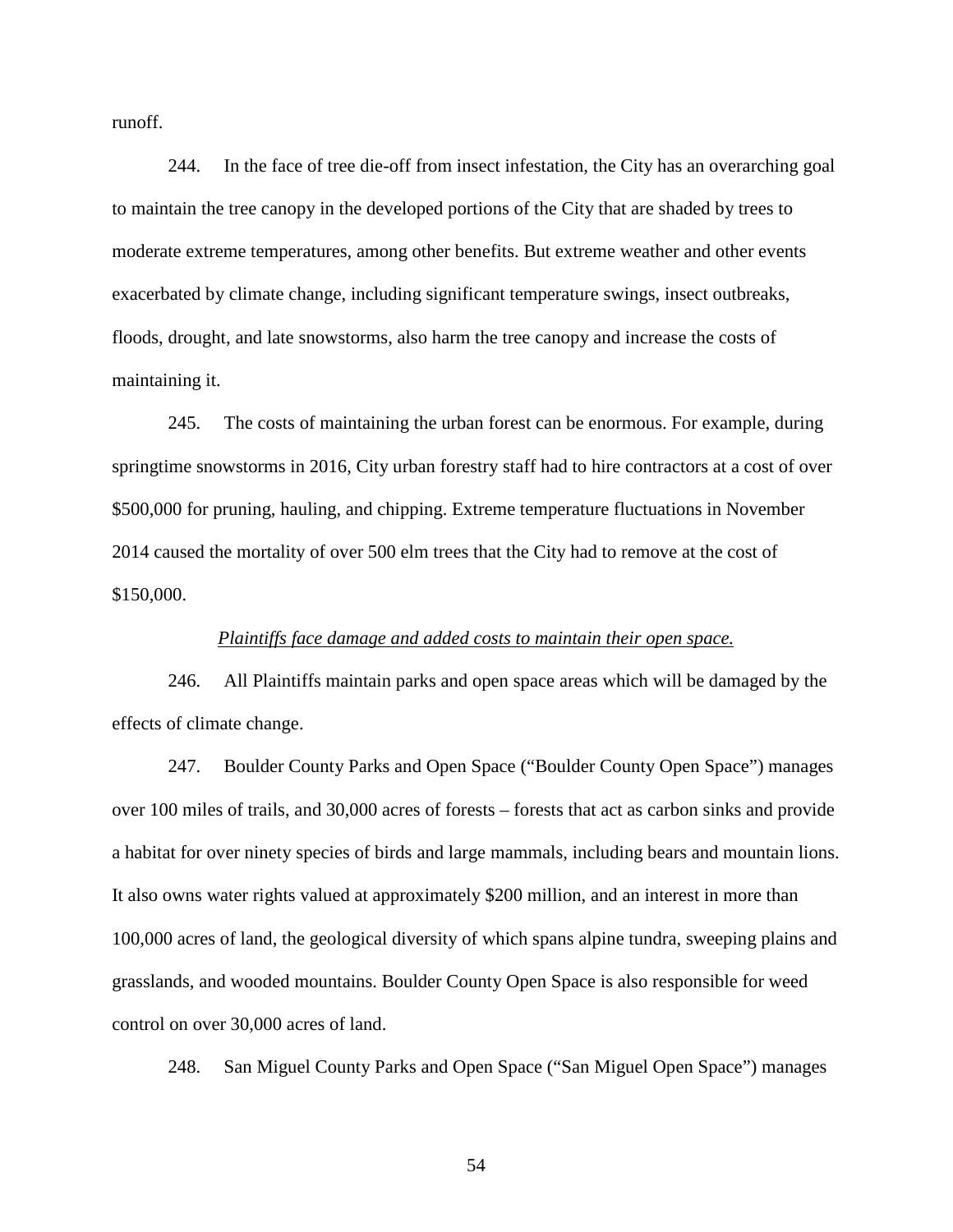runoff.

244. In the face of tree die-off from insect infestation, the City has an overarching goal to maintain the tree canopy in the developed portions of the City that are shaded by trees to moderate extreme temperatures, among other benefits. But extreme weather and other events exacerbated by climate change, including significant temperature swings, insect outbreaks, floods, drought, and late snowstorms, also harm the tree canopy and increase the costs of maintaining it.

245. The costs of maintaining the urban forest can be enormous. For example, during springtime snowstorms in 2016, City urban forestry staff had to hire contractors at a cost of over $500,000 for pruning, hauling, and chipping. Extreme temperature fluctuations in November 2014 caused the mortality of over 500 elm trees that the City had to remove at the cost of $150,000.

*<u>Plaintiffs face damage and added costs to maintain their open space.</u>*

246. All Plaintiffs maintain parks and open space areas which will be damaged by the effects of climate change.

247. Boulder County Parks and Open Space ("Boulder County Open Space") manages over 100 miles of trails, and 30,000 acres of forests – forests that act as carbon sinks and provide a habitat for over ninety species of birds and large mammals, including bears and mountain lions. It also owns water rights valued at approximately $200 million, and an interest in more than 100,000 acres of land, the geological diversity of which spans alpine tundra, sweeping plains and grasslands, and wooded mountains. Boulder County Open Space is also responsible for weed control on over 30,000 acres of land.

248. San Miguel County Parks and Open Space ("San Miguel Open Space") manages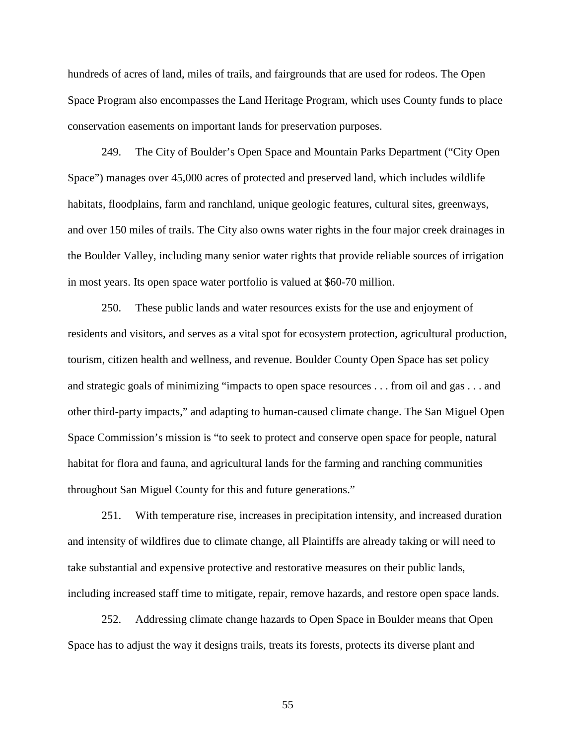hundreds of acres of land, miles of trails, and fairgrounds that are used for rodeos. The Open Space Program also encompasses the Land Heritage Program, which uses County funds to place conservation easements on important lands for preservation purposes.

249. The City of Boulder's Open Space and Mountain Parks Department ("City Open Space") manages over 45,000 acres of protected and preserved land, which includes wildlife habitats, floodplains, farm and ranchland, unique geologic features, cultural sites, greenways, and over 150 miles of trails. The City also owns water rights in the four major creek drainages in the Boulder Valley, including many senior water rights that provide reliable sources of irrigation in most years. Its open space water portfolio is valued at $60-70 million.

250. These public lands and water resources exists for the use and enjoyment of residents and visitors, and serves as a vital spot for ecosystem protection, agricultural production, tourism, citizen health and wellness, and revenue. Boulder County Open Space has set policy and strategic goals of minimizing "impacts to open space resources . . . from oil and gas . . . and other third-party impacts," and adapting to human-caused climate change. The San Miguel Open Space Commission's mission is "to seek to protect and conserve open space for people, natural habitat for flora and fauna, and agricultural lands for the farming and ranching communities throughout San Miguel County for this and future generations."

251. With temperature rise, increases in precipitation intensity, and increased duration and intensity of wildfires due to climate change, all Plaintiffs are already taking or will need to take substantial and expensive protective and restorative measures on their public lands, including increased staff time to mitigate, repair, remove hazards, and restore open space lands.

252. Addressing climate change hazards to Open Space in Boulder means that Open Space has to adjust the way it designs trails, treats its forests, protects its diverse plant and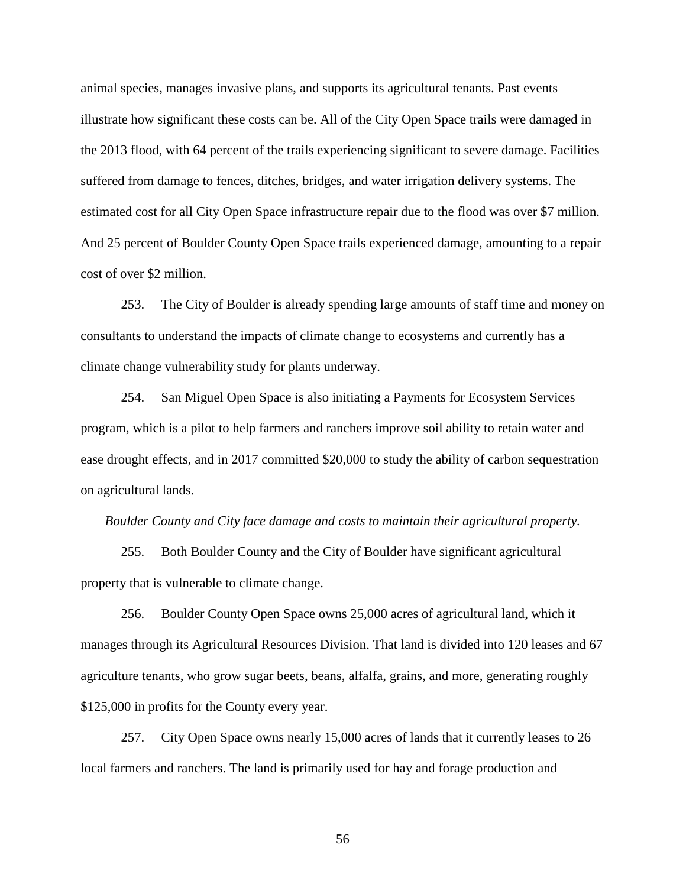animal species, manages invasive plans, and supports its agricultural tenants. Past events illustrate how significant these costs can be. All of the City Open Space trails were damaged in the 2013 flood, with 64 percent of the trails experiencing significant to severe damage. Facilities suffered from damage to fences, ditches, bridges, and water irrigation delivery systems. The estimated cost for all City Open Space infrastructure repair due to the flood was over $7 million. And 25 percent of Boulder County Open Space trails experienced damage, amounting to a repair cost of over $2 million.

253. The City of Boulder is already spending large amounts of staff time and money on consultants to understand the impacts of climate change to ecosystems and currently has a climate change vulnerability study for plants underway.

254. San Miguel Open Space is also initiating a Payments for Ecosystem Services program, which is a pilot to help farmers and ranchers improve soil ability to retain water and ease drought effects, and in 2017 committed $20,000 to study the ability of carbon sequestration on agricultural lands.

*Boulder County and City face damage and costs to maintain their agricultural property.*

255. Both Boulder County and the City of Boulder have significant agricultural property that is vulnerable to climate change.

256. Boulder County Open Space owns 25,000 acres of agricultural land, which it manages through its Agricultural Resources Division. That land is divided into 120 leases and 67 agriculture tenants, who grow sugar beets, beans, alfalfa, grains, and more, generating roughly $125,000 in profits for the County every year.

257. City Open Space owns nearly 15,000 acres of lands that it currently leases to 26 local farmers and ranchers. The land is primarily used for hay and forage production and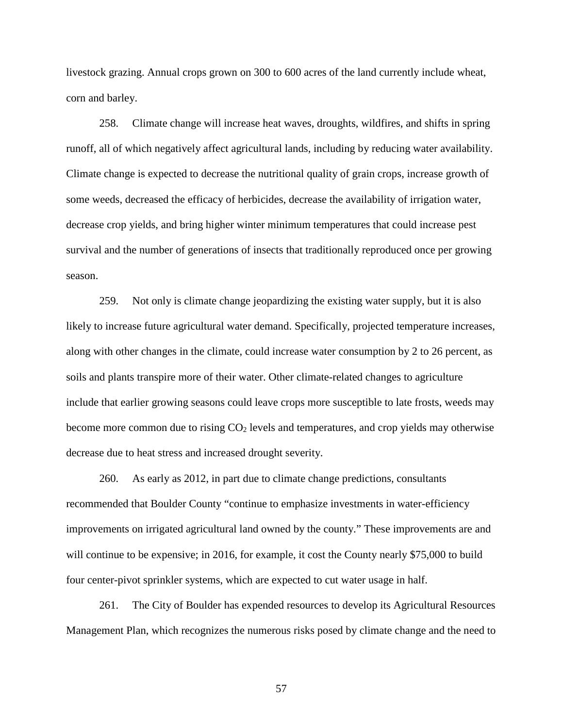livestock grazing. Annual crops grown on 300 to 600 acres of the land currently include wheat, corn and barley.

258. Climate change will increase heat waves, droughts, wildfires, and shifts in spring runoff, all of which negatively affect agricultural lands, including by reducing water availability. Climate change is expected to decrease the nutritional quality of grain crops, increase growth of some weeds, decreased the efficacy of herbicides, decrease the availability of irrigation water, decrease crop yields, and bring higher winter minimum temperatures that could increase pest survival and the number of generations of insects that traditionally reproduced once per growing season.

259. Not only is climate change jeopardizing the existing water supply, but it is also likely to increase future agricultural water demand. Specifically, projected temperature increases, along with other changes in the climate, could increase water consumption by 2 to 26 percent, as soils and plants transpire more of their water. Other climate-related changes to agriculture include that earlier growing seasons could leave crops more susceptible to late frosts, weeds may become more common due to rising $CO_2$ levels and temperatures, and crop yields may otherwise decrease due to heat stress and increased drought severity.

260. As early as 2012, in part due to climate change predictions, consultants recommended that Boulder County "continue to emphasize investments in water-efficiency improvements on irrigated agricultural land owned by the county." These improvements are and will continue to be expensive; in 2016, for example, it cost the County nearly $75,000 to build four center-pivot sprinkler systems, which are expected to cut water usage in half.

261. The City of Boulder has expended resources to develop its Agricultural Resources Management Plan, which recognizes the numerous risks posed by climate change and the need to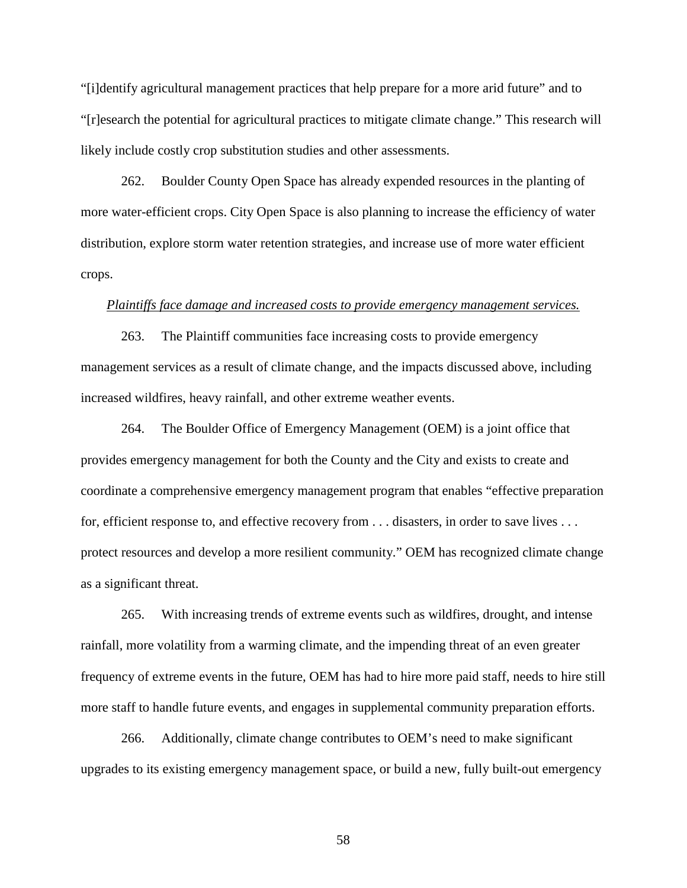"[i]dentify agricultural management practices that help prepare for a more arid future" and to "[r]esearch the potential for agricultural practices to mitigate climate change." This research will likely include costly crop substitution studies and other assessments.

262. Boulder County Open Space has already expended resources in the planting of more water-efficient crops. City Open Space is also planning to increase the efficiency of water distribution, explore storm water retention strategies, and increase use of more water efficient crops.

*Plaintiffs face damage and increased costs to provide emergency management services.*

263. The Plaintiff communities face increasing costs to provide emergency management services as a result of climate change, and the impacts discussed above, including increased wildfires, heavy rainfall, and other extreme weather events.

264. The Boulder Office of Emergency Management (OEM) is a joint office that provides emergency management for both the County and the City and exists to create and coordinate a comprehensive emergency management program that enables "effective preparation for, efficient response to, and effective recovery from . . . disasters, in order to save lives . . . protect resources and develop a more resilient community." OEM has recognized climate change as a significant threat.

265. With increasing trends of extreme events such as wildfires, drought, and intense rainfall, more volatility from a warming climate, and the impending threat of an even greater frequency of extreme events in the future, OEM has had to hire more paid staff, needs to hire still more staff to handle future events, and engages in supplemental community preparation efforts.

266. Additionally, climate change contributes to OEM's need to make significant upgrades to its existing emergency management space, or build a new, fully built-out emergency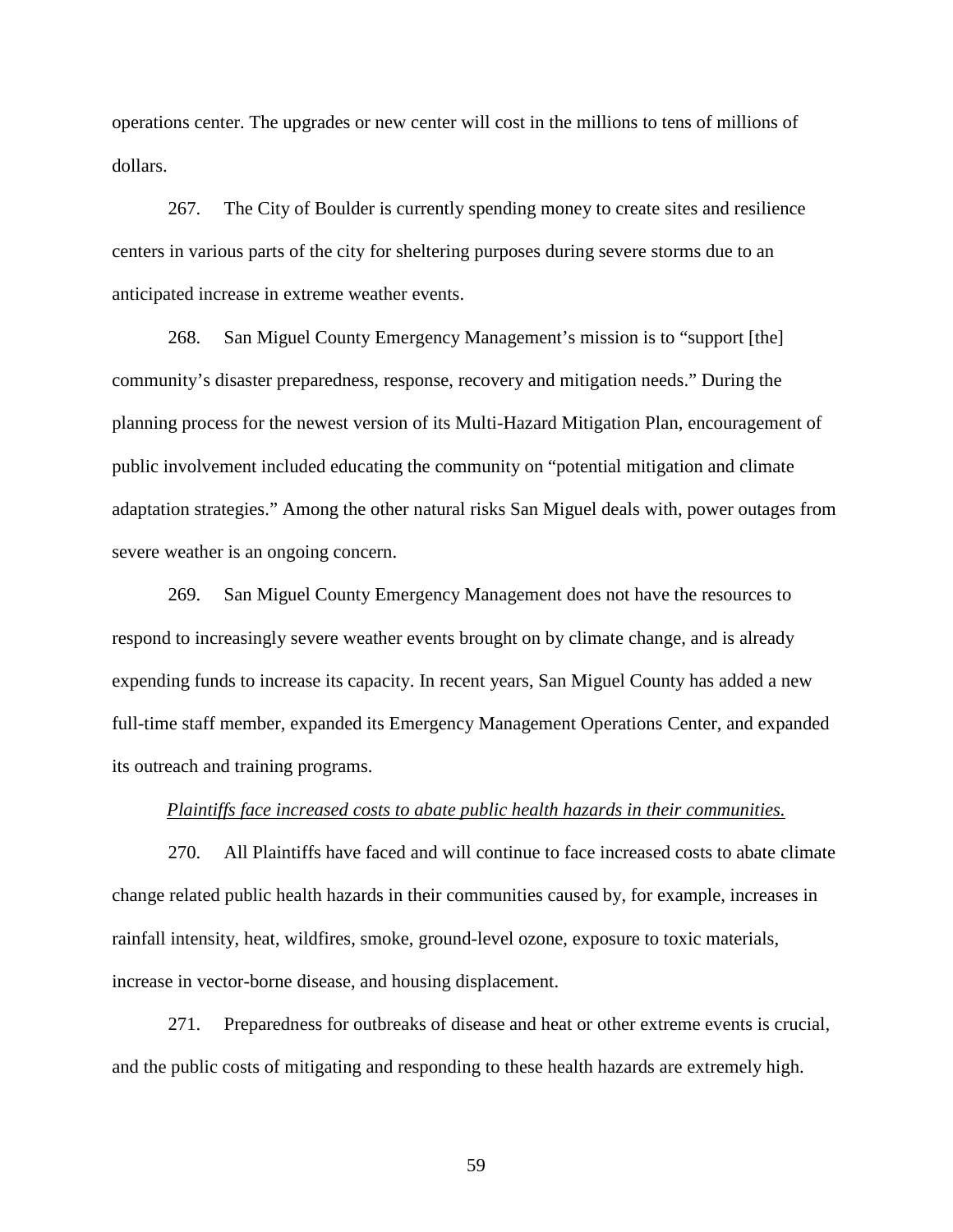operations center. The upgrades or new center will cost in the millions to tens of millions of dollars.

267. The City of Boulder is currently spending money to create sites and resilience centers in various parts of the city for sheltering purposes during severe storms due to an anticipated increase in extreme weather events.

268. San Miguel County Emergency Management's mission is to "support [the] community's disaster preparedness, response, recovery and mitigation needs." During the planning process for the newest version of its Multi-Hazard Mitigation Plan, encouragement of public involvement included educating the community on "potential mitigation and climate adaptation strategies." Among the other natural risks San Miguel deals with, power outages from severe weather is an ongoing concern.

269. San Miguel County Emergency Management does not have the resources to respond to increasingly severe weather events brought on by climate change, and is already expending funds to increase its capacity. In recent years, San Miguel County has added a new full-time staff member, expanded its Emergency Management Operations Center, and expanded its outreach and training programs.

*Plaintiffs face increased costs to abate public health hazards in their communities.*

270. All Plaintiffs have faced and will continue to face increased costs to abate climate change related public health hazards in their communities caused by, for example, increases in rainfall intensity, heat, wildfires, smoke, ground-level ozone, exposure to toxic materials, increase in vector-borne disease, and housing displacement.

271. Preparedness for outbreaks of disease and heat or other extreme events is crucial, and the public costs of mitigating and responding to these health hazards are extremely high.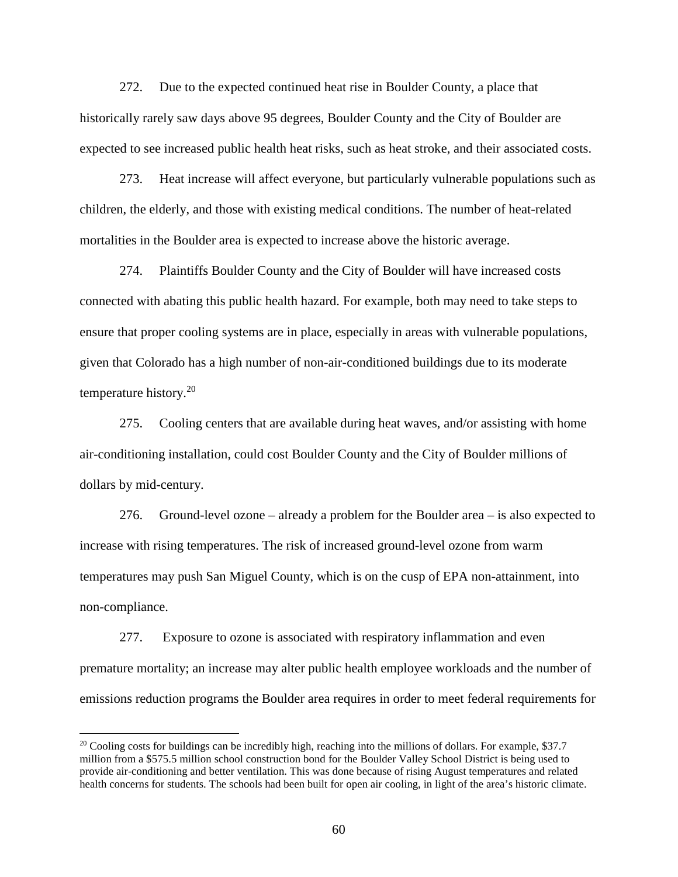272. Due to the expected continued heat rise in Boulder County, a place that historically rarely saw days above 95 degrees, Boulder County and the City of Boulder are expected to see increased public health heat risks, such as heat stroke, and their associated costs.

273. Heat increase will affect everyone, but particularly vulnerable populations such as children, the elderly, and those with existing medical conditions. The number of heat-related mortalities in the Boulder area is expected to increase above the historic average.

274. Plaintiffs Boulder County and the City of Boulder will have increased costs connected with abating this public health hazard. For example, both may need to take steps to ensure that proper cooling systems are in place, especially in areas with vulnerable populations, given that Colorado has a high number of non-air-conditioned buildings due to its moderate temperature history.[20]

275. Cooling centers that are available during heat waves, and/or assisting with home air-conditioning installation, could cost Boulder County and the City of Boulder millions of dollars by mid-century.

276. Ground-level ozone – already a problem for the Boulder area – is also expected to increase with rising temperatures. The risk of increased ground-level ozone from warm temperatures may push San Miguel County, which is on the cusp of EPA non-attainment, into non-compliance.

277. Exposure to ozone is associated with respiratory inflammation and even premature mortality; an increase may alter public health employee workloads and the number of emissions reduction programs the Boulder area requires in order to meet federal requirements for

[20] Cooling costs for buildings can be incredibly high, reaching into the millions of dollars. For example, $37.7 million from a $575.5 million school construction bond for the Boulder Valley School District is being used to provide air-conditioning and better ventilation. This was done because of rising August temperatures and related health concerns for students. The schools had been built for open air cooling, in light of the area's historic climate.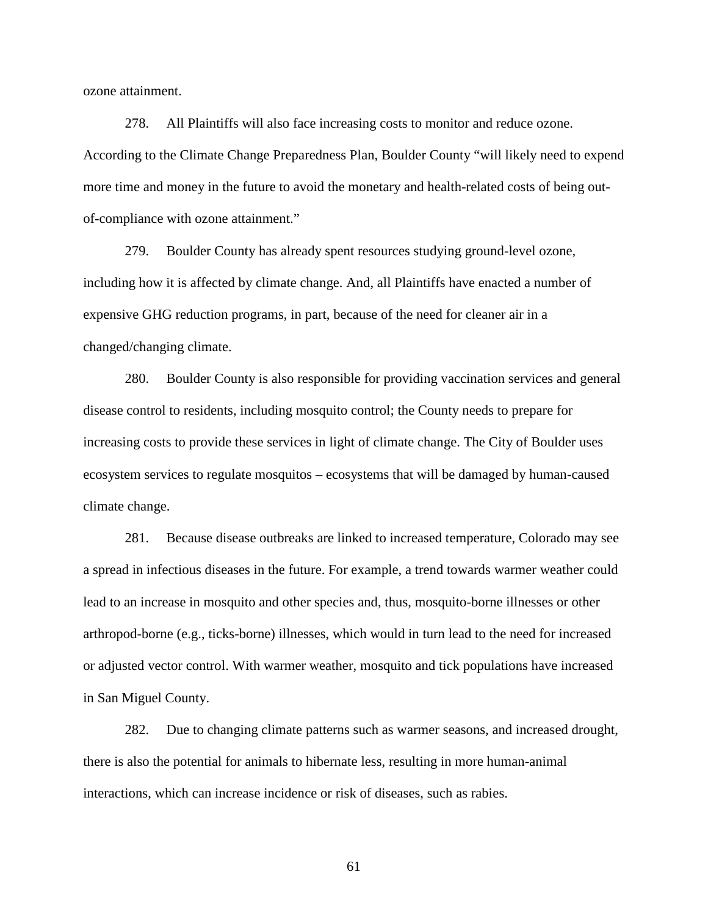ozone attainment.

278. All Plaintiffs will also face increasing costs to monitor and reduce ozone. According to the Climate Change Preparedness Plan, Boulder County "will likely need to expend more time and money in the future to avoid the monetary and health-related costs of being out-of-compliance with ozone attainment."

279. Boulder County has already spent resources studying ground-level ozone, including how it is affected by climate change. And, all Plaintiffs have enacted a number of expensive GHG reduction programs, in part, because of the need for cleaner air in a changed/changing climate.

280. Boulder County is also responsible for providing vaccination services and general disease control to residents, including mosquito control; the County needs to prepare for increasing costs to provide these services in light of climate change. The City of Boulder uses ecosystem services to regulate mosquitos – ecosystems that will be damaged by human-caused climate change.

281. Because disease outbreaks are linked to increased temperature, Colorado may see a spread in infectious diseases in the future. For example, a trend towards warmer weather could lead to an increase in mosquito and other species and, thus, mosquito-borne illnesses or other arthropod-borne (e.g., ticks-borne) illnesses, which would in turn lead to the need for increased or adjusted vector control. With warmer weather, mosquito and tick populations have increased in San Miguel County.

282. Due to changing climate patterns such as warmer seasons, and increased drought, there is also the potential for animals to hibernate less, resulting in more human-animal interactions, which can increase incidence or risk of diseases, such as rabies.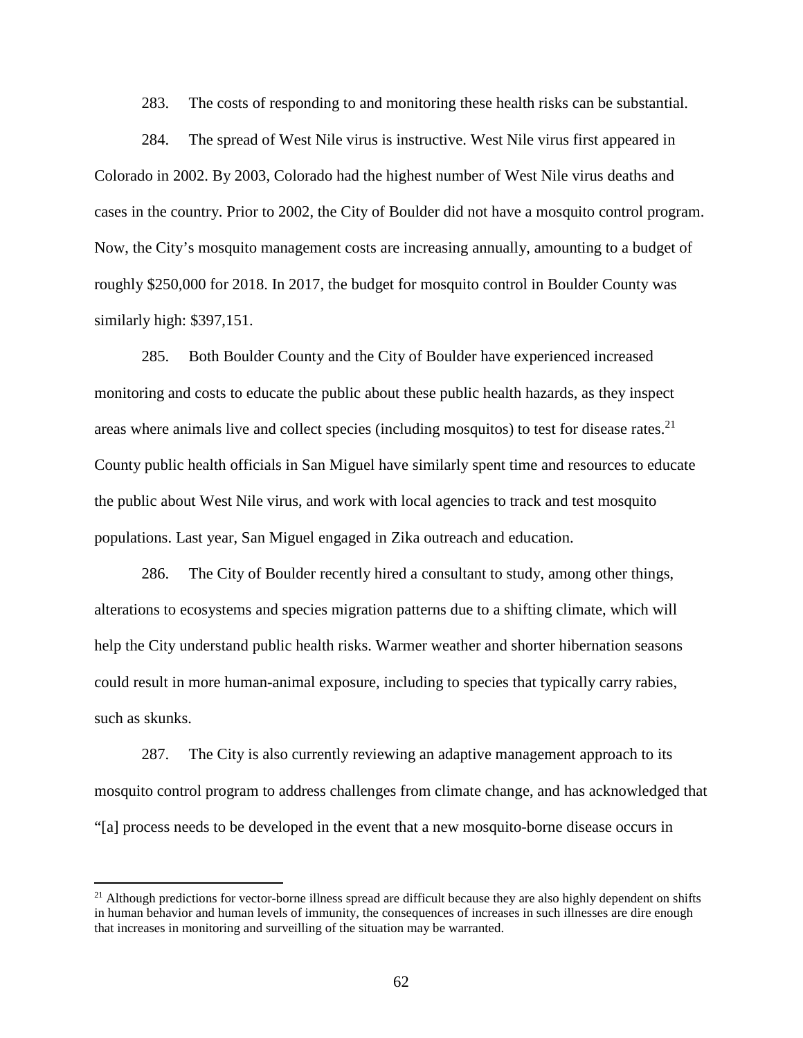283. The costs of responding to and monitoring these health risks can be substantial.

284. The spread of West Nile virus is instructive. West Nile virus first appeared in Colorado in 2002. By 2003, Colorado had the highest number of West Nile virus deaths and cases in the country. Prior to 2002, the City of Boulder did not have a mosquito control program. Now, the City's mosquito management costs are increasing annually, amounting to a budget of roughly $250,000 for 2018. In 2017, the budget for mosquito control in Boulder County was similarly high: $397,151.

285. Both Boulder County and the City of Boulder have experienced increased monitoring and costs to educate the public about these public health hazards, as they inspect areas where animals live and collect species (including mosquitos) to test for disease rates.[21] County public health officials in San Miguel have similarly spent time and resources to educate the public about West Nile virus, and work with local agencies to track and test mosquito populations. Last year, San Miguel engaged in Zika outreach and education.

286. The City of Boulder recently hired a consultant to study, among other things, alterations to ecosystems and species migration patterns due to a shifting climate, which will help the City understand public health risks. Warmer weather and shorter hibernation seasons could result in more human-animal exposure, including to species that typically carry rabies, such as skunks.

287. The City is also currently reviewing an adaptive management approach to its mosquito control program to address challenges from climate change, and has acknowledged that "[a] process needs to be developed in the event that a new mosquito-borne disease occurs in

---

[21] Although predictions for vector-borne illness spread are difficult because they are also highly dependent on shifts in human behavior and human levels of immunity, the consequences of increases in such illnesses are dire enough that increases in monitoring and surveilling of the situation may be warranted.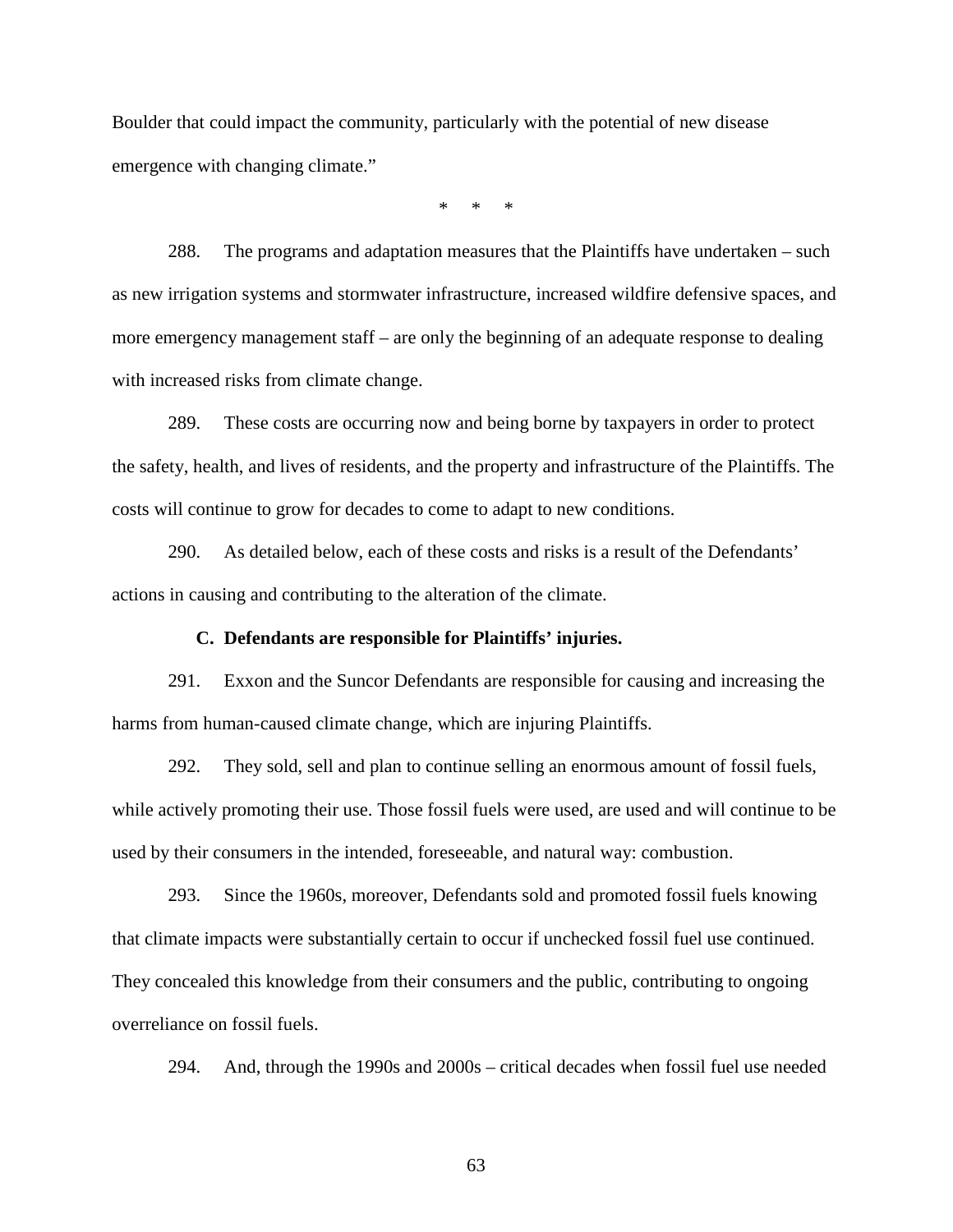Boulder that could impact the community, particularly with the potential of new disease emergence with changing climate."

\* \* \*

288. The programs and adaptation measures that the Plaintiffs have undertaken – such as new irrigation systems and stormwater infrastructure, increased wildfire defensive spaces, and more emergency management staff – are only the beginning of an adequate response to dealing with increased risks from climate change.

289. These costs are occurring now and being borne by taxpayers in order to protect the safety, health, and lives of residents, and the property and infrastructure of the Plaintiffs. The costs will continue to grow for decades to come to adapt to new conditions.

290. As detailed below, each of these costs and risks is a result of the Defendants' actions in causing and contributing to the alteration of the climate.

### C. Defendants are responsible for Plaintiffs' injuries.

291. Exxon and the Suncor Defendants are responsible for causing and increasing the harms from human-caused climate change, which are injuring Plaintiffs.

292. They sold, sell and plan to continue selling an enormous amount of fossil fuels, while actively promoting their use. Those fossil fuels were used, are used and will continue to be used by their consumers in the intended, foreseeable, and natural way: combustion.

293. Since the 1960s, moreover, Defendants sold and promoted fossil fuels knowing that climate impacts were substantially certain to occur if unchecked fossil fuel use continued. They concealed this knowledge from their consumers and the public, contributing to ongoing overreliance on fossil fuels.

294. And, through the 1990s and 2000s – critical decades when fossil fuel use needed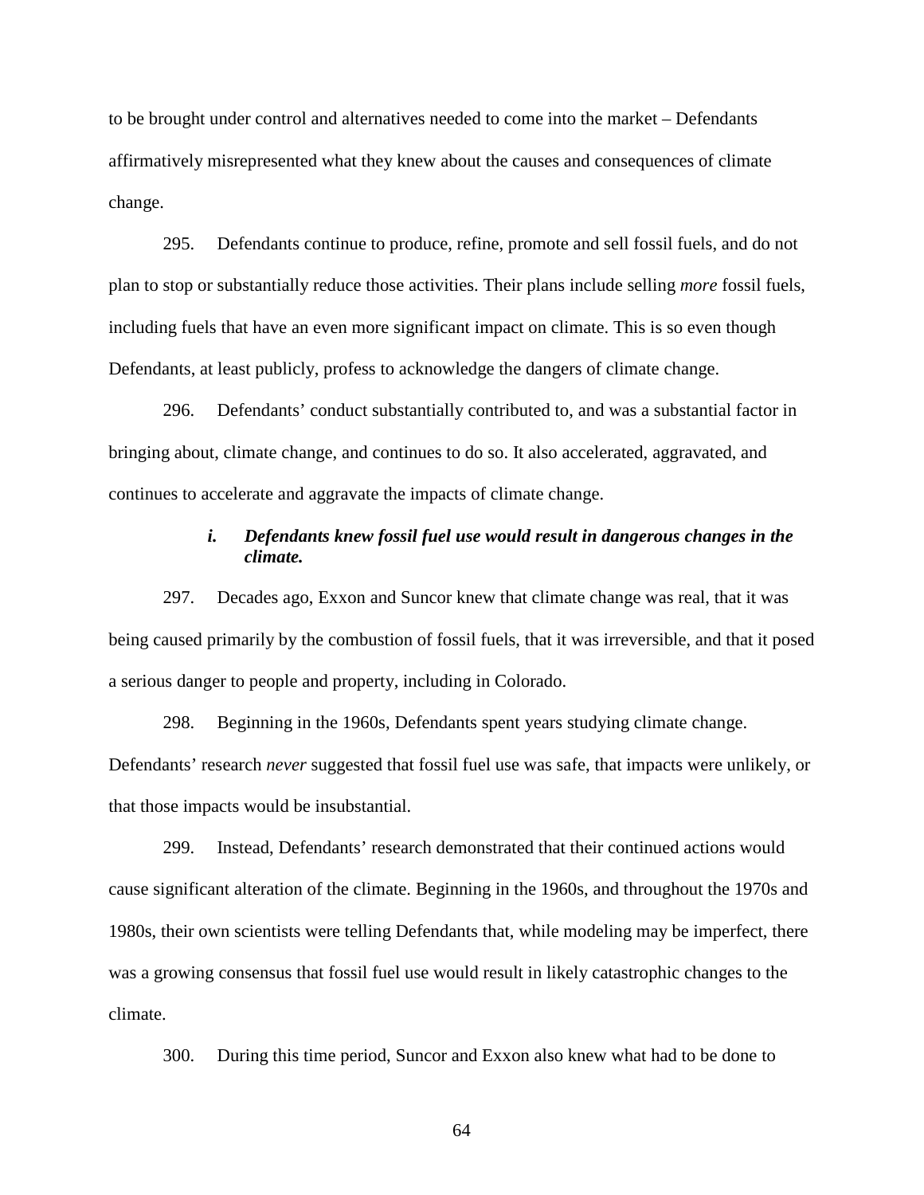to be brought under control and alternatives needed to come into the market – Defendants affirmatively misrepresented what they knew about the causes and consequences of climate change.

295. Defendants continue to produce, refine, promote and sell fossil fuels, and do not plan to stop or substantially reduce those activities. Their plans include selling *more* fossil fuels, including fuels that have an even more significant impact on climate. This is so even though Defendants, at least publicly, profess to acknowledge the dangers of climate change.

296. Defendants' conduct substantially contributed to, and was a substantial factor in bringing about, climate change, and continues to do so. It also accelerated, aggravated, and continues to accelerate and aggravate the impacts of climate change.

#### *i. Defendants knew fossil fuel use would result in dangerous changes in the climate.*

297. Decades ago, Exxon and Suncor knew that climate change was real, that it was being caused primarily by the combustion of fossil fuels, that it was irreversible, and that it posed a serious danger to people and property, including in Colorado.

298. Beginning in the 1960s, Defendants spent years studying climate change. Defendants' research *never* suggested that fossil fuel use was safe, that impacts were unlikely, or that those impacts would be insubstantial.

299. Instead, Defendants' research demonstrated that their continued actions would cause significant alteration of the climate. Beginning in the 1960s, and throughout the 1970s and 1980s, their own scientists were telling Defendants that, while modeling may be imperfect, there was a growing consensus that fossil fuel use would result in likely catastrophic changes to the climate.

300. During this time period, Suncor and Exxon also knew what had to be done to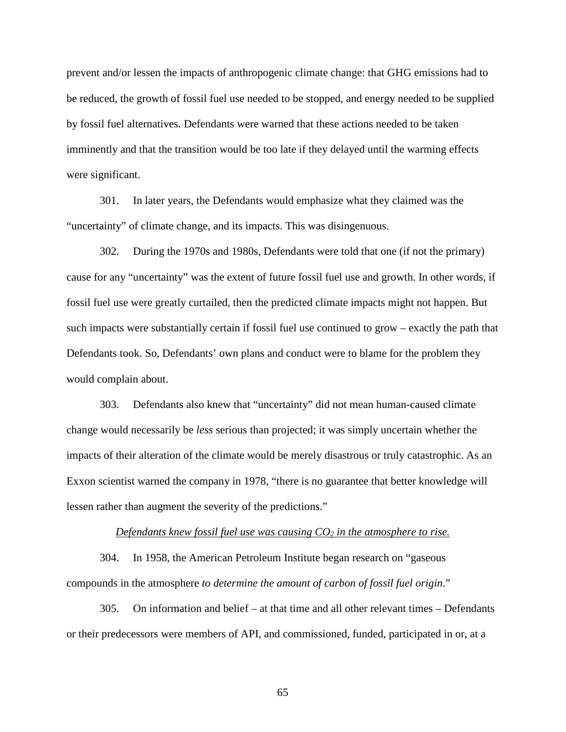prevent and/or lessen the impacts of anthropogenic climate change: that GHG emissions had to be reduced, the growth of fossil fuel use needed to be stopped, and energy needed to be supplied by fossil fuel alternatives. Defendants were warned that these actions needed to be taken imminently and that the transition would be too late if they delayed until the warming effects were significant.

301. In later years, the Defendants would emphasize what they claimed was the "uncertainty" of climate change, and its impacts. This was disingenuous.

302. During the 1970s and 1980s, Defendants were told that one (if not the primary) cause for any "uncertainty" was the extent of future fossil fuel use and growth. In other words, if fossil fuel use were greatly curtailed, then the predicted climate impacts might not happen. But such impacts were substantially certain if fossil fuel use continued to grow – exactly the path that Defendants took. So, Defendants' own plans and conduct were to blame for the problem they would complain about.

303. Defendants also knew that "uncertainty" did not mean human-caused climate change would necessarily be *less* serious than projected; it was simply uncertain whether the impacts of their alteration of the climate would be merely disastrous or truly catastrophic. As an Exxon scientist warned the company in 1978, "there is no guarantee that better knowledge will lessen rather than augment the severity of the predictions."

*<u>Defendants knew fossil fuel use was causing $CO_2$ in the atmosphere to rise.</u>*

304. In 1958, the American Petroleum Institute began research on "gaseous compounds in the atmosphere *to determine the amount of carbon of fossil fuel origin*."

305. On information and belief – at that time and all other relevant times – Defendants or their predecessors were members of API, and commissioned, funded, participated in or, at a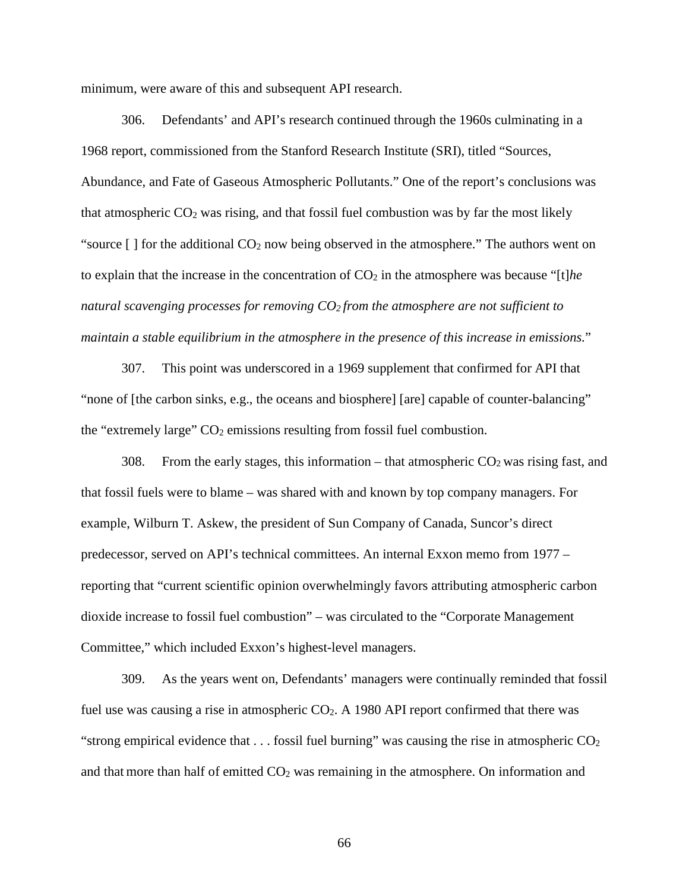minimum, were aware of this and subsequent API research.

306. Defendants' and API's research continued through the 1960s culminating in a 1968 report, commissioned from the Stanford Research Institute (SRI), titled "Sources, Abundance, and Fate of Gaseous Atmospheric Pollutants." One of the report's conclusions was that atmospheric $CO_2$ was rising, and that fossil fuel combustion was by far the most likely "source [ ] for the additional $CO_2$ now being observed in the atmosphere." The authors went on to explain that the increase in the concentration of $CO_2$ in the atmosphere was because "[t]*he natural scavenging processes for removing $CO_2$ from the atmosphere are not sufficient to maintain a stable equilibrium in the atmosphere in the presence of this increase in emissions.*"

307. This point was underscored in a 1969 supplement that confirmed for API that "none of [the carbon sinks, e.g., the oceans and biosphere] [are] capable of counter-balancing" the "extremely large" $CO_2$ emissions resulting from fossil fuel combustion.

308. From the early stages, this information – that atmospheric $CO_2$ was rising fast, and that fossil fuels were to blame – was shared with and known by top company managers. For example, Wilburn T. Askew, the president of Sun Company of Canada, Suncor's direct predecessor, served on API's technical committees. An internal Exxon memo from 1977 – reporting that "current scientific opinion overwhelmingly favors attributing atmospheric carbon dioxide increase to fossil fuel combustion" – was circulated to the "Corporate Management Committee," which included Exxon's highest-level managers.

309. As the years went on, Defendants' managers were continually reminded that fossil fuel use was causing a rise in atmospheric $CO_2$. A 1980 API report confirmed that there was "strong empirical evidence that . . . fossil fuel burning" was causing the rise in atmospheric $CO_2$ and that more than half of emitted $CO_2$ was remaining in the atmosphere. On information and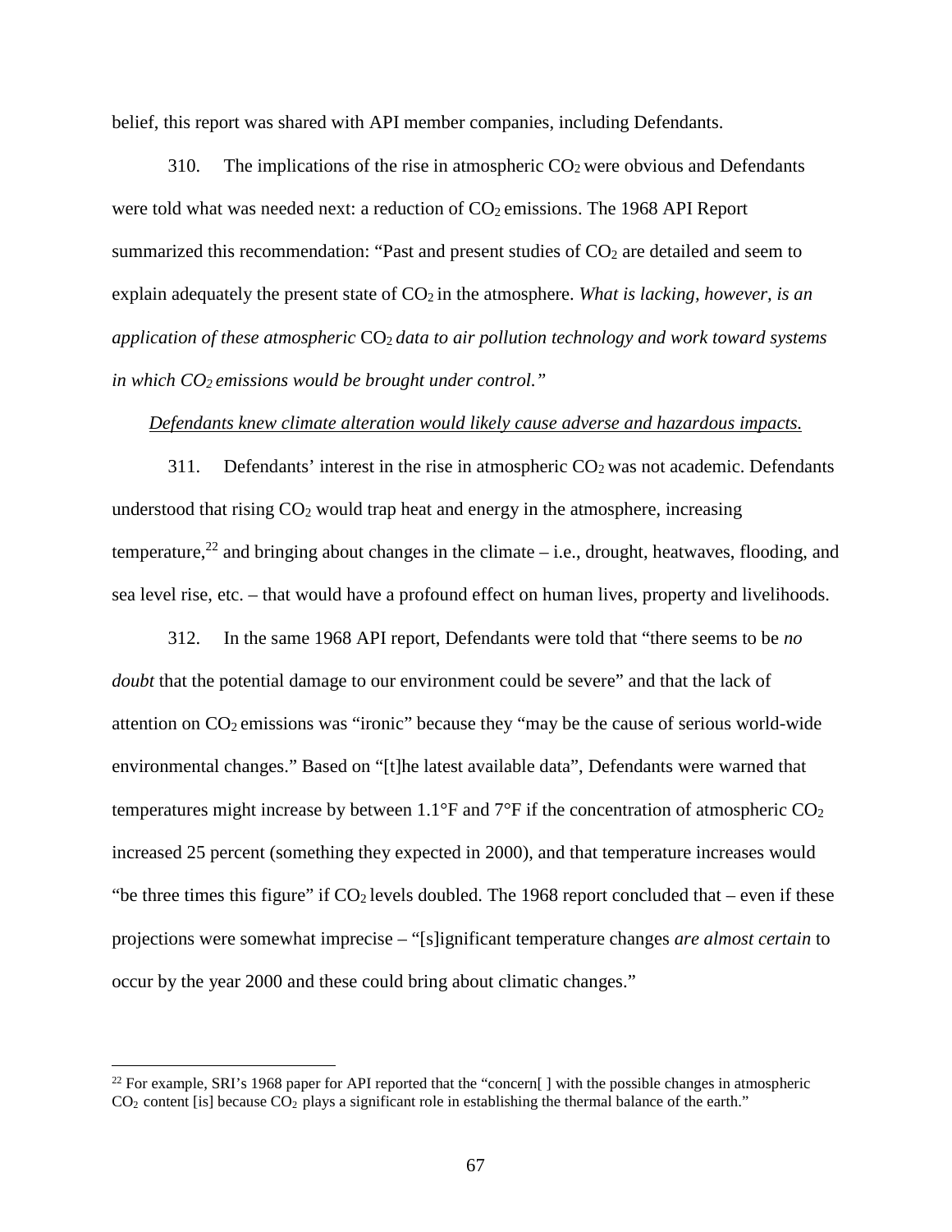belief, this report was shared with API member companies, including Defendants.

310. The implications of the rise in atmospheric $CO_2$ were obvious and Defendants were told what was needed next: a reduction of $CO_2$ emissions. The 1968 API Report summarized this recommendation: "Past and present studies of $CO_2$ are detailed and seem to explain adequately the present state of $CO_2$ in the atmosphere. *What is lacking, however, is an application of these atmospheric $CO_2$ data to air pollution technology and work toward systems in which $CO_2$ emissions would be brought under control."*

*Defendants knew climate alteration would likely cause adverse and hazardous impacts.*

311. Defendants' interest in the rise in atmospheric $CO_2$ was not academic. Defendants understood that rising $CO_2$ would trap heat and energy in the atmosphere, increasing temperature,[22] and bringing about changes in the climate – i.e., drought, heatwaves, flooding, and sea level rise, etc. – that would have a profound effect on human lives, property and livelihoods.

312. In the same 1968 API report, Defendants were told that "there seems to be *no doubt* that the potential damage to our environment could be severe" and that the lack of attention on $CO_2$ emissions was "ironic" because they "may be the cause of serious world-wide environmental changes." Based on "[t]he latest available data", Defendants were warned that temperatures might increase by between 1.1°F and 7°F if the concentration of atmospheric $CO_2$ increased 25 percent (something they expected in 2000), and that temperature increases would "be three times this figure" if $CO_2$ levels doubled. The 1968 report concluded that – even if these projections were somewhat imprecise – "[s]ignificant temperature changes *are almost certain* to occur by the year 2000 and these could bring about climatic changes."

---

[22] For example, SRI's 1968 paper for API reported that the "concern[ ] with the possible changes in atmospheric $CO_2$ content [is] because $CO_2$ plays a significant role in establishing the thermal balance of the earth."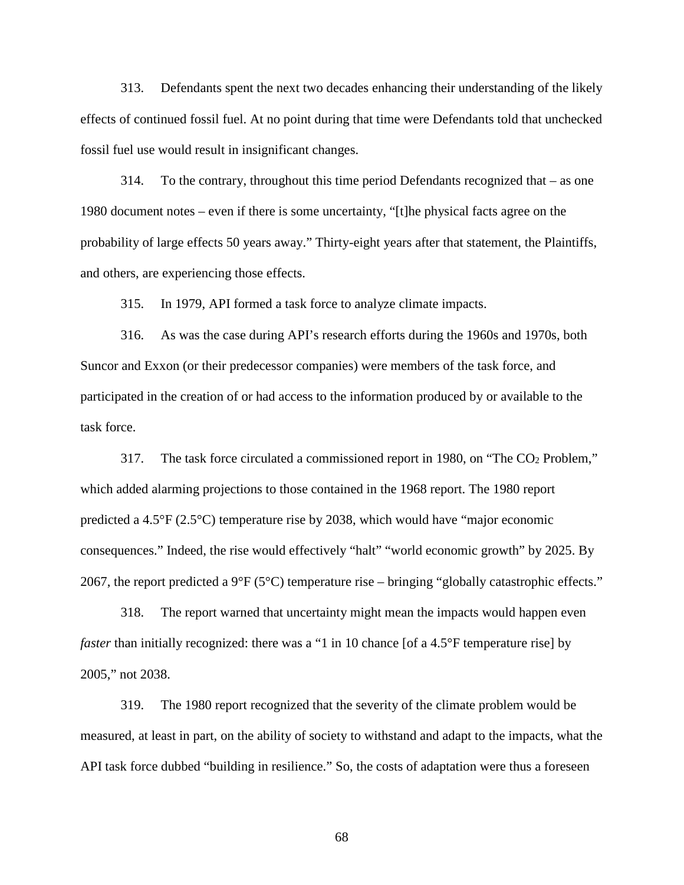313. Defendants spent the next two decades enhancing their understanding of the likely effects of continued fossil fuel. At no point during that time were Defendants told that unchecked fossil fuel use would result in insignificant changes.

314. To the contrary, throughout this time period Defendants recognized that – as one 1980 document notes – even if there is some uncertainty, "[t]he physical facts agree on the probability of large effects 50 years away." Thirty-eight years after that statement, the Plaintiffs, and others, are experiencing those effects.

315. In 1979, API formed a task force to analyze climate impacts.

316. As was the case during API's research efforts during the 1960s and 1970s, both Suncor and Exxon (or their predecessor companies) were members of the task force, and participated in the creation of or had access to the information produced by or available to the task force.

317. The task force circulated a commissioned report in 1980, on "The $CO_2$ Problem," which added alarming projections to those contained in the 1968 report. The 1980 report predicted a 4.5°F (2.5°C) temperature rise by 2038, which would have "major economic consequences." Indeed, the rise would effectively "halt" "world economic growth" by 2025. By 2067, the report predicted a 9°F (5°C) temperature rise – bringing "globally catastrophic effects."

318. The report warned that uncertainty might mean the impacts would happen even *faster* than initially recognized: there was a "1 in 10 chance [of a 4.5°F temperature rise] by 2005," not 2038.

319. The 1980 report recognized that the severity of the climate problem would be measured, at least in part, on the ability of society to withstand and adapt to the impacts, what the API task force dubbed "building in resilience." So, the costs of adaptation were thus a foreseen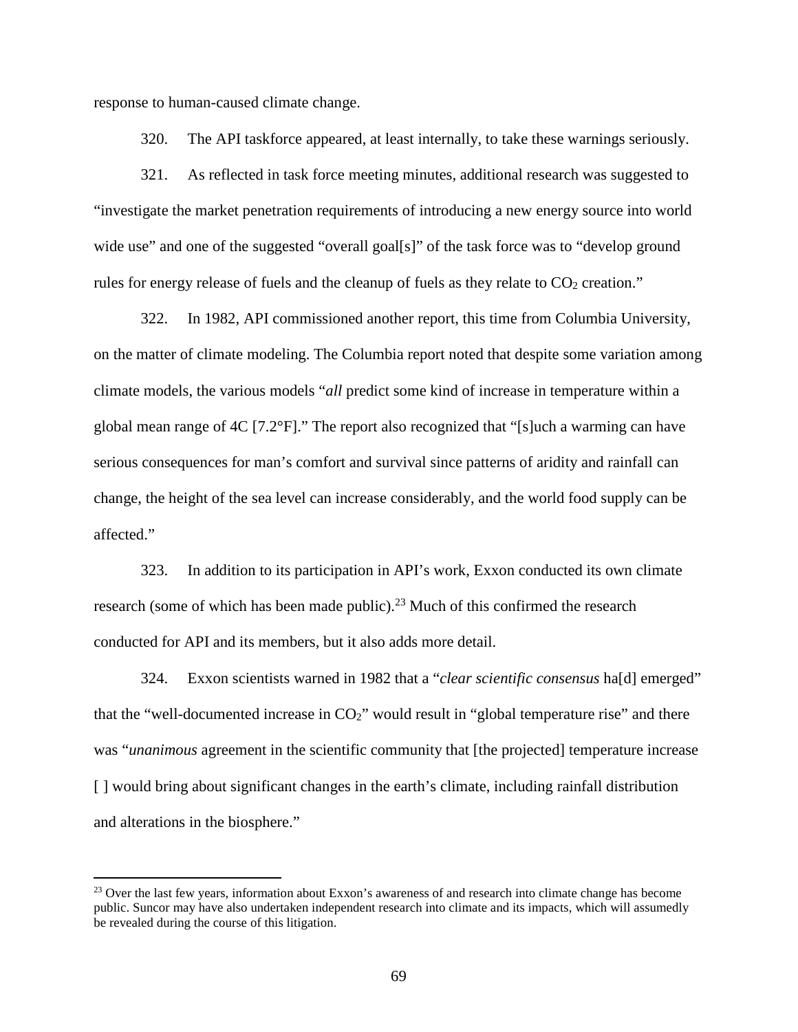response to human-caused climate change.

320. The API taskforce appeared, at least internally, to take these warnings seriously.

321. As reflected in task force meeting minutes, additional research was suggested to "investigate the market penetration requirements of introducing a new energy source into world wide use" and one of the suggested "overall goal[s]" of the task force was to "develop ground rules for energy release of fuels and the cleanup of fuels as they relate to $CO_2$ creation."

322. In 1982, API commissioned another report, this time from Columbia University, on the matter of climate modeling. The Columbia report noted that despite some variation among climate models, the various models "*all* predict some kind of increase in temperature within a global mean range of 4C [7.2°F]." The report also recognized that "[s]uch a warming can have serious consequences for man's comfort and survival since patterns of aridity and rainfall can change, the height of the sea level can increase considerably, and the world food supply can be affected."

323. In addition to its participation in API's work, Exxon conducted its own climate research (some of which has been made public).[23] Much of this confirmed the research conducted for API and its members, but it also adds more detail.

324. Exxon scientists warned in 1982 that a "*clear scientific consensus* ha[d] emerged" that the "well-documented increase in $CO_2$" would result in "global temperature rise" and there was "*unanimous* agreement in the scientific community that [the projected] temperature increase [ ] would bring about significant changes in the earth's climate, including rainfall distribution and alterations in the biosphere."

---

[23] Over the last few years, information about Exxon's awareness of and research into climate change has become public. Suncor may have also undertaken independent research into climate and its impacts, which will assumedly be revealed during the course of this litigation.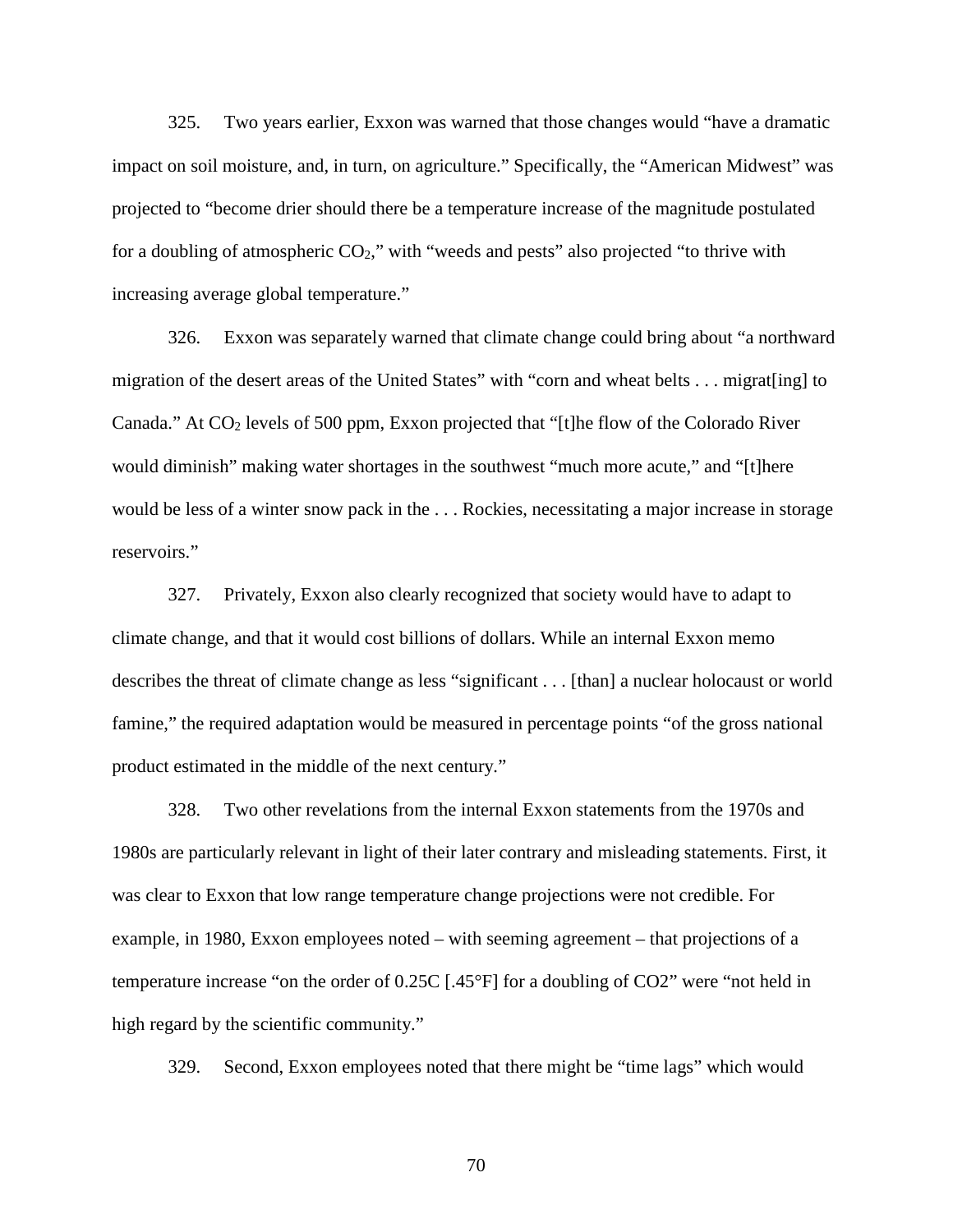325. Two years earlier, Exxon was warned that those changes would "have a dramatic impact on soil moisture, and, in turn, on agriculture." Specifically, the "American Midwest" was projected to "become drier should there be a temperature increase of the magnitude postulated for a doubling of atmospheric $CO_2$," with "weeds and pests" also projected "to thrive with increasing average global temperature."

326. Exxon was separately warned that climate change could bring about "a northward migration of the desert areas of the United States" with "corn and wheat belts . . . migrat[ing] to Canada." At $CO_2$ levels of 500 ppm, Exxon projected that "[t]he flow of the Colorado River would diminish" making water shortages in the southwest "much more acute," and "[t]here would be less of a winter snow pack in the . . . Rockies, necessitating a major increase in storage reservoirs."

327. Privately, Exxon also clearly recognized that society would have to adapt to climate change, and that it would cost billions of dollars. While an internal Exxon memo describes the threat of climate change as less "significant . . . [than] a nuclear holocaust or world famine," the required adaptation would be measured in percentage points "of the gross national product estimated in the middle of the next century."

328. Two other revelations from the internal Exxon statements from the 1970s and 1980s are particularly relevant in light of their later contrary and misleading statements. First, it was clear to Exxon that low range temperature change projections were not credible. For example, in 1980, Exxon employees noted – with seeming agreement – that projections of a temperature increase "on the order of 0.25C [.45°F] for a doubling of CO2" were "not held in high regard by the scientific community."

329. Second, Exxon employees noted that there might be "time lags" which would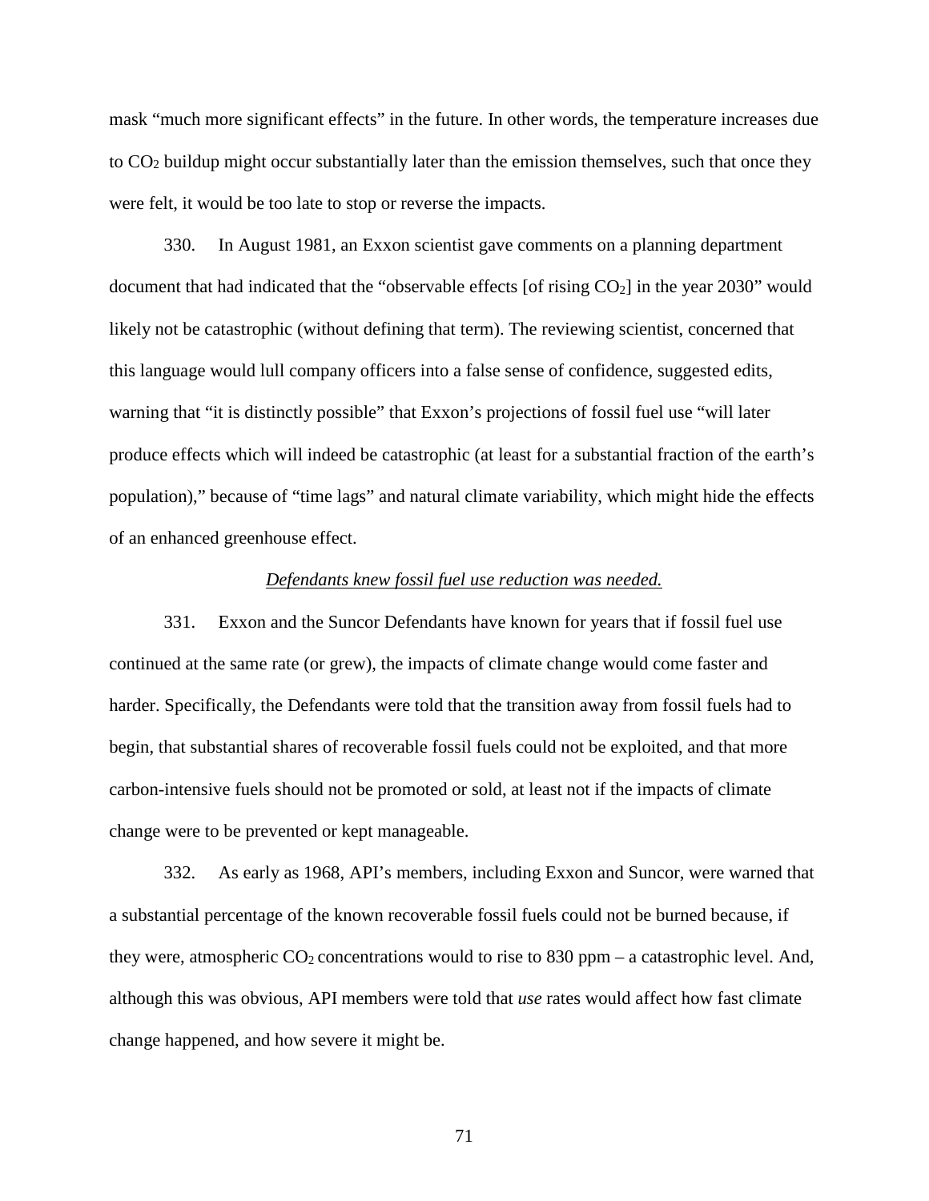mask "much more significant effects" in the future. In other words, the temperature increases due to $CO_2$ buildup might occur substantially later than the emission themselves, such that once they were felt, it would be too late to stop or reverse the impacts.

330. In August 1981, an Exxon scientist gave comments on a planning department document that had indicated that the "observable effects [of rising $CO_2$] in the year 2030" would likely not be catastrophic (without defining that term). The reviewing scientist, concerned that this language would lull company officers into a false sense of confidence, suggested edits, warning that "it is distinctly possible" that Exxon's projections of fossil fuel use "will later produce effects which will indeed be catastrophic (at least for a substantial fraction of the earth's population)," because of "time lags" and natural climate variability, which might hide the effects of an enhanced greenhouse effect.

*Defendants knew fossil fuel use reduction was needed.*

331. Exxon and the Suncor Defendants have known for years that if fossil fuel use continued at the same rate (or grew), the impacts of climate change would come faster and harder. Specifically, the Defendants were told that the transition away from fossil fuels had to begin, that substantial shares of recoverable fossil fuels could not be exploited, and that more carbon-intensive fuels should not be promoted or sold, at least not if the impacts of climate change were to be prevented or kept manageable.

332. As early as 1968, API's members, including Exxon and Suncor, were warned that a substantial percentage of the known recoverable fossil fuels could not be burned because, if they were, atmospheric $CO_2$ concentrations would to rise to 830 ppm – a catastrophic level. And, although this was obvious, API members were told that *use* rates would affect how fast climate change happened, and how severe it might be.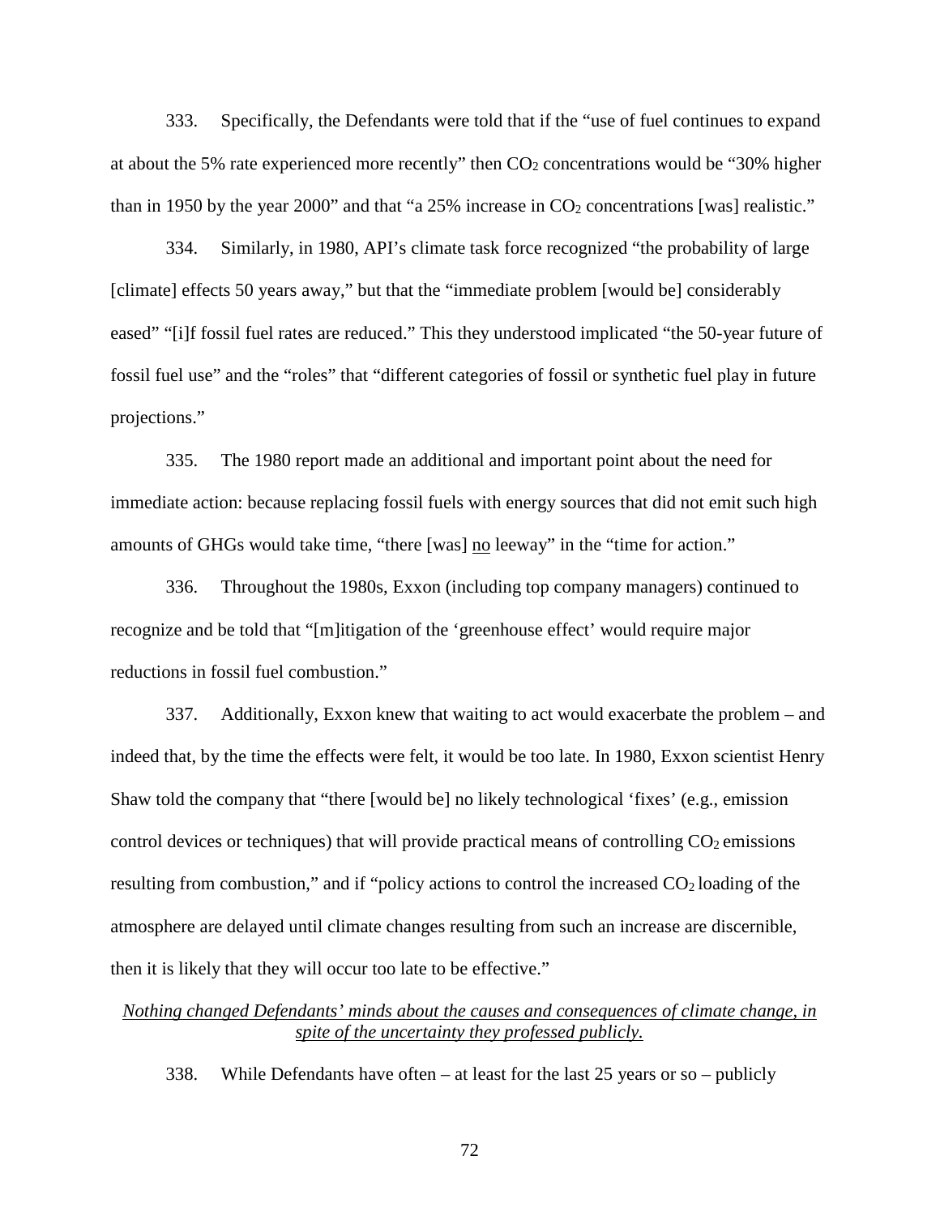333. Specifically, the Defendants were told that if the "use of fuel continues to expand at about the 5% rate experienced more recently" then $CO_2$ concentrations would be "30% higher than in 1950 by the year 2000" and that "a 25% increase in $CO_2$ concentrations [was] realistic."

334. Similarly, in 1980, API's climate task force recognized "the probability of large [climate] effects 50 years away," but that the "immediate problem [would be] considerably eased" "[i]f fossil fuel rates are reduced." This they understood implicated "the 50-year future of fossil fuel use" and the "roles" that "different categories of fossil or synthetic fuel play in future projections."

335. The 1980 report made an additional and important point about the need for immediate action: because replacing fossil fuels with energy sources that did not emit such high amounts of GHGs would take time, "there [was] <u>no</u> leeway" in the "time for action."

336. Throughout the 1980s, Exxon (including top company managers) continued to recognize and be told that "[m]itigation of the 'greenhouse effect' would require major reductions in fossil fuel combustion."

337. Additionally, Exxon knew that waiting to act would exacerbate the problem – and indeed that, by the time the effects were felt, it would be too late. In 1980, Exxon scientist Henry Shaw told the company that "there [would be] no likely technological 'fixes' (e.g., emission control devices or techniques) that will provide practical means of controlling $CO_2$ emissions resulting from combustion," and if "policy actions to control the increased $CO_2$ loading of the atmosphere are delayed until climate changes resulting from such an increase are discernible, then it is likely that they will occur too late to be effective."

<u>*Nothing changed Defendants' minds about the causes and consequences of climate change, in spite of the uncertainty they professed publicly.*</u>

338. While Defendants have often – at least for the last 25 years or so – publicly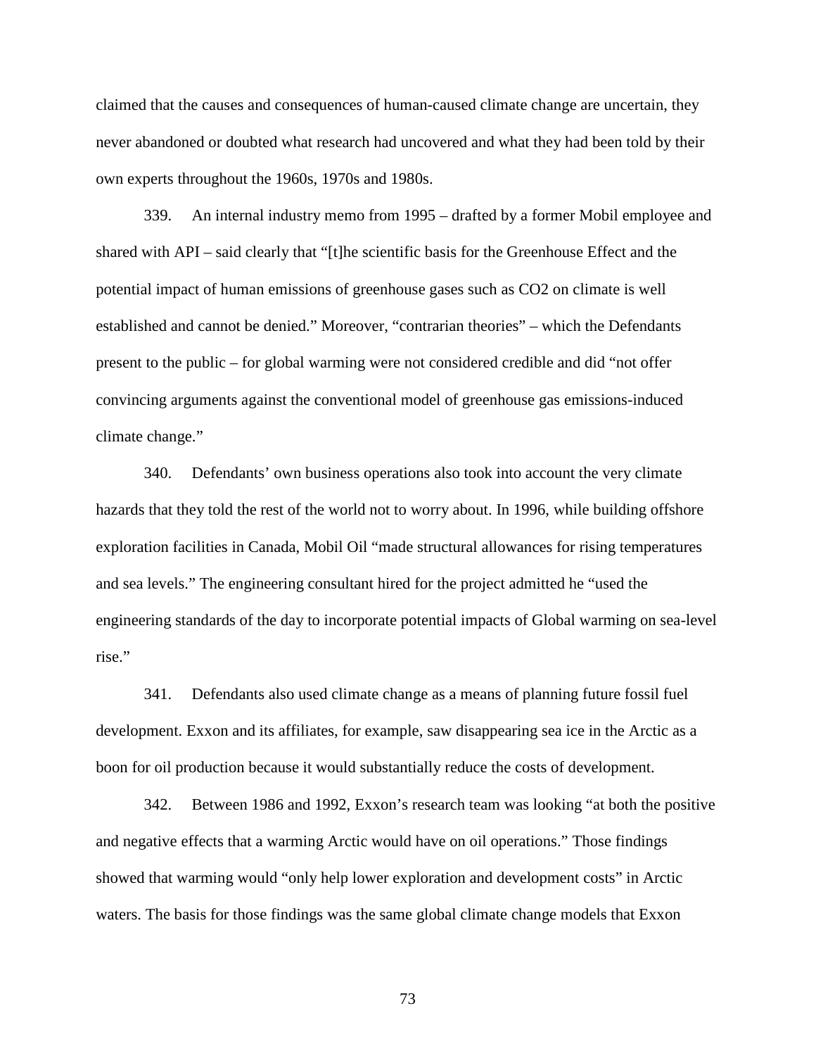claimed that the causes and consequences of human-caused climate change are uncertain, they never abandoned or doubted what research had uncovered and what they had been told by their own experts throughout the 1960s, 1970s and 1980s.

339. An internal industry memo from 1995 – drafted by a former Mobil employee and shared with API – said clearly that "[t]he scientific basis for the Greenhouse Effect and the potential impact of human emissions of greenhouse gases such as $CO_2$ on climate is well established and cannot be denied." Moreover, "contrarian theories" – which the Defendants present to the public – for global warming were not considered credible and did "not offer convincing arguments against the conventional model of greenhouse gas emissions-induced climate change."

340. Defendants' own business operations also took into account the very climate hazards that they told the rest of the world not to worry about. In 1996, while building offshore exploration facilities in Canada, Mobil Oil "made structural allowances for rising temperatures and sea levels." The engineering consultant hired for the project admitted he "used the engineering standards of the day to incorporate potential impacts of Global warming on sea-level rise."

341. Defendants also used climate change as a means of planning future fossil fuel development. Exxon and its affiliates, for example, saw disappearing sea ice in the Arctic as a boon for oil production because it would substantially reduce the costs of development.

342. Between 1986 and 1992, Exxon's research team was looking "at both the positive and negative effects that a warming Arctic would have on oil operations." Those findings showed that warming would "only help lower exploration and development costs" in Arctic waters. The basis for those findings was the same global climate change models that Exxon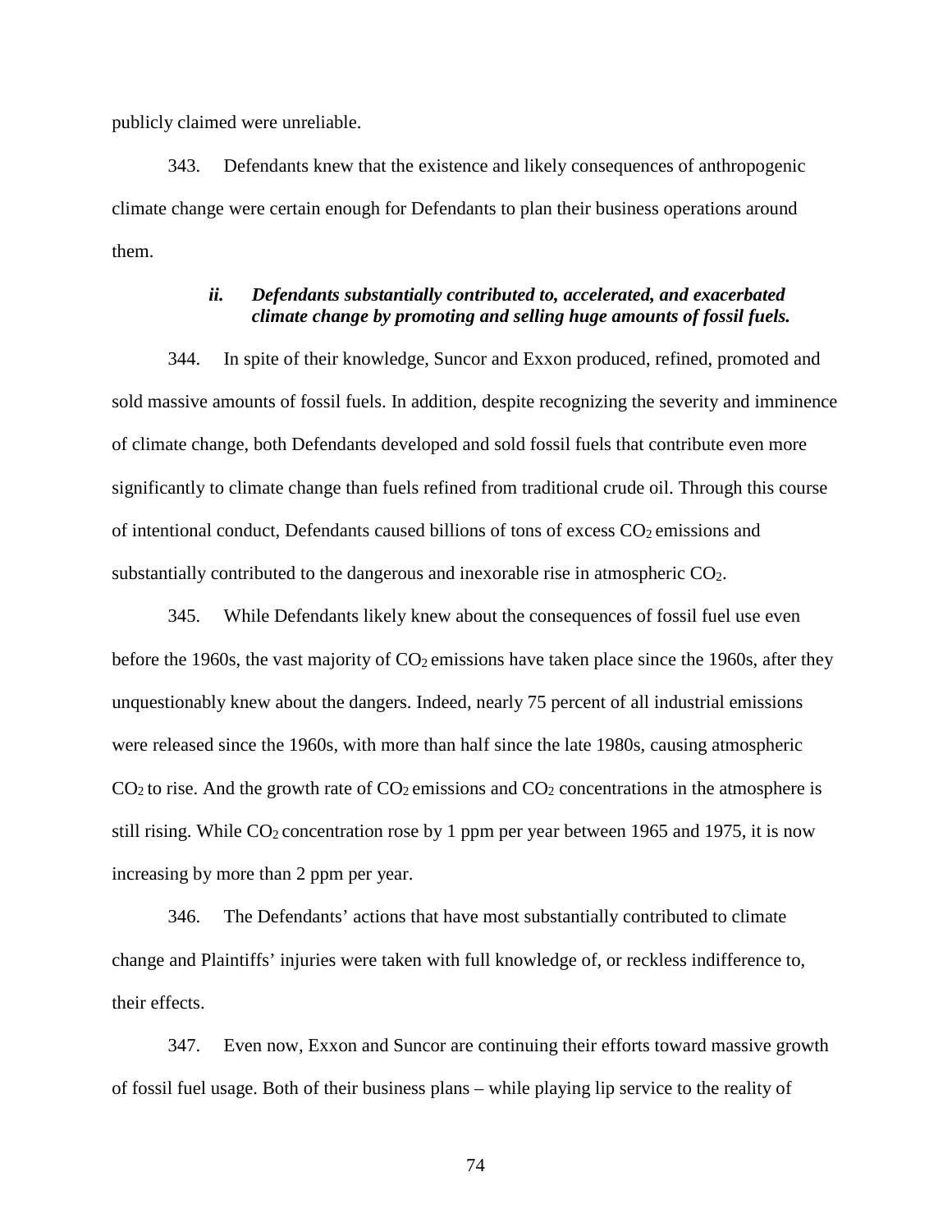publicly claimed were unreliable.

343. Defendants knew that the existence and likely consequences of anthropogenic climate change were certain enough for Defendants to plan their business operations around them.

### *ii. Defendants substantially contributed to, accelerated, and exacerbated climate change by promoting and selling huge amounts of fossil fuels.*

344. In spite of their knowledge, Suncor and Exxon produced, refined, promoted and sold massive amounts of fossil fuels. In addition, despite recognizing the severity and imminence of climate change, both Defendants developed and sold fossil fuels that contribute even more significantly to climate change than fuels refined from traditional crude oil. Through this course of intentional conduct, Defendants caused billions of tons of excess $CO_2$ emissions and substantially contributed to the dangerous and inexorable rise in atmospheric $CO_2$.

345. While Defendants likely knew about the consequences of fossil fuel use even before the 1960s, the vast majority of $CO_2$ emissions have taken place since the 1960s, after they unquestionably knew about the dangers. Indeed, nearly 75 percent of all industrial emissions were released since the 1960s, with more than half since the late 1980s, causing atmospheric $CO_2$ to rise. And the growth rate of $CO_2$ emissions and $CO_2$ concentrations in the atmosphere is still rising. While $CO_2$ concentration rose by 1 ppm per year between 1965 and 1975, it is now increasing by more than 2 ppm per year.

346. The Defendants' actions that have most substantially contributed to climate change and Plaintiffs' injuries were taken with full knowledge of, or reckless indifference to, their effects.

347. Even now, Exxon and Suncor are continuing their efforts toward massive growth of fossil fuel usage. Both of their business plans – while playing lip service to the reality of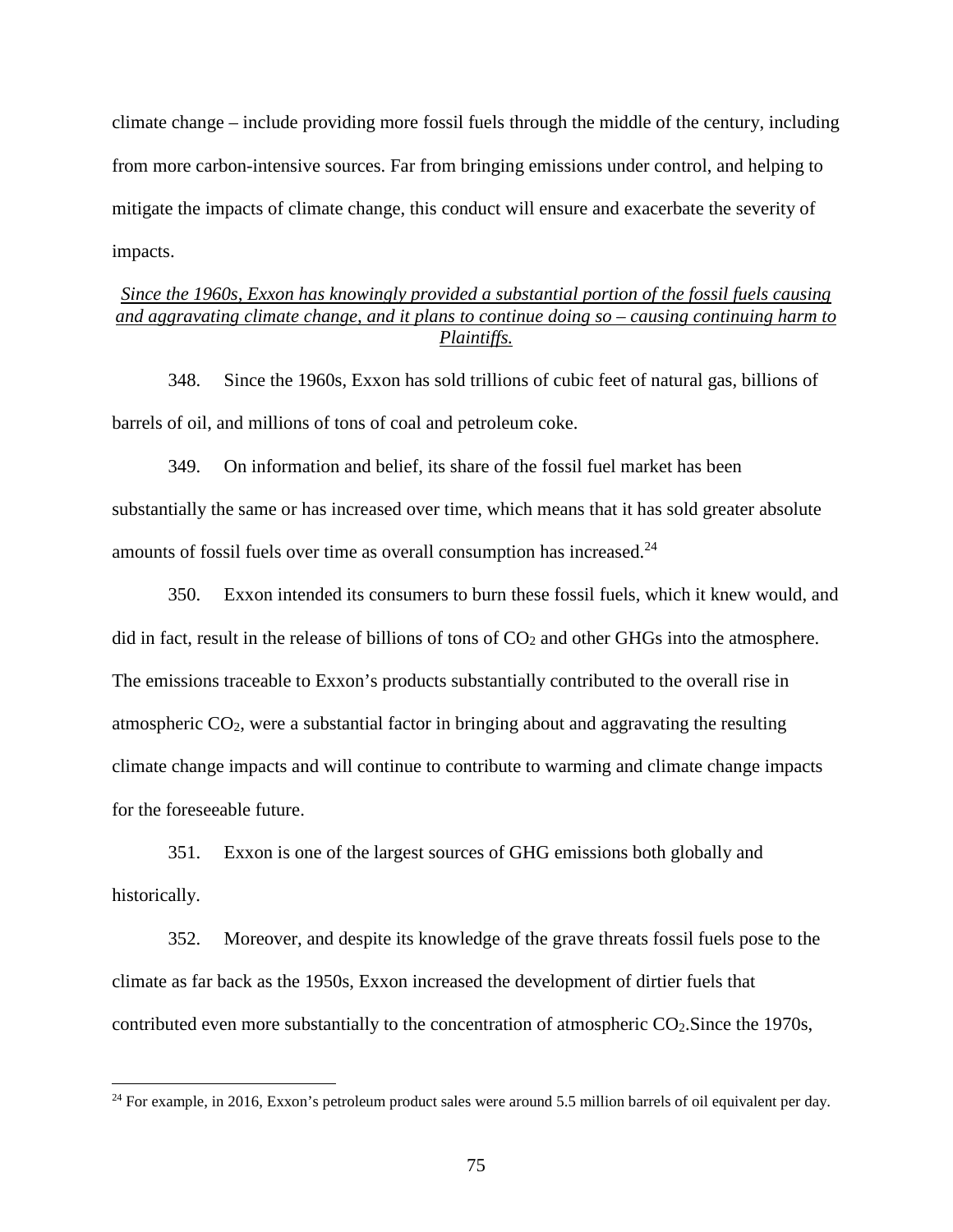climate change – include providing more fossil fuels through the middle of the century, including from more carbon-intensive sources. Far from bringing emissions under control, and helping to mitigate the impacts of climate change, this conduct will ensure and exacerbate the severity of impacts.

*Since the 1960s, Exxon has knowingly provided a substantial portion of the fossil fuels causing and aggravating climate change, and it plans to continue doing so – causing continuing harm to Plaintiffs.*

348. Since the 1960s, Exxon has sold trillions of cubic feet of natural gas, billions of barrels of oil, and millions of tons of coal and petroleum coke.

349. On information and belief, its share of the fossil fuel market has been substantially the same or has increased over time, which means that it has sold greater absolute amounts of fossil fuels over time as overall consumption has increased.[24]

350. Exxon intended its consumers to burn these fossil fuels, which it knew would, and did in fact, result in the release of billions of tons of $CO_2$ and other GHGs into the atmosphere. The emissions traceable to Exxon's products substantially contributed to the overall rise in atmospheric $CO_2$, were a substantial factor in bringing about and aggravating the resulting climate change impacts and will continue to contribute to warming and climate change impacts for the foreseeable future.

351. Exxon is one of the largest sources of GHG emissions both globally and historically.

352. Moreover, and despite its knowledge of the grave threats fossil fuels pose to the climate as far back as the 1950s, Exxon increased the development of dirtier fuels that contributed even more substantially to the concentration of atmospheric $CO_2$.Since the 1970s,

[24] For example, in 2016, Exxon's petroleum product sales were around 5.5 million barrels of oil equivalent per day.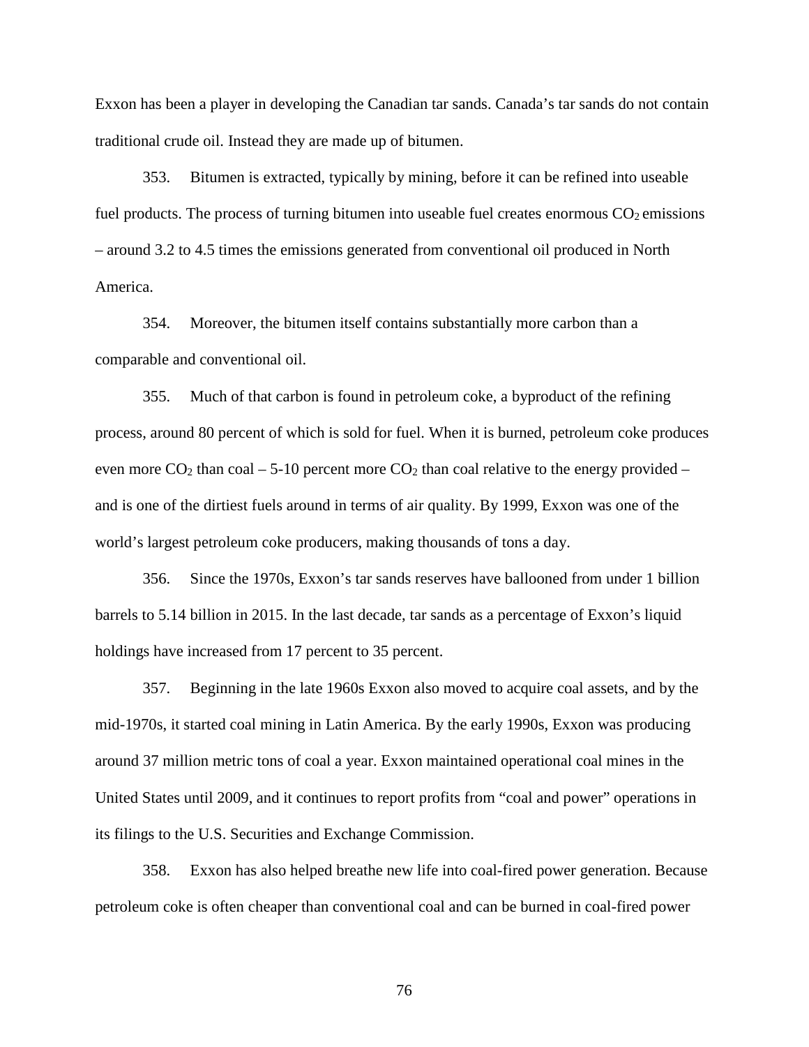Exxon has been a player in developing the Canadian tar sands. Canada's tar sands do not contain traditional crude oil. Instead they are made up of bitumen.

353. Bitumen is extracted, typically by mining, before it can be refined into useable fuel products. The process of turning bitumen into useable fuel creates enormous $CO_2$ emissions – around 3.2 to 4.5 times the emissions generated from conventional oil produced in North America.

354. Moreover, the bitumen itself contains substantially more carbon than a comparable and conventional oil.

355. Much of that carbon is found in petroleum coke, a byproduct of the refining process, around 80 percent of which is sold for fuel. When it is burned, petroleum coke produces even more $CO_2$ than coal – 5-10 percent more $CO_2$ than coal relative to the energy provided – and is one of the dirtiest fuels around in terms of air quality. By 1999, Exxon was one of the world's largest petroleum coke producers, making thousands of tons a day.

356. Since the 1970s, Exxon's tar sands reserves have ballooned from under 1 billion barrels to 5.14 billion in 2015. In the last decade, tar sands as a percentage of Exxon's liquid holdings have increased from 17 percent to 35 percent.

357. Beginning in the late 1960s Exxon also moved to acquire coal assets, and by the mid-1970s, it started coal mining in Latin America. By the early 1990s, Exxon was producing around 37 million metric tons of coal a year. Exxon maintained operational coal mines in the United States until 2009, and it continues to report profits from "coal and power" operations in its filings to the U.S. Securities and Exchange Commission.

358. Exxon has also helped breathe new life into coal-fired power generation. Because petroleum coke is often cheaper than conventional coal and can be burned in coal-fired power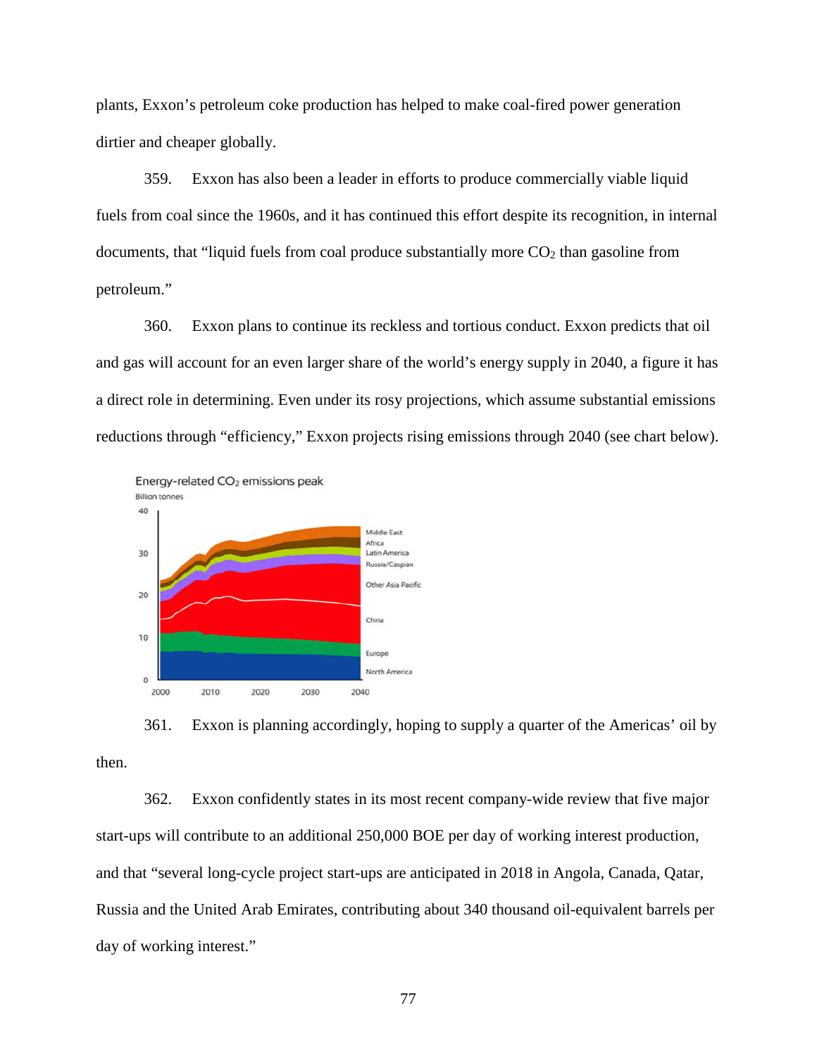plants, Exxon's petroleum coke production has helped to make coal-fired power generation dirtier and cheaper globally.

359. Exxon has also been a leader in efforts to produce commercially viable liquid fuels from coal since the 1960s, and it has continued this effort despite its recognition, in internal documents, that "liquid fuels from coal produce substantially more $CO_2$ than gasoline from petroleum."

360. Exxon plans to continue its reckless and tortious conduct. Exxon predicts that oil and gas will account for an even larger share of the world's energy supply in 2040, a figure it has a direct role in determining. Even under its rosy projections, which assume substantial emissions reductions through "efficiency," Exxon projects rising emissions through 2040 (see chart below).

Energy-related $CO_2$ emissions peak

Billion tonnes

361. Exxon is planning accordingly, hoping to supply a quarter of the Americas' oil by then.

362. Exxon confidently states in its most recent company-wide review that five major start-ups will contribute to an additional 250,000 BOE per day of working interest production, and that "several long-cycle project start-ups are anticipated in 2018 in Angola, Canada, Qatar, Russia and the United Arab Emirates, contributing about 340 thousand oil-equivalent barrels per day of working interest."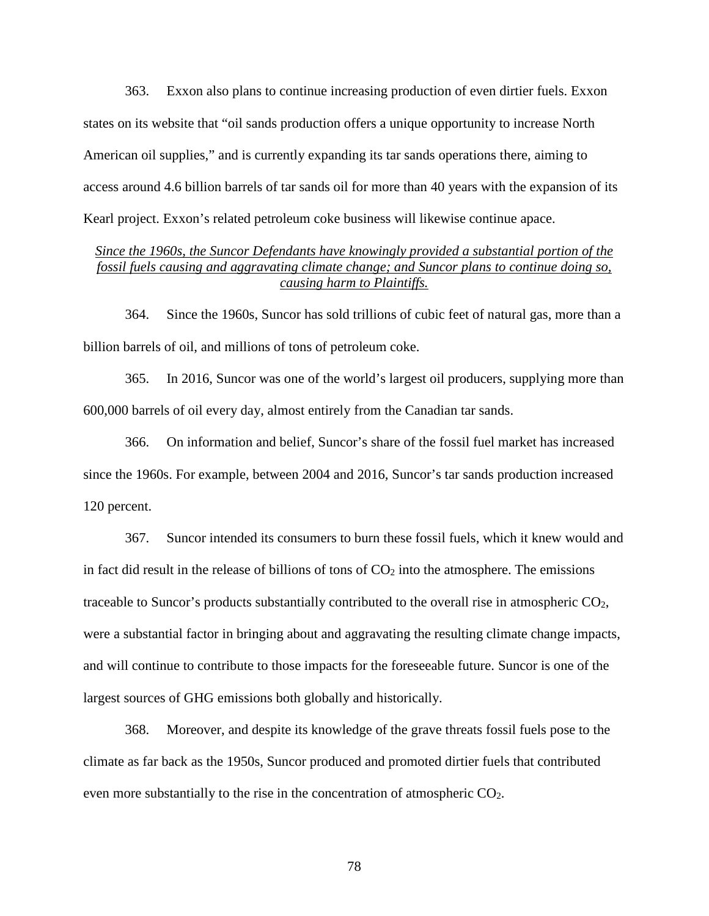363. Exxon also plans to continue increasing production of even dirtier fuels. Exxon states on its website that "oil sands production offers a unique opportunity to increase North American oil supplies," and is currently expanding its tar sands operations there, aiming to access around 4.6 billion barrels of tar sands oil for more than 40 years with the expansion of its Kearl project. Exxon's related petroleum coke business will likewise continue apace.

*Since the 1960s, the Suncor Defendants have knowingly provided a substantial portion of the fossil fuels causing and aggravating climate change; and Suncor plans to continue doing so, causing harm to Plaintiffs.*

364. Since the 1960s, Suncor has sold trillions of cubic feet of natural gas, more than a billion barrels of oil, and millions of tons of petroleum coke.

365. In 2016, Suncor was one of the world's largest oil producers, supplying more than 600,000 barrels of oil every day, almost entirely from the Canadian tar sands.

366. On information and belief, Suncor's share of the fossil fuel market has increased since the 1960s. For example, between 2004 and 2016, Suncor's tar sands production increased 120 percent.

367. Suncor intended its consumers to burn these fossil fuels, which it knew would and in fact did result in the release of billions of tons of $CO_2$ into the atmosphere. The emissions traceable to Suncor's products substantially contributed to the overall rise in atmospheric $CO_2$, were a substantial factor in bringing about and aggravating the resulting climate change impacts, and will continue to contribute to those impacts for the foreseeable future. Suncor is one of the largest sources of GHG emissions both globally and historically.

368. Moreover, and despite its knowledge of the grave threats fossil fuels pose to the climate as far back as the 1950s, Suncor produced and promoted dirtier fuels that contributed even more substantially to the rise in the concentration of atmospheric $CO_2$.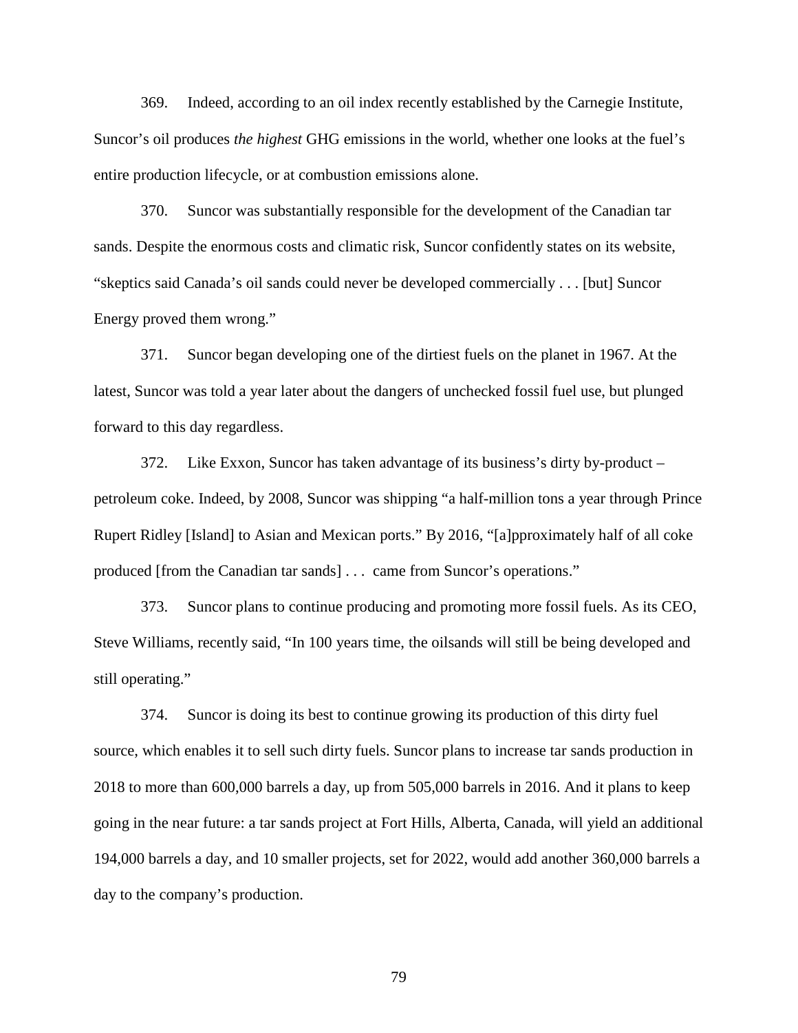369. Indeed, according to an oil index recently established by the Carnegie Institute, Suncor's oil produces *the highest* GHG emissions in the world, whether one looks at the fuel's entire production lifecycle, or at combustion emissions alone.

370. Suncor was substantially responsible for the development of the Canadian tar sands. Despite the enormous costs and climatic risk, Suncor confidently states on its website, "skeptics said Canada's oil sands could never be developed commercially . . . [but] Suncor Energy proved them wrong."

371. Suncor began developing one of the dirtiest fuels on the planet in 1967. At the latest, Suncor was told a year later about the dangers of unchecked fossil fuel use, but plunged forward to this day regardless.

372. Like Exxon, Suncor has taken advantage of its business's dirty by-product – petroleum coke. Indeed, by 2008, Suncor was shipping "a half-million tons a year through Prince Rupert Ridley [Island] to Asian and Mexican ports." By 2016, "[a]pproximately half of all coke produced [from the Canadian tar sands] . . . came from Suncor's operations."

373. Suncor plans to continue producing and promoting more fossil fuels. As its CEO, Steve Williams, recently said, "In 100 years time, the oilsands will still be being developed and still operating."

374. Suncor is doing its best to continue growing its production of this dirty fuel source, which enables it to sell such dirty fuels. Suncor plans to increase tar sands production in 2018 to more than 600,000 barrels a day, up from 505,000 barrels in 2016. And it plans to keep going in the near future: a tar sands project at Fort Hills, Alberta, Canada, will yield an additional 194,000 barrels a day, and 10 smaller projects, set for 2022, would add another 360,000 barrels a day to the company's production.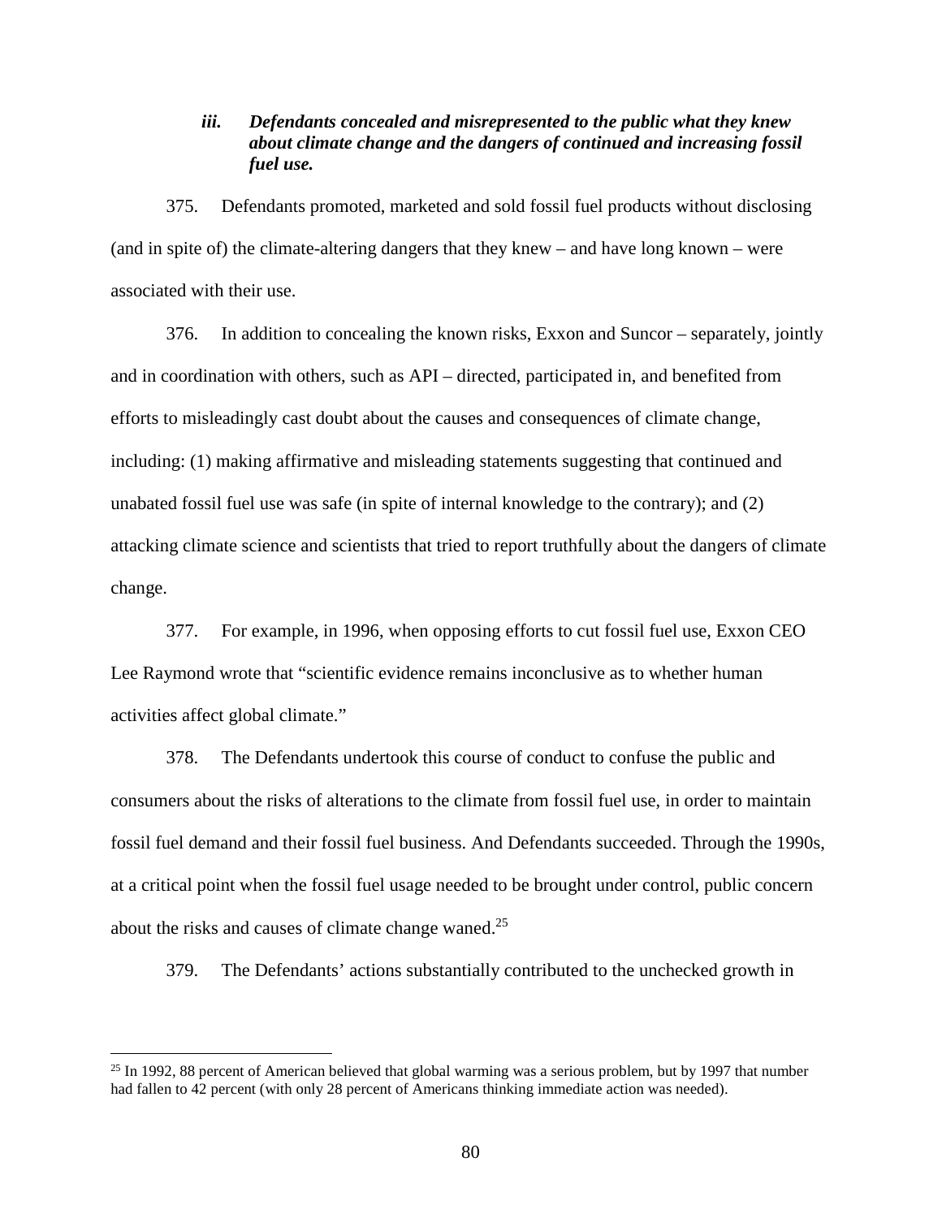### *iii. Defendants concealed and misrepresented to the public what they knew about climate change and the dangers of continued and increasing fossil fuel use.*

375. Defendants promoted, marketed and sold fossil fuel products without disclosing (and in spite of) the climate-altering dangers that they knew – and have long known – were associated with their use.

376. In addition to concealing the known risks, Exxon and Suncor – separately, jointly and in coordination with others, such as API – directed, participated in, and benefited from efforts to misleadingly cast doubt about the causes and consequences of climate change, including: (1) making affirmative and misleading statements suggesting that continued and unabated fossil fuel use was safe (in spite of internal knowledge to the contrary); and (2) attacking climate science and scientists that tried to report truthfully about the dangers of climate change.

377. For example, in 1996, when opposing efforts to cut fossil fuel use, Exxon CEO Lee Raymond wrote that "scientific evidence remains inconclusive as to whether human activities affect global climate."

378. The Defendants undertook this course of conduct to confuse the public and consumers about the risks of alterations to the climate from fossil fuel use, in order to maintain fossil fuel demand and their fossil fuel business. And Defendants succeeded. Through the 1990s, at a critical point when the fossil fuel usage needed to be brought under control, public concern about the risks and causes of climate change waned.[25]

379. The Defendants' actions substantially contributed to the unchecked growth in

[25] In 1992, 88 percent of American believed that global warming was a serious problem, but by 1997 that number had fallen to 42 percent (with only 28 percent of Americans thinking immediate action was needed).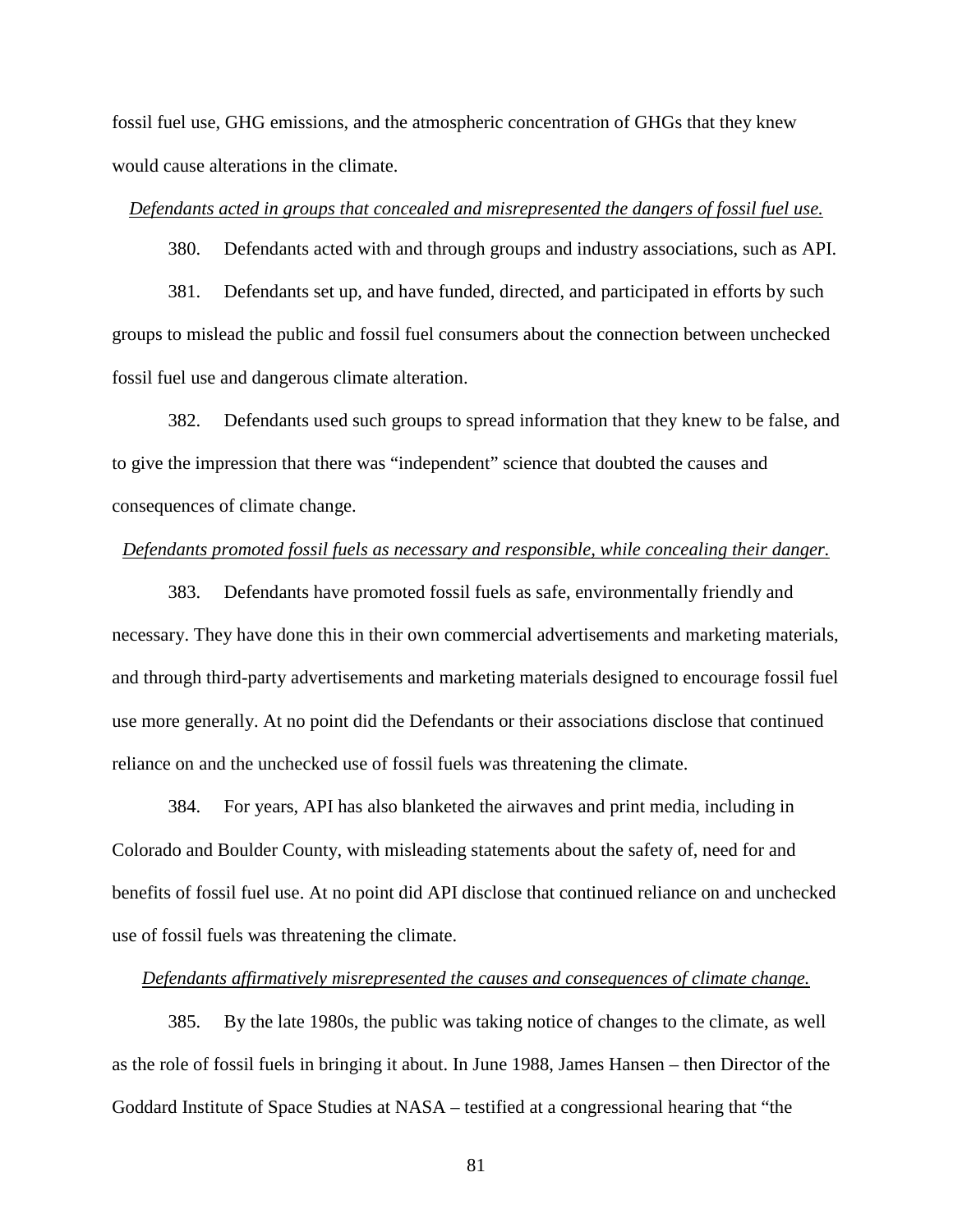fossil fuel use, GHG emissions, and the atmospheric concentration of GHGs that they knew would cause alterations in the climate.

*Defendants acted in groups that concealed and misrepresented the dangers of fossil fuel use.*

380. Defendants acted with and through groups and industry associations, such as API.

381. Defendants set up, and have funded, directed, and participated in efforts by such groups to mislead the public and fossil fuel consumers about the connection between unchecked fossil fuel use and dangerous climate alteration.

382. Defendants used such groups to spread information that they knew to be false, and to give the impression that there was "independent" science that doubted the causes and consequences of climate change.

*Defendants promoted fossil fuels as necessary and responsible, while concealing their danger.*

383. Defendants have promoted fossil fuels as safe, environmentally friendly and necessary. They have done this in their own commercial advertisements and marketing materials, and through third-party advertisements and marketing materials designed to encourage fossil fuel use more generally. At no point did the Defendants or their associations disclose that continued reliance on and the unchecked use of fossil fuels was threatening the climate.

384. For years, API has also blanketed the airwaves and print media, including in Colorado and Boulder County, with misleading statements about the safety of, need for and benefits of fossil fuel use. At no point did API disclose that continued reliance on and unchecked use of fossil fuels was threatening the climate.

*Defendants affirmatively misrepresented the causes and consequences of climate change.*

385. By the late 1980s, the public was taking notice of changes to the climate, as well as the role of fossil fuels in bringing it about. In June 1988, James Hansen – then Director of the Goddard Institute of Space Studies at NASA – testified at a congressional hearing that "the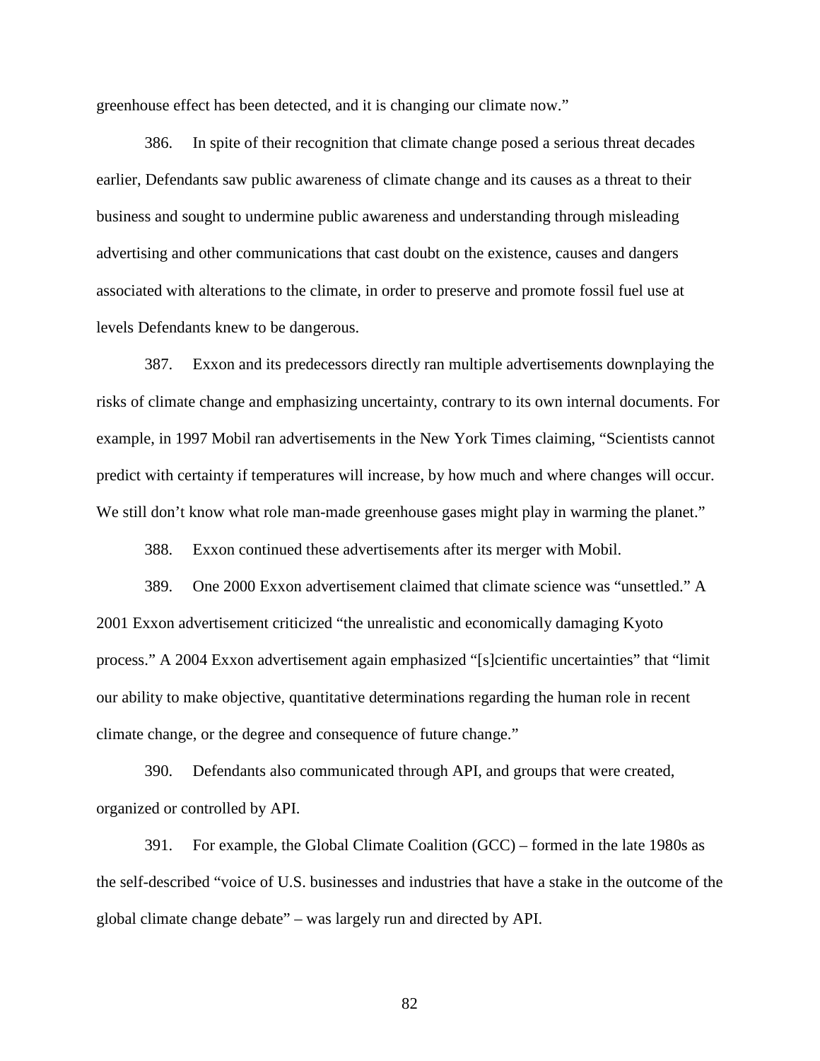greenhouse effect has been detected, and it is changing our climate now."

386. In spite of their recognition that climate change posed a serious threat decades earlier, Defendants saw public awareness of climate change and its causes as a threat to their business and sought to undermine public awareness and understanding through misleading advertising and other communications that cast doubt on the existence, causes and dangers associated with alterations to the climate, in order to preserve and promote fossil fuel use at levels Defendants knew to be dangerous.

387. Exxon and its predecessors directly ran multiple advertisements downplaying the risks of climate change and emphasizing uncertainty, contrary to its own internal documents. For example, in 1997 Mobil ran advertisements in the New York Times claiming, "Scientists cannot predict with certainty if temperatures will increase, by how much and where changes will occur. We still don't know what role man-made greenhouse gases might play in warming the planet."

388. Exxon continued these advertisements after its merger with Mobil.

389. One 2000 Exxon advertisement claimed that climate science was "unsettled." A 2001 Exxon advertisement criticized "the unrealistic and economically damaging Kyoto process." A 2004 Exxon advertisement again emphasized "[s]cientific uncertainties" that "limit our ability to make objective, quantitative determinations regarding the human role in recent climate change, or the degree and consequence of future change."

390. Defendants also communicated through API, and groups that were created, organized or controlled by API.

391. For example, the Global Climate Coalition (GCC) – formed in the late 1980s as the self-described "voice of U.S. businesses and industries that have a stake in the outcome of the global climate change debate" – was largely run and directed by API.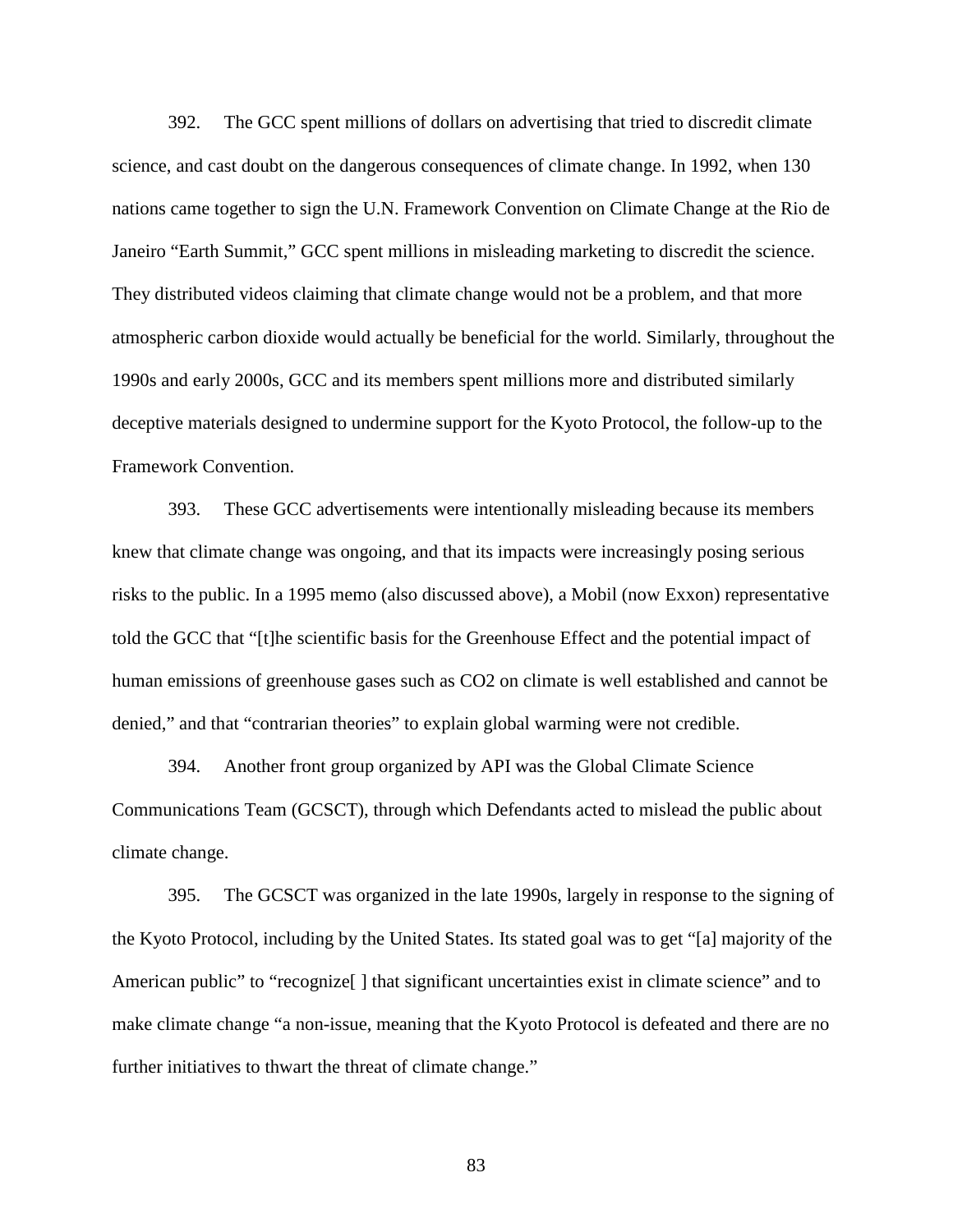392. The GCC spent millions of dollars on advertising that tried to discredit climate science, and cast doubt on the dangerous consequences of climate change. In 1992, when 130 nations came together to sign the U.N. Framework Convention on Climate Change at the Rio de Janeiro "Earth Summit," GCC spent millions in misleading marketing to discredit the science. They distributed videos claiming that climate change would not be a problem, and that more atmospheric carbon dioxide would actually be beneficial for the world. Similarly, throughout the 1990s and early 2000s, GCC and its members spent millions more and distributed similarly deceptive materials designed to undermine support for the Kyoto Protocol, the follow-up to the Framework Convention.

393. These GCC advertisements were intentionally misleading because its members knew that climate change was ongoing, and that its impacts were increasingly posing serious risks to the public. In a 1995 memo (also discussed above), a Mobil (now Exxon) representative told the GCC that "[t]he scientific basis for the Greenhouse Effect and the potential impact of human emissions of greenhouse gases such as $CO_2$ on climate is well established and cannot be denied," and that "contrarian theories" to explain global warming were not credible.

394. Another front group organized by API was the Global Climate Science Communications Team (GCSCT), through which Defendants acted to mislead the public about climate change.

395. The GCSCT was organized in the late 1990s, largely in response to the signing of the Kyoto Protocol, including by the United States. Its stated goal was to get "[a] majority of the American public" to "recognize[ ] that significant uncertainties exist in climate science" and to make climate change "a non-issue, meaning that the Kyoto Protocol is defeated and there are no further initiatives to thwart the threat of climate change."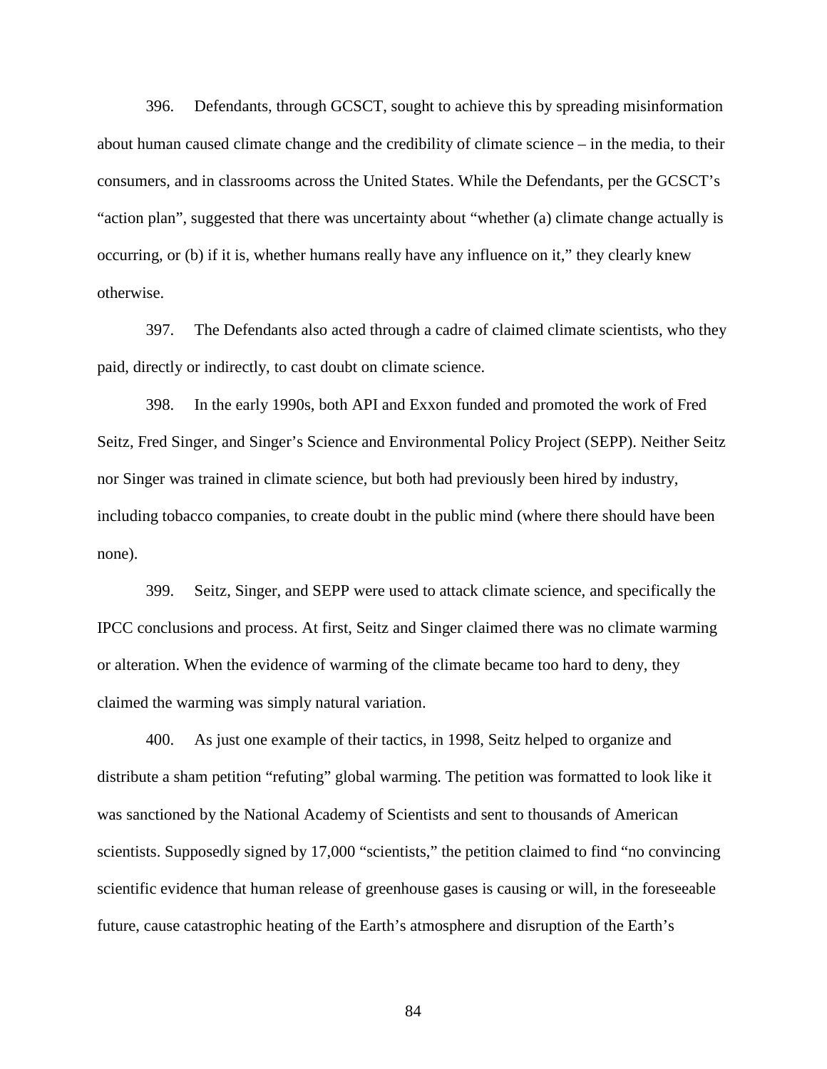396. Defendants, through GCSCT, sought to achieve this by spreading misinformation about human caused climate change and the credibility of climate science – in the media, to their consumers, and in classrooms across the United States. While the Defendants, per the GCSCT's "action plan", suggested that there was uncertainty about "whether (a) climate change actually is occurring, or (b) if it is, whether humans really have any influence on it," they clearly knew otherwise.

397. The Defendants also acted through a cadre of claimed climate scientists, who they paid, directly or indirectly, to cast doubt on climate science.

398. In the early 1990s, both API and Exxon funded and promoted the work of Fred Seitz, Fred Singer, and Singer's Science and Environmental Policy Project (SEPP). Neither Seitz nor Singer was trained in climate science, but both had previously been hired by industry, including tobacco companies, to create doubt in the public mind (where there should have been none).

399. Seitz, Singer, and SEPP were used to attack climate science, and specifically the IPCC conclusions and process. At first, Seitz and Singer claimed there was no climate warming or alteration. When the evidence of warming of the climate became too hard to deny, they claimed the warming was simply natural variation.

400. As just one example of their tactics, in 1998, Seitz helped to organize and distribute a sham petition "refuting" global warming. The petition was formatted to look like it was sanctioned by the National Academy of Scientists and sent to thousands of American scientists. Supposedly signed by 17,000 "scientists," the petition claimed to find "no convincing scientific evidence that human release of greenhouse gases is causing or will, in the foreseeable future, cause catastrophic heating of the Earth's atmosphere and disruption of the Earth's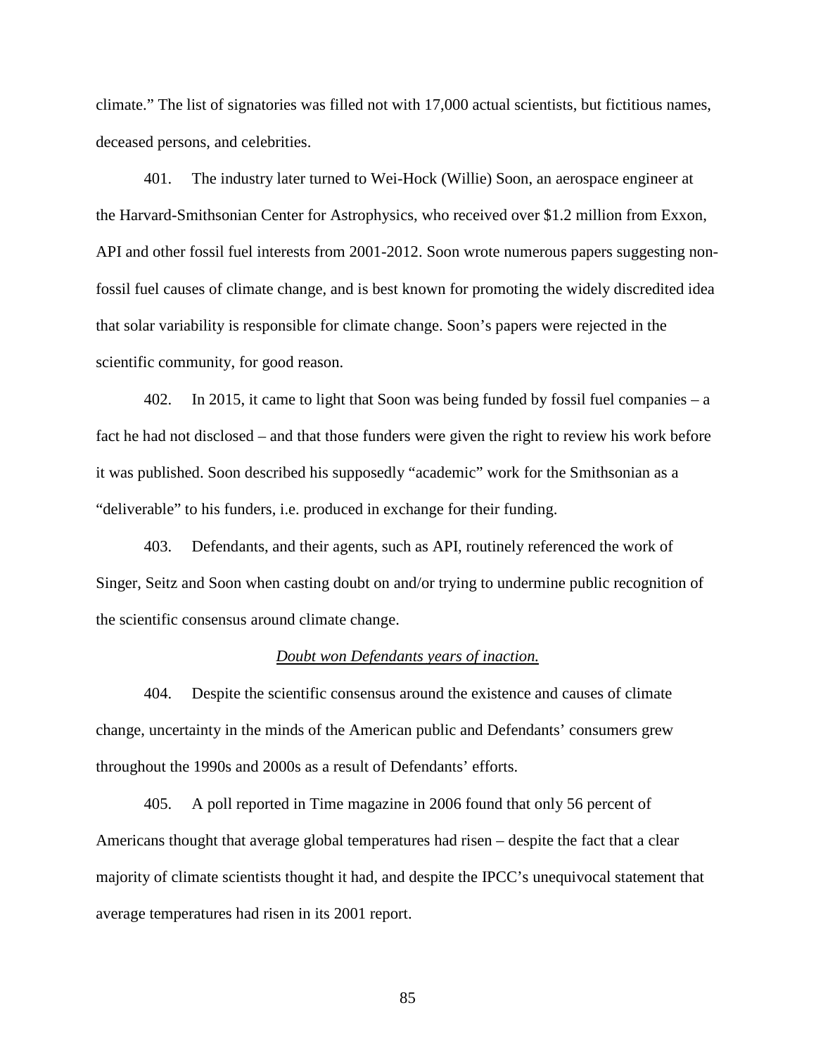climate." The list of signatories was filled not with 17,000 actual scientists, but fictitious names, deceased persons, and celebrities.

401. The industry later turned to Wei-Hock (Willie) Soon, an aerospace engineer at the Harvard-Smithsonian Center for Astrophysics, who received over $1.2 million from Exxon, API and other fossil fuel interests from 2001-2012. Soon wrote numerous papers suggesting non-fossil fuel causes of climate change, and is best known for promoting the widely discredited idea that solar variability is responsible for climate change. Soon's papers were rejected in the scientific community, for good reason.

402. In 2015, it came to light that Soon was being funded by fossil fuel companies – a fact he had not disclosed – and that those funders were given the right to review his work before it was published. Soon described his supposedly "academic" work for the Smithsonian as a "deliverable" to his funders, i.e. produced in exchange for their funding.

403. Defendants, and their agents, such as API, routinely referenced the work of Singer, Seitz and Soon when casting doubt on and/or trying to undermine public recognition of the scientific consensus around climate change.

*Doubt won Defendants years of inaction.*

404. Despite the scientific consensus around the existence and causes of climate change, uncertainty in the minds of the American public and Defendants' consumers grew throughout the 1990s and 2000s as a result of Defendants' efforts.

405. A poll reported in Time magazine in 2006 found that only 56 percent of Americans thought that average global temperatures had risen – despite the fact that a clear majority of climate scientists thought it had, and despite the IPCC's unequivocal statement that average temperatures had risen in its 2001 report.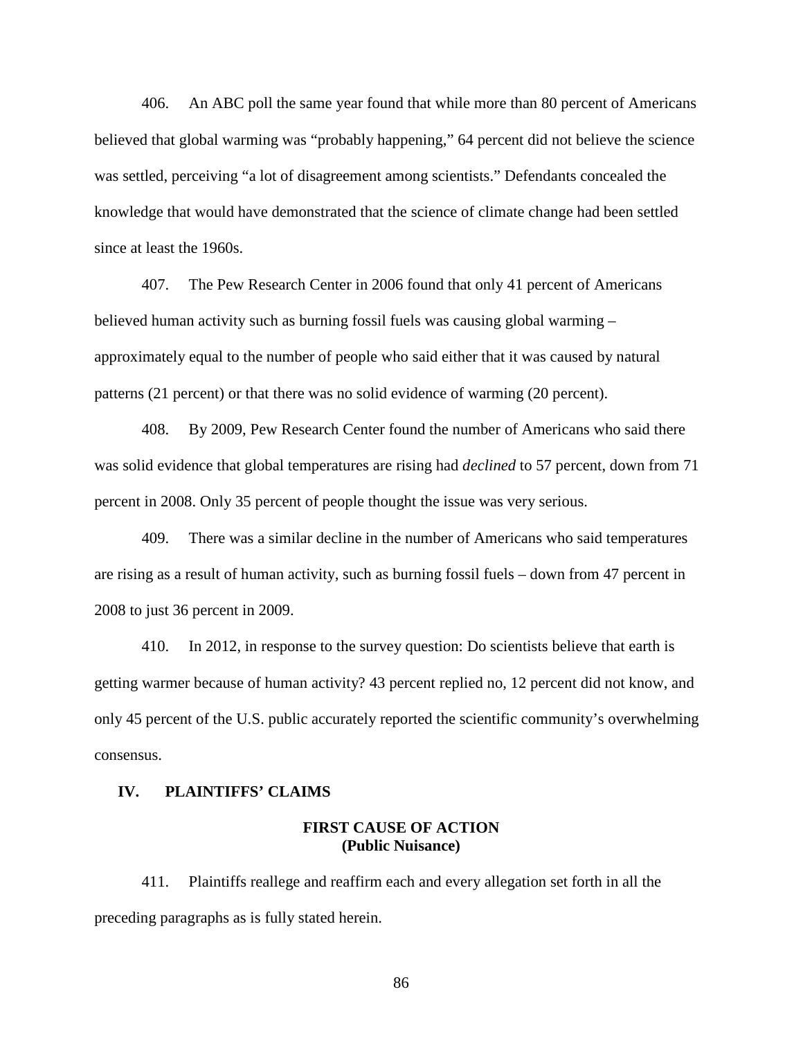406. An ABC poll the same year found that while more than 80 percent of Americans believed that global warming was "probably happening," 64 percent did not believe the science was settled, perceiving "a lot of disagreement among scientists." Defendants concealed the knowledge that would have demonstrated that the science of climate change had been settled since at least the 1960s.

407. The Pew Research Center in 2006 found that only 41 percent of Americans believed human activity such as burning fossil fuels was causing global warming – approximately equal to the number of people who said either that it was caused by natural patterns (21 percent) or that there was no solid evidence of warming (20 percent).

408. By 2009, Pew Research Center found the number of Americans who said there was solid evidence that global temperatures are rising had *declined* to 57 percent, down from 71 percent in 2008. Only 35 percent of people thought the issue was very serious.

409. There was a similar decline in the number of Americans who said temperatures are rising as a result of human activity, such as burning fossil fuels – down from 47 percent in 2008 to just 36 percent in 2009.

410. In 2012, in response to the survey question: Do scientists believe that earth is getting warmer because of human activity? 43 percent replied no, 12 percent did not know, and only 45 percent of the U.S. public accurately reported the scientific community's overwhelming consensus.

## IV. PLAINTIFFS' CLAIMS

### FIRST CAUSE OF ACTION
### (Public Nuisance)

411. Plaintiffs reallege and reaffirm each and every allegation set forth in all the preceding paragraphs as is fully stated herein.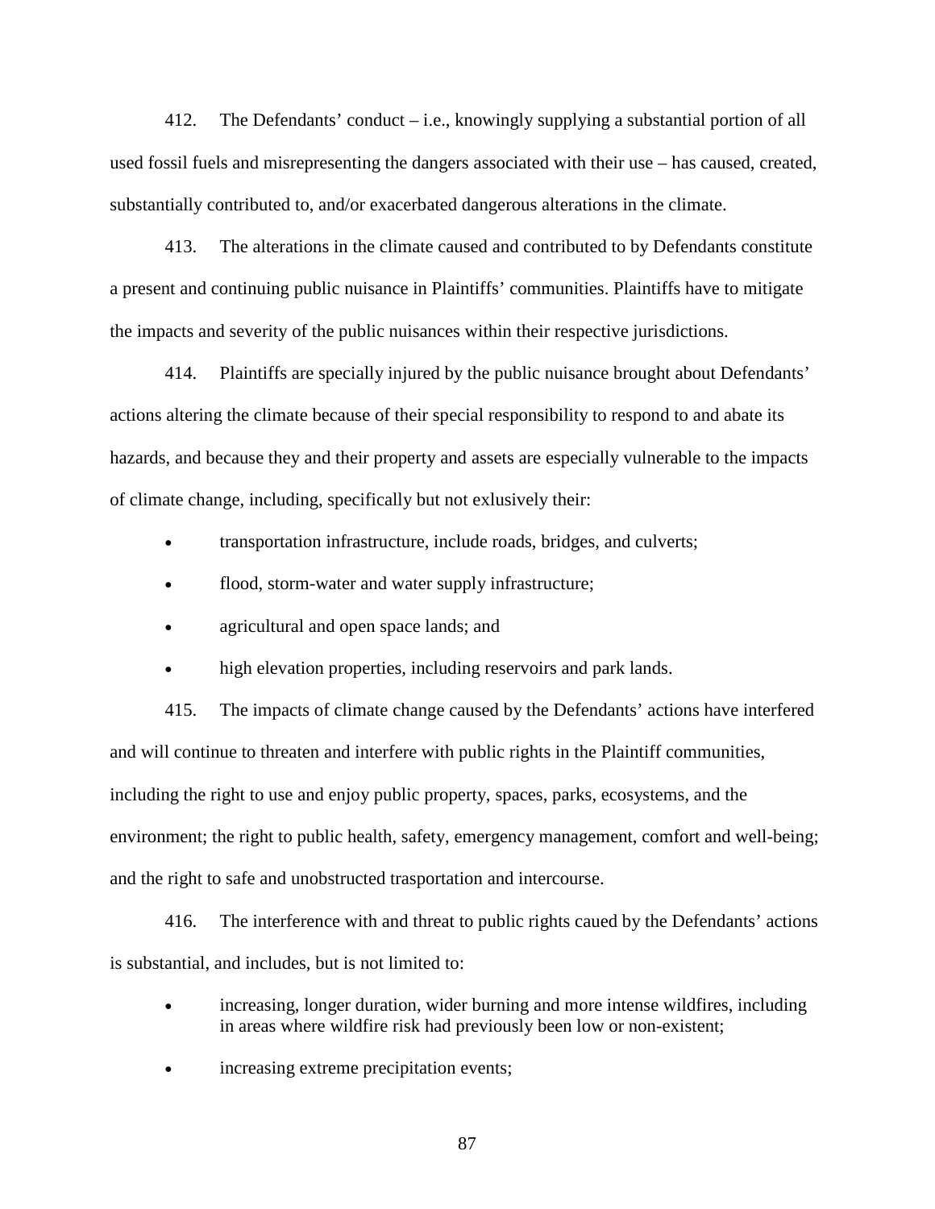412. The Defendants' conduct – i.e., knowingly supplying a substantial portion of all used fossil fuels and misrepresenting the dangers associated with their use – has caused, created, substantially contributed to, and/or exacerbated dangerous alterations in the climate.

413. The alterations in the climate caused and contributed to by Defendants constitute a present and continuing public nuisance in Plaintiffs' communities. Plaintiffs have to mitigate the impacts and severity of the public nuisances within their respective jurisdictions.

414. Plaintiffs are specially injured by the public nuisance brought about Defendants' actions altering the climate because of their special responsibility to respond to and abate its hazards, and because they and their property and assets are especially vulnerable to the impacts of climate change, including, specifically but not exlusively their:

- transportation infrastructure, include roads, bridges, and culverts;
- flood, storm-water and water supply infrastructure;
- agricultural and open space lands; and
- high elevation properties, including reservoirs and park lands.

415. The impacts of climate change caused by the Defendants' actions have interfered and will continue to threaten and interfere with public rights in the Plaintiff communities, including the right to use and enjoy public property, spaces, parks, ecosystems, and the environment; the right to public health, safety, emergency management, comfort and well-being; and the right to safe and unobstructed trasportation and intercourse.

416. The interference with and threat to public rights caued by the Defendants' actions is substantial, and includes, but is not limited to:

- increasing, longer duration, wider burning and more intense wildfires, including in areas where wildfire risk had previously been low or non-existent;
- increasing extreme precipitation events;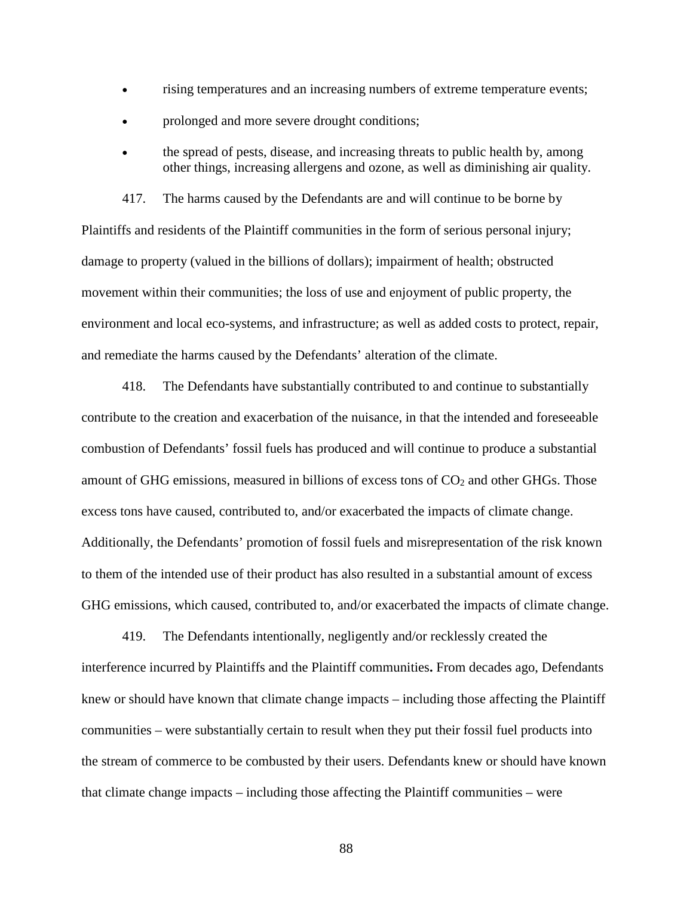- rising temperatures and an increasing numbers of extreme temperature events;
- prolonged and more severe drought conditions;
- the spread of pests, disease, and increasing threats to public health by, among other things, increasing allergens and ozone, as well as diminishing air quality.

417. The harms caused by the Defendants are and will continue to be borne by Plaintiffs and residents of the Plaintiff communities in the form of serious personal injury; damage to property (valued in the billions of dollars); impairment of health; obstructed movement within their communities; the loss of use and enjoyment of public property, the environment and local eco-systems, and infrastructure; as well as added costs to protect, repair, and remediate the harms caused by the Defendants' alteration of the climate.

418. The Defendants have substantially contributed to and continue to substantially contribute to the creation and exacerbation of the nuisance, in that the intended and foreseeable combustion of Defendants' fossil fuels has produced and will continue to produce a substantial amount of GHG emissions, measured in billions of excess tons of $CO_2$ and other GHGs. Those excess tons have caused, contributed to, and/or exacerbated the impacts of climate change. Additionally, the Defendants' promotion of fossil fuels and misrepresentation of the risk known to them of the intended use of their product has also resulted in a substantial amount of excess GHG emissions, which caused, contributed to, and/or exacerbated the impacts of climate change.

419. The Defendants intentionally, negligently and/or recklessly created the interference incurred by Plaintiffs and the Plaintiff communities**.** From decades ago, Defendants knew or should have known that climate change impacts – including those affecting the Plaintiff communities – were substantially certain to result when they put their fossil fuel products into the stream of commerce to be combusted by their users. Defendants knew or should have known that climate change impacts – including those affecting the Plaintiff communities – were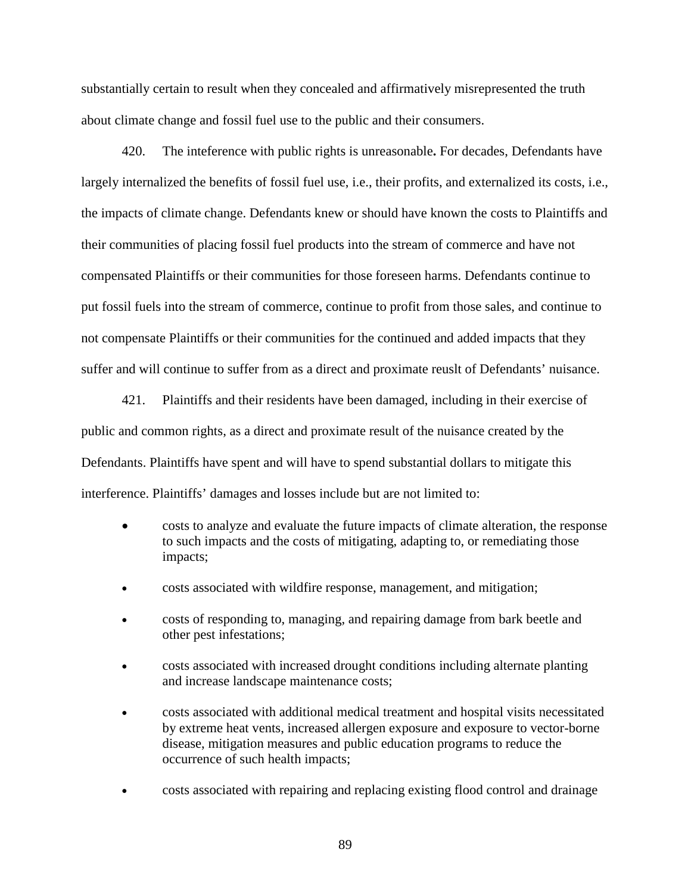substantially certain to result when they concealed and affirmatively misrepresented the truth about climate change and fossil fuel use to the public and their consumers.

420. The inteference with public rights is unreasonable**.** For decades, Defendants have largely internalized the benefits of fossil fuel use, i.e., their profits, and externalized its costs, i.e., the impacts of climate change. Defendants knew or should have known the costs to Plaintiffs and their communities of placing fossil fuel products into the stream of commerce and have not compensated Plaintiffs or their communities for those foreseen harms. Defendants continue to put fossil fuels into the stream of commerce, continue to profit from those sales, and continue to not compensate Plaintiffs or their communities for the continued and added impacts that they suffer and will continue to suffer from as a direct and proximate reuslt of Defendants' nuisance.

421. Plaintiffs and their residents have been damaged, including in their exercise of public and common rights, as a direct and proximate result of the nuisance created by the Defendants. Plaintiffs have spent and will have to spend substantial dollars to mitigate this interference. Plaintiffs' damages and losses include but are not limited to:

- costs to analyze and evaluate the future impacts of climate alteration, the response to such impacts and the costs of mitigating, adapting to, or remediating those impacts;
- costs associated with wildfire response, management, and mitigation;
- costs of responding to, managing, and repairing damage from bark beetle and other pest infestations;
- costs associated with increased drought conditions including alternate planting and increase landscape maintenance costs;
- costs associated with additional medical treatment and hospital visits necessitated by extreme heat vents, increased allergen exposure and exposure to vector-borne disease, mitigation measures and public education programs to reduce the occurrence of such health impacts;
- costs associated with repairing and replacing existing flood control and drainage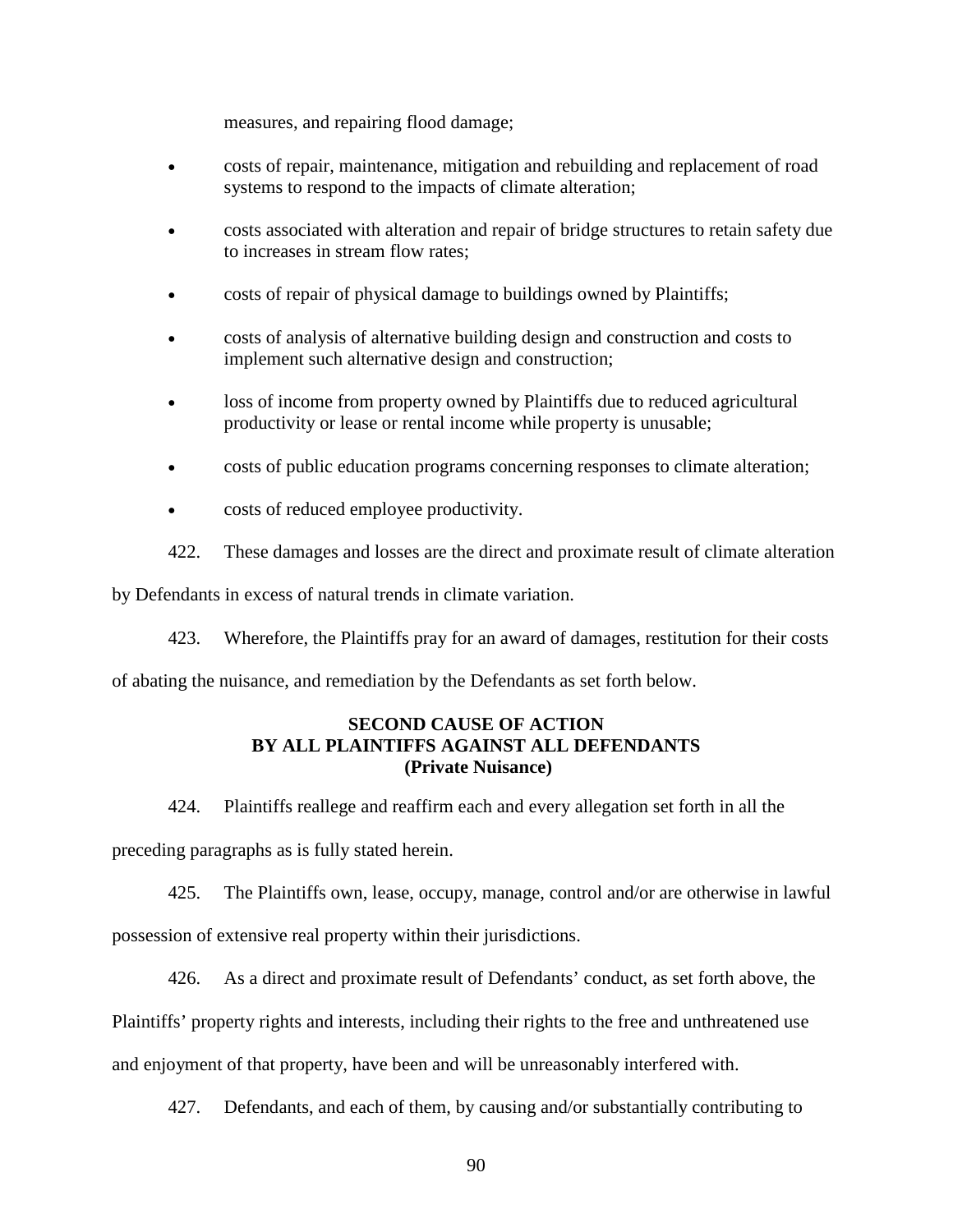measures, and repairing flood damage;

- costs of repair, maintenance, mitigation and rebuilding and replacement of road systems to respond to the impacts of climate alteration;
- costs associated with alteration and repair of bridge structures to retain safety due to increases in stream flow rates;
- costs of repair of physical damage to buildings owned by Plaintiffs;
- costs of analysis of alternative building design and construction and costs to implement such alternative design and construction;
- loss of income from property owned by Plaintiffs due to reduced agricultural productivity or lease or rental income while property is unusable;
- costs of public education programs concerning responses to climate alteration;
- costs of reduced employee productivity.

422. These damages and losses are the direct and proximate result of climate alteration by Defendants in excess of natural trends in climate variation.

423. Wherefore, the Plaintiffs pray for an award of damages, restitution for their costs of abating the nuisance, and remediation by the Defendants as set forth below.

**SECOND CAUSE OF ACTION**
**BY ALL PLAINTIFFS AGAINST ALL DEFENDANTS**
**(Private Nuisance)**

424. Plaintiffs reallege and reaffirm each and every allegation set forth in all the preceding paragraphs as is fully stated herein.

425. The Plaintiffs own, lease, occupy, manage, control and/or are otherwise in lawful possession of extensive real property within their jurisdictions.

426. As a direct and proximate result of Defendants' conduct, as set forth above, the Plaintiffs' property rights and interests, including their rights to the free and unthreatened use and enjoyment of that property, have been and will be unreasonably interfered with.

427. Defendants, and each of them, by causing and/or substantially contributing to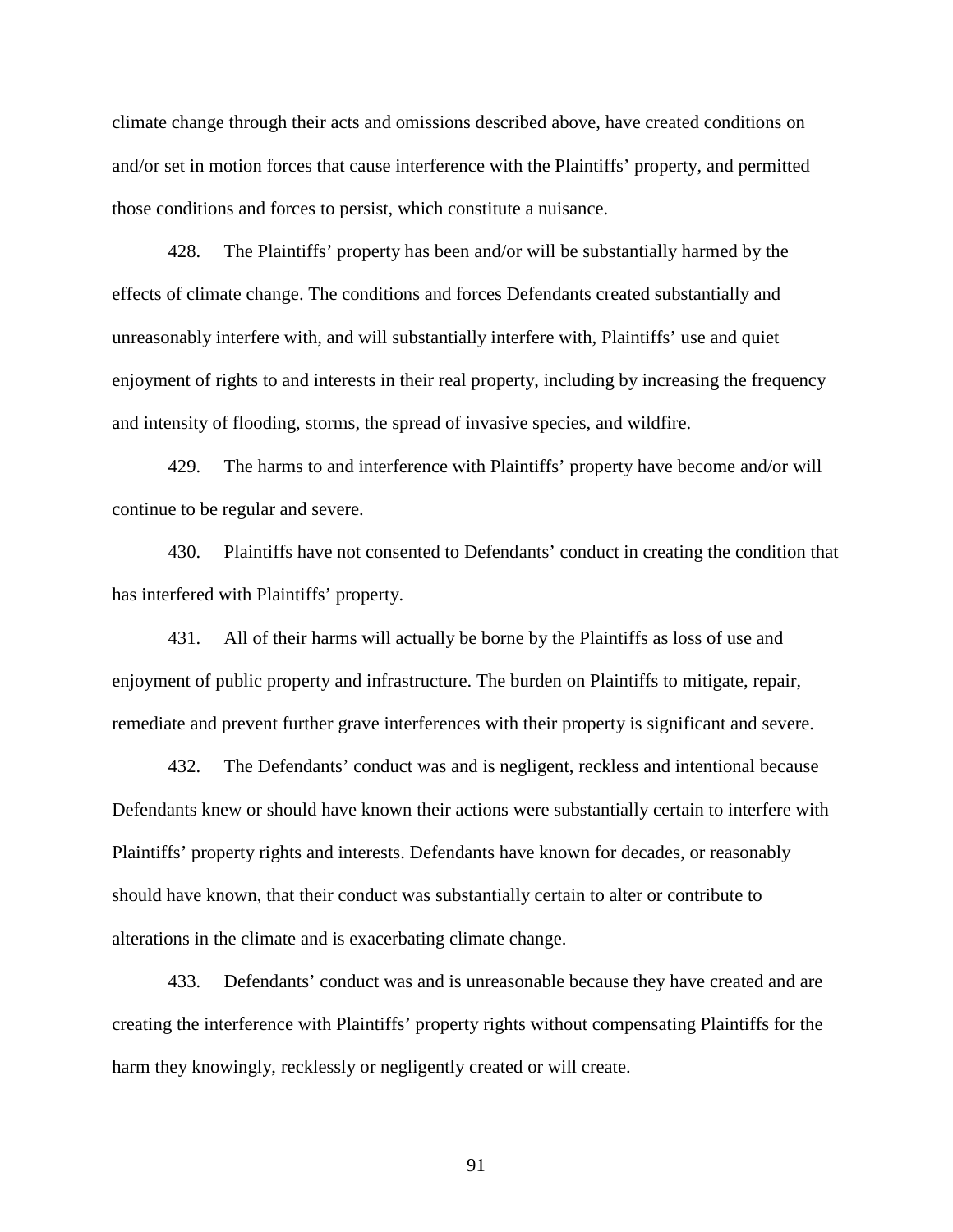climate change through their acts and omissions described above, have created conditions on and/or set in motion forces that cause interference with the Plaintiffs' property, and permitted those conditions and forces to persist, which constitute a nuisance.

428. The Plaintiffs' property has been and/or will be substantially harmed by the effects of climate change. The conditions and forces Defendants created substantially and unreasonably interfere with, and will substantially interfere with, Plaintiffs' use and quiet enjoyment of rights to and interests in their real property, including by increasing the frequency and intensity of flooding, storms, the spread of invasive species, and wildfire.

429. The harms to and interference with Plaintiffs' property have become and/or will continue to be regular and severe.

430. Plaintiffs have not consented to Defendants' conduct in creating the condition that has interfered with Plaintiffs' property.

431. All of their harms will actually be borne by the Plaintiffs as loss of use and enjoyment of public property and infrastructure. The burden on Plaintiffs to mitigate, repair, remediate and prevent further grave interferences with their property is significant and severe.

432. The Defendants' conduct was and is negligent, reckless and intentional because Defendants knew or should have known their actions were substantially certain to interfere with Plaintiffs' property rights and interests. Defendants have known for decades, or reasonably should have known, that their conduct was substantially certain to alter or contribute to alterations in the climate and is exacerbating climate change.

433. Defendants' conduct was and is unreasonable because they have created and are creating the interference with Plaintiffs' property rights without compensating Plaintiffs for the harm they knowingly, recklessly or negligently created or will create.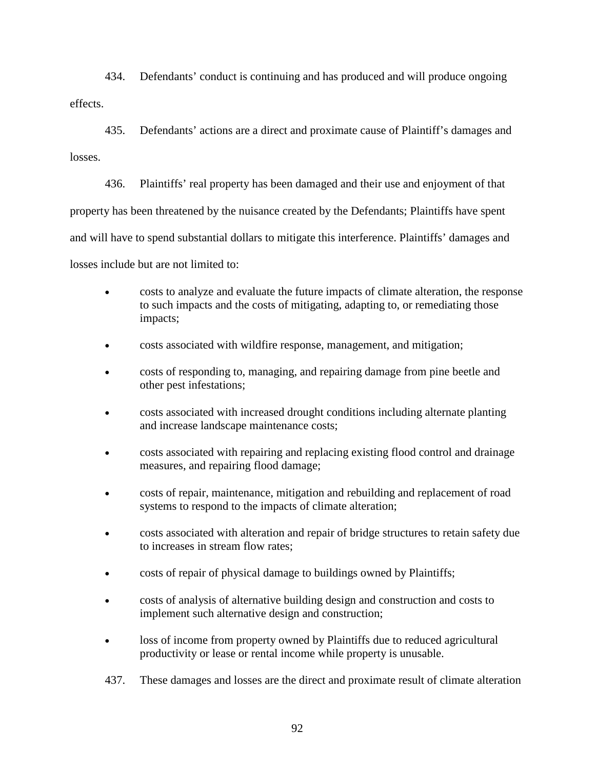434. Defendants' conduct is continuing and has produced and will produce ongoing effects.

435. Defendants' actions are a direct and proximate cause of Plaintiff's damages and losses.

436. Plaintiffs' real property has been damaged and their use and enjoyment of that property has been threatened by the nuisance created by the Defendants; Plaintiffs have spent and will have to spend substantial dollars to mitigate this interference. Plaintiffs' damages and losses include but are not limited to:

- costs to analyze and evaluate the future impacts of climate alteration, the response to such impacts and the costs of mitigating, adapting to, or remediating those impacts;
- costs associated with wildfire response, management, and mitigation;
- costs of responding to, managing, and repairing damage from pine beetle and other pest infestations;
- costs associated with increased drought conditions including alternate planting and increase landscape maintenance costs;
- costs associated with repairing and replacing existing flood control and drainage measures, and repairing flood damage;
- costs of repair, maintenance, mitigation and rebuilding and replacement of road systems to respond to the impacts of climate alteration;
- costs associated with alteration and repair of bridge structures to retain safety due to increases in stream flow rates;
- costs of repair of physical damage to buildings owned by Plaintiffs;
- costs of analysis of alternative building design and construction and costs to implement such alternative design and construction;
- loss of income from property owned by Plaintiffs due to reduced agricultural productivity or lease or rental income while property is unusable.

437. These damages and losses are the direct and proximate result of climate alteration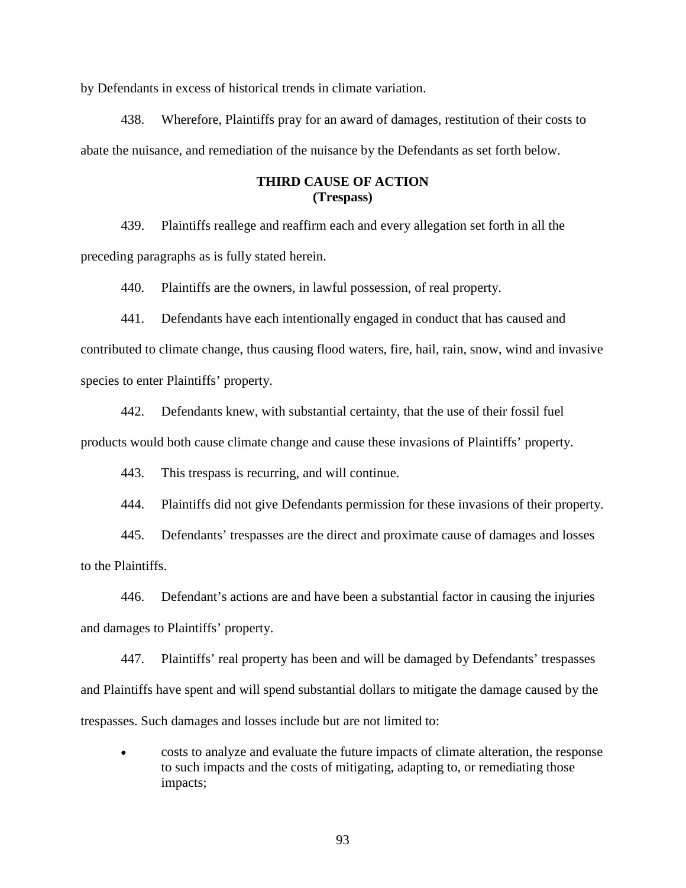by Defendants in excess of historical trends in climate variation.

438. Wherefore, Plaintiffs pray for an award of damages, restitution of their costs to abate the nuisance, and remediation of the nuisance by the Defendants as set forth below.

**THIRD CAUSE OF ACTION**
**(Trespass)**

439. Plaintiffs reallege and reaffirm each and every allegation set forth in all the preceding paragraphs as is fully stated herein.

440. Plaintiffs are the owners, in lawful possession, of real property.

441. Defendants have each intentionally engaged in conduct that has caused and contributed to climate change, thus causing flood waters, fire, hail, rain, snow, wind and invasive species to enter Plaintiffs' property.

442. Defendants knew, with substantial certainty, that the use of their fossil fuel products would both cause climate change and cause these invasions of Plaintiffs' property.

443. This trespass is recurring, and will continue.

444. Plaintiffs did not give Defendants permission for these invasions of their property.

445. Defendants' trespasses are the direct and proximate cause of damages and losses to the Plaintiffs.

446. Defendant's actions are and have been a substantial factor in causing the injuries and damages to Plaintiffs' property.

447. Plaintiffs' real property has been and will be damaged by Defendants' trespasses and Plaintiffs have spent and will spend substantial dollars to mitigate the damage caused by the trespasses. Such damages and losses include but are not limited to:

- costs to analyze and evaluate the future impacts of climate alteration, the response to such impacts and the costs of mitigating, adapting to, or remediating those impacts;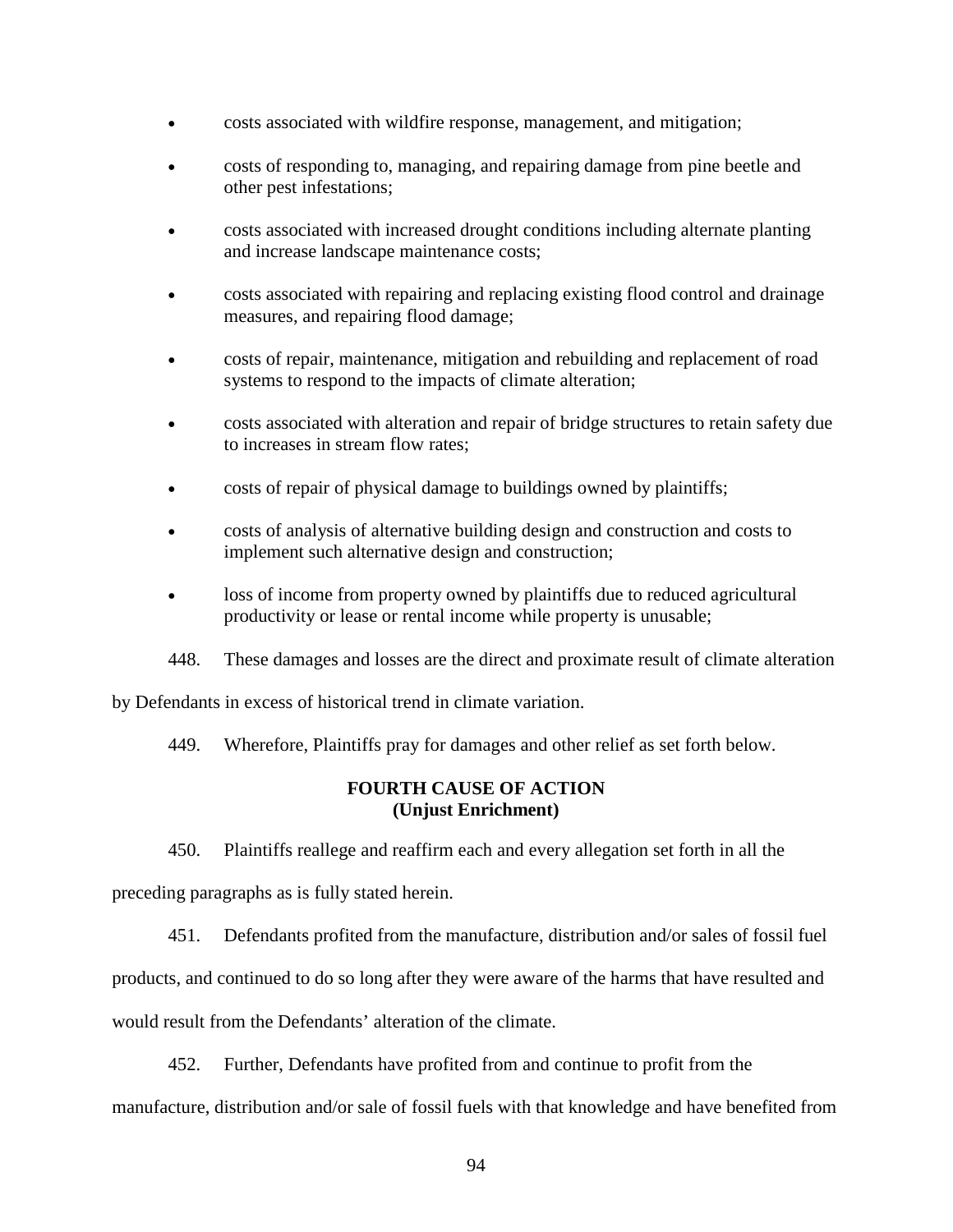- costs associated with wildfire response, management, and mitigation;
- costs of responding to, managing, and repairing damage from pine beetle and other pest infestations;
- costs associated with increased drought conditions including alternate planting and increase landscape maintenance costs;
- costs associated with repairing and replacing existing flood control and drainage measures, and repairing flood damage;
- costs of repair, maintenance, mitigation and rebuilding and replacement of road systems to respond to the impacts of climate alteration;
- costs associated with alteration and repair of bridge structures to retain safety due to increases in stream flow rates;
- costs of repair of physical damage to buildings owned by plaintiffs;
- costs of analysis of alternative building design and construction and costs to implement such alternative design and construction;
- loss of income from property owned by plaintiffs due to reduced agricultural productivity or lease or rental income while property is unusable;

448. These damages and losses are the direct and proximate result of climate alteration by Defendants in excess of historical trend in climate variation.

449. Wherefore, Plaintiffs pray for damages and other relief as set forth below.

**FOURTH CAUSE OF ACTION**
**(Unjust Enrichment)**

450. Plaintiffs reallege and reaffirm each and every allegation set forth in all the preceding paragraphs as is fully stated herein.

451. Defendants profited from the manufacture, distribution and/or sales of fossil fuel products, and continued to do so long after they were aware of the harms that have resulted and would result from the Defendants' alteration of the climate.

452. Further, Defendants have profited from and continue to profit from the manufacture, distribution and/or sale of fossil fuels with that knowledge and have benefited from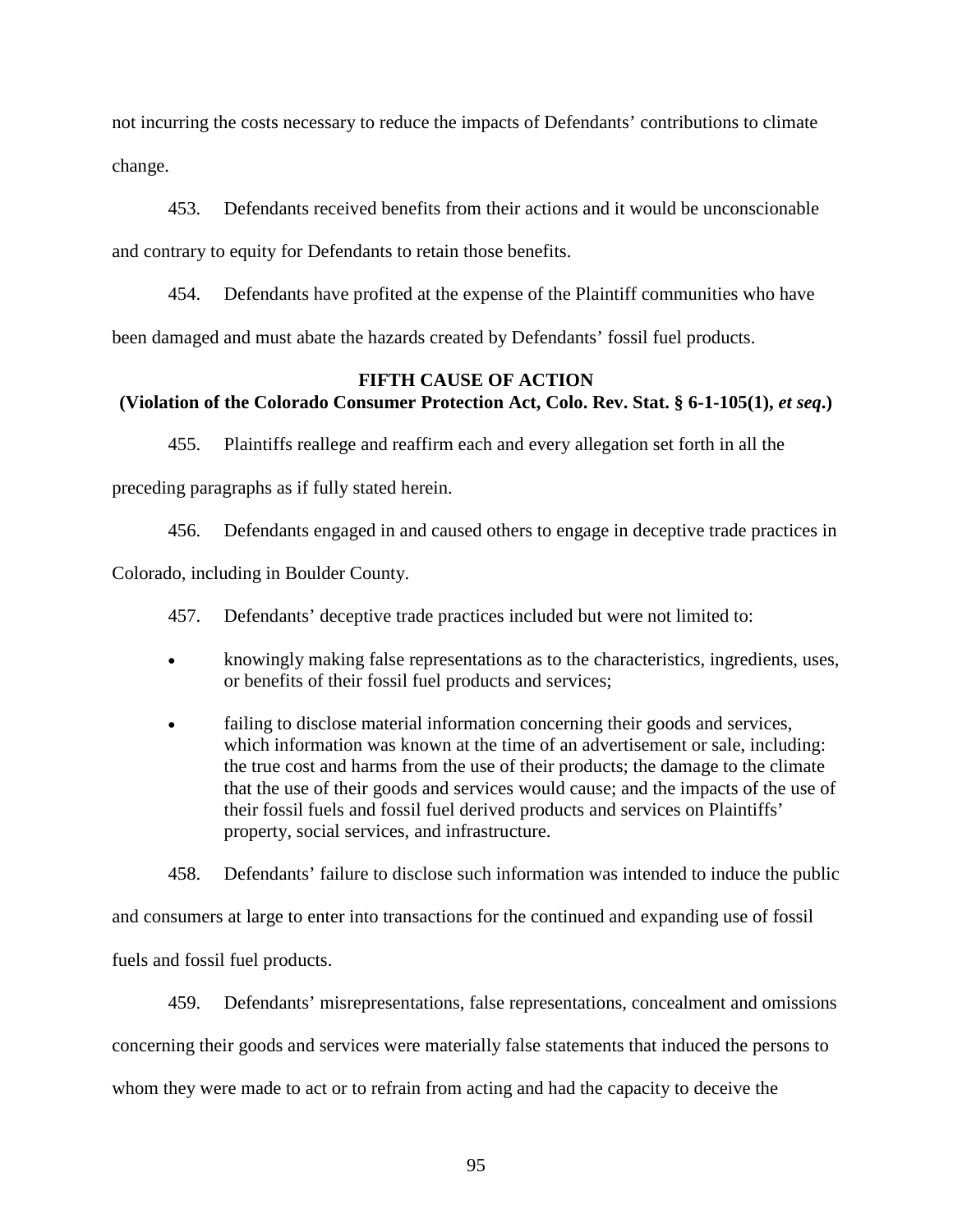not incurring the costs necessary to reduce the impacts of Defendants' contributions to climate change.

453. Defendants received benefits from their actions and it would be unconscionable and contrary to equity for Defendants to retain those benefits.

454. Defendants have profited at the expense of the Plaintiff communities who have been damaged and must abate the hazards created by Defendants' fossil fuel products.

**FIFTH CAUSE OF ACTION**
**(Violation of the Colorado Consumer Protection Act, Colo. Rev. Stat. § 6-1-105(1), *et seq*.)**

455. Plaintiffs reallege and reaffirm each and every allegation set forth in all the preceding paragraphs as if fully stated herein.

456. Defendants engaged in and caused others to engage in deceptive trade practices in Colorado, including in Boulder County.

457. Defendants' deceptive trade practices included but were not limited to:

- knowingly making false representations as to the characteristics, ingredients, uses, or benefits of their fossil fuel products and services;
- failing to disclose material information concerning their goods and services, which information was known at the time of an advertisement or sale, including: the true cost and harms from the use of their products; the damage to the climate that the use of their goods and services would cause; and the impacts of the use of their fossil fuels and fossil fuel derived products and services on Plaintiffs' property, social services, and infrastructure.

458. Defendants' failure to disclose such information was intended to induce the public and consumers at large to enter into transactions for the continued and expanding use of fossil fuels and fossil fuel products.

459. Defendants' misrepresentations, false representations, concealment and omissions concerning their goods and services were materially false statements that induced the persons to whom they were made to act or to refrain from acting and had the capacity to deceive the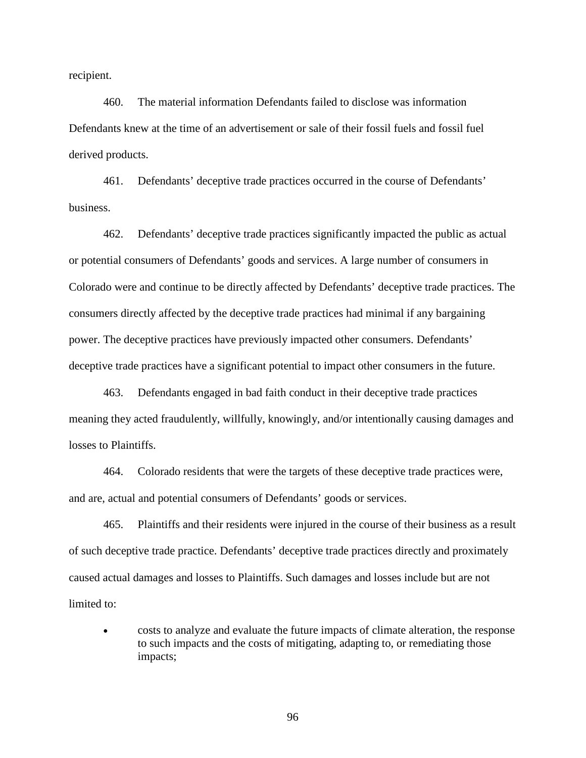recipient.

460. The material information Defendants failed to disclose was information Defendants knew at the time of an advertisement or sale of their fossil fuels and fossil fuel derived products.

461. Defendants' deceptive trade practices occurred in the course of Defendants' business.

462. Defendants' deceptive trade practices significantly impacted the public as actual or potential consumers of Defendants' goods and services. A large number of consumers in Colorado were and continue to be directly affected by Defendants' deceptive trade practices. The consumers directly affected by the deceptive trade practices had minimal if any bargaining power. The deceptive practices have previously impacted other consumers. Defendants' deceptive trade practices have a significant potential to impact other consumers in the future.

463. Defendants engaged in bad faith conduct in their deceptive trade practices meaning they acted fraudulently, willfully, knowingly, and/or intentionally causing damages and losses to Plaintiffs.

464. Colorado residents that were the targets of these deceptive trade practices were, and are, actual and potential consumers of Defendants' goods or services.

465. Plaintiffs and their residents were injured in the course of their business as a result of such deceptive trade practice. Defendants' deceptive trade practices directly and proximately caused actual damages and losses to Plaintiffs. Such damages and losses include but are not limited to:

- costs to analyze and evaluate the future impacts of climate alteration, the response to such impacts and the costs of mitigating, adapting to, or remediating those impacts;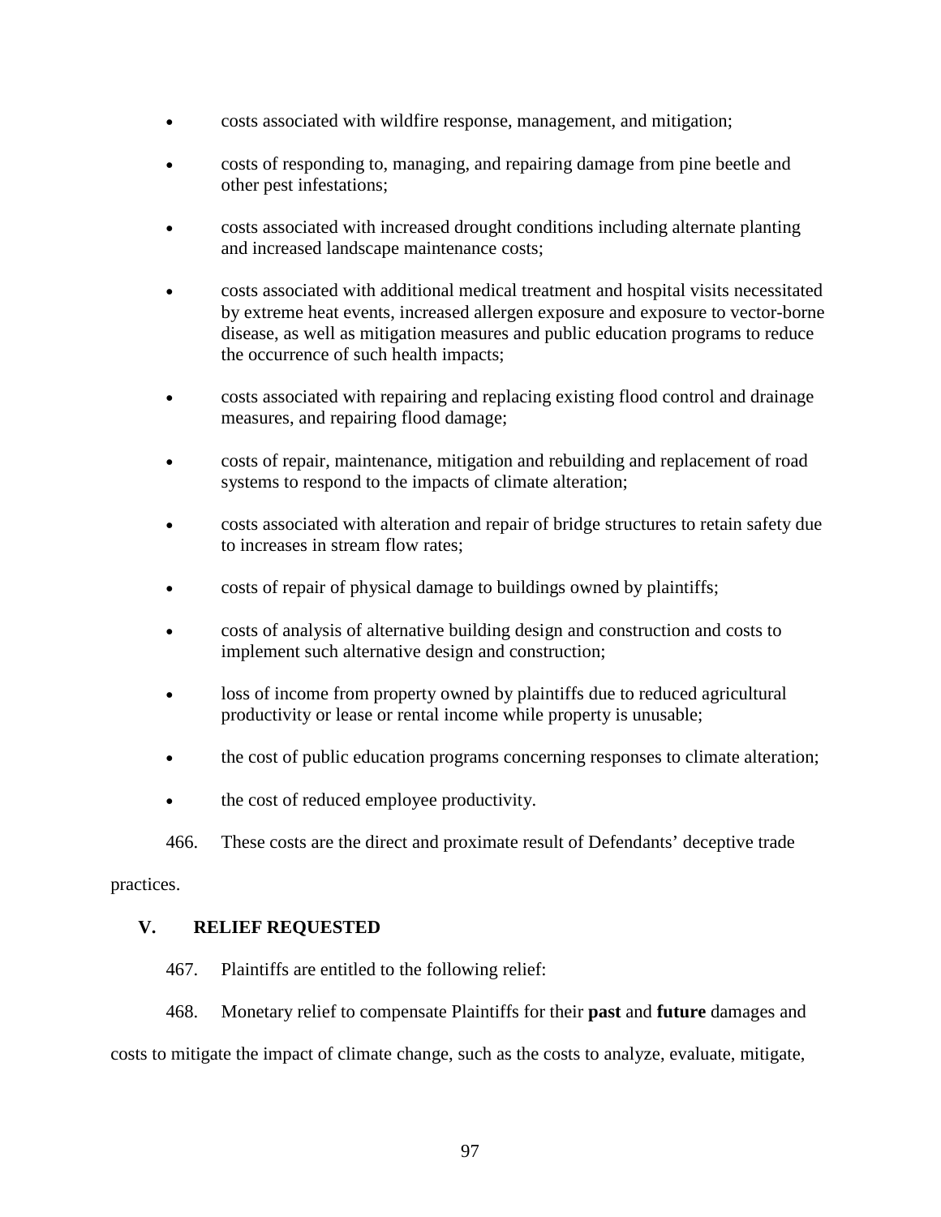- costs associated with wildfire response, management, and mitigation;
- costs of responding to, managing, and repairing damage from pine beetle and other pest infestations;
- costs associated with increased drought conditions including alternate planting and increased landscape maintenance costs;
- costs associated with additional medical treatment and hospital visits necessitated by extreme heat events, increased allergen exposure and exposure to vector-borne disease, as well as mitigation measures and public education programs to reduce the occurrence of such health impacts;
- costs associated with repairing and replacing existing flood control and drainage measures, and repairing flood damage;
- costs of repair, maintenance, mitigation and rebuilding and replacement of road systems to respond to the impacts of climate alteration;
- costs associated with alteration and repair of bridge structures to retain safety due to increases in stream flow rates;
- costs of repair of physical damage to buildings owned by plaintiffs;
- costs of analysis of alternative building design and construction and costs to implement such alternative design and construction;
- loss of income from property owned by plaintiffs due to reduced agricultural productivity or lease or rental income while property is unusable;
- the cost of public education programs concerning responses to climate alteration;
- the cost of reduced employee productivity.

466. These costs are the direct and proximate result of Defendants' deceptive trade practices.

## V. RELIEF REQUESTED

467. Plaintiffs are entitled to the following relief:

468. Monetary relief to compensate Plaintiffs for their **past** and **future** damages and costs to mitigate the impact of climate change, such as the costs to analyze, evaluate, mitigate,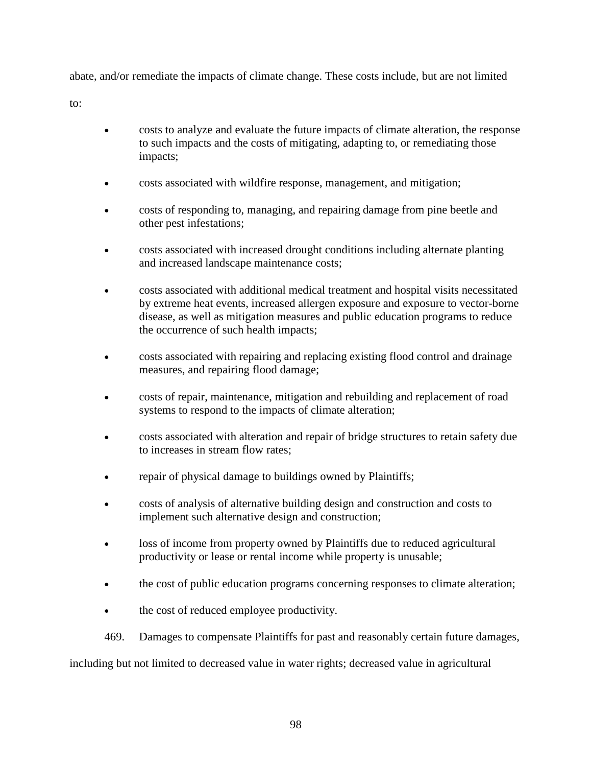abate, and/or remediate the impacts of climate change. These costs include, but are not limited to:

- costs to analyze and evaluate the future impacts of climate alteration, the response to such impacts and the costs of mitigating, adapting to, or remediating those impacts;
- costs associated with wildfire response, management, and mitigation;
- costs of responding to, managing, and repairing damage from pine beetle and other pest infestations;
- costs associated with increased drought conditions including alternate planting and increased landscape maintenance costs;
- costs associated with additional medical treatment and hospital visits necessitated by extreme heat events, increased allergen exposure and exposure to vector-borne disease, as well as mitigation measures and public education programs to reduce the occurrence of such health impacts;
- costs associated with repairing and replacing existing flood control and drainage measures, and repairing flood damage;
- costs of repair, maintenance, mitigation and rebuilding and replacement of road systems to respond to the impacts of climate alteration;
- costs associated with alteration and repair of bridge structures to retain safety due to increases in stream flow rates;
- repair of physical damage to buildings owned by Plaintiffs;
- costs of analysis of alternative building design and construction and costs to implement such alternative design and construction;
- loss of income from property owned by Plaintiffs due to reduced agricultural productivity or lease or rental income while property is unusable;
- the cost of public education programs concerning responses to climate alteration;
- the cost of reduced employee productivity.

469. Damages to compensate Plaintiffs for past and reasonably certain future damages, including but not limited to decreased value in water rights; decreased value in agricultural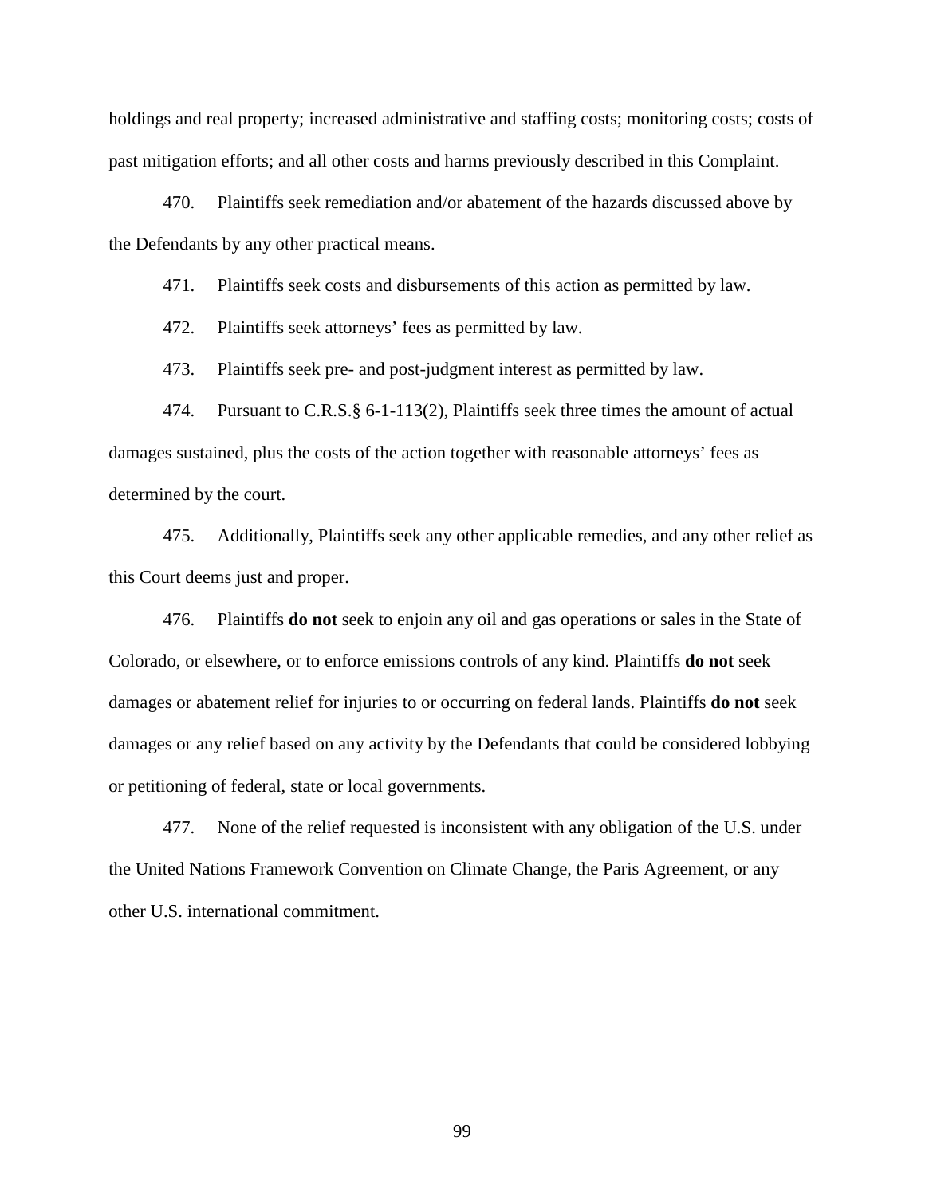holdings and real property; increased administrative and staffing costs; monitoring costs; costs of past mitigation efforts; and all other costs and harms previously described in this Complaint.

470. Plaintiffs seek remediation and/or abatement of the hazards discussed above by the Defendants by any other practical means.

471. Plaintiffs seek costs and disbursements of this action as permitted by law.

472. Plaintiffs seek attorneys' fees as permitted by law.

473. Plaintiffs seek pre- and post-judgment interest as permitted by law.

474. Pursuant to C.R.S.§ 6-1-113(2), Plaintiffs seek three times the amount of actual damages sustained, plus the costs of the action together with reasonable attorneys' fees as determined by the court.

475. Additionally, Plaintiffs seek any other applicable remedies, and any other relief as this Court deems just and proper.

476. Plaintiffs **do not** seek to enjoin any oil and gas operations or sales in the State of Colorado, or elsewhere, or to enforce emissions controls of any kind. Plaintiffs **do not** seek damages or abatement relief for injuries to or occurring on federal lands. Plaintiffs **do not** seek damages or any relief based on any activity by the Defendants that could be considered lobbying or petitioning of federal, state or local governments.

477. None of the relief requested is inconsistent with any obligation of the U.S. under the United Nations Framework Convention on Climate Change, the Paris Agreement, or any other U.S. international commitment.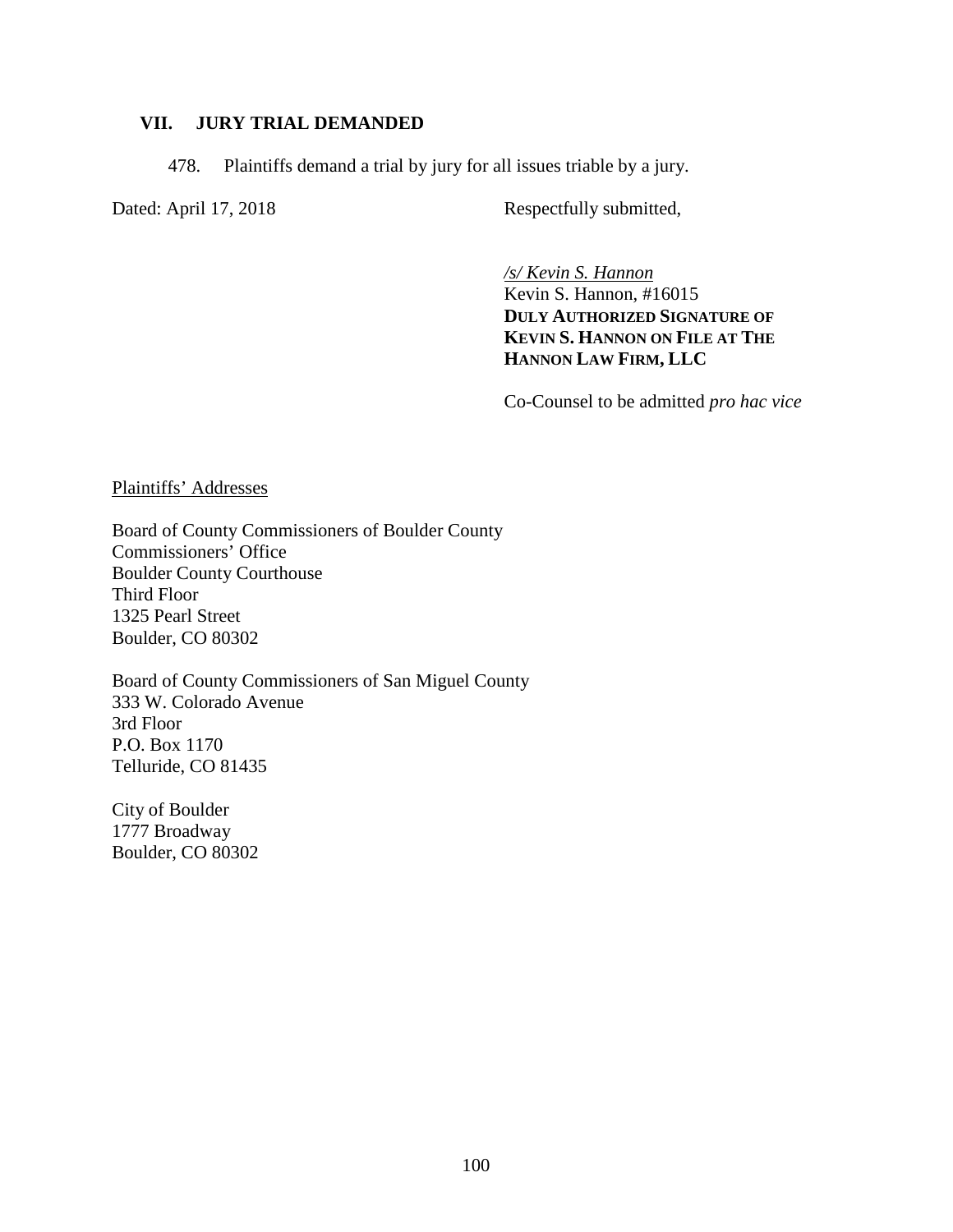## VII. JURY TRIAL DEMANDED

478. Plaintiffs demand a trial by jury for all issues triable by a jury.

Dated: April 17, 2018

Respectfully submitted,

*/s/ Kevin S. Hannon*
Kevin S. Hannon, #16015
**DULY AUTHORIZED SIGNATURE OF KEVIN S. HANNON ON FILE AT THE HANNON LAW FIRM, LLC**

Co-Counsel to be admitted *pro hac vice*

Plaintiffs' Addresses

Board of County Commissioners of Boulder County
Commissioners' Office
Boulder County Courthouse
Third Floor
1325 Pearl Street
Boulder, CO 80302

Board of County Commissioners of San Miguel County
333 W. Colorado Avenue
3rd Floor
P.O. Box 1170
Telluride, CO 81435

City of Boulder
1777 Broadway
Boulder, CO 80302